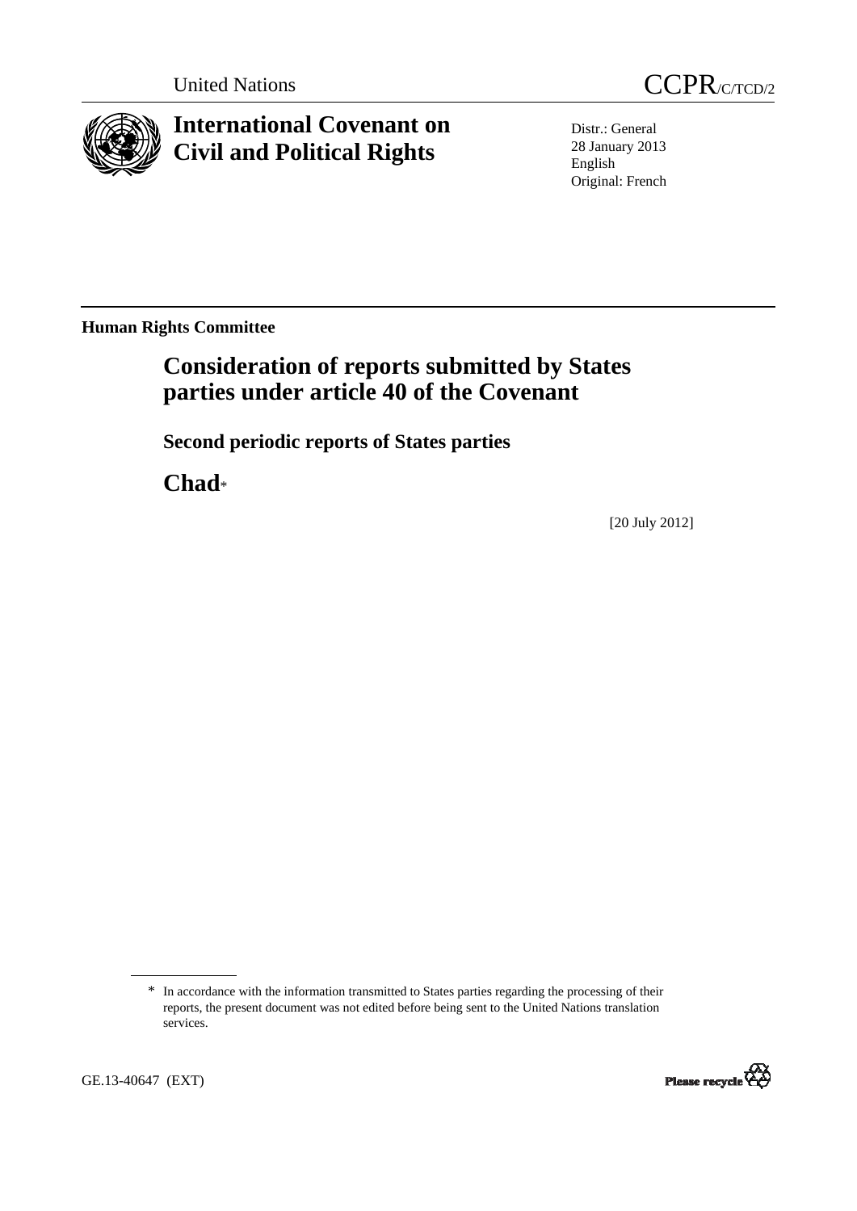United Nations

CCPR/C/TCD/2

# International Covenant on Civil and Political Rights

Distr.: General
28 January 2013
English
Original: French

**Human Rights Committee**

## Consideration of reports submitted by States parties under article 40 of the Covenant

### Second periodic reports of States parties

### Chad*

[20 July 2012]

\* In accordance with the information transmitted to States parties regarding the processing of their reports, the present document was not edited before being sent to the United Nations translation services.

GE.13-40647 (EXT)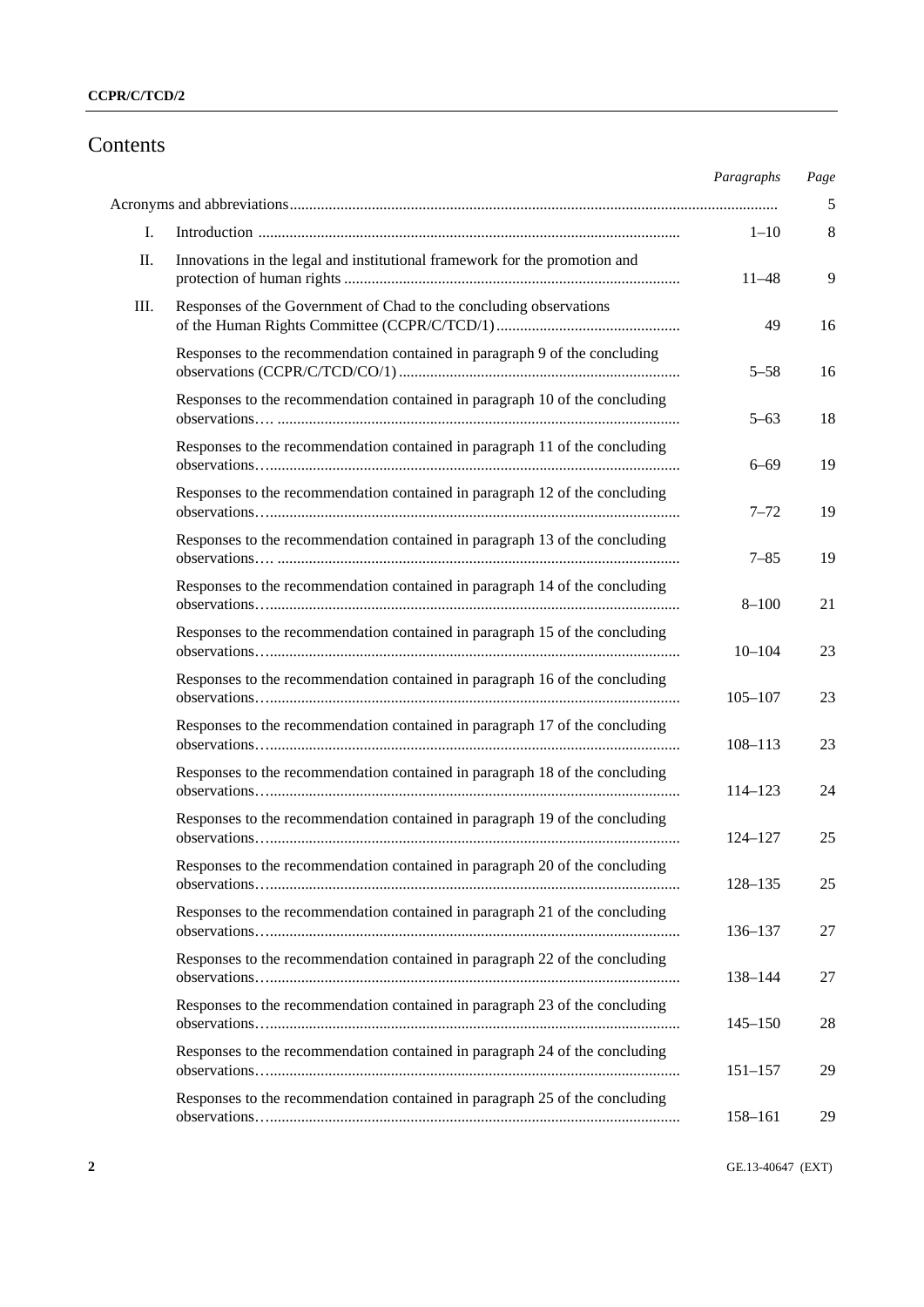# Contents

| | | *Paragraphs* | *Page* |
|---|---|---|---|
| Acronyms and abbreviations | | | 5 |
| I. | Introduction | 1–10 | 8 |
| II. | Innovations in the legal and institutional framework for the promotion and protection of human rights | 11–48 | 9 |
| III. | Responses of the Government of Chad to the concluding observations of the Human Rights Committee (CCPR/C/TCD/1) | 49 | 16 |
| | Responses to the recommendation contained in paragraph 9 of the concluding observations (CCPR/C/TCD/CO/1) | 5–58 | 16 |
| | Responses to the recommendation contained in paragraph 10 of the concluding observations…. | 5–63 | 18 |
| | Responses to the recommendation contained in paragraph 11 of the concluding observations… | 6–69 | 19 |
| | Responses to the recommendation contained in paragraph 12 of the concluding observations… | 7–72 | 19 |
| | Responses to the recommendation contained in paragraph 13 of the concluding observations…. | 7–85 | 19 |
| | Responses to the recommendation contained in paragraph 14 of the concluding observations… | 8–100 | 21 |
| | Responses to the recommendation contained in paragraph 15 of the concluding observations… | 10–104 | 23 |
| | Responses to the recommendation contained in paragraph 16 of the concluding observations… | 105–107 | 23 |
| | Responses to the recommendation contained in paragraph 17 of the concluding observations… | 108–113 | 23 |
| | Responses to the recommendation contained in paragraph 18 of the concluding observations… | 114–123 | 24 |
| | Responses to the recommendation contained in paragraph 19 of the concluding observations… | 124–127 | 25 |
| | Responses to the recommendation contained in paragraph 20 of the concluding observations… | 128–135 | 25 |
| | Responses to the recommendation contained in paragraph 21 of the concluding observations… | 136–137 | 27 |
| | Responses to the recommendation contained in paragraph 22 of the concluding observations… | 138–144 | 27 |
| | Responses to the recommendation contained in paragraph 23 of the concluding observations… | 145–150 | 28 |
| | Responses to the recommendation contained in paragraph 24 of the concluding observations… | 151–157 | 29 |
| | Responses to the recommendation contained in paragraph 25 of the concluding observations… | 158–161 | 29 |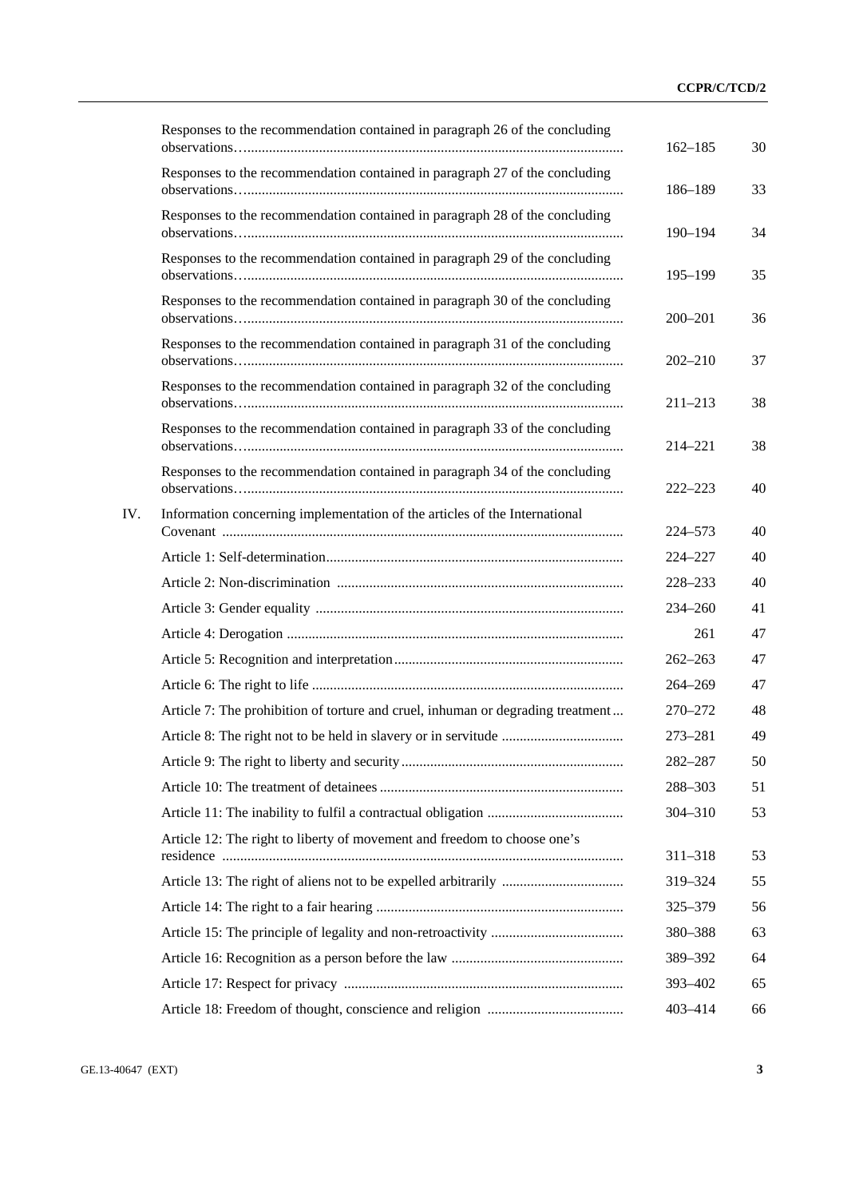| | | Paragraphs | Page |
|---|---|---|---|
| | Responses to the recommendation contained in paragraph 26 of the concluding observations | 162–185 | 30 |
| | Responses to the recommendation contained in paragraph 27 of the concluding observations | 186–189 | 33 |
| | Responses to the recommendation contained in paragraph 28 of the concluding observations | 190–194 | 34 |
| | Responses to the recommendation contained in paragraph 29 of the concluding observations | 195–199 | 35 |
| | Responses to the recommendation contained in paragraph 30 of the concluding observations | 200–201 | 36 |
| | Responses to the recommendation contained in paragraph 31 of the concluding observations | 202–210 | 37 |
| | Responses to the recommendation contained in paragraph 32 of the concluding observations | 211–213 | 38 |
| | Responses to the recommendation contained in paragraph 33 of the concluding observations | 214–221 | 38 |
| | Responses to the recommendation contained in paragraph 34 of the concluding observations | 222–223 | 40 |
| IV. | Information concerning implementation of the articles of the International Covenant | 224–573 | 40 |
| | Article 1: Self-determination | 224–227 | 40 |
| | Article 2: Non-discrimination | 228–233 | 40 |
| | Article 3: Gender equality | 234–260 | 41 |
| | Article 4: Derogation | 261 | 47 |
| | Article 5: Recognition and interpretation | 262–263 | 47 |
| | Article 6: The right to life | 264–269 | 47 |
| | Article 7: The prohibition of torture and cruel, inhuman or degrading treatment | 270–272 | 48 |
| | Article 8: The right not to be held in slavery or in servitude | 273–281 | 49 |
| | Article 9: The right to liberty and security | 282–287 | 50 |
| | Article 10: The treatment of detainees | 288–303 | 51 |
| | Article 11: The inability to fulfil a contractual obligation | 304–310 | 53 |
| | Article 12: The right to liberty of movement and freedom to choose one's residence | 311–318 | 53 |
| | Article 13: The right of aliens not to be expelled arbitrarily | 319–324 | 55 |
| | Article 14: The right to a fair hearing | 325–379 | 56 |
| | Article 15: The principle of legality and non-retroactivity | 380–388 | 63 |
| | Article 16: Recognition as a person before the law | 389–392 | 64 |
| | Article 17: Respect for privacy | 393–402 | 65 |
| | Article 18: Freedom of thought, conscience and religion | 403–414 | 66 |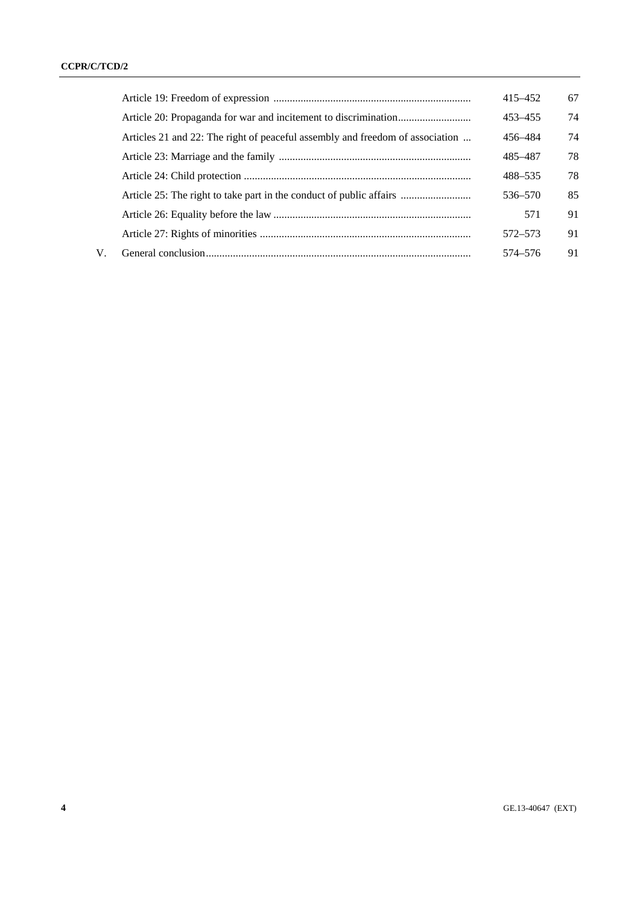| | | Paragraphs | Page |
|---|---|---|---|
| | Article 19: Freedom of expression | 415–452 | 67 |
| | Article 20: Propaganda for war and incitement to discrimination | 453–455 | 74 |
| | Articles 21 and 22: The right of peaceful assembly and freedom of association | 456–484 | 74 |
| | Article 23: Marriage and the family | 485–487 | 78 |
| | Article 24: Child protection | 488–535 | 78 |
| | Article 25: The right to take part in the conduct of public affairs | 536–570 | 85 |
| | Article 26: Equality before the law | 571 | 91 |
| | Article 27: Rights of minorities | 572–573 | 91 |
| V. | General conclusion | 574–576 | 91 |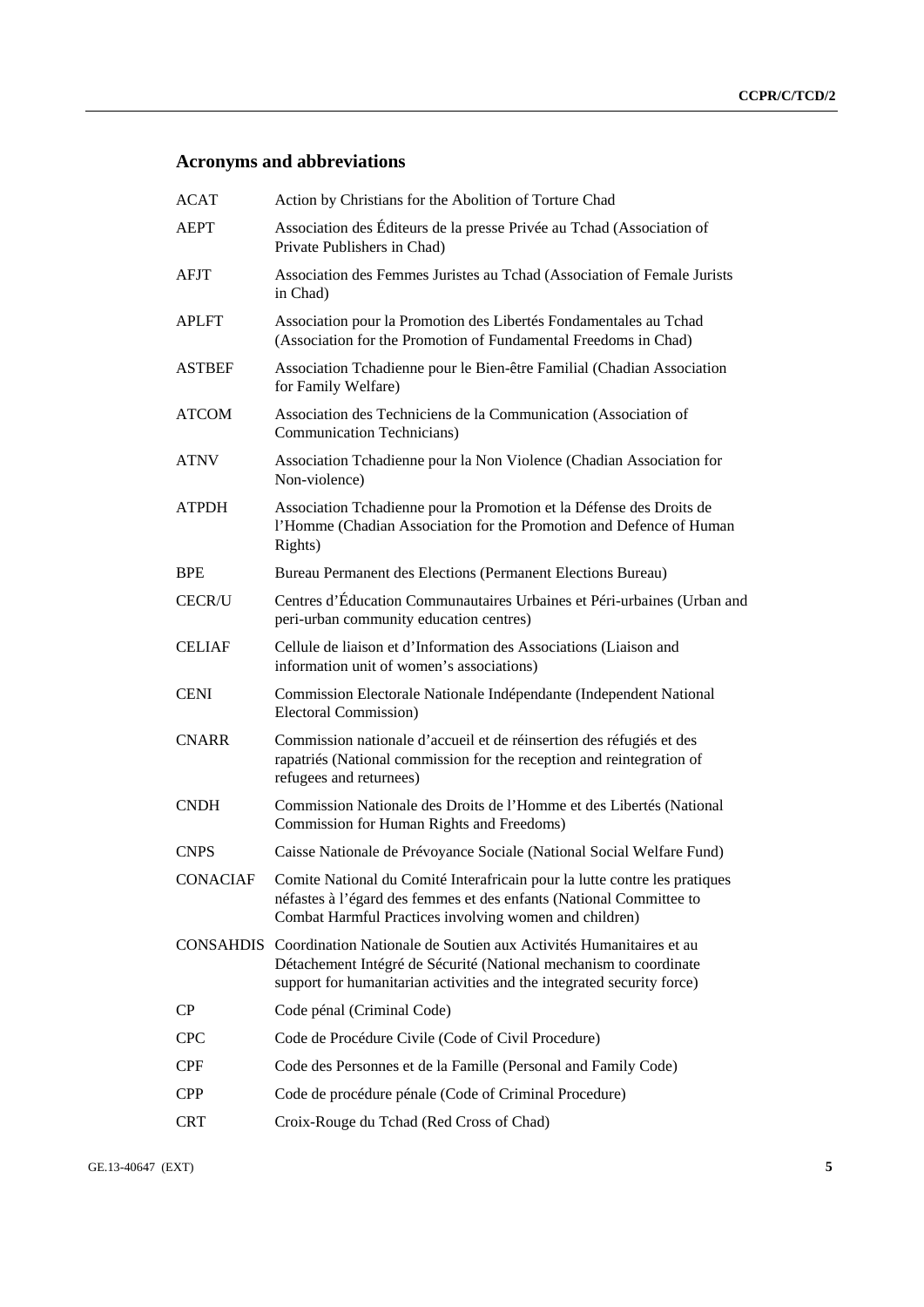## Acronyms and abbreviations

| | |
|---|---|
| ACAT | Action by Christians for the Abolition of Torture Chad |
| AEPT | Association des Éditeurs de la presse Privée au Tchad (Association of Private Publishers in Chad) |
| AFJT | Association des Femmes Juristes au Tchad (Association of Female Jurists in Chad) |
| APLFT | Association pour la Promotion des Libertés Fondamentales au Tchad (Association for the Promotion of Fundamental Freedoms in Chad) |
| ASTBEF | Association Tchadienne pour le Bien-être Familial (Chadian Association for Family Welfare) |
| ATCOM | Association des Techniciens de la Communication (Association of Communication Technicians) |
| ATNV | Association Tchadienne pour la Non Violence (Chadian Association for Non-violence) |
| ATPDH | Association Tchadienne pour la Promotion et la Défense des Droits de l'Homme (Chadian Association for the Promotion and Defence of Human Rights) |
| BPE | Bureau Permanent des Elections (Permanent Elections Bureau) |
| CECR/U | Centres d'Éducation Communautaires Urbaines et Péri-urbaines (Urban and peri-urban community education centres) |
| CELIAF | Cellule de liaison et d'Information des Associations (Liaison and information unit of women's associations) |
| CENI | Commission Electorale Nationale Indépendante (Independent National Electoral Commission) |
| CNARR | Commission nationale d'accueil et de réinsertion des réfugiés et des rapatriés (National commission for the reception and reintegration of refugees and returnees) |
| CNDH | Commission Nationale des Droits de l'Homme et des Libertés (National Commission for Human Rights and Freedoms) |
| CNPS | Caisse Nationale de Prévoyance Sociale (National Social Welfare Fund) |
| CONACIAF | Comite National du Comité Interafricain pour la lutte contre les pratiques néfastes à l'égard des femmes et des enfants (National Committee to Combat Harmful Practices involving women and children) |
| CONSAHDIS | Coordination Nationale de Soutien aux Activités Humanitaires et au Détachement Intégré de Sécurité (National mechanism to coordinate support for humanitarian activities and the integrated security force) |
| CP | Code pénal (Criminal Code) |
| CPC | Code de Procédure Civile (Code of Civil Procedure) |
| CPF | Code des Personnes et de la Famille (Personal and Family Code) |
| CPP | Code de procédure pénale (Code of Criminal Procedure) |
| CRT | Croix-Rouge du Tchad (Red Cross of Chad) |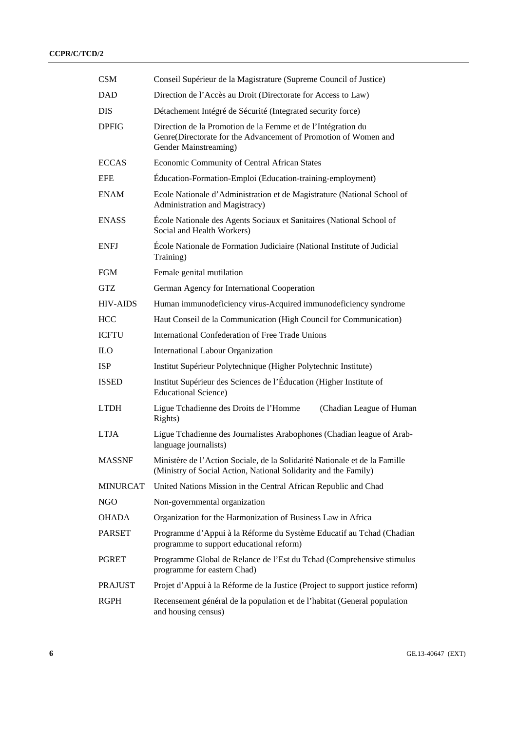| | |
|---|---|
| CSM | Conseil Supérieur de la Magistrature (Supreme Council of Justice) |
| DAD | Direction de l'Accès au Droit (Directorate for Access to Law) |
| DIS | Détachement Intégré de Sécurité (Integrated security force) |
| DPFIG | Direction de la Promotion de la Femme et de l'Intégration du Genre(Directorate for the Advancement of Promotion of Women and Gender Mainstreaming) |
| ECCAS | Economic Community of Central African States |
| EFE | Éducation-Formation-Emploi (Education-training-employment) |
| ENAM | Ecole Nationale d'Administration et de Magistrature (National School of Administration and Magistracy) |
| ENASS | École Nationale des Agents Sociaux et Sanitaires (National School of Social and Health Workers) |
| ENFJ | École Nationale de Formation Judiciaire (National Institute of Judicial Training) |
| FGM | Female genital mutilation |
| GTZ | German Agency for International Cooperation |
| HIV-AIDS | Human immunodeficiency virus-Acquired immunodeficiency syndrome |
| HCC | Haut Conseil de la Communication (High Council for Communication) |
| ICFTU | International Confederation of Free Trade Unions |
| ILO | International Labour Organization |
| ISP | Institut Supérieur Polytechnique (Higher Polytechnic Institute) |
| ISSED | Institut Supérieur des Sciences de l'Éducation (Higher Institute of Educational Science) |
| LTDH | Ligue Tchadienne des Droits de l'Homme (Chadian League of Human Rights) |
| LTJA | Ligue Tchadienne des Journalistes Arabophones (Chadian league of Arab-language journalists) |
| MASSNF | Ministère de l'Action Sociale, de la Solidarité Nationale et de la Famille (Ministry of Social Action, National Solidarity and the Family) |
| MINURCAT | United Nations Mission in the Central African Republic and Chad |
| NGO | Non-governmental organization |
| OHADA | Organization for the Harmonization of Business Law in Africa |
| PARSET | Programme d'Appui à la Réforme du Système Educatif au Tchad (Chadian programme to support educational reform) |
| PGRET | Programme Global de Relance de l'Est du Tchad (Comprehensive stimulus programme for eastern Chad) |
| PRAJUST | Projet d'Appui à la Réforme de la Justice (Project to support justice reform) |
| RGPH | Recensement général de la population et de l'habitat (General population and housing census) |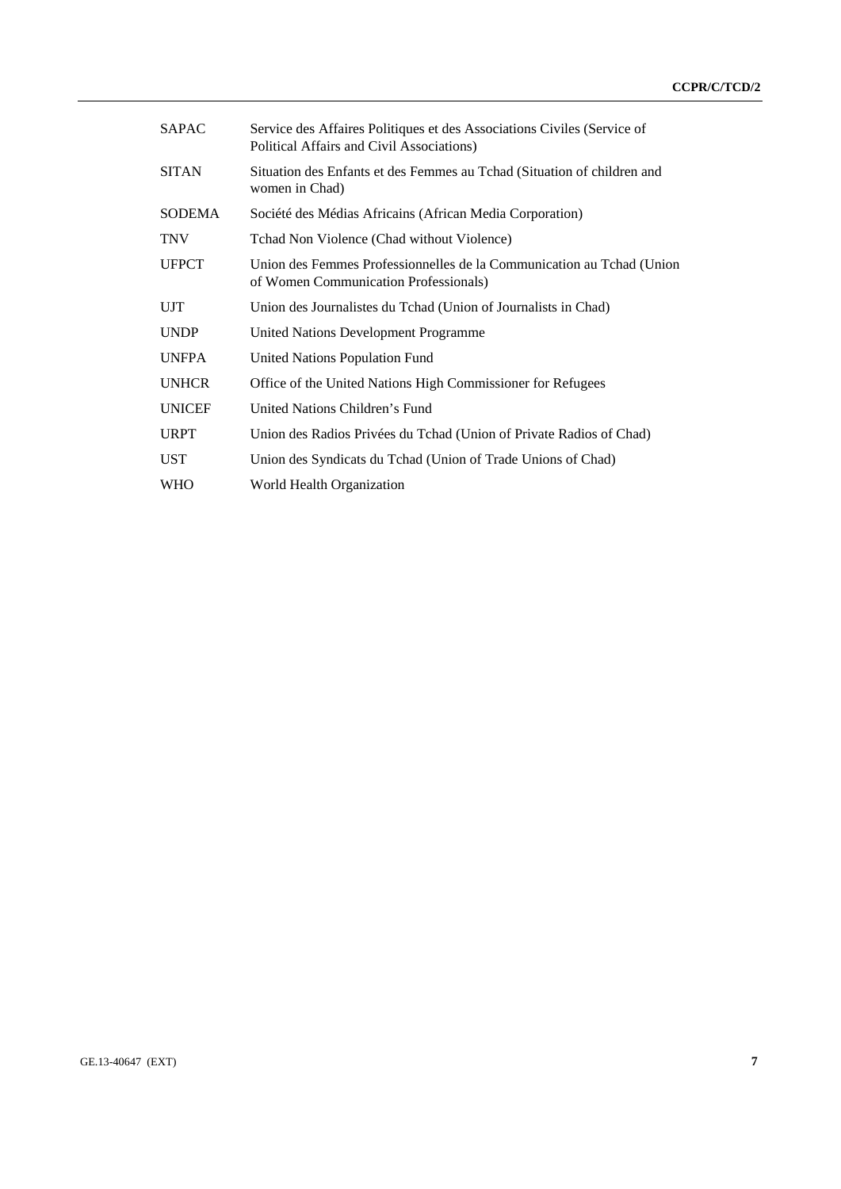| | |
|---|---|
| SAPAC | Service des Affaires Politiques et des Associations Civiles (Service of Political Affairs and Civil Associations) |
| SITAN | Situation des Enfants et des Femmes au Tchad (Situation of children and women in Chad) |
| SODEMA | Société des Médias Africains (African Media Corporation) |
| TNV | Tchad Non Violence (Chad without Violence) |
| UFPCT | Union des Femmes Professionnelles de la Communication au Tchad (Union of Women Communication Professionals) |
| UJT | Union des Journalistes du Tchad (Union of Journalists in Chad) |
| UNDP | United Nations Development Programme |
| UNFPA | United Nations Population Fund |
| UNHCR | Office of the United Nations High Commissioner for Refugees |
| UNICEF | United Nations Children's Fund |
| URPT | Union des Radios Privées du Tchad (Union of Private Radios of Chad) |
| UST | Union des Syndicats du Tchad (Union of Trade Unions of Chad) |
| WHO | World Health Organization |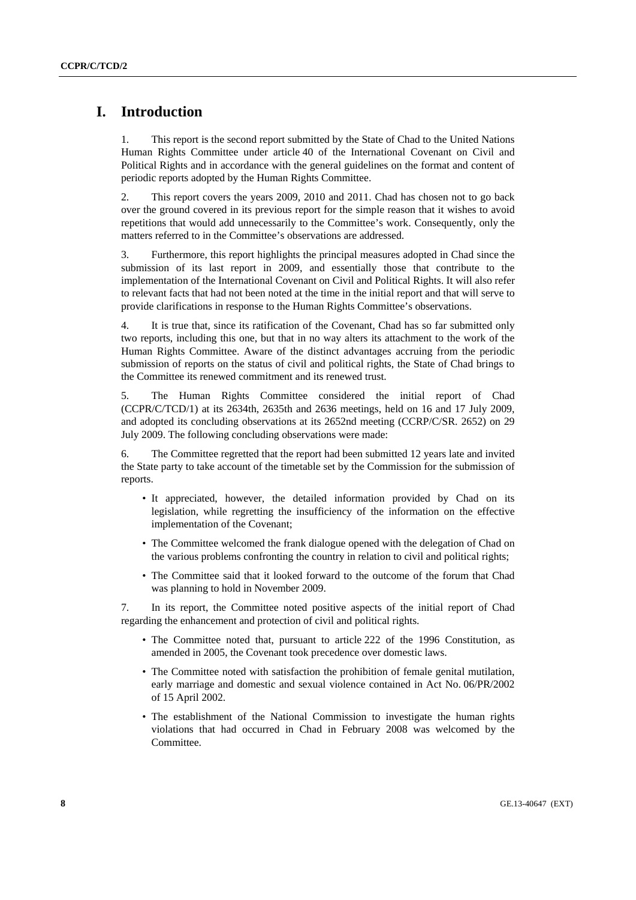# I. Introduction

1. This report is the second report submitted by the State of Chad to the United Nations Human Rights Committee under article 40 of the International Covenant on Civil and Political Rights and in accordance with the general guidelines on the format and content of periodic reports adopted by the Human Rights Committee.

2. This report covers the years 2009, 2010 and 2011. Chad has chosen not to go back over the ground covered in its previous report for the simple reason that it wishes to avoid repetitions that would add unnecessarily to the Committee's work. Consequently, only the matters referred to in the Committee's observations are addressed.

3. Furthermore, this report highlights the principal measures adopted in Chad since the submission of its last report in 2009, and essentially those that contribute to the implementation of the International Covenant on Civil and Political Rights. It will also refer to relevant facts that had not been noted at the time in the initial report and that will serve to provide clarifications in response to the Human Rights Committee's observations.

4. It is true that, since its ratification of the Covenant, Chad has so far submitted only two reports, including this one, but that in no way alters its attachment to the work of the Human Rights Committee. Aware of the distinct advantages accruing from the periodic submission of reports on the status of civil and political rights, the State of Chad brings to the Committee its renewed commitment and its renewed trust.

5. The Human Rights Committee considered the initial report of Chad (CCPR/C/TCD/1) at its 2634th, 2635th and 2636 meetings, held on 16 and 17 July 2009, and adopted its concluding observations at its 2652nd meeting (CCRP/C/SR. 2652) on 29 July 2009. The following concluding observations were made:

6. The Committee regretted that the report had been submitted 12 years late and invited the State party to take account of the timetable set by the Commission for the submission of reports.

- It appreciated, however, the detailed information provided by Chad on its legislation, while regretting the insufficiency of the information on the effective implementation of the Covenant;
- The Committee welcomed the frank dialogue opened with the delegation of Chad on the various problems confronting the country in relation to civil and political rights;
- The Committee said that it looked forward to the outcome of the forum that Chad was planning to hold in November 2009.

7. In its report, the Committee noted positive aspects of the initial report of Chad regarding the enhancement and protection of civil and political rights.

- The Committee noted that, pursuant to article 222 of the 1996 Constitution, as amended in 2005, the Covenant took precedence over domestic laws.
- The Committee noted with satisfaction the prohibition of female genital mutilation, early marriage and domestic and sexual violence contained in Act No. 06/PR/2002 of 15 April 2002.
- The establishment of the National Commission to investigate the human rights violations that had occurred in Chad in February 2008 was welcomed by the Committee.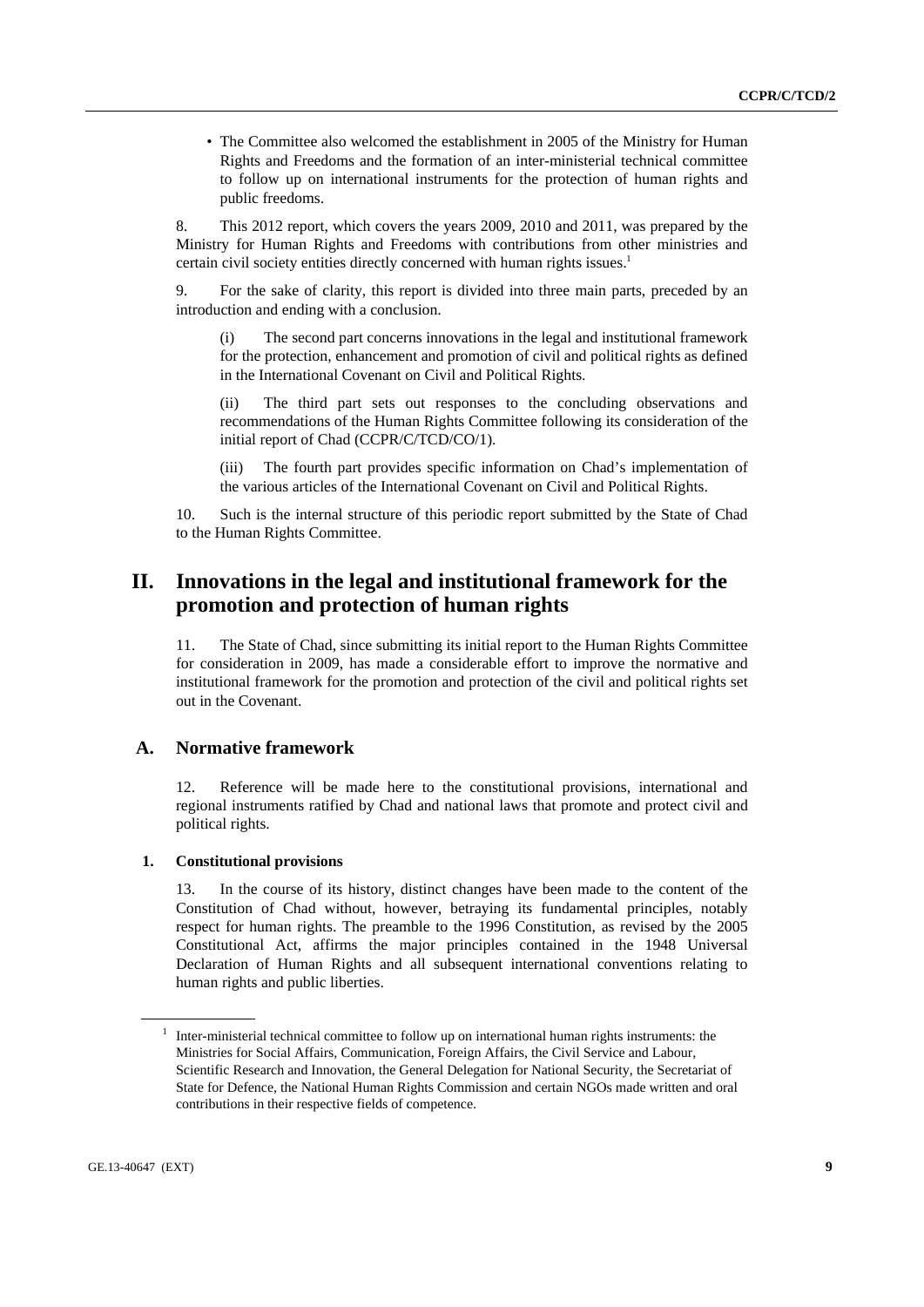- The Committee also welcomed the establishment in 2005 of the Ministry for Human Rights and Freedoms and the formation of an inter-ministerial technical committee to follow up on international instruments for the protection of human rights and public freedoms.

8. This 2012 report, which covers the years 2009, 2010 and 2011, was prepared by the Ministry for Human Rights and Freedoms with contributions from other ministries and certain civil society entities directly concerned with human rights issues.[1]

9. For the sake of clarity, this report is divided into three main parts, preceded by an introduction and ending with a conclusion.

(i) The second part concerns innovations in the legal and institutional framework for the protection, enhancement and promotion of civil and political rights as defined in the International Covenant on Civil and Political Rights.

(ii) The third part sets out responses to the concluding observations and recommendations of the Human Rights Committee following its consideration of the initial report of Chad (CCPR/C/TCD/CO/1).

(iii) The fourth part provides specific information on Chad's implementation of the various articles of the International Covenant on Civil and Political Rights.

10. Such is the internal structure of this periodic report submitted by the State of Chad to the Human Rights Committee.

# II. Innovations in the legal and institutional framework for the promotion and protection of human rights

11. The State of Chad, since submitting its initial report to the Human Rights Committee for consideration in 2009, has made a considerable effort to improve the normative and institutional framework for the promotion and protection of the civil and political rights set out in the Covenant.

## A. Normative framework

12. Reference will be made here to the constitutional provisions, international and regional instruments ratified by Chad and national laws that promote and protect civil and political rights.

### 1. Constitutional provisions

13. In the course of its history, distinct changes have been made to the content of the Constitution of Chad without, however, betraying its fundamental principles, notably respect for human rights. The preamble to the 1996 Constitution, as revised by the 2005 Constitutional Act, affirms the major principles contained in the 1948 Universal Declaration of Human Rights and all subsequent international conventions relating to human rights and public liberties.

[1] Inter-ministerial technical committee to follow up on international human rights instruments: the Ministries for Social Affairs, Communication, Foreign Affairs, the Civil Service and Labour, Scientific Research and Innovation, the General Delegation for National Security, the Secretariat of State for Defence, the National Human Rights Commission and certain NGOs made written and oral contributions in their respective fields of competence.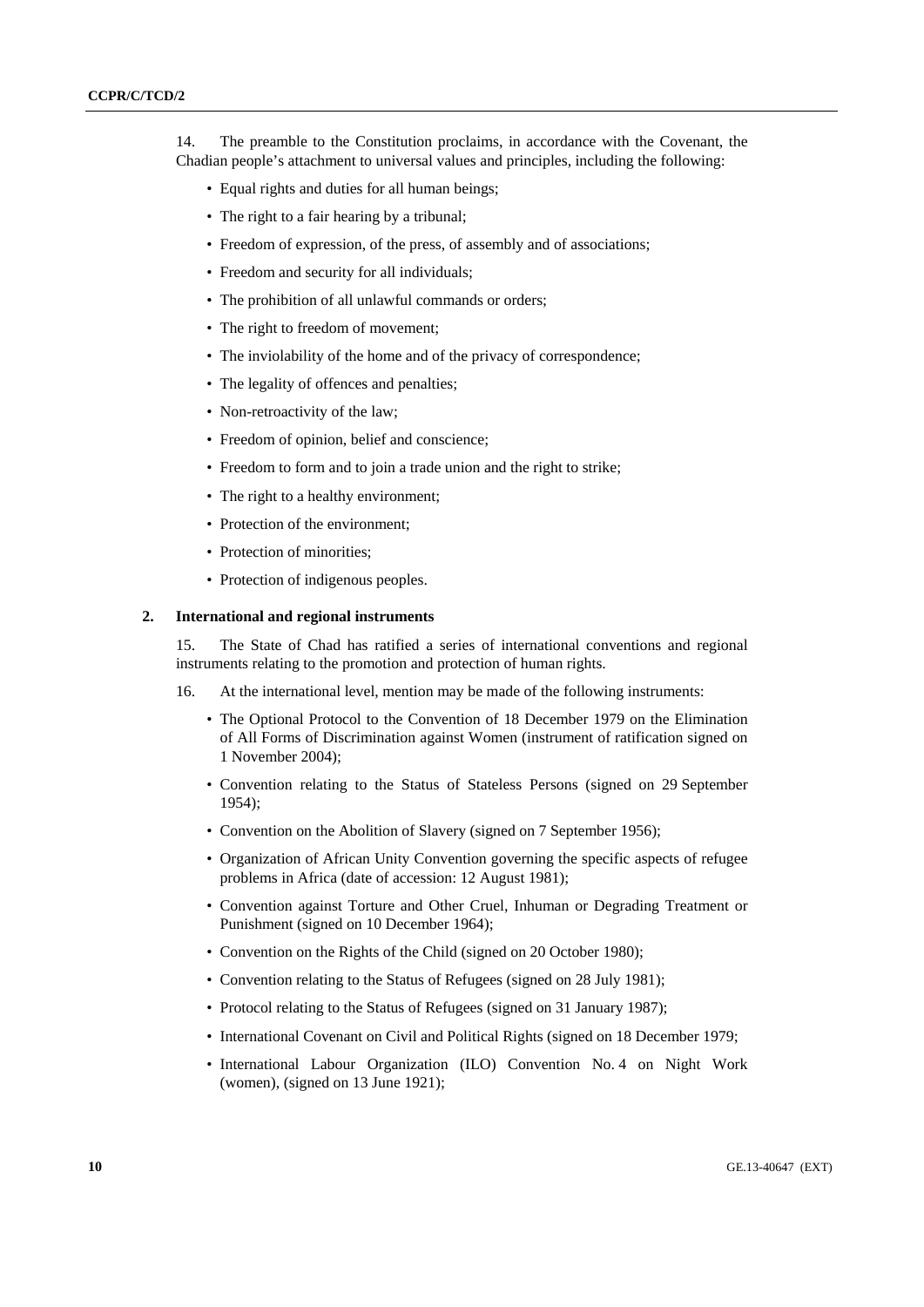14. The preamble to the Constitution proclaims, in accordance with the Covenant, the Chadian people's attachment to universal values and principles, including the following:

- Equal rights and duties for all human beings;
- The right to a fair hearing by a tribunal;
- Freedom of expression, of the press, of assembly and of associations;
- Freedom and security for all individuals;
- The prohibition of all unlawful commands or orders;
- The right to freedom of movement;
- The inviolability of the home and of the privacy of correspondence;
- The legality of offences and penalties;
- Non-retroactivity of the law;
- Freedom of opinion, belief and conscience;
- Freedom to form and to join a trade union and the right to strike;
- The right to a healthy environment;
- Protection of the environment;
- Protection of minorities;
- Protection of indigenous peoples.

### 2. International and regional instruments

15. The State of Chad has ratified a series of international conventions and regional instruments relating to the promotion and protection of human rights.

16. At the international level, mention may be made of the following instruments:

- The Optional Protocol to the Convention of 18 December 1979 on the Elimination of All Forms of Discrimination against Women (instrument of ratification signed on 1 November 2004);
- Convention relating to the Status of Stateless Persons (signed on 29 September 1954);
- Convention on the Abolition of Slavery (signed on 7 September 1956);
- Organization of African Unity Convention governing the specific aspects of refugee problems in Africa (date of accession: 12 August 1981);
- Convention against Torture and Other Cruel, Inhuman or Degrading Treatment or Punishment (signed on 10 December 1964);
- Convention on the Rights of the Child (signed on 20 October 1980);
- Convention relating to the Status of Refugees (signed on 28 July 1981);
- Protocol relating to the Status of Refugees (signed on 31 January 1987);
- International Covenant on Civil and Political Rights (signed on 18 December 1979;
- International Labour Organization (ILO) Convention No. 4 on Night Work (women), (signed on 13 June 1921);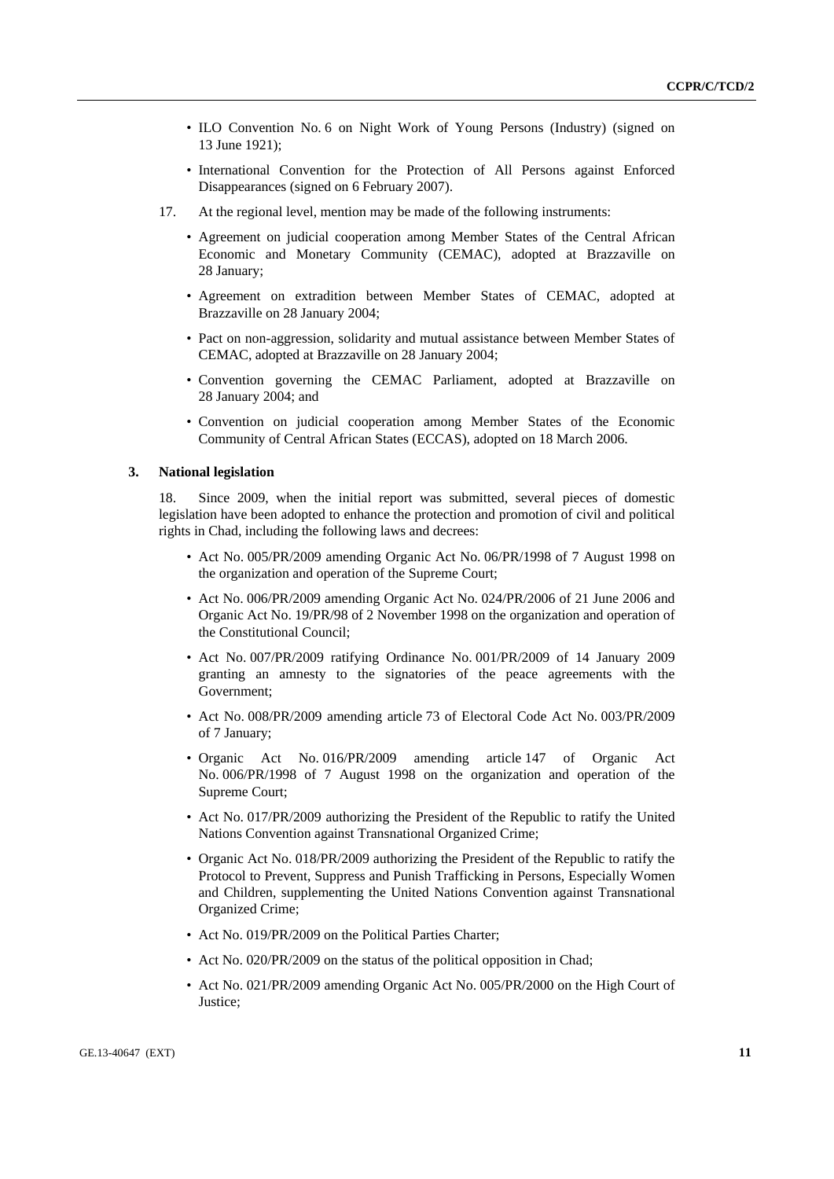- ILO Convention No. 6 on Night Work of Young Persons (Industry) (signed on 13 June 1921);
- International Convention for the Protection of All Persons against Enforced Disappearances (signed on 6 February 2007).

17. At the regional level, mention may be made of the following instruments:

- Agreement on judicial cooperation among Member States of the Central African Economic and Monetary Community (CEMAC), adopted at Brazzaville on 28 January;
- Agreement on extradition between Member States of CEMAC, adopted at Brazzaville on 28 January 2004;
- Pact on non-aggression, solidarity and mutual assistance between Member States of CEMAC, adopted at Brazzaville on 28 January 2004;
- Convention governing the CEMAC Parliament, adopted at Brazzaville on 28 January 2004; and
- Convention on judicial cooperation among Member States of the Economic Community of Central African States (ECCAS), adopted on 18 March 2006.

### 3. National legislation

18. Since 2009, when the initial report was submitted, several pieces of domestic legislation have been adopted to enhance the protection and promotion of civil and political rights in Chad, including the following laws and decrees:

- Act No. 005/PR/2009 amending Organic Act No. 06/PR/1998 of 7 August 1998 on the organization and operation of the Supreme Court;
- Act No. 006/PR/2009 amending Organic Act No. 024/PR/2006 of 21 June 2006 and Organic Act No. 19/PR/98 of 2 November 1998 on the organization and operation of the Constitutional Council;
- Act No. 007/PR/2009 ratifying Ordinance No. 001/PR/2009 of 14 January 2009 granting an amnesty to the signatories of the peace agreements with the Government;
- Act No. 008/PR/2009 amending article 73 of Electoral Code Act No. 003/PR/2009 of 7 January;
- Organic Act No. 016/PR/2009 amending article 147 of Organic Act No. 006/PR/1998 of 7 August 1998 on the organization and operation of the Supreme Court;
- Act No. 017/PR/2009 authorizing the President of the Republic to ratify the United Nations Convention against Transnational Organized Crime;
- Organic Act No. 018/PR/2009 authorizing the President of the Republic to ratify the Protocol to Prevent, Suppress and Punish Trafficking in Persons, Especially Women and Children, supplementing the United Nations Convention against Transnational Organized Crime;
- Act No. 019/PR/2009 on the Political Parties Charter;
- Act No. 020/PR/2009 on the status of the political opposition in Chad;
- Act No. 021/PR/2009 amending Organic Act No. 005/PR/2000 on the High Court of Justice;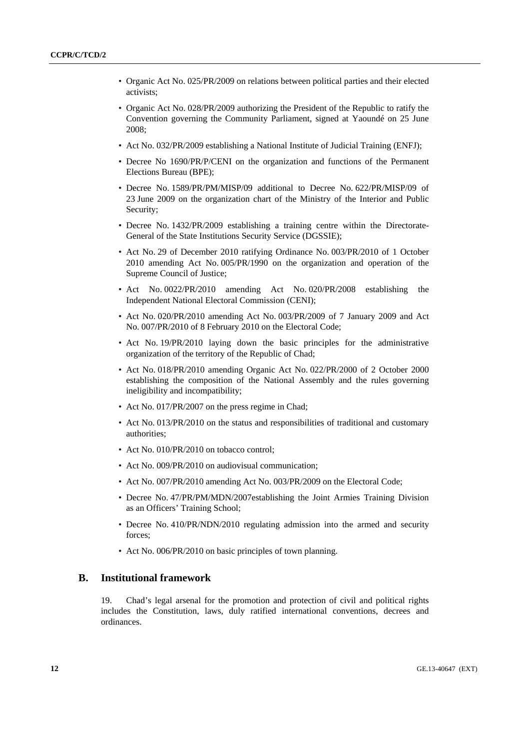- Organic Act No. 025/PR/2009 on relations between political parties and their elected activists;
- Organic Act No. 028/PR/2009 authorizing the President of the Republic to ratify the Convention governing the Community Parliament, signed at Yaoundé on 25 June 2008;
- Act No. 032/PR/2009 establishing a National Institute of Judicial Training (ENFJ);
- Decree No 1690/PR/P/CENI on the organization and functions of the Permanent Elections Bureau (BPE);
- Decree No. 1589/PR/PM/MISP/09 additional to Decree No. 622/PR/MISP/09 of 23 June 2009 on the organization chart of the Ministry of the Interior and Public Security;
- Decree No. 1432/PR/2009 establishing a training centre within the Directorate-General of the State Institutions Security Service (DGSSIE);
- Act No. 29 of December 2010 ratifying Ordinance No. 003/PR/2010 of 1 October 2010 amending Act No. 005/PR/1990 on the organization and operation of the Supreme Council of Justice;
- Act No. 0022/PR/2010 amending Act No. 020/PR/2008 establishing the Independent National Electoral Commission (CENI);
- Act No. 020/PR/2010 amending Act No. 003/PR/2009 of 7 January 2009 and Act No. 007/PR/2010 of 8 February 2010 on the Electoral Code;
- Act No. 19/PR/2010 laying down the basic principles for the administrative organization of the territory of the Republic of Chad;
- Act No. 018/PR/2010 amending Organic Act No. 022/PR/2000 of 2 October 2000 establishing the composition of the National Assembly and the rules governing ineligibility and incompatibility;
- Act No. 017/PR/2007 on the press regime in Chad;
- Act No. 013/PR/2010 on the status and responsibilities of traditional and customary authorities;
- Act No. 010/PR/2010 on tobacco control;
- Act No. 009/PR/2010 on audiovisual communication;
- Act No. 007/PR/2010 amending Act No. 003/PR/2009 on the Electoral Code;
- Decree No. 47/PR/PM/MDN/2007establishing the Joint Armies Training Division as an Officers' Training School;
- Decree No. 410/PR/NDN/2010 regulating admission into the armed and security forces;
- Act No. 006/PR/2010 on basic principles of town planning.

## B. Institutional framework

19. Chad's legal arsenal for the promotion and protection of civil and political rights includes the Constitution, laws, duly ratified international conventions, decrees and ordinances.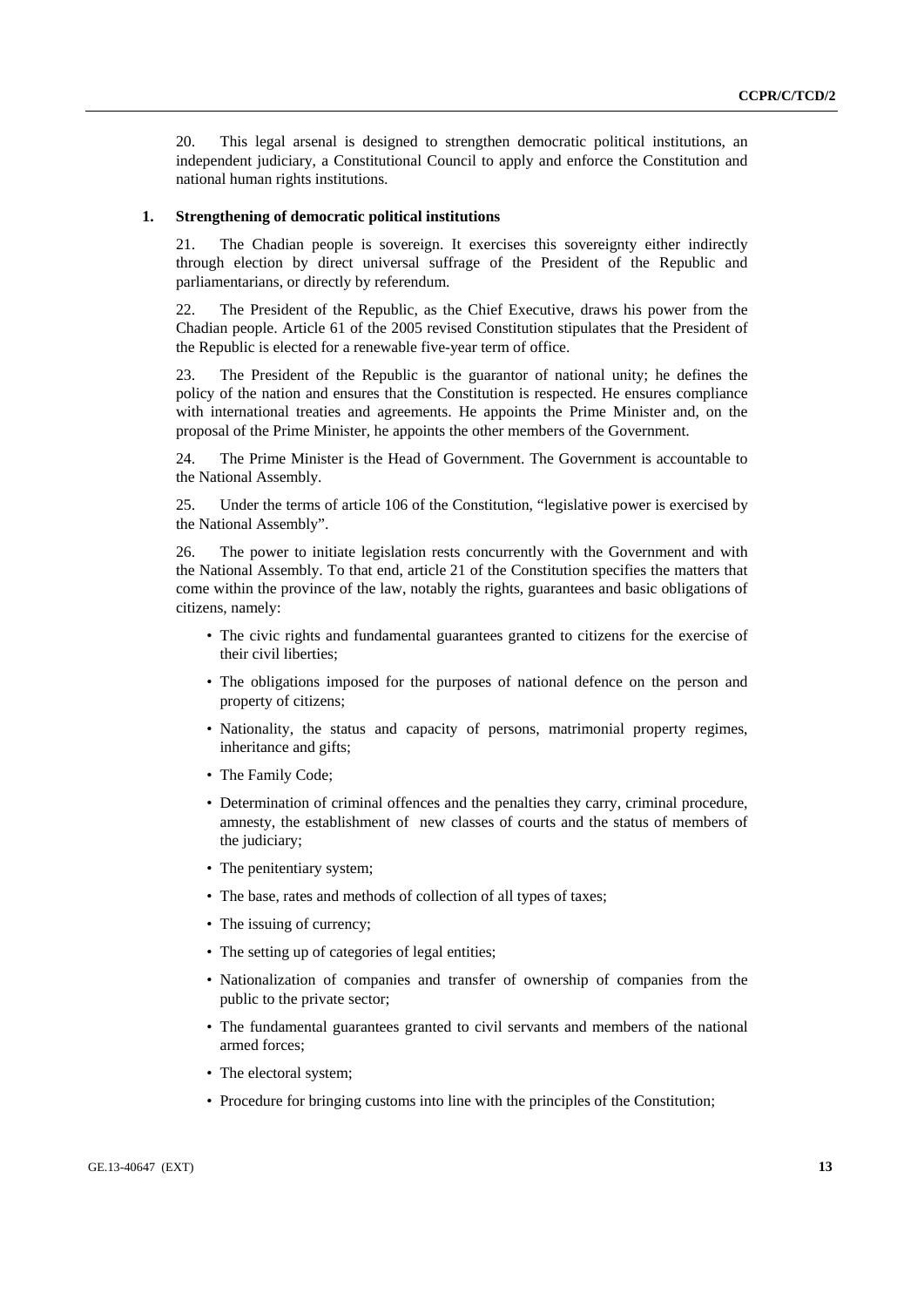20. This legal arsenal is designed to strengthen democratic political institutions, an independent judiciary, a Constitutional Council to apply and enforce the Constitution and national human rights institutions.

### 1. Strengthening of democratic political institutions

21. The Chadian people is sovereign. It exercises this sovereignty either indirectly through election by direct universal suffrage of the President of the Republic and parliamentarians, or directly by referendum.

22. The President of the Republic, as the Chief Executive, draws his power from the Chadian people. Article 61 of the 2005 revised Constitution stipulates that the President of the Republic is elected for a renewable five-year term of office.

23. The President of the Republic is the guarantor of national unity; he defines the policy of the nation and ensures that the Constitution is respected. He ensures compliance with international treaties and agreements. He appoints the Prime Minister and, on the proposal of the Prime Minister, he appoints the other members of the Government.

24. The Prime Minister is the Head of Government. The Government is accountable to the National Assembly.

25. Under the terms of article 106 of the Constitution, "legislative power is exercised by the National Assembly".

26. The power to initiate legislation rests concurrently with the Government and with the National Assembly. To that end, article 21 of the Constitution specifies the matters that come within the province of the law, notably the rights, guarantees and basic obligations of citizens, namely:

- The civic rights and fundamental guarantees granted to citizens for the exercise of their civil liberties;
- The obligations imposed for the purposes of national defence on the person and property of citizens;
- Nationality, the status and capacity of persons, matrimonial property regimes, inheritance and gifts;
- The Family Code;
- Determination of criminal offences and the penalties they carry, criminal procedure, amnesty, the establishment of new classes of courts and the status of members of the judiciary;
- The penitentiary system;
- The base, rates and methods of collection of all types of taxes;
- The issuing of currency;
- The setting up of categories of legal entities;
- Nationalization of companies and transfer of ownership of companies from the public to the private sector;
- The fundamental guarantees granted to civil servants and members of the national armed forces;
- The electoral system;
- Procedure for bringing customs into line with the principles of the Constitution;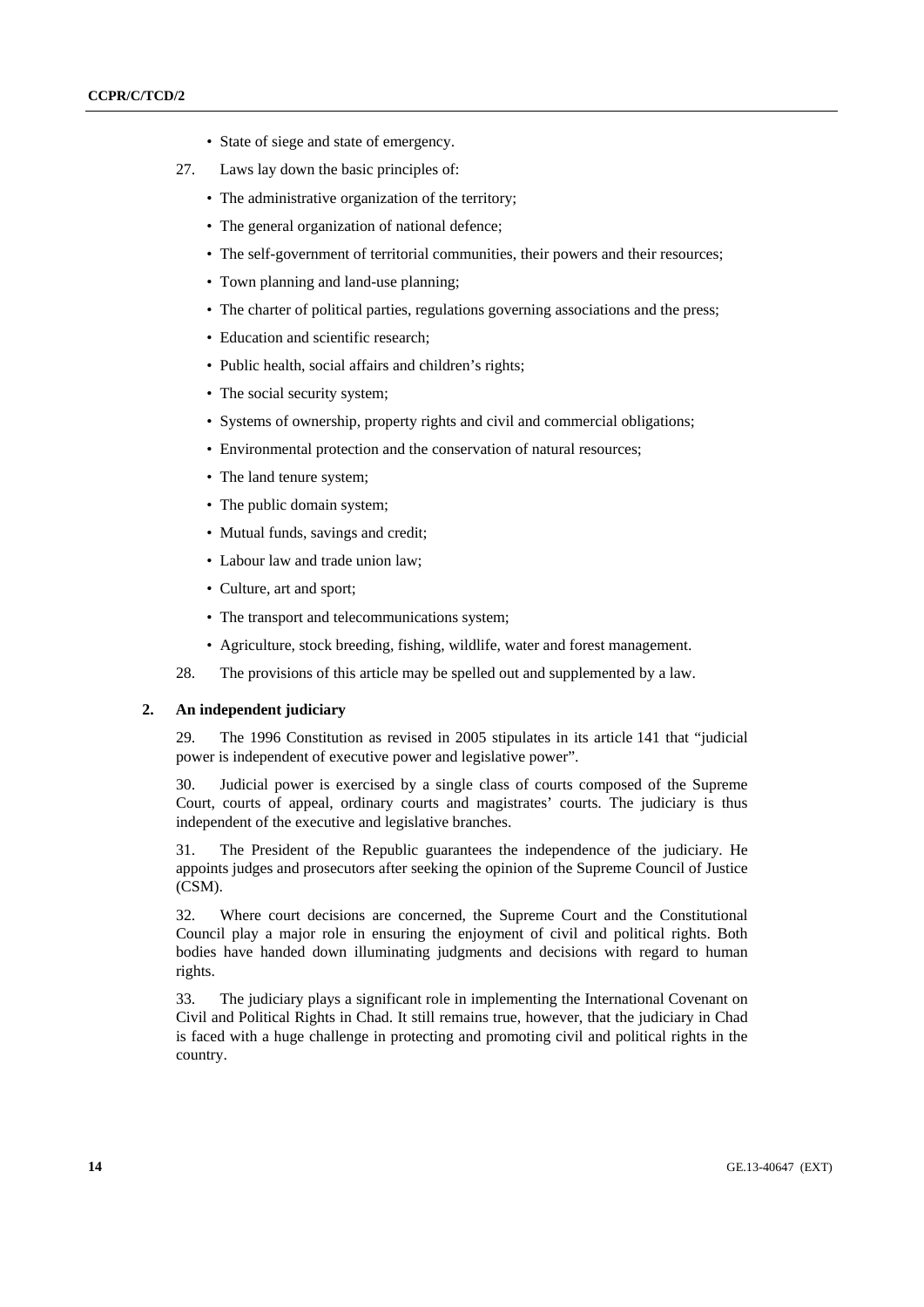- State of siege and state of emergency.

27. Laws lay down the basic principles of:

- The administrative organization of the territory;
- The general organization of national defence;
- The self-government of territorial communities, their powers and their resources;
- Town planning and land-use planning;
- The charter of political parties, regulations governing associations and the press;
- Education and scientific research;
- Public health, social affairs and children's rights;
- The social security system;
- Systems of ownership, property rights and civil and commercial obligations;
- Environmental protection and the conservation of natural resources;
- The land tenure system;
- The public domain system;
- Mutual funds, savings and credit;
- Labour law and trade union law;
- Culture, art and sport;
- The transport and telecommunications system;
- Agriculture, stock breeding, fishing, wildlife, water and forest management.

28. The provisions of this article may be spelled out and supplemented by a law.

## 2. An independent judiciary

29. The 1996 Constitution as revised in 2005 stipulates in its article 141 that "judicial power is independent of executive power and legislative power".

30. Judicial power is exercised by a single class of courts composed of the Supreme Court, courts of appeal, ordinary courts and magistrates' courts. The judiciary is thus independent of the executive and legislative branches.

31. The President of the Republic guarantees the independence of the judiciary. He appoints judges and prosecutors after seeking the opinion of the Supreme Council of Justice (CSM).

32. Where court decisions are concerned, the Supreme Court and the Constitutional Council play a major role in ensuring the enjoyment of civil and political rights. Both bodies have handed down illuminating judgments and decisions with regard to human rights.

33. The judiciary plays a significant role in implementing the International Covenant on Civil and Political Rights in Chad. It still remains true, however, that the judiciary in Chad is faced with a huge challenge in protecting and promoting civil and political rights in the country.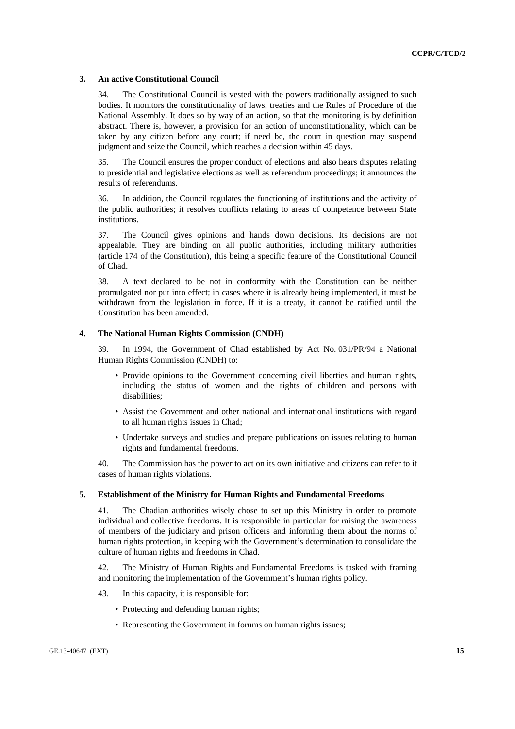### 3. An active Constitutional Council

34. The Constitutional Council is vested with the powers traditionally assigned to such bodies. It monitors the constitutionality of laws, treaties and the Rules of Procedure of the National Assembly. It does so by way of an action, so that the monitoring is by definition abstract. There is, however, a provision for an action of unconstitutionality, which can be taken by any citizen before any court; if need be, the court in question may suspend judgment and seize the Council, which reaches a decision within 45 days.

35. The Council ensures the proper conduct of elections and also hears disputes relating to presidential and legislative elections as well as referendum proceedings; it announces the results of referendums.

36. In addition, the Council regulates the functioning of institutions and the activity of the public authorities; it resolves conflicts relating to areas of competence between State institutions.

37. The Council gives opinions and hands down decisions. Its decisions are not appealable. They are binding on all public authorities, including military authorities (article 174 of the Constitution), this being a specific feature of the Constitutional Council of Chad.

38. A text declared to be not in conformity with the Constitution can be neither promulgated nor put into effect; in cases where it is already being implemented, it must be withdrawn from the legislation in force. If it is a treaty, it cannot be ratified until the Constitution has been amended.

### 4. The National Human Rights Commission (CNDH)

39. In 1994, the Government of Chad established by Act No. 031/PR/94 a National Human Rights Commission (CNDH) to:

- Provide opinions to the Government concerning civil liberties and human rights, including the status of women and the rights of children and persons with disabilities;
- Assist the Government and other national and international institutions with regard to all human rights issues in Chad;
- Undertake surveys and studies and prepare publications on issues relating to human rights and fundamental freedoms.

40. The Commission has the power to act on its own initiative and citizens can refer to it cases of human rights violations.

### 5. Establishment of the Ministry for Human Rights and Fundamental Freedoms

41. The Chadian authorities wisely chose to set up this Ministry in order to promote individual and collective freedoms. It is responsible in particular for raising the awareness of members of the judiciary and prison officers and informing them about the norms of human rights protection, in keeping with the Government's determination to consolidate the culture of human rights and freedoms in Chad.

42. The Ministry of Human Rights and Fundamental Freedoms is tasked with framing and monitoring the implementation of the Government's human rights policy.

43. In this capacity, it is responsible for:

- Protecting and defending human rights;
- Representing the Government in forums on human rights issues;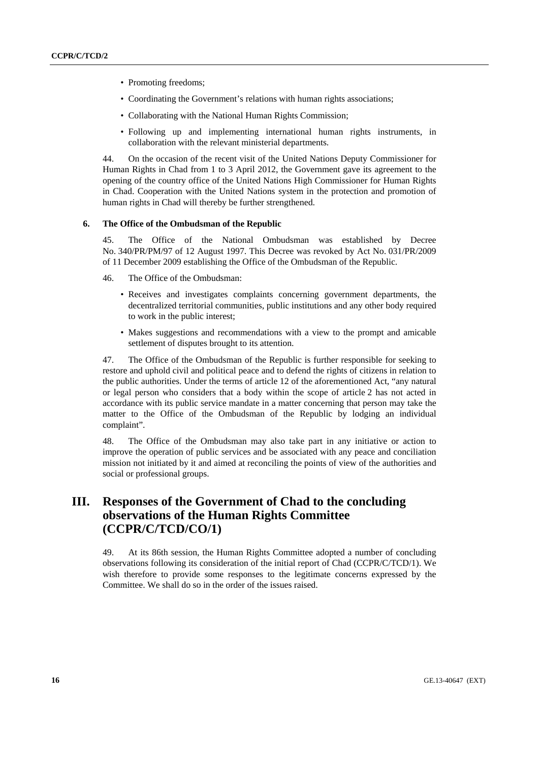- Promoting freedoms;
- Coordinating the Government's relations with human rights associations;
- Collaborating with the National Human Rights Commission;
- Following up and implementing international human rights instruments, in collaboration with the relevant ministerial departments.

44. On the occasion of the recent visit of the United Nations Deputy Commissioner for Human Rights in Chad from 1 to 3 April 2012, the Government gave its agreement to the opening of the country office of the United Nations High Commissioner for Human Rights in Chad. Cooperation with the United Nations system in the protection and promotion of human rights in Chad will thereby be further strengthened.

### 6. The Office of the Ombudsman of the Republic

45. The Office of the National Ombudsman was established by Decree No. 340/PR/PM/97 of 12 August 1997. This Decree was revoked by Act No. 031/PR/2009 of 11 December 2009 establishing the Office of the Ombudsman of the Republic.

46. The Office of the Ombudsman:

- Receives and investigates complaints concerning government departments, the decentralized territorial communities, public institutions and any other body required to work in the public interest;
- Makes suggestions and recommendations with a view to the prompt and amicable settlement of disputes brought to its attention.

47. The Office of the Ombudsman of the Republic is further responsible for seeking to restore and uphold civil and political peace and to defend the rights of citizens in relation to the public authorities. Under the terms of article 12 of the aforementioned Act, "any natural or legal person who considers that a body within the scope of article 2 has not acted in accordance with its public service mandate in a matter concerning that person may take the matter to the Office of the Ombudsman of the Republic by lodging an individual complaint".

48. The Office of the Ombudsman may also take part in any initiative or action to improve the operation of public services and be associated with any peace and conciliation mission not initiated by it and aimed at reconciling the points of view of the authorities and social or professional groups.

## III. Responses of the Government of Chad to the concluding observations of the Human Rights Committee (CCPR/C/TCD/CO/1)

49. At its 86th session, the Human Rights Committee adopted a number of concluding observations following its consideration of the initial report of Chad (CCPR/C/TCD/1). We wish therefore to provide some responses to the legitimate concerns expressed by the Committee. We shall do so in the order of the issues raised.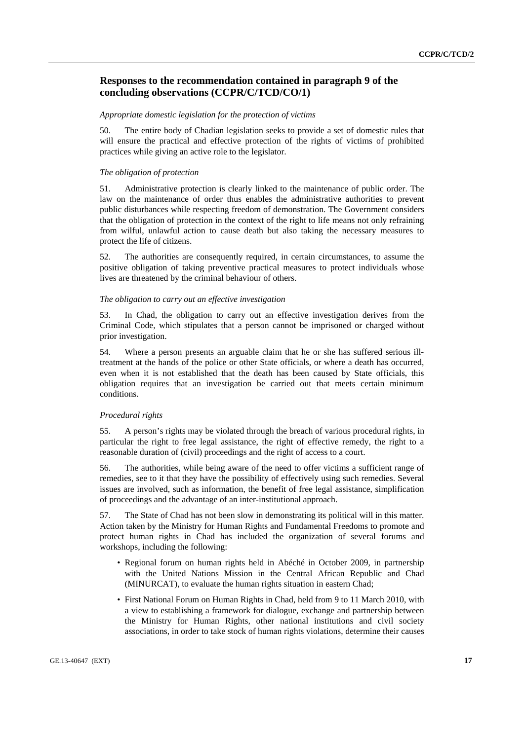## Responses to the recommendation contained in paragraph 9 of the concluding observations (CCPR/C/TCD/CO/1)

*Appropriate domestic legislation for the protection of victims*

50. The entire body of Chadian legislation seeks to provide a set of domestic rules that will ensure the practical and effective protection of the rights of victims of prohibited practices while giving an active role to the legislator.

*The obligation of protection*

51. Administrative protection is clearly linked to the maintenance of public order. The law on the maintenance of order thus enables the administrative authorities to prevent public disturbances while respecting freedom of demonstration. The Government considers that the obligation of protection in the context of the right to life means not only refraining from wilful, unlawful action to cause death but also taking the necessary measures to protect the life of citizens.

52. The authorities are consequently required, in certain circumstances, to assume the positive obligation of taking preventive practical measures to protect individuals whose lives are threatened by the criminal behaviour of others.

*The obligation to carry out an effective investigation*

53. In Chad, the obligation to carry out an effective investigation derives from the Criminal Code, which stipulates that a person cannot be imprisoned or charged without prior investigation.

54. Where a person presents an arguable claim that he or she has suffered serious ill-treatment at the hands of the police or other State officials, or where a death has occurred, even when it is not established that the death has been caused by State officials, this obligation requires that an investigation be carried out that meets certain minimum conditions.

*Procedural rights*

55. A person's rights may be violated through the breach of various procedural rights, in particular the right to free legal assistance, the right of effective remedy, the right to a reasonable duration of (civil) proceedings and the right of access to a court.

56. The authorities, while being aware of the need to offer victims a sufficient range of remedies, see to it that they have the possibility of effectively using such remedies. Several issues are involved, such as information, the benefit of free legal assistance, simplification of proceedings and the advantage of an inter-institutional approach.

57. The State of Chad has not been slow in demonstrating its political will in this matter. Action taken by the Ministry for Human Rights and Fundamental Freedoms to promote and protect human rights in Chad has included the organization of several forums and workshops, including the following:

- Regional forum on human rights held in Abéché in October 2009, in partnership with the United Nations Mission in the Central African Republic and Chad (MINURCAT), to evaluate the human rights situation in eastern Chad;
- First National Forum on Human Rights in Chad, held from 9 to 11 March 2010, with a view to establishing a framework for dialogue, exchange and partnership between the Ministry for Human Rights, other national institutions and civil society associations, in order to take stock of human rights violations, determine their causes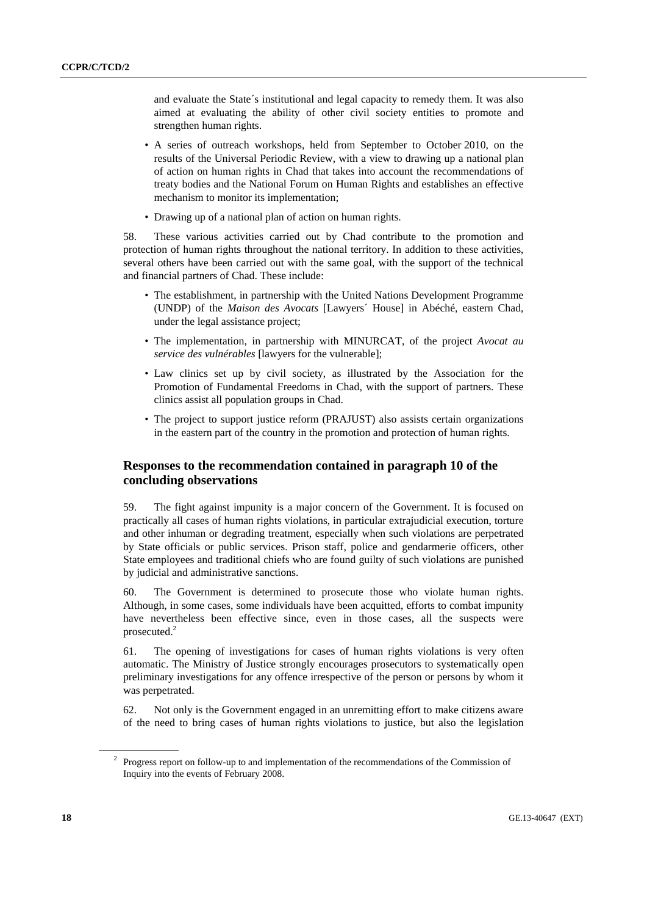and evaluate the State´s institutional and legal capacity to remedy them. It was also aimed at evaluating the ability of other civil society entities to promote and strengthen human rights.

- A series of outreach workshops, held from September to October 2010, on the results of the Universal Periodic Review, with a view to drawing up a national plan of action on human rights in Chad that takes into account the recommendations of treaty bodies and the National Forum on Human Rights and establishes an effective mechanism to monitor its implementation;
- Drawing up of a national plan of action on human rights.

58. These various activities carried out by Chad contribute to the promotion and protection of human rights throughout the national territory. In addition to these activities, several others have been carried out with the same goal, with the support of the technical and financial partners of Chad. These include:

- The establishment, in partnership with the United Nations Development Programme (UNDP) of the *Maison des Avocats* [Lawyers´ House] in Abéché, eastern Chad, under the legal assistance project;
- The implementation, in partnership with MINURCAT, of the project *Avocat au service des vulnérables* [lawyers for the vulnerable];
- Law clinics set up by civil society, as illustrated by the Association for the Promotion of Fundamental Freedoms in Chad, with the support of partners. These clinics assist all population groups in Chad.
- The project to support justice reform (PRAJUST) also assists certain organizations in the eastern part of the country in the promotion and protection of human rights.

## Responses to the recommendation contained in paragraph 10 of the concluding observations

59. The fight against impunity is a major concern of the Government. It is focused on practically all cases of human rights violations, in particular extrajudicial execution, torture and other inhuman or degrading treatment, especially when such violations are perpetrated by State officials or public services. Prison staff, police and gendarmerie officers, other State employees and traditional chiefs who are found guilty of such violations are punished by judicial and administrative sanctions.

60. The Government is determined to prosecute those who violate human rights. Although, in some cases, some individuals have been acquitted, efforts to combat impunity have nevertheless been effective since, even in those cases, all the suspects were prosecuted.[2]

61. The opening of investigations for cases of human rights violations is very often automatic. The Ministry of Justice strongly encourages prosecutors to systematically open preliminary investigations for any offence irrespective of the person or persons by whom it was perpetrated.

62. Not only is the Government engaged in an unremitting effort to make citizens aware of the need to bring cases of human rights violations to justice, but also the legislation

---

[2] Progress report on follow-up to and implementation of the recommendations of the Commission of Inquiry into the events of February 2008.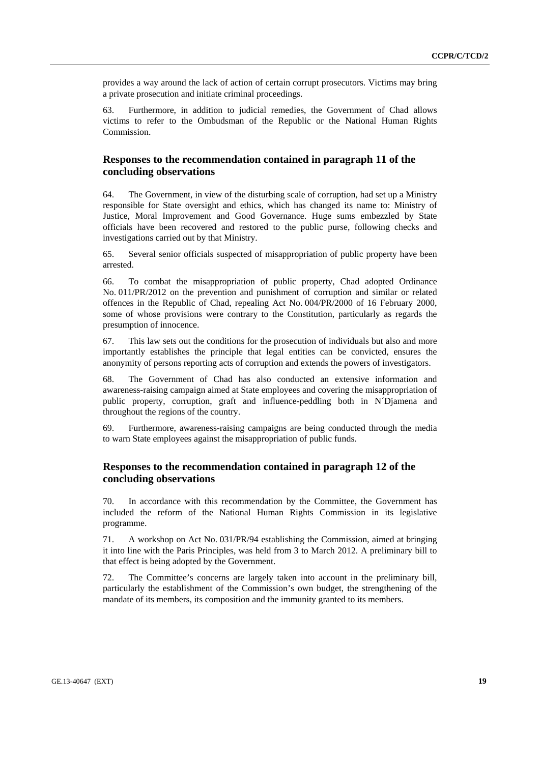provides a way around the lack of action of certain corrupt prosecutors. Victims may bring a private prosecution and initiate criminal proceedings.

63. Furthermore, in addition to judicial remedies, the Government of Chad allows victims to refer to the Ombudsman of the Republic or the National Human Rights Commission.

## Responses to the recommendation contained in paragraph 11 of the concluding observations

64. The Government, in view of the disturbing scale of corruption, had set up a Ministry responsible for State oversight and ethics, which has changed its name to: Ministry of Justice, Moral Improvement and Good Governance. Huge sums embezzled by State officials have been recovered and restored to the public purse, following checks and investigations carried out by that Ministry.

65. Several senior officials suspected of misappropriation of public property have been arrested.

66. To combat the misappropriation of public property, Chad adopted Ordinance No. 011/PR/2012 on the prevention and punishment of corruption and similar or related offences in the Republic of Chad, repealing Act No. 004/PR/2000 of 16 February 2000, some of whose provisions were contrary to the Constitution, particularly as regards the presumption of innocence.

67. This law sets out the conditions for the prosecution of individuals but also and more importantly establishes the principle that legal entities can be convicted, ensures the anonymity of persons reporting acts of corruption and extends the powers of investigators.

68. The Government of Chad has also conducted an extensive information and awareness-raising campaign aimed at State employees and covering the misappropriation of public property, corruption, graft and influence-peddling both in N´Djamena and throughout the regions of the country.

69. Furthermore, awareness-raising campaigns are being conducted through the media to warn State employees against the misappropriation of public funds.

## Responses to the recommendation contained in paragraph 12 of the concluding observations

70. In accordance with this recommendation by the Committee, the Government has included the reform of the National Human Rights Commission in its legislative programme.

71. A workshop on Act No. 031/PR/94 establishing the Commission, aimed at bringing it into line with the Paris Principles, was held from 3 to March 2012. A preliminary bill to that effect is being adopted by the Government.

72. The Committee's concerns are largely taken into account in the preliminary bill, particularly the establishment of the Commission's own budget, the strengthening of the mandate of its members, its composition and the immunity granted to its members.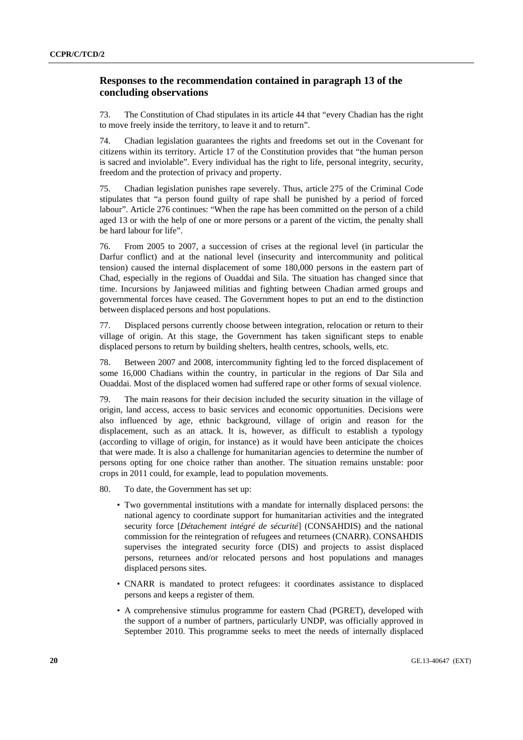## Responses to the recommendation contained in paragraph 13 of the concluding observations

73. The Constitution of Chad stipulates in its article 44 that "every Chadian has the right to move freely inside the territory, to leave it and to return".

74. Chadian legislation guarantees the rights and freedoms set out in the Covenant for citizens within its territory. Article 17 of the Constitution provides that "the human person is sacred and inviolable". Every individual has the right to life, personal integrity, security, freedom and the protection of privacy and property.

75. Chadian legislation punishes rape severely. Thus, article 275 of the Criminal Code stipulates that "a person found guilty of rape shall be punished by a period of forced labour". Article 276 continues: "When the rape has been committed on the person of a child aged 13 or with the help of one or more persons or a parent of the victim, the penalty shall be hard labour for life".

76. From 2005 to 2007, a succession of crises at the regional level (in particular the Darfur conflict) and at the national level (insecurity and intercommunity and political tension) caused the internal displacement of some 180,000 persons in the eastern part of Chad, especially in the regions of Ouaddai and Sila. The situation has changed since that time. Incursions by Janjaweed militias and fighting between Chadian armed groups and governmental forces have ceased. The Government hopes to put an end to the distinction between displaced persons and host populations.

77. Displaced persons currently choose between integration, relocation or return to their village of origin. At this stage, the Government has taken significant steps to enable displaced persons to return by building shelters, health centres, schools, wells, etc.

78. Between 2007 and 2008, intercommunity fighting led to the forced displacement of some 16,000 Chadians within the country, in particular in the regions of Dar Sila and Ouaddai. Most of the displaced women had suffered rape or other forms of sexual violence.

79. The main reasons for their decision included the security situation in the village of origin, land access, access to basic services and economic opportunities. Decisions were also influenced by age, ethnic background, village of origin and reason for the displacement, such as an attack. It is, however, as difficult to establish a typology (according to village of origin, for instance) as it would have been anticipate the choices that were made. It is also a challenge for humanitarian agencies to determine the number of persons opting for one choice rather than another. The situation remains unstable: poor crops in 2011 could, for example, lead to population movements.

80. To date, the Government has set up:

- Two governmental institutions with a mandate for internally displaced persons: the national agency to coordinate support for humanitarian activities and the integrated security force [*Détachement intégré de sécurité*] (CONSAHDIS) and the national commission for the reintegration of refugees and returnees (CNARR). CONSAHDIS supervises the integrated security force (DIS) and projects to assist displaced persons, returnees and/or relocated persons and host populations and manages displaced persons sites.
- CNARR is mandated to protect refugees: it coordinates assistance to displaced persons and keeps a register of them.
- A comprehensive stimulus programme for eastern Chad (PGRET), developed with the support of a number of partners, particularly UNDP, was officially approved in September 2010. This programme seeks to meet the needs of internally displaced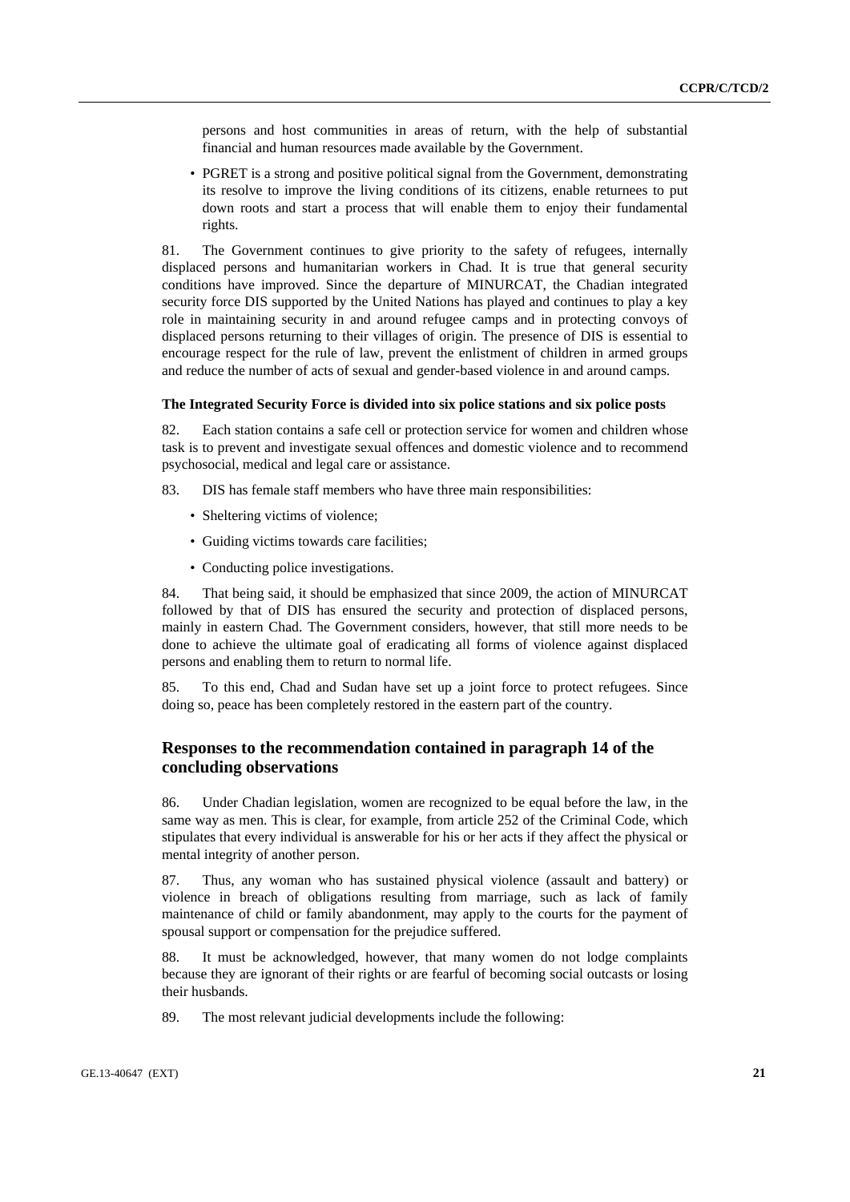persons and host communities in areas of return, with the help of substantial financial and human resources made available by the Government.

- PGRET is a strong and positive political signal from the Government, demonstrating its resolve to improve the living conditions of its citizens, enable returnees to put down roots and start a process that will enable them to enjoy their fundamental rights.

81. The Government continues to give priority to the safety of refugees, internally displaced persons and humanitarian workers in Chad. It is true that general security conditions have improved. Since the departure of MINURCAT, the Chadian integrated security force DIS supported by the United Nations has played and continues to play a key role in maintaining security in and around refugee camps and in protecting convoys of displaced persons returning to their villages of origin. The presence of DIS is essential to encourage respect for the rule of law, prevent the enlistment of children in armed groups and reduce the number of acts of sexual and gender-based violence in and around camps.

**The Integrated Security Force is divided into six police stations and six police posts**

82. Each station contains a safe cell or protection service for women and children whose task is to prevent and investigate sexual offences and domestic violence and to recommend psychosocial, medical and legal care or assistance.

83. DIS has female staff members who have three main responsibilities:

- Sheltering victims of violence;
- Guiding victims towards care facilities;
- Conducting police investigations.

84. That being said, it should be emphasized that since 2009, the action of MINURCAT followed by that of DIS has ensured the security and protection of displaced persons, mainly in eastern Chad. The Government considers, however, that still more needs to be done to achieve the ultimate goal of eradicating all forms of violence against displaced persons and enabling them to return to normal life.

85. To this end, Chad and Sudan have set up a joint force to protect refugees. Since doing so, peace has been completely restored in the eastern part of the country.

## Responses to the recommendation contained in paragraph 14 of the concluding observations

86. Under Chadian legislation, women are recognized to be equal before the law, in the same way as men. This is clear, for example, from article 252 of the Criminal Code, which stipulates that every individual is answerable for his or her acts if they affect the physical or mental integrity of another person.

87. Thus, any woman who has sustained physical violence (assault and battery) or violence in breach of obligations resulting from marriage, such as lack of family maintenance of child or family abandonment, may apply to the courts for the payment of spousal support or compensation for the prejudice suffered.

88. It must be acknowledged, however, that many women do not lodge complaints because they are ignorant of their rights or are fearful of becoming social outcasts or losing their husbands.

89. The most relevant judicial developments include the following: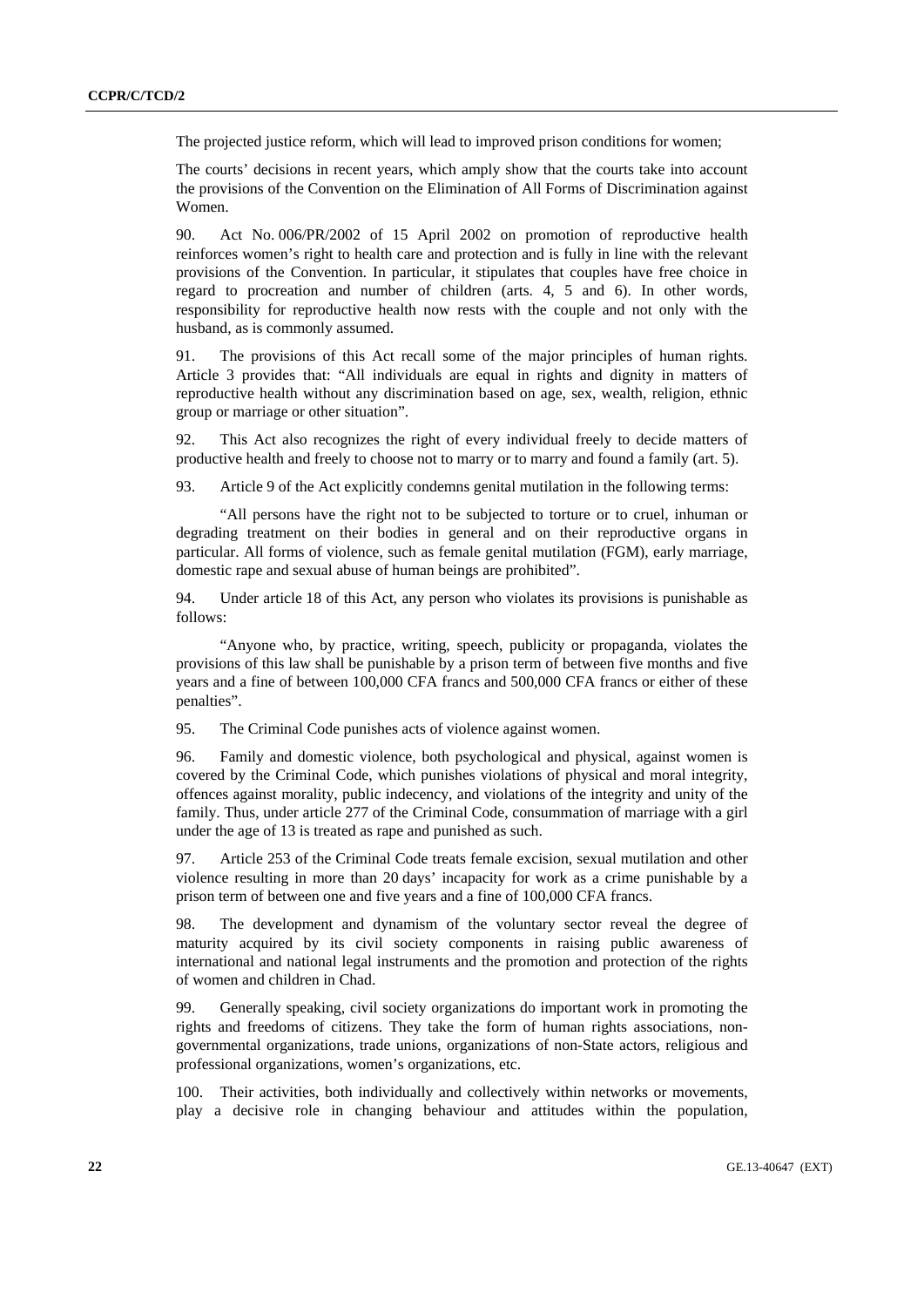The projected justice reform, which will lead to improved prison conditions for women;

The courts' decisions in recent years, which amply show that the courts take into account the provisions of the Convention on the Elimination of All Forms of Discrimination against Women.

90. Act No. 006/PR/2002 of 15 April 2002 on promotion of reproductive health reinforces women's right to health care and protection and is fully in line with the relevant provisions of the Convention. In particular, it stipulates that couples have free choice in regard to procreation and number of children (arts. 4, 5 and 6). In other words, responsibility for reproductive health now rests with the couple and not only with the husband, as is commonly assumed.

91. The provisions of this Act recall some of the major principles of human rights. Article 3 provides that: "All individuals are equal in rights and dignity in matters of reproductive health without any discrimination based on age, sex, wealth, religion, ethnic group or marriage or other situation".

92. This Act also recognizes the right of every individual freely to decide matters of productive health and freely to choose not to marry or to marry and found a family (art. 5).

93. Article 9 of the Act explicitly condemns genital mutilation in the following terms:

"All persons have the right not to be subjected to torture or to cruel, inhuman or degrading treatment on their bodies in general and on their reproductive organs in particular. All forms of violence, such as female genital mutilation (FGM), early marriage, domestic rape and sexual abuse of human beings are prohibited".

94. Under article 18 of this Act, any person who violates its provisions is punishable as follows:

"Anyone who, by practice, writing, speech, publicity or propaganda, violates the provisions of this law shall be punishable by a prison term of between five months and five years and a fine of between 100,000 CFA francs and 500,000 CFA francs or either of these penalties".

95. The Criminal Code punishes acts of violence against women.

96. Family and domestic violence, both psychological and physical, against women is covered by the Criminal Code, which punishes violations of physical and moral integrity, offences against morality, public indecency, and violations of the integrity and unity of the family. Thus, under article 277 of the Criminal Code, consummation of marriage with a girl under the age of 13 is treated as rape and punished as such.

97. Article 253 of the Criminal Code treats female excision, sexual mutilation and other violence resulting in more than 20 days' incapacity for work as a crime punishable by a prison term of between one and five years and a fine of 100,000 CFA francs.

98. The development and dynamism of the voluntary sector reveal the degree of maturity acquired by its civil society components in raising public awareness of international and national legal instruments and the promotion and protection of the rights of women and children in Chad.

99. Generally speaking, civil society organizations do important work in promoting the rights and freedoms of citizens. They take the form of human rights associations, non-governmental organizations, trade unions, organizations of non-State actors, religious and professional organizations, women's organizations, etc.

100. Their activities, both individually and collectively within networks or movements, play a decisive role in changing behaviour and attitudes within the population,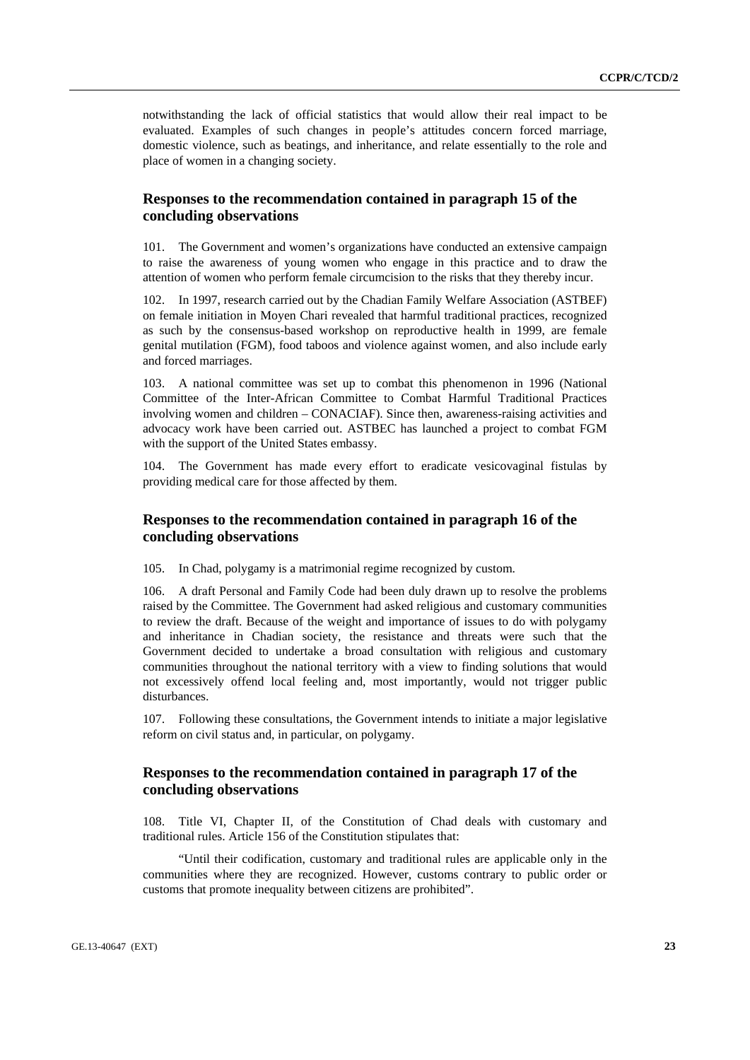notwithstanding the lack of official statistics that would allow their real impact to be evaluated. Examples of such changes in people's attitudes concern forced marriage, domestic violence, such as beatings, and inheritance, and relate essentially to the role and place of women in a changing society.

## Responses to the recommendation contained in paragraph 15 of the concluding observations

101. The Government and women's organizations have conducted an extensive campaign to raise the awareness of young women who engage in this practice and to draw the attention of women who perform female circumcision to the risks that they thereby incur.

102. In 1997, research carried out by the Chadian Family Welfare Association (ASTBEF) on female initiation in Moyen Chari revealed that harmful traditional practices, recognized as such by the consensus-based workshop on reproductive health in 1999, are female genital mutilation (FGM), food taboos and violence against women, and also include early and forced marriages.

103. A national committee was set up to combat this phenomenon in 1996 (National Committee of the Inter-African Committee to Combat Harmful Traditional Practices involving women and children – CONACIAF). Since then, awareness-raising activities and advocacy work have been carried out. ASTBEC has launched a project to combat FGM with the support of the United States embassy.

104. The Government has made every effort to eradicate vesicovaginal fistulas by providing medical care for those affected by them.

## Responses to the recommendation contained in paragraph 16 of the concluding observations

105. In Chad, polygamy is a matrimonial regime recognized by custom.

106. A draft Personal and Family Code had been duly drawn up to resolve the problems raised by the Committee. The Government had asked religious and customary communities to review the draft. Because of the weight and importance of issues to do with polygamy and inheritance in Chadian society, the resistance and threats were such that the Government decided to undertake a broad consultation with religious and customary communities throughout the national territory with a view to finding solutions that would not excessively offend local feeling and, most importantly, would not trigger public disturbances.

107. Following these consultations, the Government intends to initiate a major legislative reform on civil status and, in particular, on polygamy.

## Responses to the recommendation contained in paragraph 17 of the concluding observations

108. Title VI, Chapter II, of the Constitution of Chad deals with customary and traditional rules. Article 156 of the Constitution stipulates that:

"Until their codification, customary and traditional rules are applicable only in the communities where they are recognized. However, customs contrary to public order or customs that promote inequality between citizens are prohibited".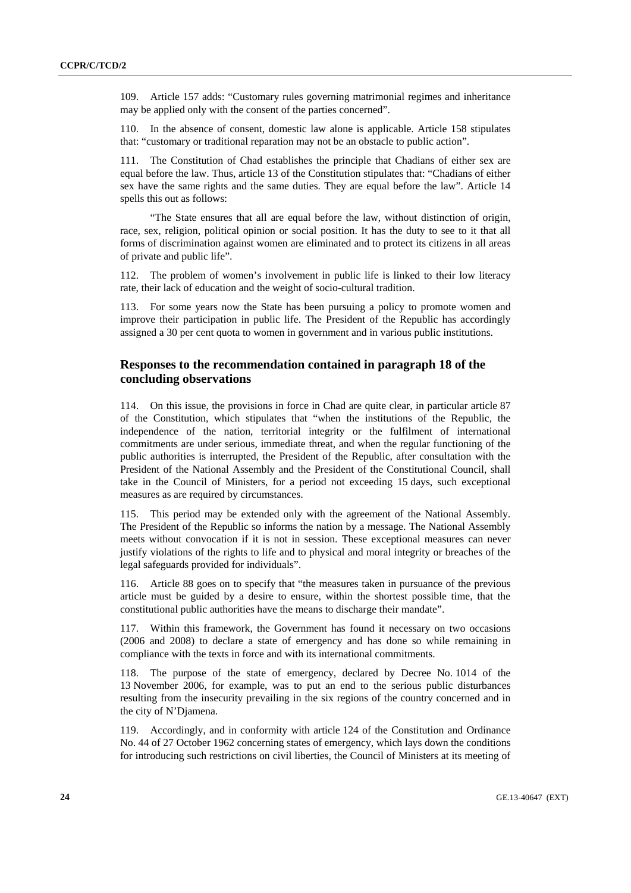109. Article 157 adds: “Customary rules governing matrimonial regimes and inheritance may be applied only with the consent of the parties concerned”.

110. In the absence of consent, domestic law alone is applicable. Article 158 stipulates that: “customary or traditional reparation may not be an obstacle to public action”.

111. The Constitution of Chad establishes the principle that Chadians of either sex are equal before the law. Thus, article 13 of the Constitution stipulates that: “Chadians of either sex have the same rights and the same duties. They are equal before the law”. Article 14 spells this out as follows:

“The State ensures that all are equal before the law, without distinction of origin, race, sex, religion, political opinion or social position. It has the duty to see to it that all forms of discrimination against women are eliminated and to protect its citizens in all areas of private and public life”.

112. The problem of women’s involvement in public life is linked to their low literacy rate, their lack of education and the weight of socio-cultural tradition.

113. For some years now the State has been pursuing a policy to promote women and improve their participation in public life. The President of the Republic has accordingly assigned a 30 per cent quota to women in government and in various public institutions.

## Responses to the recommendation contained in paragraph 18 of the concluding observations

114. On this issue, the provisions in force in Chad are quite clear, in particular article 87 of the Constitution, which stipulates that “when the institutions of the Republic, the independence of the nation, territorial integrity or the fulfilment of international commitments are under serious, immediate threat, and when the regular functioning of the public authorities is interrupted, the President of the Republic, after consultation with the President of the National Assembly and the President of the Constitutional Council, shall take in the Council of Ministers, for a period not exceeding 15 days, such exceptional measures as are required by circumstances.

115. This period may be extended only with the agreement of the National Assembly. The President of the Republic so informs the nation by a message. The National Assembly meets without convocation if it is not in session. These exceptional measures can never justify violations of the rights to life and to physical and moral integrity or breaches of the legal safeguards provided for individuals”.

116. Article 88 goes on to specify that “the measures taken in pursuance of the previous article must be guided by a desire to ensure, within the shortest possible time, that the constitutional public authorities have the means to discharge their mandate”.

117. Within this framework, the Government has found it necessary on two occasions (2006 and 2008) to declare a state of emergency and has done so while remaining in compliance with the texts in force and with its international commitments.

118. The purpose of the state of emergency, declared by Decree No. 1014 of the 13 November 2006, for example, was to put an end to the serious public disturbances resulting from the insecurity prevailing in the six regions of the country concerned and in the city of N’Djamena.

119. Accordingly, and in conformity with article 124 of the Constitution and Ordinance No. 44 of 27 October 1962 concerning states of emergency, which lays down the conditions for introducing such restrictions on civil liberties, the Council of Ministers at its meeting of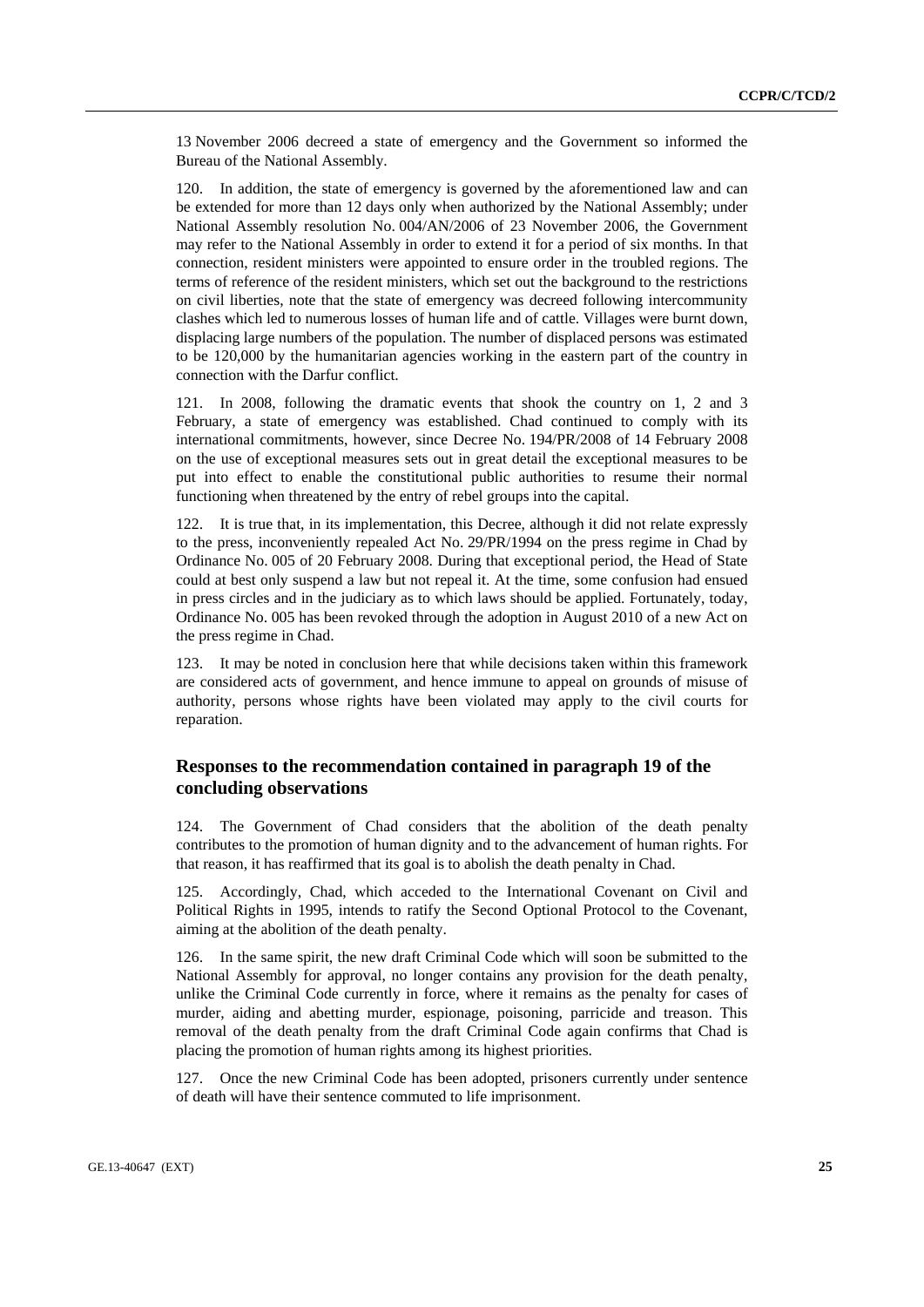13 November 2006 decreed a state of emergency and the Government so informed the Bureau of the National Assembly.

120. In addition, the state of emergency is governed by the aforementioned law and can be extended for more than 12 days only when authorized by the National Assembly; under National Assembly resolution No. 004/AN/2006 of 23 November 2006, the Government may refer to the National Assembly in order to extend it for a period of six months. In that connection, resident ministers were appointed to ensure order in the troubled regions. The terms of reference of the resident ministers, which set out the background to the restrictions on civil liberties, note that the state of emergency was decreed following intercommunity clashes which led to numerous losses of human life and of cattle. Villages were burnt down, displacing large numbers of the population. The number of displaced persons was estimated to be 120,000 by the humanitarian agencies working in the eastern part of the country in connection with the Darfur conflict.

121. In 2008, following the dramatic events that shook the country on 1, 2 and 3 February, a state of emergency was established. Chad continued to comply with its international commitments, however, since Decree No. 194/PR/2008 of 14 February 2008 on the use of exceptional measures sets out in great detail the exceptional measures to be put into effect to enable the constitutional public authorities to resume their normal functioning when threatened by the entry of rebel groups into the capital.

122. It is true that, in its implementation, this Decree, although it did not relate expressly to the press, inconveniently repealed Act No. 29/PR/1994 on the press regime in Chad by Ordinance No. 005 of 20 February 2008. During that exceptional period, the Head of State could at best only suspend a law but not repeal it. At the time, some confusion had ensued in press circles and in the judiciary as to which laws should be applied. Fortunately, today, Ordinance No. 005 has been revoked through the adoption in August 2010 of a new Act on the press regime in Chad.

123. It may be noted in conclusion here that while decisions taken within this framework are considered acts of government, and hence immune to appeal on grounds of misuse of authority, persons whose rights have been violated may apply to the civil courts for reparation.

## Responses to the recommendation contained in paragraph 19 of the concluding observations

124. The Government of Chad considers that the abolition of the death penalty contributes to the promotion of human dignity and to the advancement of human rights. For that reason, it has reaffirmed that its goal is to abolish the death penalty in Chad.

125. Accordingly, Chad, which acceded to the International Covenant on Civil and Political Rights in 1995, intends to ratify the Second Optional Protocol to the Covenant, aiming at the abolition of the death penalty.

126. In the same spirit, the new draft Criminal Code which will soon be submitted to the National Assembly for approval, no longer contains any provision for the death penalty, unlike the Criminal Code currently in force, where it remains as the penalty for cases of murder, aiding and abetting murder, espionage, poisoning, parricide and treason. This removal of the death penalty from the draft Criminal Code again confirms that Chad is placing the promotion of human rights among its highest priorities.

127. Once the new Criminal Code has been adopted, prisoners currently under sentence of death will have their sentence commuted to life imprisonment.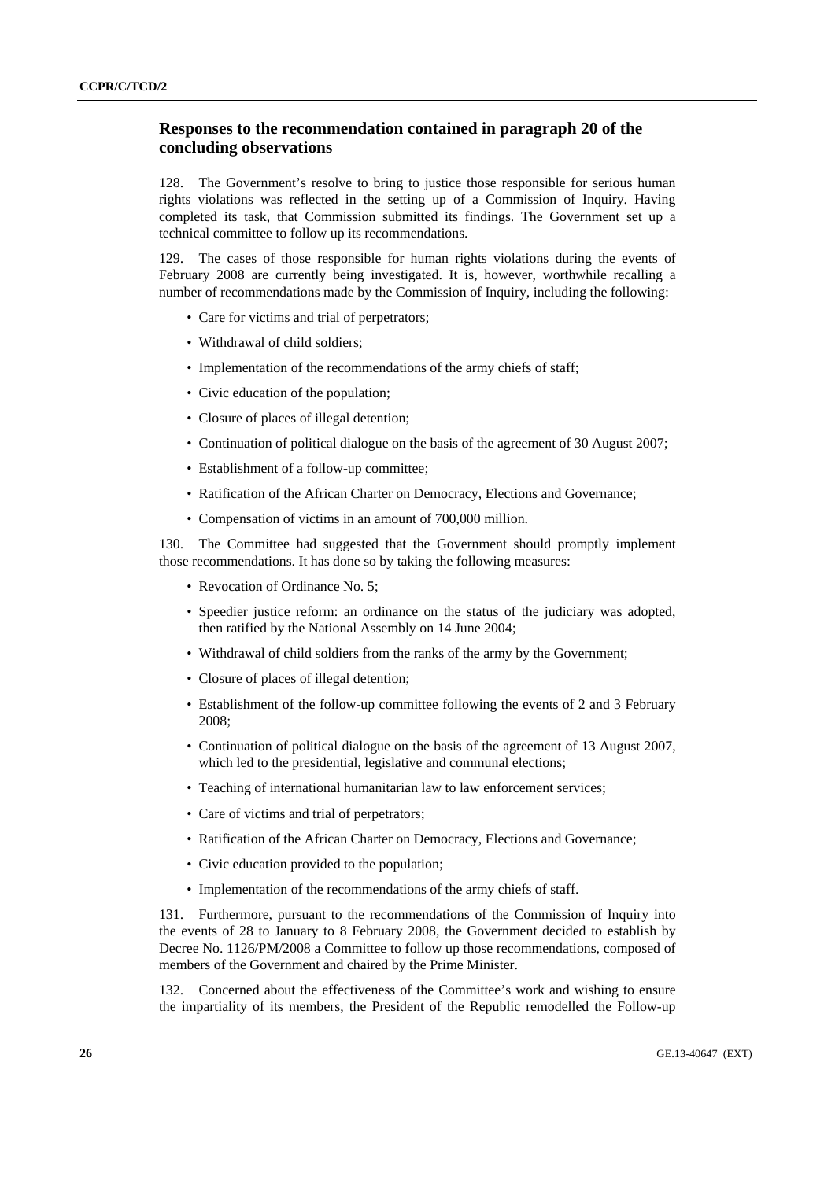## Responses to the recommendation contained in paragraph 20 of the concluding observations

128. The Government's resolve to bring to justice those responsible for serious human rights violations was reflected in the setting up of a Commission of Inquiry. Having completed its task, that Commission submitted its findings. The Government set up a technical committee to follow up its recommendations.

129. The cases of those responsible for human rights violations during the events of February 2008 are currently being investigated. It is, however, worthwhile recalling a number of recommendations made by the Commission of Inquiry, including the following:

- Care for victims and trial of perpetrators;
- Withdrawal of child soldiers;
- Implementation of the recommendations of the army chiefs of staff;
- Civic education of the population;
- Closure of places of illegal detention;
- Continuation of political dialogue on the basis of the agreement of 30 August 2007;
- Establishment of a follow-up committee;
- Ratification of the African Charter on Democracy, Elections and Governance;
- Compensation of victims in an amount of 700,000 million.

130. The Committee had suggested that the Government should promptly implement those recommendations. It has done so by taking the following measures:

- Revocation of Ordinance No. 5;
- Speedier justice reform: an ordinance on the status of the judiciary was adopted, then ratified by the National Assembly on 14 June 2004;
- Withdrawal of child soldiers from the ranks of the army by the Government;
- Closure of places of illegal detention;
- Establishment of the follow-up committee following the events of 2 and 3 February 2008;
- Continuation of political dialogue on the basis of the agreement of 13 August 2007, which led to the presidential, legislative and communal elections;
- Teaching of international humanitarian law to law enforcement services;
- Care of victims and trial of perpetrators;
- Ratification of the African Charter on Democracy, Elections and Governance;
- Civic education provided to the population;
- Implementation of the recommendations of the army chiefs of staff.

131. Furthermore, pursuant to the recommendations of the Commission of Inquiry into the events of 28 to January to 8 February 2008, the Government decided to establish by Decree No. 1126/PM/2008 a Committee to follow up those recommendations, composed of members of the Government and chaired by the Prime Minister.

132. Concerned about the effectiveness of the Committee's work and wishing to ensure the impartiality of its members, the President of the Republic remodelled the Follow-up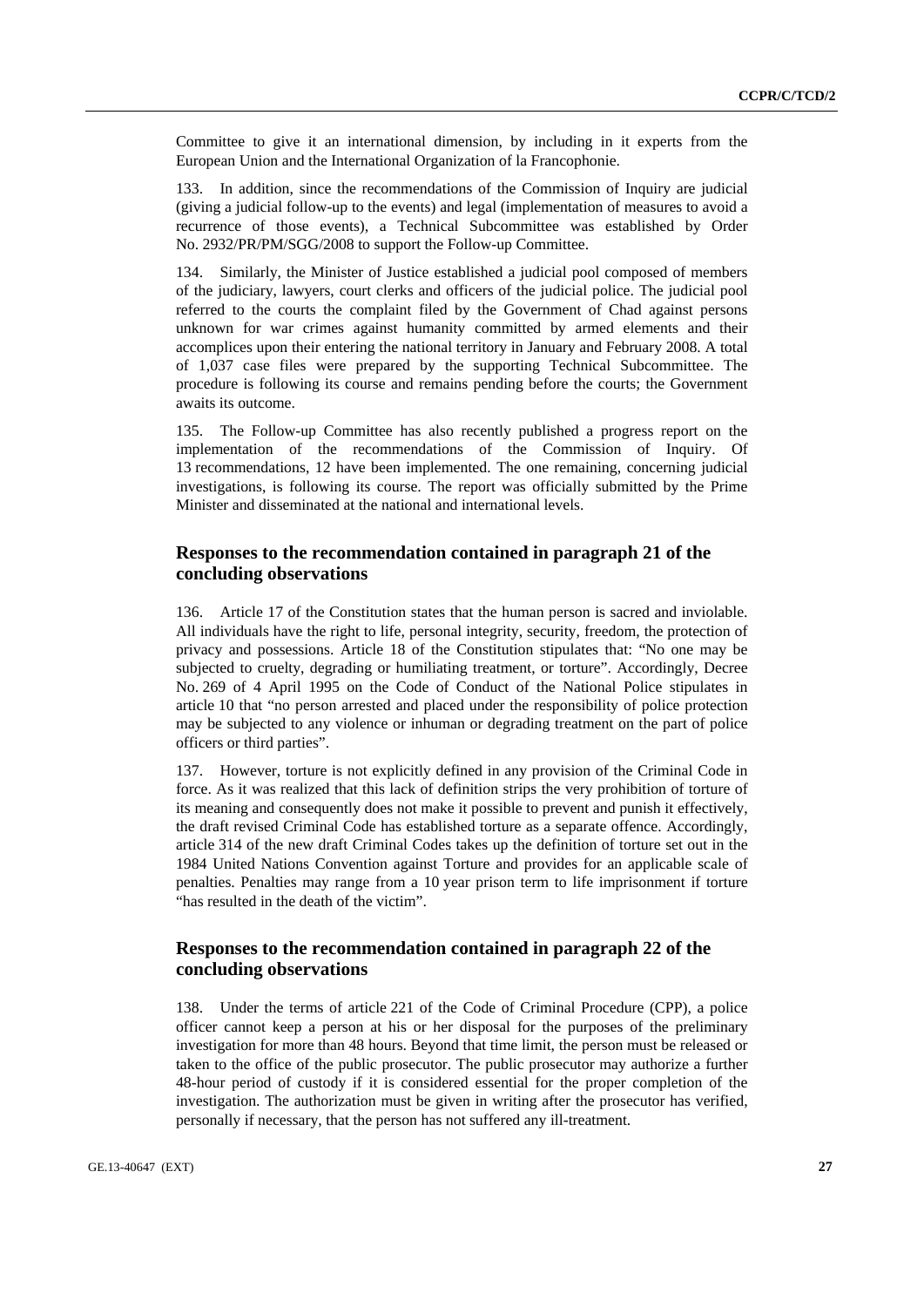Committee to give it an international dimension, by including in it experts from the European Union and the International Organization of la Francophonie.

133. In addition, since the recommendations of the Commission of Inquiry are judicial (giving a judicial follow-up to the events) and legal (implementation of measures to avoid a recurrence of those events), a Technical Subcommittee was established by Order No. 2932/PR/PM/SGG/2008 to support the Follow-up Committee.

134. Similarly, the Minister of Justice established a judicial pool composed of members of the judiciary, lawyers, court clerks and officers of the judicial police. The judicial pool referred to the courts the complaint filed by the Government of Chad against persons unknown for war crimes against humanity committed by armed elements and their accomplices upon their entering the national territory in January and February 2008. A total of 1,037 case files were prepared by the supporting Technical Subcommittee. The procedure is following its course and remains pending before the courts; the Government awaits its outcome.

135. The Follow-up Committee has also recently published a progress report on the implementation of the recommendations of the Commission of Inquiry. Of 13 recommendations, 12 have been implemented. The one remaining, concerning judicial investigations, is following its course. The report was officially submitted by the Prime Minister and disseminated at the national and international levels.

## Responses to the recommendation contained in paragraph 21 of the concluding observations

136. Article 17 of the Constitution states that the human person is sacred and inviolable. All individuals have the right to life, personal integrity, security, freedom, the protection of privacy and possessions. Article 18 of the Constitution stipulates that: "No one may be subjected to cruelty, degrading or humiliating treatment, or torture". Accordingly, Decree No. 269 of 4 April 1995 on the Code of Conduct of the National Police stipulates in article 10 that "no person arrested and placed under the responsibility of police protection may be subjected to any violence or inhuman or degrading treatment on the part of police officers or third parties".

137. However, torture is not explicitly defined in any provision of the Criminal Code in force. As it was realized that this lack of definition strips the very prohibition of torture of its meaning and consequently does not make it possible to prevent and punish it effectively, the draft revised Criminal Code has established torture as a separate offence. Accordingly, article 314 of the new draft Criminal Codes takes up the definition of torture set out in the 1984 United Nations Convention against Torture and provides for an applicable scale of penalties. Penalties may range from a 10 year prison term to life imprisonment if torture "has resulted in the death of the victim".

## Responses to the recommendation contained in paragraph 22 of the concluding observations

138. Under the terms of article 221 of the Code of Criminal Procedure (CPP), a police officer cannot keep a person at his or her disposal for the purposes of the preliminary investigation for more than 48 hours. Beyond that time limit, the person must be released or taken to the office of the public prosecutor. The public prosecutor may authorize a further 48-hour period of custody if it is considered essential for the proper completion of the investigation. The authorization must be given in writing after the prosecutor has verified, personally if necessary, that the person has not suffered any ill-treatment.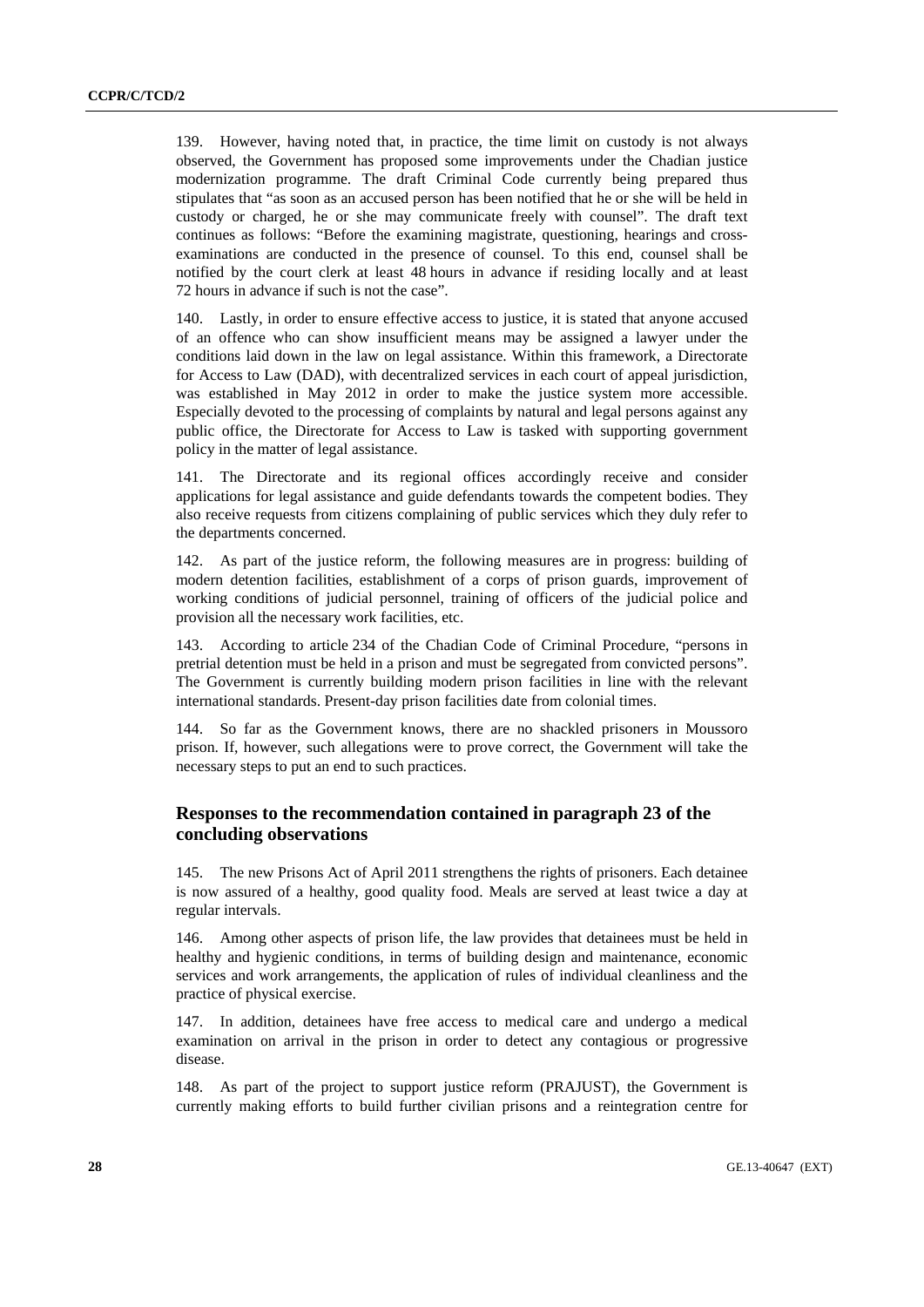139. However, having noted that, in practice, the time limit on custody is not always observed, the Government has proposed some improvements under the Chadian justice modernization programme. The draft Criminal Code currently being prepared thus stipulates that "as soon as an accused person has been notified that he or she will be held in custody or charged, he or she may communicate freely with counsel". The draft text continues as follows: "Before the examining magistrate, questioning, hearings and cross-examinations are conducted in the presence of counsel. To this end, counsel shall be notified by the court clerk at least 48 hours in advance if residing locally and at least 72 hours in advance if such is not the case".

140. Lastly, in order to ensure effective access to justice, it is stated that anyone accused of an offence who can show insufficient means may be assigned a lawyer under the conditions laid down in the law on legal assistance. Within this framework, a Directorate for Access to Law (DAD), with decentralized services in each court of appeal jurisdiction, was established in May 2012 in order to make the justice system more accessible. Especially devoted to the processing of complaints by natural and legal persons against any public office, the Directorate for Access to Law is tasked with supporting government policy in the matter of legal assistance.

141. The Directorate and its regional offices accordingly receive and consider applications for legal assistance and guide defendants towards the competent bodies. They also receive requests from citizens complaining of public services which they duly refer to the departments concerned.

142. As part of the justice reform, the following measures are in progress: building of modern detention facilities, establishment of a corps of prison guards, improvement of working conditions of judicial personnel, training of officers of the judicial police and provision all the necessary work facilities, etc.

143. According to article 234 of the Chadian Code of Criminal Procedure, "persons in pretrial detention must be held in a prison and must be segregated from convicted persons". The Government is currently building modern prison facilities in line with the relevant international standards. Present-day prison facilities date from colonial times.

144. So far as the Government knows, there are no shackled prisoners in Moussoro prison. If, however, such allegations were to prove correct, the Government will take the necessary steps to put an end to such practices.

## Responses to the recommendation contained in paragraph 23 of the concluding observations

145. The new Prisons Act of April 2011 strengthens the rights of prisoners. Each detainee is now assured of a healthy, good quality food. Meals are served at least twice a day at regular intervals.

146. Among other aspects of prison life, the law provides that detainees must be held in healthy and hygienic conditions, in terms of building design and maintenance, economic services and work arrangements, the application of rules of individual cleanliness and the practice of physical exercise.

147. In addition, detainees have free access to medical care and undergo a medical examination on arrival in the prison in order to detect any contagious or progressive disease.

148. As part of the project to support justice reform (PRAJUST), the Government is currently making efforts to build further civilian prisons and a reintegration centre for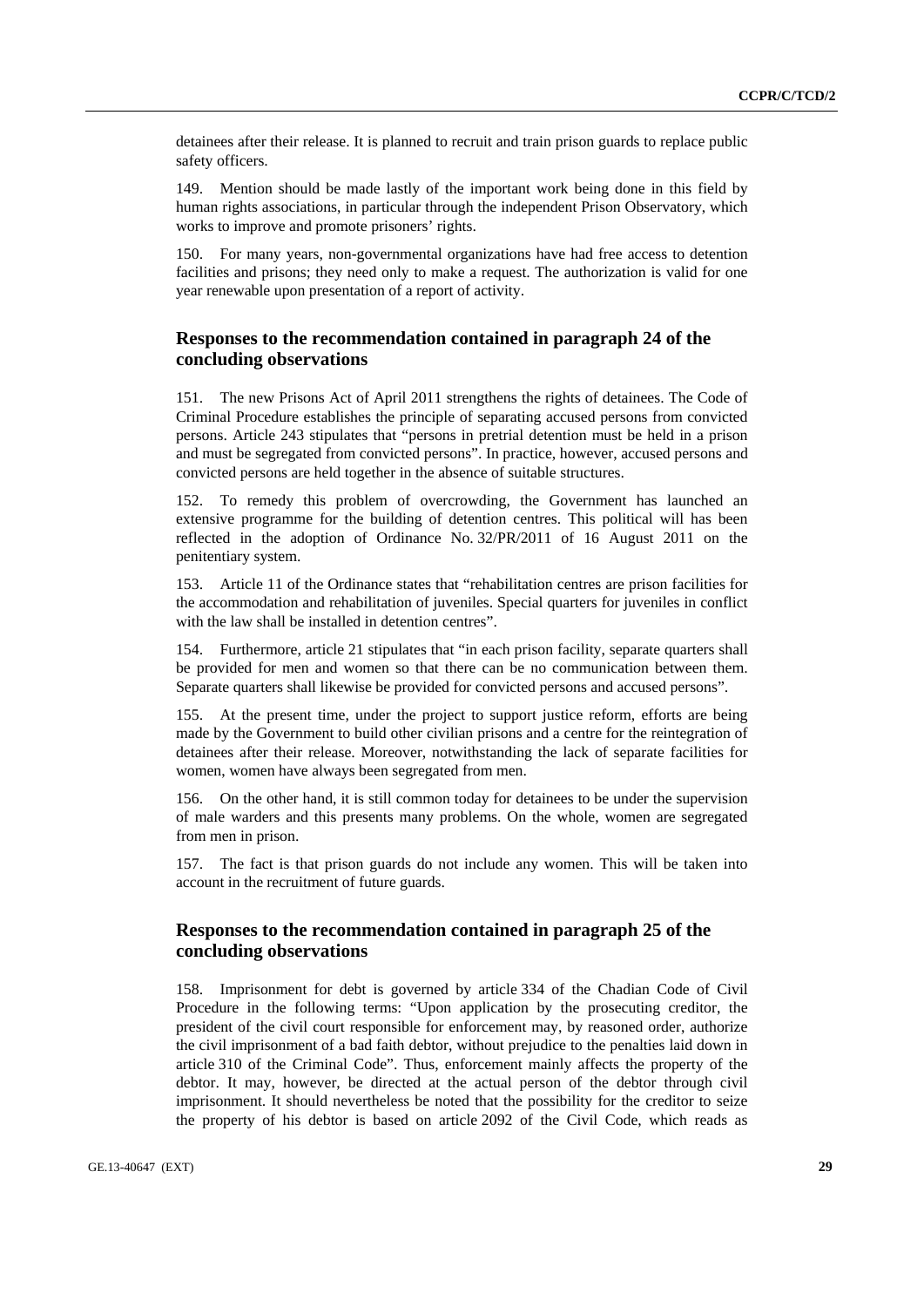detainees after their release. It is planned to recruit and train prison guards to replace public safety officers.

149. Mention should be made lastly of the important work being done in this field by human rights associations, in particular through the independent Prison Observatory, which works to improve and promote prisoners' rights.

150. For many years, non-governmental organizations have had free access to detention facilities and prisons; they need only to make a request. The authorization is valid for one year renewable upon presentation of a report of activity.

## Responses to the recommendation contained in paragraph 24 of the concluding observations

151. The new Prisons Act of April 2011 strengthens the rights of detainees. The Code of Criminal Procedure establishes the principle of separating accused persons from convicted persons. Article 243 stipulates that "persons in pretrial detention must be held in a prison and must be segregated from convicted persons". In practice, however, accused persons and convicted persons are held together in the absence of suitable structures.

152. To remedy this problem of overcrowding, the Government has launched an extensive programme for the building of detention centres. This political will has been reflected in the adoption of Ordinance No. 32/PR/2011 of 16 August 2011 on the penitentiary system.

153. Article 11 of the Ordinance states that "rehabilitation centres are prison facilities for the accommodation and rehabilitation of juveniles. Special quarters for juveniles in conflict with the law shall be installed in detention centres".

154. Furthermore, article 21 stipulates that "in each prison facility, separate quarters shall be provided for men and women so that there can be no communication between them. Separate quarters shall likewise be provided for convicted persons and accused persons".

155. At the present time, under the project to support justice reform, efforts are being made by the Government to build other civilian prisons and a centre for the reintegration of detainees after their release. Moreover, notwithstanding the lack of separate facilities for women, women have always been segregated from men.

156. On the other hand, it is still common today for detainees to be under the supervision of male warders and this presents many problems. On the whole, women are segregated from men in prison.

157. The fact is that prison guards do not include any women. This will be taken into account in the recruitment of future guards.

## Responses to the recommendation contained in paragraph 25 of the concluding observations

158. Imprisonment for debt is governed by article 334 of the Chadian Code of Civil Procedure in the following terms: "Upon application by the prosecuting creditor, the president of the civil court responsible for enforcement may, by reasoned order, authorize the civil imprisonment of a bad faith debtor, without prejudice to the penalties laid down in article 310 of the Criminal Code". Thus, enforcement mainly affects the property of the debtor. It may, however, be directed at the actual person of the debtor through civil imprisonment. It should nevertheless be noted that the possibility for the creditor to seize the property of his debtor is based on article 2092 of the Civil Code, which reads as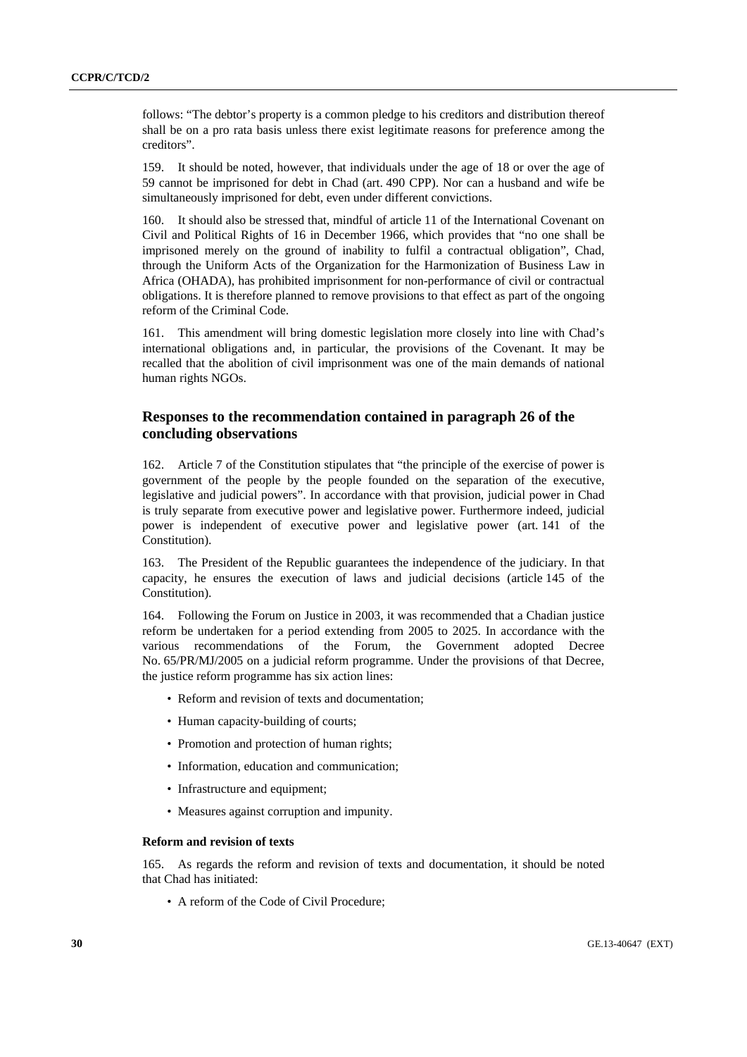follows: "The debtor's property is a common pledge to his creditors and distribution thereof shall be on a pro rata basis unless there exist legitimate reasons for preference among the creditors".

159. It should be noted, however, that individuals under the age of 18 or over the age of 59 cannot be imprisoned for debt in Chad (art. 490 CPP). Nor can a husband and wife be simultaneously imprisoned for debt, even under different convictions.

160. It should also be stressed that, mindful of article 11 of the International Covenant on Civil and Political Rights of 16 in December 1966, which provides that "no one shall be imprisoned merely on the ground of inability to fulfil a contractual obligation", Chad, through the Uniform Acts of the Organization for the Harmonization of Business Law in Africa (OHADA), has prohibited imprisonment for non-performance of civil or contractual obligations. It is therefore planned to remove provisions to that effect as part of the ongoing reform of the Criminal Code.

161. This amendment will bring domestic legislation more closely into line with Chad's international obligations and, in particular, the provisions of the Covenant. It may be recalled that the abolition of civil imprisonment was one of the main demands of national human rights NGOs.

## Responses to the recommendation contained in paragraph 26 of the concluding observations

162. Article 7 of the Constitution stipulates that "the principle of the exercise of power is government of the people by the people founded on the separation of the executive, legislative and judicial powers". In accordance with that provision, judicial power in Chad is truly separate from executive power and legislative power. Furthermore indeed, judicial power is independent of executive power and legislative power (art. 141 of the Constitution).

163. The President of the Republic guarantees the independence of the judiciary. In that capacity, he ensures the execution of laws and judicial decisions (article 145 of the Constitution).

164. Following the Forum on Justice in 2003, it was recommended that a Chadian justice reform be undertaken for a period extending from 2005 to 2025. In accordance with the various recommendations of the Forum, the Government adopted Decree No. 65/PR/MJ/2005 on a judicial reform programme. Under the provisions of that Decree, the justice reform programme has six action lines:

- Reform and revision of texts and documentation;
- Human capacity-building of courts;
- Promotion and protection of human rights;
- Information, education and communication;
- Infrastructure and equipment;
- Measures against corruption and impunity.

#### Reform and revision of texts

165. As regards the reform and revision of texts and documentation, it should be noted that Chad has initiated:

- A reform of the Code of Civil Procedure;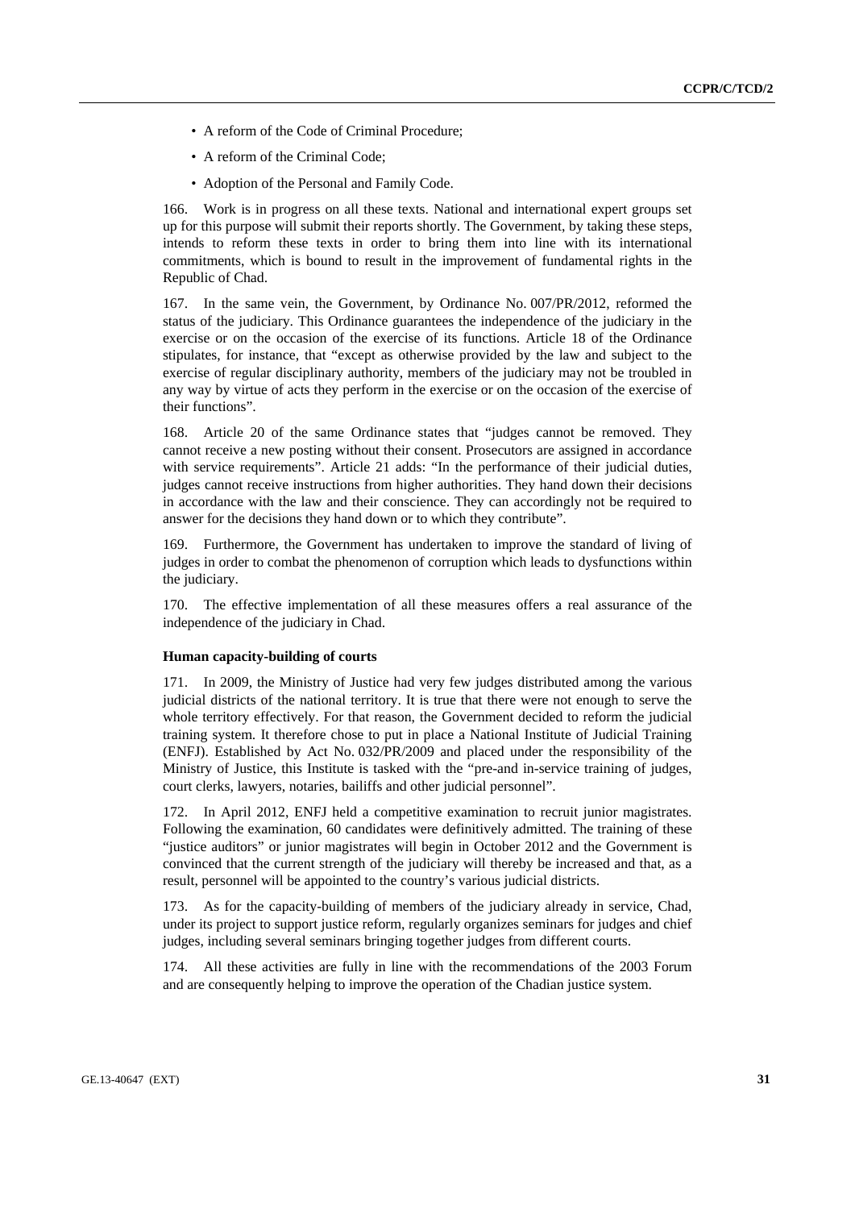- A reform of the Code of Criminal Procedure;
- A reform of the Criminal Code;
- Adoption of the Personal and Family Code.

166. Work is in progress on all these texts. National and international expert groups set up for this purpose will submit their reports shortly. The Government, by taking these steps, intends to reform these texts in order to bring them into line with its international commitments, which is bound to result in the improvement of fundamental rights in the Republic of Chad.

167. In the same vein, the Government, by Ordinance No. 007/PR/2012, reformed the status of the judiciary. This Ordinance guarantees the independence of the judiciary in the exercise or on the occasion of the exercise of its functions. Article 18 of the Ordinance stipulates, for instance, that "except as otherwise provided by the law and subject to the exercise of regular disciplinary authority, members of the judiciary may not be troubled in any way by virtue of acts they perform in the exercise or on the occasion of the exercise of their functions".

168. Article 20 of the same Ordinance states that "judges cannot be removed. They cannot receive a new posting without their consent. Prosecutors are assigned in accordance with service requirements". Article 21 adds: "In the performance of their judicial duties, judges cannot receive instructions from higher authorities. They hand down their decisions in accordance with the law and their conscience. They can accordingly not be required to answer for the decisions they hand down or to which they contribute".

169. Furthermore, the Government has undertaken to improve the standard of living of judges in order to combat the phenomenon of corruption which leads to dysfunctions within the judiciary.

170. The effective implementation of all these measures offers a real assurance of the independence of the judiciary in Chad.

**Human capacity-building of courts**

171. In 2009, the Ministry of Justice had very few judges distributed among the various judicial districts of the national territory. It is true that there were not enough to serve the whole territory effectively. For that reason, the Government decided to reform the judicial training system. It therefore chose to put in place a National Institute of Judicial Training (ENFJ). Established by Act No. 032/PR/2009 and placed under the responsibility of the Ministry of Justice, this Institute is tasked with the "pre-and in-service training of judges, court clerks, lawyers, notaries, bailiffs and other judicial personnel".

172. In April 2012, ENFJ held a competitive examination to recruit junior magistrates. Following the examination, 60 candidates were definitively admitted. The training of these "justice auditors" or junior magistrates will begin in October 2012 and the Government is convinced that the current strength of the judiciary will thereby be increased and that, as a result, personnel will be appointed to the country's various judicial districts.

173. As for the capacity-building of members of the judiciary already in service, Chad, under its project to support justice reform, regularly organizes seminars for judges and chief judges, including several seminars bringing together judges from different courts.

174. All these activities are fully in line with the recommendations of the 2003 Forum and are consequently helping to improve the operation of the Chadian justice system.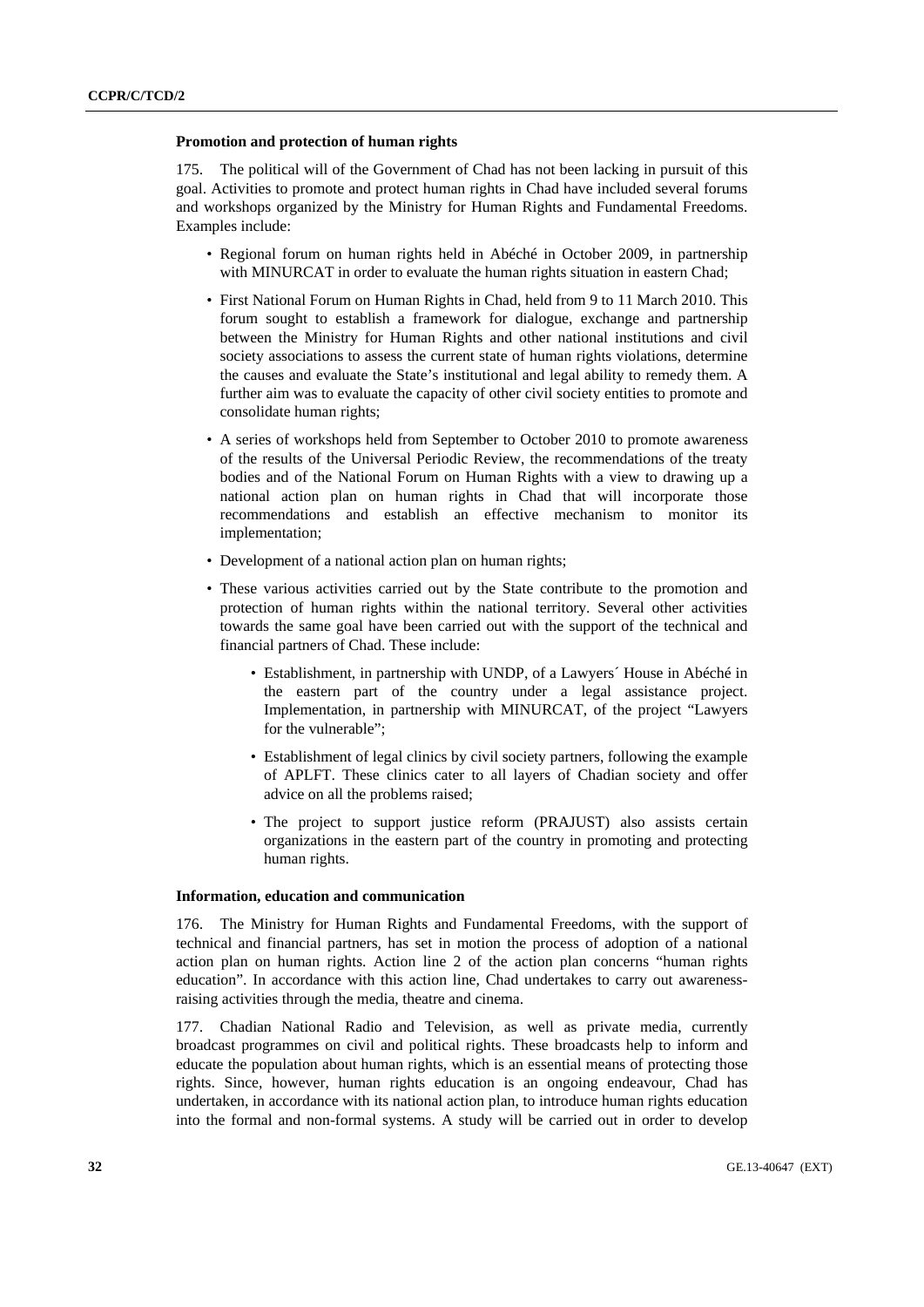**Promotion and protection of human rights**

175. The political will of the Government of Chad has not been lacking in pursuit of this goal. Activities to promote and protect human rights in Chad have included several forums and workshops organized by the Ministry for Human Rights and Fundamental Freedoms. Examples include:

- Regional forum on human rights held in Abéché in October 2009, in partnership with MINURCAT in order to evaluate the human rights situation in eastern Chad;
- First National Forum on Human Rights in Chad, held from 9 to 11 March 2010. This forum sought to establish a framework for dialogue, exchange and partnership between the Ministry for Human Rights and other national institutions and civil society associations to assess the current state of human rights violations, determine the causes and evaluate the State's institutional and legal ability to remedy them. A further aim was to evaluate the capacity of other civil society entities to promote and consolidate human rights;
- A series of workshops held from September to October 2010 to promote awareness of the results of the Universal Periodic Review, the recommendations of the treaty bodies and of the National Forum on Human Rights with a view to drawing up a national action plan on human rights in Chad that will incorporate those recommendations and establish an effective mechanism to monitor its implementation;
- Development of a national action plan on human rights;
- These various activities carried out by the State contribute to the promotion and protection of human rights within the national territory. Several other activities towards the same goal have been carried out with the support of the technical and financial partners of Chad. These include:
  - Establishment, in partnership with UNDP, of a Lawyers´ House in Abéché in the eastern part of the country under a legal assistance project. Implementation, in partnership with MINURCAT, of the project "Lawyers for the vulnerable";
  - Establishment of legal clinics by civil society partners, following the example of APLFT. These clinics cater to all layers of Chadian society and offer advice on all the problems raised;
  - The project to support justice reform (PRAJUST) also assists certain organizations in the eastern part of the country in promoting and protecting human rights.

**Information, education and communication**

176. The Ministry for Human Rights and Fundamental Freedoms, with the support of technical and financial partners, has set in motion the process of adoption of a national action plan on human rights. Action line 2 of the action plan concerns "human rights education". In accordance with this action line, Chad undertakes to carry out awareness-raising activities through the media, theatre and cinema.

177. Chadian National Radio and Television, as well as private media, currently broadcast programmes on civil and political rights. These broadcasts help to inform and educate the population about human rights, which is an essential means of protecting those rights. Since, however, human rights education is an ongoing endeavour, Chad has undertaken, in accordance with its national action plan, to introduce human rights education into the formal and non-formal systems. A study will be carried out in order to develop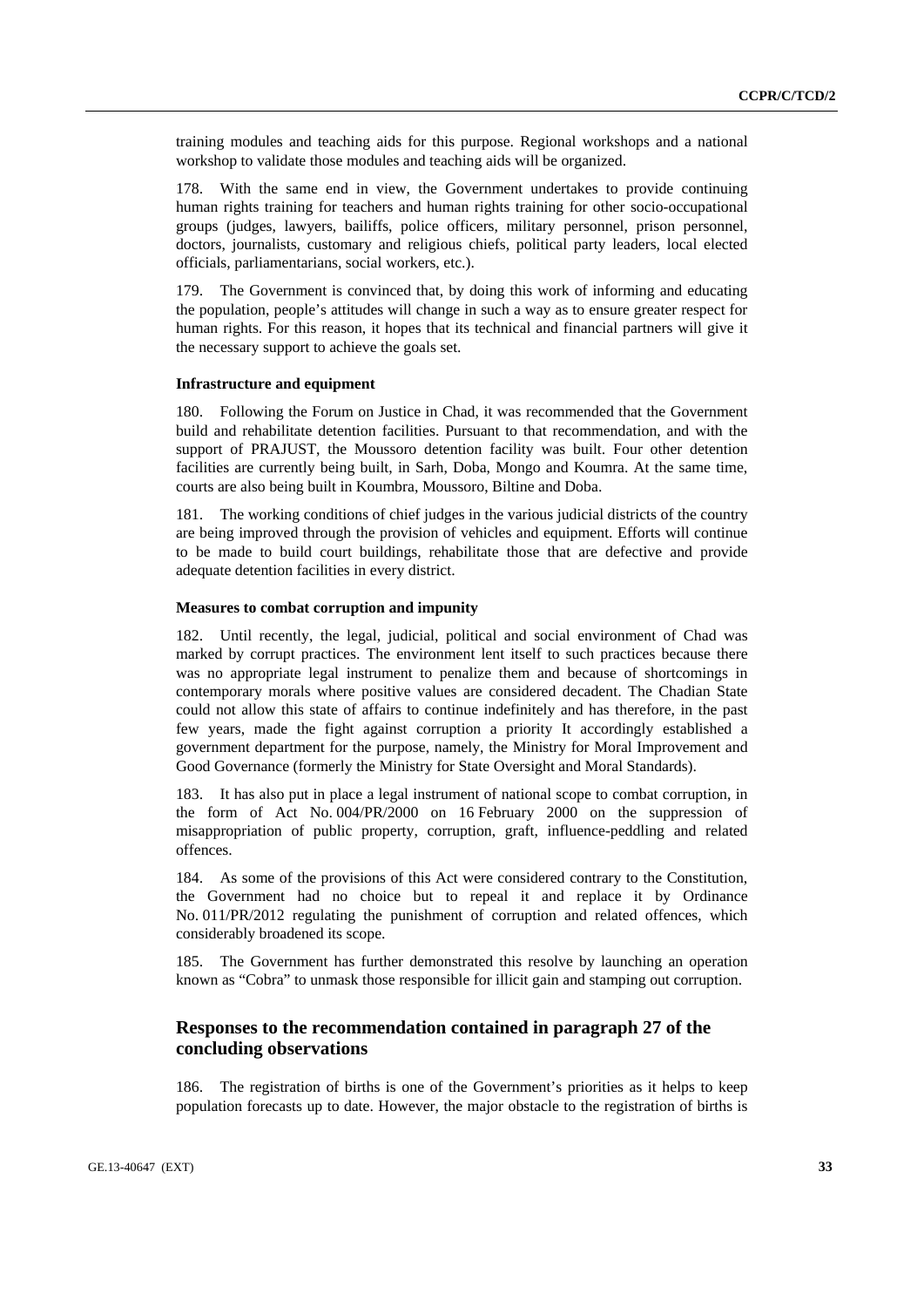training modules and teaching aids for this purpose. Regional workshops and a national workshop to validate those modules and teaching aids will be organized.

178. With the same end in view, the Government undertakes to provide continuing human rights training for teachers and human rights training for other socio-occupational groups (judges, lawyers, bailiffs, police officers, military personnel, prison personnel, doctors, journalists, customary and religious chiefs, political party leaders, local elected officials, parliamentarians, social workers, etc.).

179. The Government is convinced that, by doing this work of informing and educating the population, people's attitudes will change in such a way as to ensure greater respect for human rights. For this reason, it hopes that its technical and financial partners will give it the necessary support to achieve the goals set.

#### Infrastructure and equipment

180. Following the Forum on Justice in Chad, it was recommended that the Government build and rehabilitate detention facilities. Pursuant to that recommendation, and with the support of PRAJUST, the Moussoro detention facility was built. Four other detention facilities are currently being built, in Sarh, Doba, Mongo and Koumra. At the same time, courts are also being built in Koumbra, Moussoro, Biltine and Doba.

181. The working conditions of chief judges in the various judicial districts of the country are being improved through the provision of vehicles and equipment. Efforts will continue to be made to build court buildings, rehabilitate those that are defective and provide adequate detention facilities in every district.

#### Measures to combat corruption and impunity

182. Until recently, the legal, judicial, political and social environment of Chad was marked by corrupt practices. The environment lent itself to such practices because there was no appropriate legal instrument to penalize them and because of shortcomings in contemporary morals where positive values are considered decadent. The Chadian State could not allow this state of affairs to continue indefinitely and has therefore, in the past few years, made the fight against corruption a priority It accordingly established a government department for the purpose, namely, the Ministry for Moral Improvement and Good Governance (formerly the Ministry for State Oversight and Moral Standards).

183. It has also put in place a legal instrument of national scope to combat corruption, in the form of Act No. 004/PR/2000 on 16 February 2000 on the suppression of misappropriation of public property, corruption, graft, influence-peddling and related offences.

184. As some of the provisions of this Act were considered contrary to the Constitution, the Government had no choice but to repeal it and replace it by Ordinance No. 011/PR/2012 regulating the punishment of corruption and related offences, which considerably broadened its scope.

185. The Government has further demonstrated this resolve by launching an operation known as "Cobra" to unmask those responsible for illicit gain and stamping out corruption.

### Responses to the recommendation contained in paragraph 27 of the concluding observations

186. The registration of births is one of the Government's priorities as it helps to keep population forecasts up to date. However, the major obstacle to the registration of births is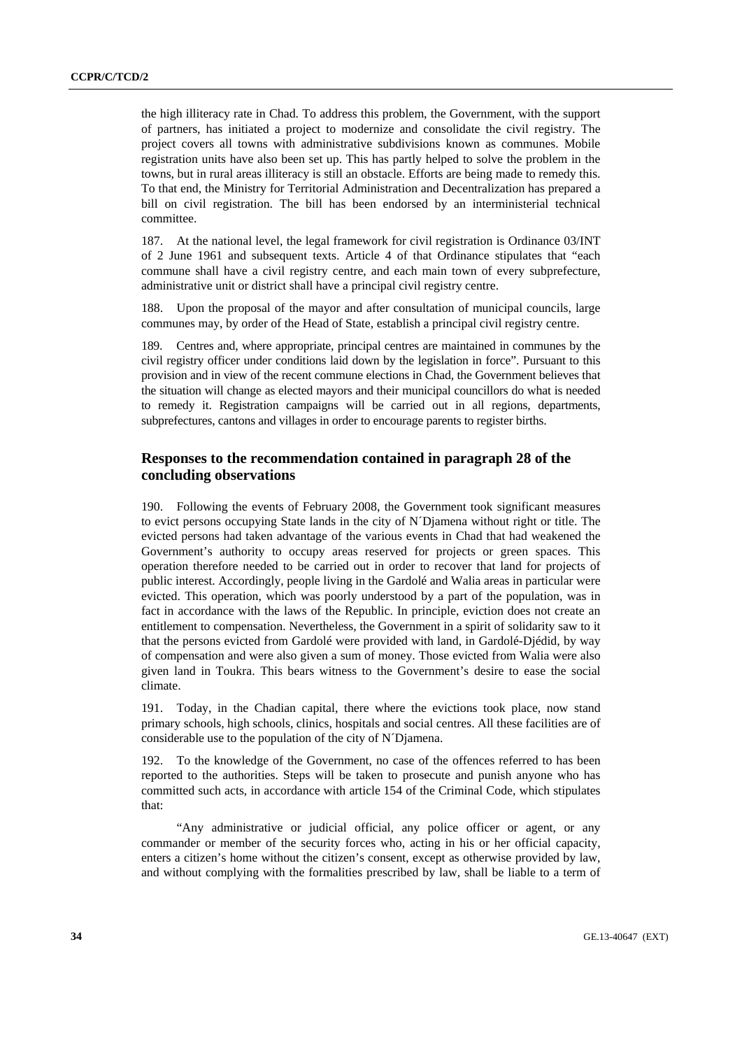the high illiteracy rate in Chad. To address this problem, the Government, with the support of partners, has initiated a project to modernize and consolidate the civil registry. The project covers all towns with administrative subdivisions known as communes. Mobile registration units have also been set up. This has partly helped to solve the problem in the towns, but in rural areas illiteracy is still an obstacle. Efforts are being made to remedy this. To that end, the Ministry for Territorial Administration and Decentralization has prepared a bill on civil registration. The bill has been endorsed by an interministerial technical committee.

187. At the national level, the legal framework for civil registration is Ordinance 03/INT of 2 June 1961 and subsequent texts. Article 4 of that Ordinance stipulates that "each commune shall have a civil registry centre, and each main town of every subprefecture, administrative unit or district shall have a principal civil registry centre.

188. Upon the proposal of the mayor and after consultation of municipal councils, large communes may, by order of the Head of State, establish a principal civil registry centre.

189. Centres and, where appropriate, principal centres are maintained in communes by the civil registry officer under conditions laid down by the legislation in force". Pursuant to this provision and in view of the recent commune elections in Chad, the Government believes that the situation will change as elected mayors and their municipal councillors do what is needed to remedy it. Registration campaigns will be carried out in all regions, departments, subprefectures, cantons and villages in order to encourage parents to register births.

## Responses to the recommendation contained in paragraph 28 of the concluding observations

190. Following the events of February 2008, the Government took significant measures to evict persons occupying State lands in the city of N´Djamena without right or title. The evicted persons had taken advantage of the various events in Chad that had weakened the Government's authority to occupy areas reserved for projects or green spaces. This operation therefore needed to be carried out in order to recover that land for projects of public interest. Accordingly, people living in the Gardolé and Walia areas in particular were evicted. This operation, which was poorly understood by a part of the population, was in fact in accordance with the laws of the Republic. In principle, eviction does not create an entitlement to compensation. Nevertheless, the Government in a spirit of solidarity saw to it that the persons evicted from Gardolé were provided with land, in Gardolé-Djédid, by way of compensation and were also given a sum of money. Those evicted from Walia were also given land in Toukra. This bears witness to the Government's desire to ease the social climate.

191. Today, in the Chadian capital, there where the evictions took place, now stand primary schools, high schools, clinics, hospitals and social centres. All these facilities are of considerable use to the population of the city of N´Djamena.

192. To the knowledge of the Government, no case of the offences referred to has been reported to the authorities. Steps will be taken to prosecute and punish anyone who has committed such acts, in accordance with article 154 of the Criminal Code, which stipulates that:

> "Any administrative or judicial official, any police officer or agent, or any commander or member of the security forces who, acting in his or her official capacity, enters a citizen's home without the citizen's consent, except as otherwise provided by law, and without complying with the formalities prescribed by law, shall be liable to a term of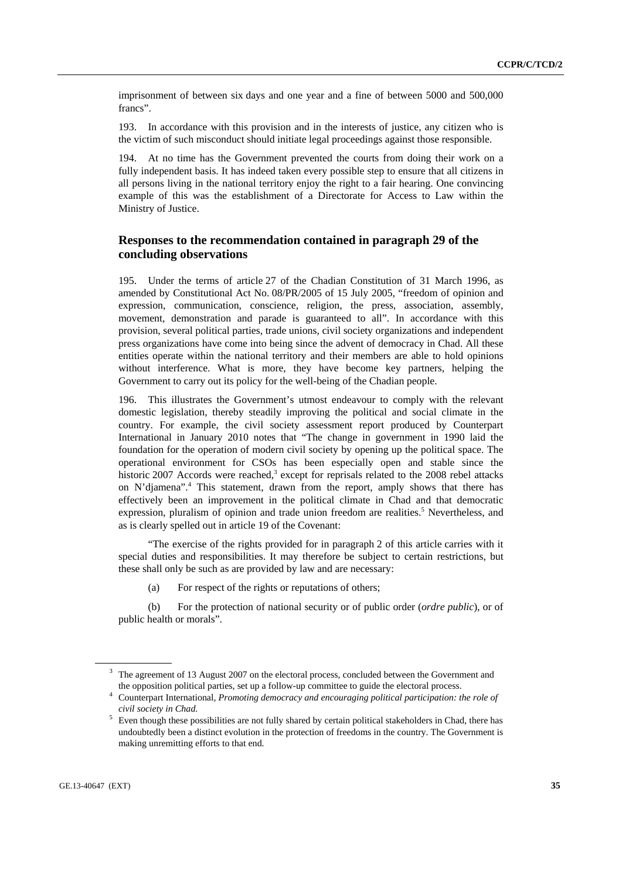imprisonment of between six days and one year and a fine of between 5000 and 500,000 francs".

193. In accordance with this provision and in the interests of justice, any citizen who is the victim of such misconduct should initiate legal proceedings against those responsible.

194. At no time has the Government prevented the courts from doing their work on a fully independent basis. It has indeed taken every possible step to ensure that all citizens in all persons living in the national territory enjoy the right to a fair hearing. One convincing example of this was the establishment of a Directorate for Access to Law within the Ministry of Justice.

## Responses to the recommendation contained in paragraph 29 of the concluding observations

195. Under the terms of article 27 of the Chadian Constitution of 31 March 1996, as amended by Constitutional Act No. 08/PR/2005 of 15 July 2005, "freedom of opinion and expression, communication, conscience, religion, the press, association, assembly, movement, demonstration and parade is guaranteed to all". In accordance with this provision, several political parties, trade unions, civil society organizations and independent press organizations have come into being since the advent of democracy in Chad. All these entities operate within the national territory and their members are able to hold opinions without interference. What is more, they have become key partners, helping the Government to carry out its policy for the well-being of the Chadian people.

196. This illustrates the Government's utmost endeavour to comply with the relevant domestic legislation, thereby steadily improving the political and social climate in the country. For example, the civil society assessment report produced by Counterpart International in January 2010 notes that "The change in government in 1990 laid the foundation for the operation of modern civil society by opening up the political space. The operational environment for CSOs has been especially open and stable since the historic 2007 Accords were reached,[3] except for reprisals related to the 2008 rebel attacks on N'djamena".[4] This statement, drawn from the report, amply shows that there has effectively been an improvement in the political climate in Chad and that democratic expression, pluralism of opinion and trade union freedom are realities.[5] Nevertheless, and as is clearly spelled out in article 19 of the Covenant:

"The exercise of the rights provided for in paragraph 2 of this article carries with it special duties and responsibilities. It may therefore be subject to certain restrictions, but these shall only be such as are provided by law and are necessary:

(a) For respect of the rights or reputations of others;

(b) For the protection of national security or of public order (*ordre public*), or of public health or morals".

---

[3] The agreement of 13 August 2007 on the electoral process, concluded between the Government and the opposition political parties, set up a follow-up committee to guide the electoral process.

[4] Counterpart International, *Promoting democracy and encouraging political participation: the role of civil society in Chad.*

[5] Even though these possibilities are not fully shared by certain political stakeholders in Chad, there has undoubtedly been a distinct evolution in the protection of freedoms in the country. The Government is making unremitting efforts to that end.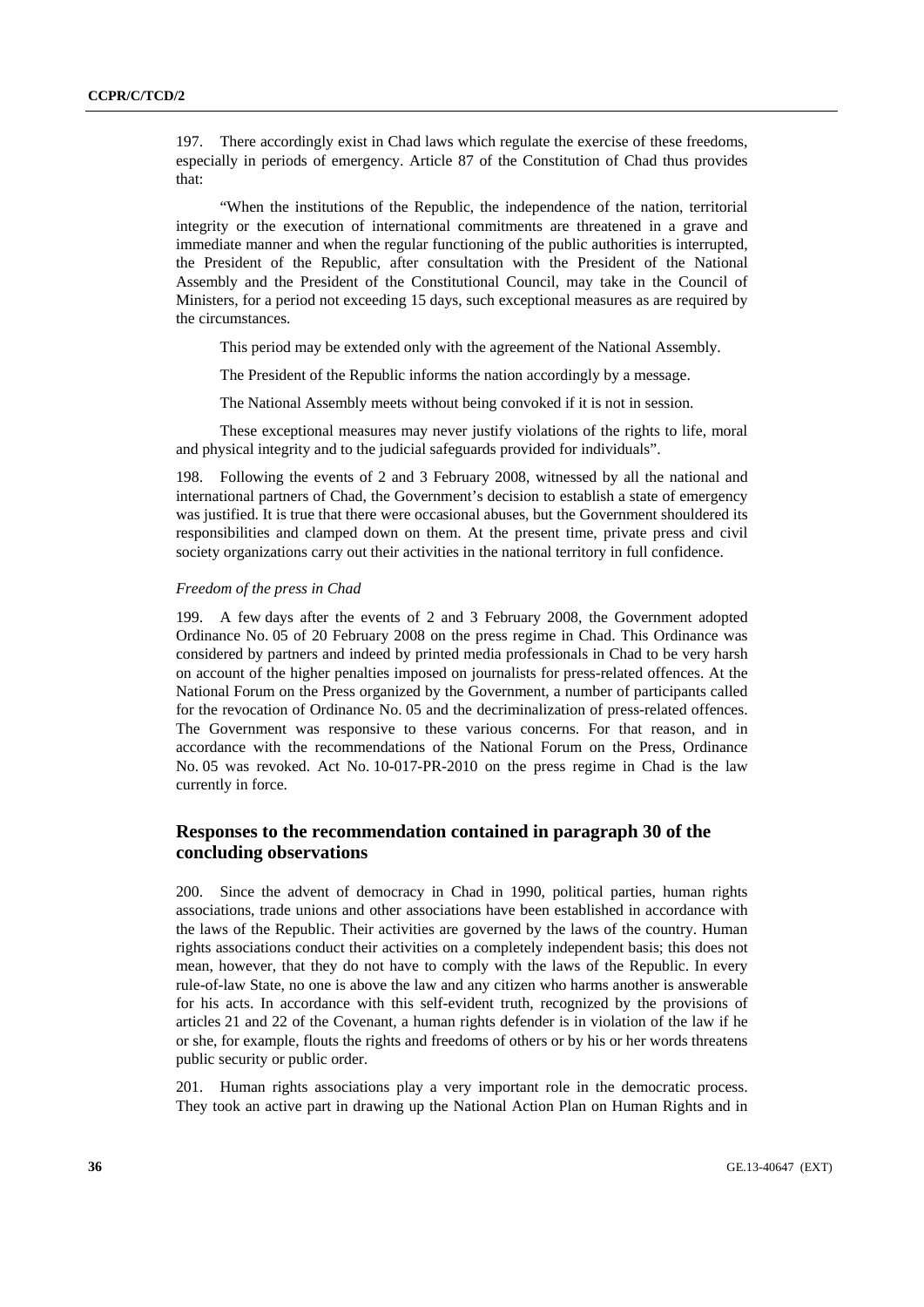197. There accordingly exist in Chad laws which regulate the exercise of these freedoms, especially in periods of emergency. Article 87 of the Constitution of Chad thus provides that:

"When the institutions of the Republic, the independence of the nation, territorial integrity or the execution of international commitments are threatened in a grave and immediate manner and when the regular functioning of the public authorities is interrupted, the President of the Republic, after consultation with the President of the National Assembly and the President of the Constitutional Council, may take in the Council of Ministers, for a period not exceeding 15 days, such exceptional measures as are required by the circumstances.

This period may be extended only with the agreement of the National Assembly.

The President of the Republic informs the nation accordingly by a message.

The National Assembly meets without being convoked if it is not in session.

These exceptional measures may never justify violations of the rights to life, moral and physical integrity and to the judicial safeguards provided for individuals".

198. Following the events of 2 and 3 February 2008, witnessed by all the national and international partners of Chad, the Government's decision to establish a state of emergency was justified. It is true that there were occasional abuses, but the Government shouldered its responsibilities and clamped down on them. At the present time, private press and civil society organizations carry out their activities in the national territory in full confidence.

*Freedom of the press in Chad*

199. A few days after the events of 2 and 3 February 2008, the Government adopted Ordinance No. 05 of 20 February 2008 on the press regime in Chad. This Ordinance was considered by partners and indeed by printed media professionals in Chad to be very harsh on account of the higher penalties imposed on journalists for press-related offences. At the National Forum on the Press organized by the Government, a number of participants called for the revocation of Ordinance No. 05 and the decriminalization of press-related offences. The Government was responsive to these various concerns. For that reason, and in accordance with the recommendations of the National Forum on the Press, Ordinance No. 05 was revoked. Act No. 10-017-PR-2010 on the press regime in Chad is the law currently in force.

## Responses to the recommendation contained in paragraph 30 of the concluding observations

200. Since the advent of democracy in Chad in 1990, political parties, human rights associations, trade unions and other associations have been established in accordance with the laws of the Republic. Their activities are governed by the laws of the country. Human rights associations conduct their activities on a completely independent basis; this does not mean, however, that they do not have to comply with the laws of the Republic. In every rule-of-law State, no one is above the law and any citizen who harms another is answerable for his acts. In accordance with this self-evident truth, recognized by the provisions of articles 21 and 22 of the Covenant, a human rights defender is in violation of the law if he or she, for example, flouts the rights and freedoms of others or by his or her words threatens public security or public order.

201. Human rights associations play a very important role in the democratic process. They took an active part in drawing up the National Action Plan on Human Rights and in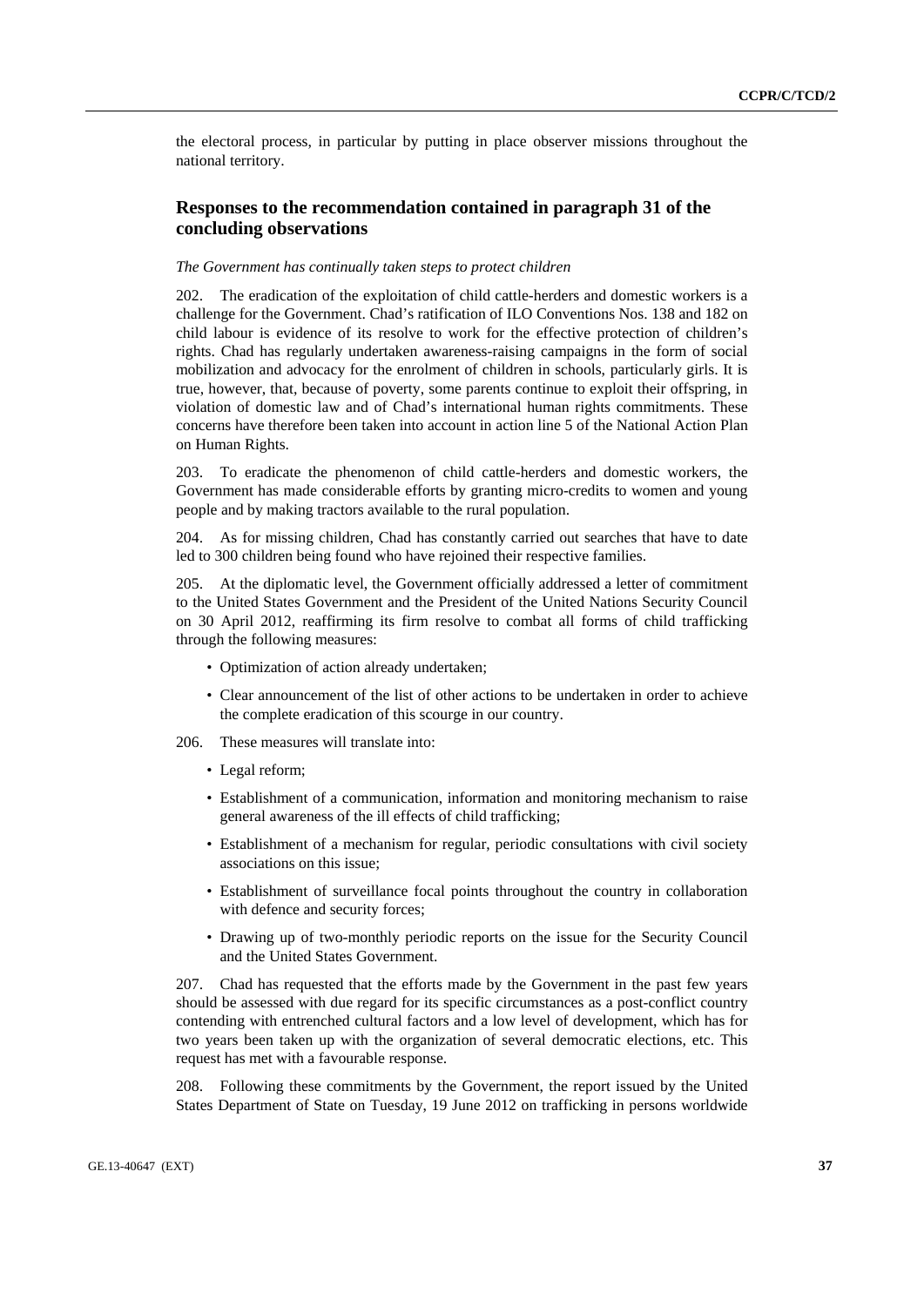the electoral process, in particular by putting in place observer missions throughout the national territory.

## Responses to the recommendation contained in paragraph 31 of the concluding observations

*The Government has continually taken steps to protect children*

202. The eradication of the exploitation of child cattle-herders and domestic workers is a challenge for the Government. Chad's ratification of ILO Conventions Nos. 138 and 182 on child labour is evidence of its resolve to work for the effective protection of children's rights. Chad has regularly undertaken awareness-raising campaigns in the form of social mobilization and advocacy for the enrolment of children in schools, particularly girls. It is true, however, that, because of poverty, some parents continue to exploit their offspring, in violation of domestic law and of Chad's international human rights commitments. These concerns have therefore been taken into account in action line 5 of the National Action Plan on Human Rights.

203. To eradicate the phenomenon of child cattle-herders and domestic workers, the Government has made considerable efforts by granting micro-credits to women and young people and by making tractors available to the rural population.

204. As for missing children, Chad has constantly carried out searches that have to date led to 300 children being found who have rejoined their respective families.

205. At the diplomatic level, the Government officially addressed a letter of commitment to the United States Government and the President of the United Nations Security Council on 30 April 2012, reaffirming its firm resolve to combat all forms of child trafficking through the following measures:

- Optimization of action already undertaken;
- Clear announcement of the list of other actions to be undertaken in order to achieve the complete eradication of this scourge in our country.

206. These measures will translate into:

- Legal reform;
- Establishment of a communication, information and monitoring mechanism to raise general awareness of the ill effects of child trafficking;
- Establishment of a mechanism for regular, periodic consultations with civil society associations on this issue;
- Establishment of surveillance focal points throughout the country in collaboration with defence and security forces;
- Drawing up of two-monthly periodic reports on the issue for the Security Council and the United States Government.

207. Chad has requested that the efforts made by the Government in the past few years should be assessed with due regard for its specific circumstances as a post-conflict country contending with entrenched cultural factors and a low level of development, which has for two years been taken up with the organization of several democratic elections, etc. This request has met with a favourable response.

208. Following these commitments by the Government, the report issued by the United States Department of State on Tuesday, 19 June 2012 on trafficking in persons worldwide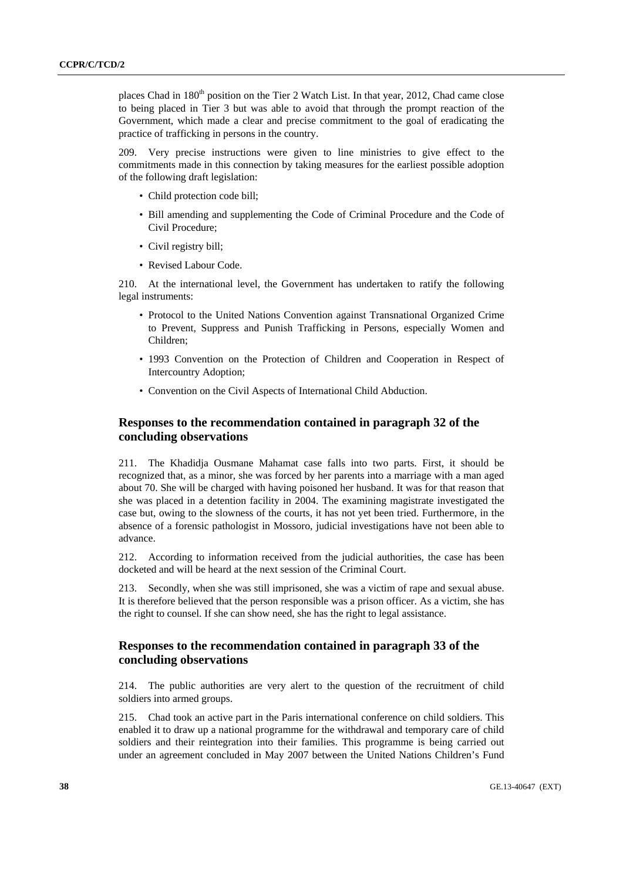places Chad in 180th position on the Tier 2 Watch List. In that year, 2012, Chad came close to being placed in Tier 3 but was able to avoid that through the prompt reaction of the Government, which made a clear and precise commitment to the goal of eradicating the practice of trafficking in persons in the country.

209. Very precise instructions were given to line ministries to give effect to the commitments made in this connection by taking measures for the earliest possible adoption of the following draft legislation:

- Child protection code bill;
- Bill amending and supplementing the Code of Criminal Procedure and the Code of Civil Procedure;
- Civil registry bill;
- Revised Labour Code.

210. At the international level, the Government has undertaken to ratify the following legal instruments:

- Protocol to the United Nations Convention against Transnational Organized Crime to Prevent, Suppress and Punish Trafficking in Persons, especially Women and Children;
- 1993 Convention on the Protection of Children and Cooperation in Respect of Intercountry Adoption;
- Convention on the Civil Aspects of International Child Abduction.

## Responses to the recommendation contained in paragraph 32 of the concluding observations

211. The Khadidja Ousmane Mahamat case falls into two parts. First, it should be recognized that, as a minor, she was forced by her parents into a marriage with a man aged about 70. She will be charged with having poisoned her husband. It was for that reason that she was placed in a detention facility in 2004. The examining magistrate investigated the case but, owing to the slowness of the courts, it has not yet been tried. Furthermore, in the absence of a forensic pathologist in Mossoro, judicial investigations have not been able to advance.

212. According to information received from the judicial authorities, the case has been docketed and will be heard at the next session of the Criminal Court.

213. Secondly, when she was still imprisoned, she was a victim of rape and sexual abuse. It is therefore believed that the person responsible was a prison officer. As a victim, she has the right to counsel. If she can show need, she has the right to legal assistance.

## Responses to the recommendation contained in paragraph 33 of the concluding observations

214. The public authorities are very alert to the question of the recruitment of child soldiers into armed groups.

215. Chad took an active part in the Paris international conference on child soldiers. This enabled it to draw up a national programme for the withdrawal and temporary care of child soldiers and their reintegration into their families. This programme is being carried out under an agreement concluded in May 2007 between the United Nations Children's Fund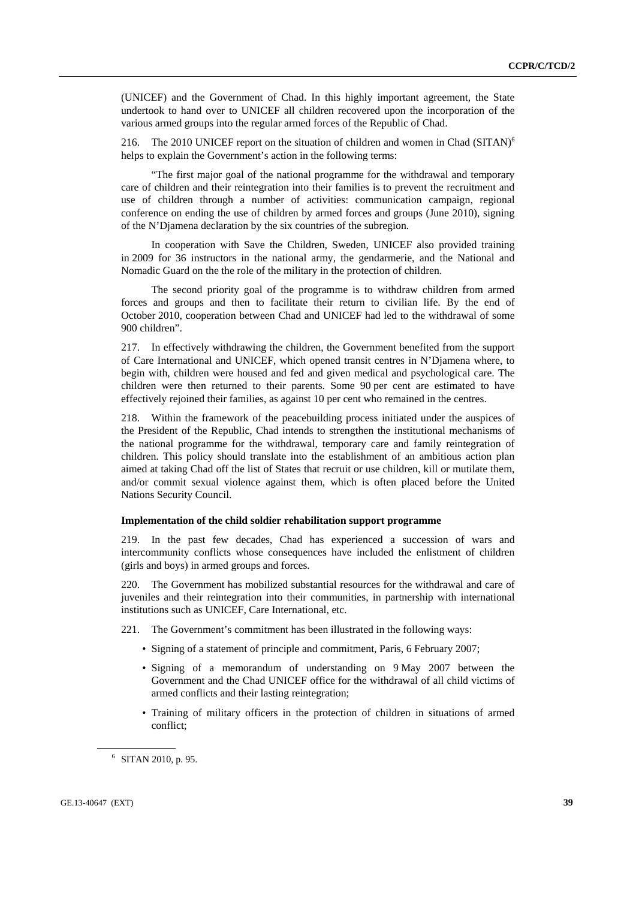(UNICEF) and the Government of Chad. In this highly important agreement, the State undertook to hand over to UNICEF all children recovered upon the incorporation of the various armed groups into the regular armed forces of the Republic of Chad.

216. The 2010 UNICEF report on the situation of children and women in Chad (SITAN)[6] helps to explain the Government's action in the following terms:

"The first major goal of the national programme for the withdrawal and temporary care of children and their reintegration into their families is to prevent the recruitment and use of children through a number of activities: communication campaign, regional conference on ending the use of children by armed forces and groups (June 2010), signing of the N'Djamena declaration by the six countries of the subregion.

In cooperation with Save the Children, Sweden, UNICEF also provided training in 2009 for 36 instructors in the national army, the gendarmerie, and the National and Nomadic Guard on the the role of the military in the protection of children.

The second priority goal of the programme is to withdraw children from armed forces and groups and then to facilitate their return to civilian life. By the end of October 2010, cooperation between Chad and UNICEF had led to the withdrawal of some 900 children".

217. In effectively withdrawing the children, the Government benefited from the support of Care International and UNICEF, which opened transit centres in N'Djamena where, to begin with, children were housed and fed and given medical and psychological care. The children were then returned to their parents. Some 90 per cent are estimated to have effectively rejoined their families, as against 10 per cent who remained in the centres.

218. Within the framework of the peacebuilding process initiated under the auspices of the President of the Republic, Chad intends to strengthen the institutional mechanisms of the national programme for the withdrawal, temporary care and family reintegration of children. This policy should translate into the establishment of an ambitious action plan aimed at taking Chad off the list of States that recruit or use children, kill or mutilate them, and/or commit sexual violence against them, which is often placed before the United Nations Security Council.

#### Implementation of the child soldier rehabilitation support programme

219. In the past few decades, Chad has experienced a succession of wars and intercommunity conflicts whose consequences have included the enlistment of children (girls and boys) in armed groups and forces.

220. The Government has mobilized substantial resources for the withdrawal and care of juveniles and their reintegration into their communities, in partnership with international institutions such as UNICEF, Care International, etc.

221. The Government's commitment has been illustrated in the following ways:

- Signing of a statement of principle and commitment, Paris, 6 February 2007;
- Signing of a memorandum of understanding on 9 May 2007 between the Government and the Chad UNICEF office for the withdrawal of all child victims of armed conflicts and their lasting reintegration;
- Training of military officers in the protection of children in situations of armed conflict;

[6] SITAN 2010, p. 95.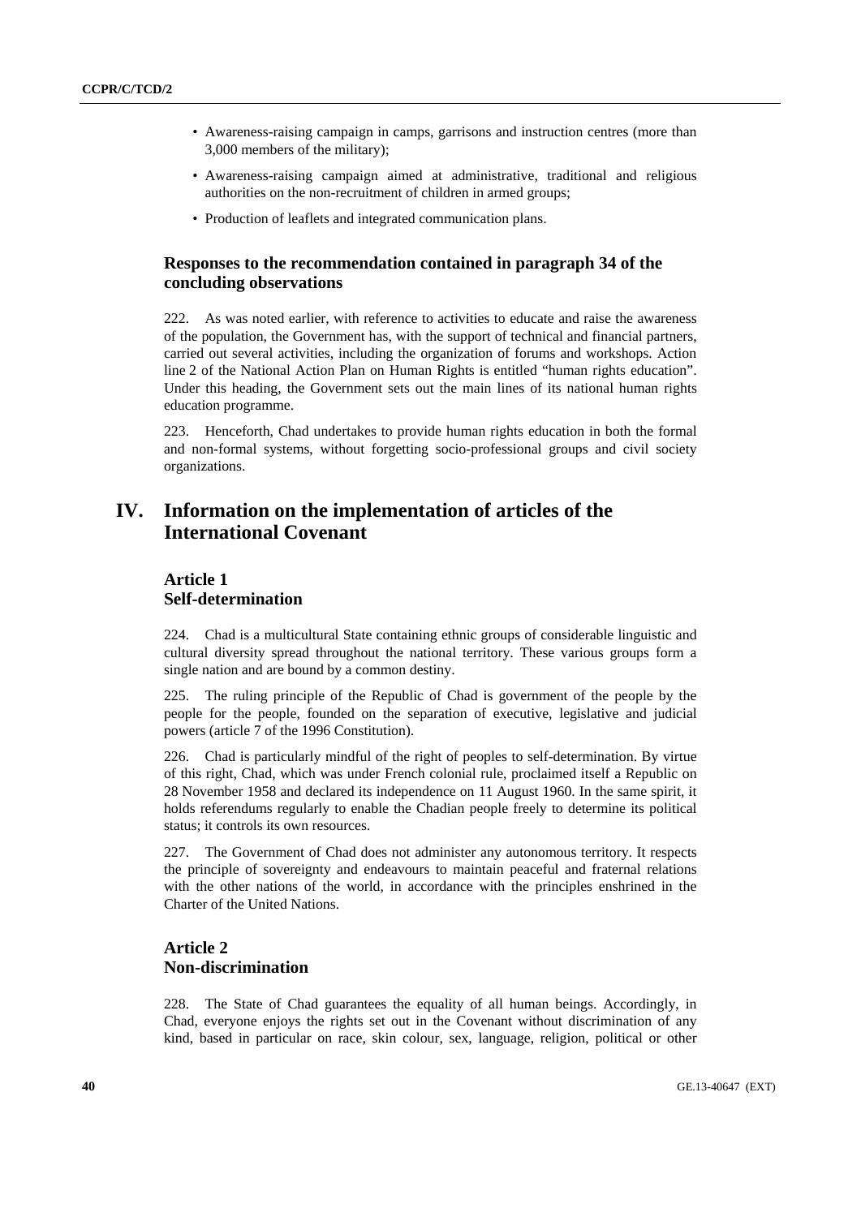- Awareness-raising campaign in camps, garrisons and instruction centres (more than 3,000 members of the military);
- Awareness-raising campaign aimed at administrative, traditional and religious authorities on the non-recruitment of children in armed groups;
- Production of leaflets and integrated communication plans.

### Responses to the recommendation contained in paragraph 34 of the concluding observations

222. As was noted earlier, with reference to activities to educate and raise the awareness of the population, the Government has, with the support of technical and financial partners, carried out several activities, including the organization of forums and workshops. Action line 2 of the National Action Plan on Human Rights is entitled "human rights education". Under this heading, the Government sets out the main lines of its national human rights education programme.

223. Henceforth, Chad undertakes to provide human rights education in both the formal and non-formal systems, without forgetting socio-professional groups and civil society organizations.

## IV. Information on the implementation of articles of the International Covenant

### Article 1
### Self-determination

224. Chad is a multicultural State containing ethnic groups of considerable linguistic and cultural diversity spread throughout the national territory. These various groups form a single nation and are bound by a common destiny.

225. The ruling principle of the Republic of Chad is government of the people by the people for the people, founded on the separation of executive, legislative and judicial powers (article 7 of the 1996 Constitution).

226. Chad is particularly mindful of the right of peoples to self-determination. By virtue of this right, Chad, which was under French colonial rule, proclaimed itself a Republic on 28 November 1958 and declared its independence on 11 August 1960. In the same spirit, it holds referendums regularly to enable the Chadian people freely to determine its political status; it controls its own resources.

227. The Government of Chad does not administer any autonomous territory. It respects the principle of sovereignty and endeavours to maintain peaceful and fraternal relations with the other nations of the world, in accordance with the principles enshrined in the Charter of the United Nations.

### Article 2
### Non-discrimination

228. The State of Chad guarantees the equality of all human beings. Accordingly, in Chad, everyone enjoys the rights set out in the Covenant without discrimination of any kind, based in particular on race, skin colour, sex, language, religion, political or other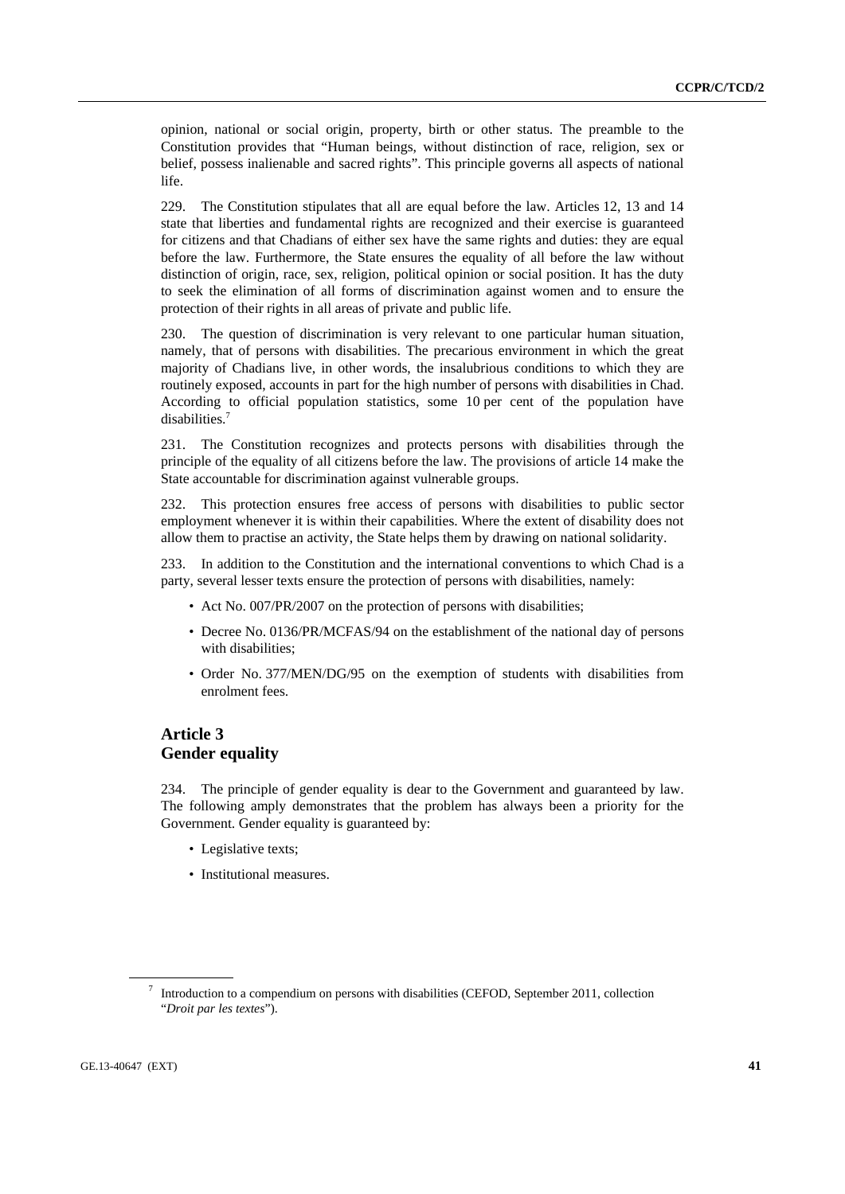opinion, national or social origin, property, birth or other status. The preamble to the Constitution provides that "Human beings, without distinction of race, religion, sex or belief, possess inalienable and sacred rights". This principle governs all aspects of national life.

229. The Constitution stipulates that all are equal before the law. Articles 12, 13 and 14 state that liberties and fundamental rights are recognized and their exercise is guaranteed for citizens and that Chadians of either sex have the same rights and duties: they are equal before the law. Furthermore, the State ensures the equality of all before the law without distinction of origin, race, sex, religion, political opinion or social position. It has the duty to seek the elimination of all forms of discrimination against women and to ensure the protection of their rights in all areas of private and public life.

230. The question of discrimination is very relevant to one particular human situation, namely, that of persons with disabilities. The precarious environment in which the great majority of Chadians live, in other words, the insalubrious conditions to which they are routinely exposed, accounts in part for the high number of persons with disabilities in Chad. According to official population statistics, some 10 per cent of the population have disabilities.[7]

231. The Constitution recognizes and protects persons with disabilities through the principle of the equality of all citizens before the law. The provisions of article 14 make the State accountable for discrimination against vulnerable groups.

232. This protection ensures free access of persons with disabilities to public sector employment whenever it is within their capabilities. Where the extent of disability does not allow them to practise an activity, the State helps them by drawing on national solidarity.

233. In addition to the Constitution and the international conventions to which Chad is a party, several lesser texts ensure the protection of persons with disabilities, namely:

- Act No. 007/PR/2007 on the protection of persons with disabilities;
- Decree No. 0136/PR/MCFAS/94 on the establishment of the national day of persons with disabilities;
- Order No. 377/MEN/DG/95 on the exemption of students with disabilities from enrolment fees.

## Article 3
## Gender equality

234. The principle of gender equality is dear to the Government and guaranteed by law. The following amply demonstrates that the problem has always been a priority for the Government. Gender equality is guaranteed by:

- Legislative texts;
- Institutional measures.

[7] Introduction to a compendium on persons with disabilities (CEFOD, September 2011, collection "*Droit par les textes*").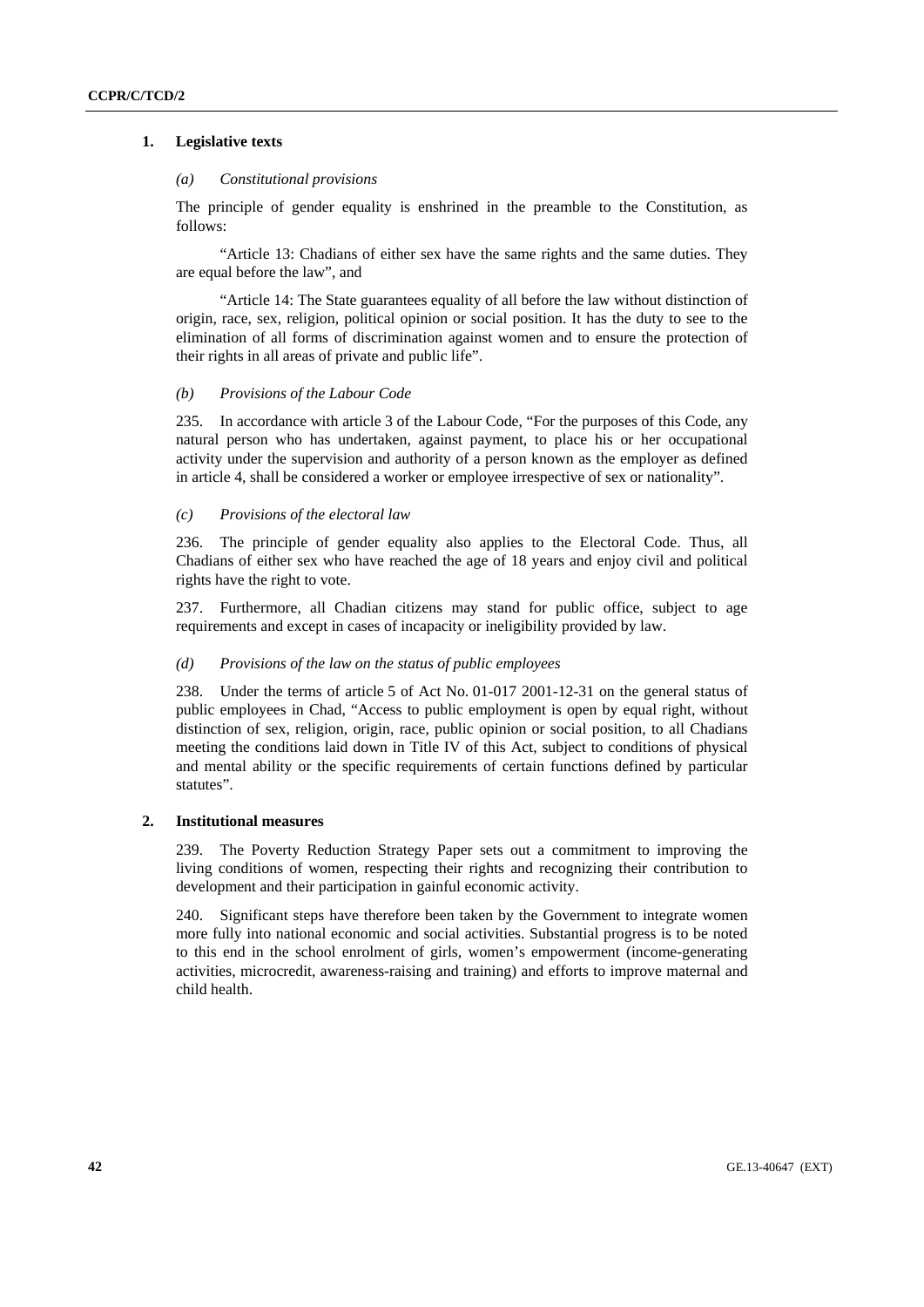### 1. Legislative texts

#### *(a) Constitutional provisions*

The principle of gender equality is enshrined in the preamble to the Constitution, as follows:

"Article 13: Chadians of either sex have the same rights and the same duties. They are equal before the law", and

"Article 14: The State guarantees equality of all before the law without distinction of origin, race, sex, religion, political opinion or social position. It has the duty to see to the elimination of all forms of discrimination against women and to ensure the protection of their rights in all areas of private and public life".

#### *(b) Provisions of the Labour Code*

235. In accordance with article 3 of the Labour Code, "For the purposes of this Code, any natural person who has undertaken, against payment, to place his or her occupational activity under the supervision and authority of a person known as the employer as defined in article 4, shall be considered a worker or employee irrespective of sex or nationality".

#### *(c) Provisions of the electoral law*

236. The principle of gender equality also applies to the Electoral Code. Thus, all Chadians of either sex who have reached the age of 18 years and enjoy civil and political rights have the right to vote.

237. Furthermore, all Chadian citizens may stand for public office, subject to age requirements and except in cases of incapacity or ineligibility provided by law.

#### *(d) Provisions of the law on the status of public employees*

238. Under the terms of article 5 of Act No. 01-017 2001-12-31 on the general status of public employees in Chad, "Access to public employment is open by equal right, without distinction of sex, religion, origin, race, public opinion or social position, to all Chadians meeting the conditions laid down in Title IV of this Act, subject to conditions of physical and mental ability or the specific requirements of certain functions defined by particular statutes".

### 2. Institutional measures

239. The Poverty Reduction Strategy Paper sets out a commitment to improving the living conditions of women, respecting their rights and recognizing their contribution to development and their participation in gainful economic activity.

240. Significant steps have therefore been taken by the Government to integrate women more fully into national economic and social activities. Substantial progress is to be noted to this end in the school enrolment of girls, women's empowerment (income-generating activities, microcredit, awareness-raising and training) and efforts to improve maternal and child health.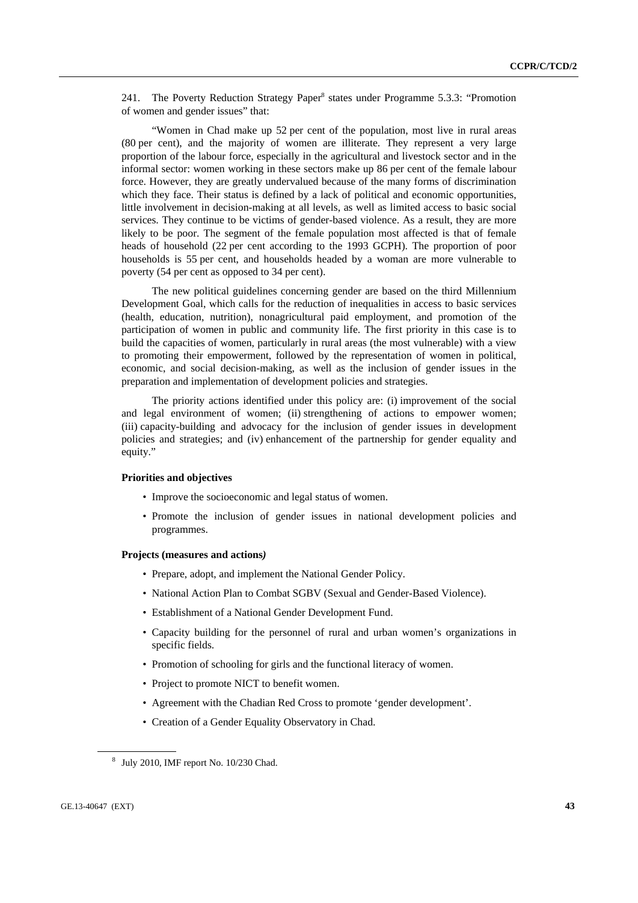241. The Poverty Reduction Strategy Paper[8] states under Programme 5.3.3: "Promotion of women and gender issues" that:

"Women in Chad make up 52 per cent of the population, most live in rural areas (80 per cent), and the majority of women are illiterate. They represent a very large proportion of the labour force, especially in the agricultural and livestock sector and in the informal sector: women working in these sectors make up 86 per cent of the female labour force. However, they are greatly undervalued because of the many forms of discrimination which they face. Their status is defined by a lack of political and economic opportunities, little involvement in decision-making at all levels, as well as limited access to basic social services. They continue to be victims of gender-based violence. As a result, they are more likely to be poor. The segment of the female population most affected is that of female heads of household (22 per cent according to the 1993 GCPH). The proportion of poor households is 55 per cent, and households headed by a woman are more vulnerable to poverty (54 per cent as opposed to 34 per cent).

The new political guidelines concerning gender are based on the third Millennium Development Goal, which calls for the reduction of inequalities in access to basic services (health, education, nutrition), nonagricultural paid employment, and promotion of the participation of women in public and community life. The first priority in this case is to build the capacities of women, particularly in rural areas (the most vulnerable) with a view to promoting their empowerment, followed by the representation of women in political, economic, and social decision-making, as well as the inclusion of gender issues in the preparation and implementation of development policies and strategies.

The priority actions identified under this policy are: (i) improvement of the social and legal environment of women; (ii) strengthening of actions to empower women; (iii) capacity-building and advocacy for the inclusion of gender issues in development policies and strategies; and (iv) enhancement of the partnership for gender equality and equity."

**Priorities and objectives**

- Improve the socioeconomic and legal status of women.
- Promote the inclusion of gender issues in national development policies and programmes.

**Projects (measures and actions)**

- Prepare, adopt, and implement the National Gender Policy.
- National Action Plan to Combat SGBV (Sexual and Gender-Based Violence).
- Establishment of a National Gender Development Fund.
- Capacity building for the personnel of rural and urban women's organizations in specific fields.
- Promotion of schooling for girls and the functional literacy of women.
- Project to promote NICT to benefit women.
- Agreement with the Chadian Red Cross to promote 'gender development'.
- Creation of a Gender Equality Observatory in Chad.

[8] July 2010, IMF report No. 10/230 Chad.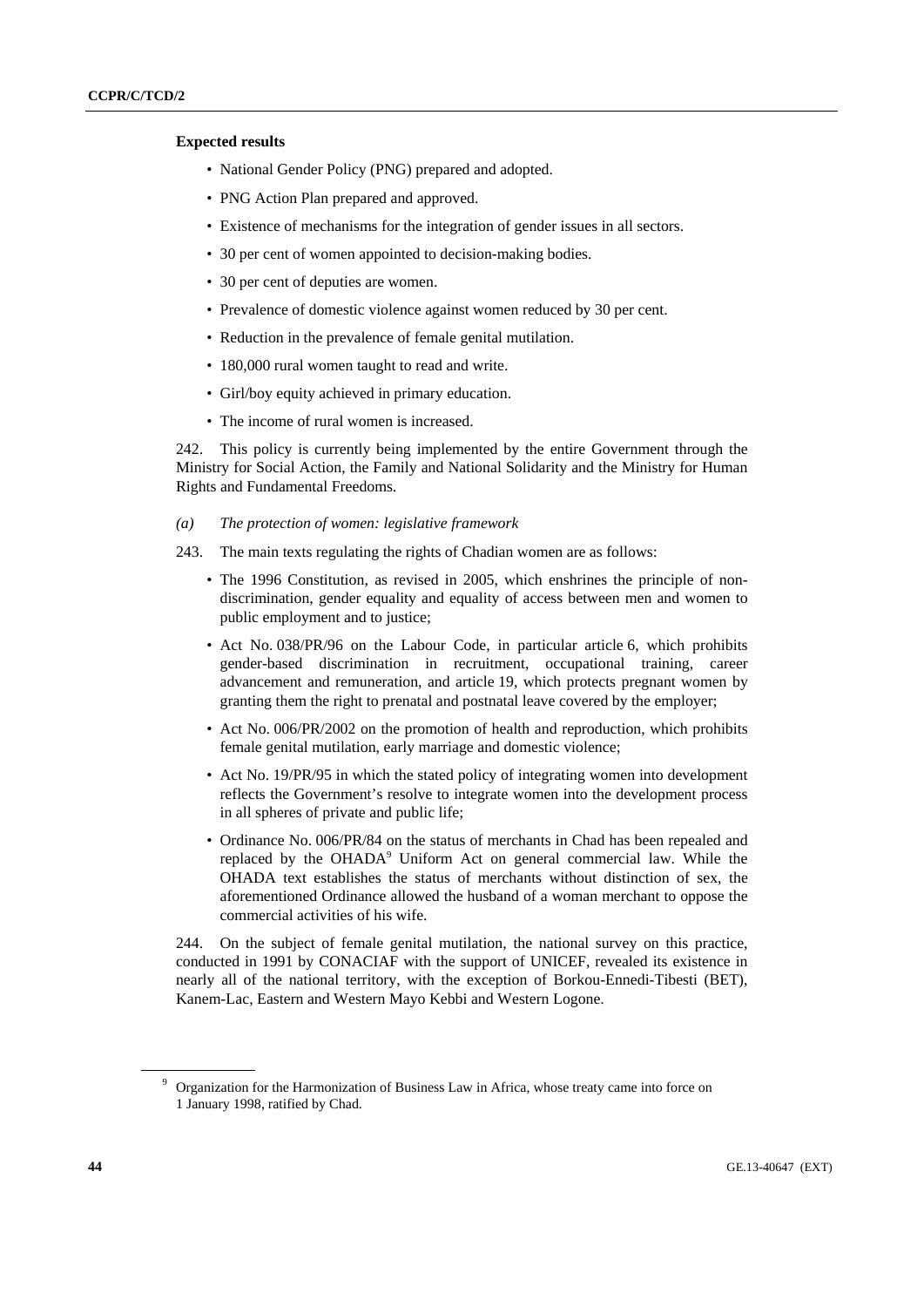**Expected results**

- National Gender Policy (PNG) prepared and adopted.
- PNG Action Plan prepared and approved.
- Existence of mechanisms for the integration of gender issues in all sectors.
- 30 per cent of women appointed to decision-making bodies.
- 30 per cent of deputies are women.
- Prevalence of domestic violence against women reduced by 30 per cent.
- Reduction in the prevalence of female genital mutilation.
- 180,000 rural women taught to read and write.
- Girl/boy equity achieved in primary education.
- The income of rural women is increased.

242. This policy is currently being implemented by the entire Government through the Ministry for Social Action, the Family and National Solidarity and the Ministry for Human Rights and Fundamental Freedoms.

*(a) The protection of women: legislative framework*

243. The main texts regulating the rights of Chadian women are as follows:

- The 1996 Constitution, as revised in 2005, which enshrines the principle of non-discrimination, gender equality and equality of access between men and women to public employment and to justice;
- Act No. 038/PR/96 on the Labour Code, in particular article 6, which prohibits gender-based discrimination in recruitment, occupational training, career advancement and remuneration, and article 19, which protects pregnant women by granting them the right to prenatal and postnatal leave covered by the employer;
- Act No. 006/PR/2002 on the promotion of health and reproduction, which prohibits female genital mutilation, early marriage and domestic violence;
- Act No. 19/PR/95 in which the stated policy of integrating women into development reflects the Government's resolve to integrate women into the development process in all spheres of private and public life;
- Ordinance No. 006/PR/84 on the status of merchants in Chad has been repealed and replaced by the OHADA[9] Uniform Act on general commercial law. While the OHADA text establishes the status of merchants without distinction of sex, the aforementioned Ordinance allowed the husband of a woman merchant to oppose the commercial activities of his wife.

244. On the subject of female genital mutilation, the national survey on this practice, conducted in 1991 by CONACIAF with the support of UNICEF, revealed its existence in nearly all of the national territory, with the exception of Borkou-Ennedi-Tibesti (BET), Kanem-Lac, Eastern and Western Mayo Kebbi and Western Logone.

---

[9] Organization for the Harmonization of Business Law in Africa, whose treaty came into force on 1 January 1998, ratified by Chad.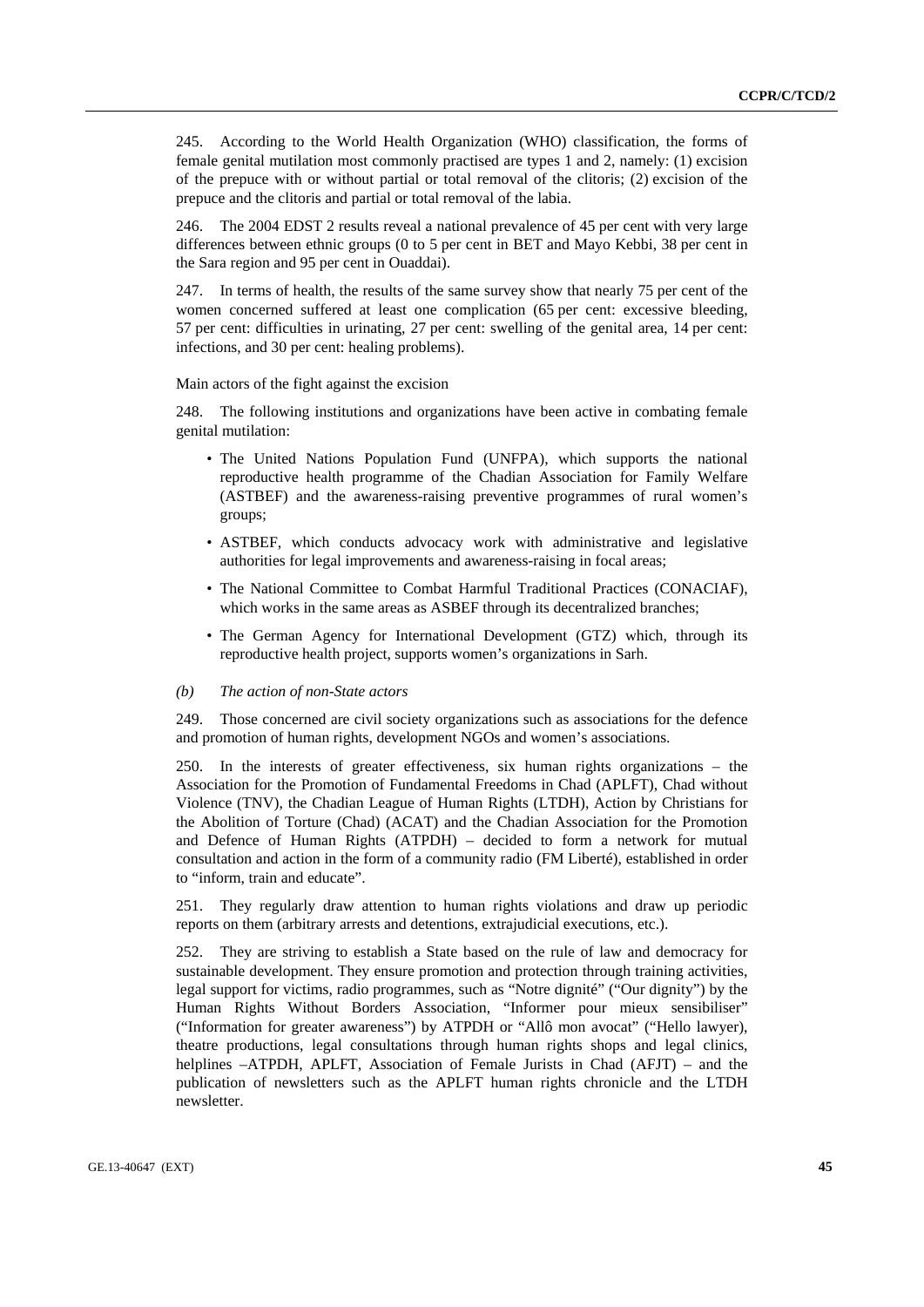245. According to the World Health Organization (WHO) classification, the forms of female genital mutilation most commonly practised are types 1 and 2, namely: (1) excision of the prepuce with or without partial or total removal of the clitoris; (2) excision of the prepuce and the clitoris and partial or total removal of the labia.

246. The 2004 EDST 2 results reveal a national prevalence of 45 per cent with very large differences between ethnic groups (0 to 5 per cent in BET and Mayo Kebbi, 38 per cent in the Sara region and 95 per cent in Ouaddai).

247. In terms of health, the results of the same survey show that nearly 75 per cent of the women concerned suffered at least one complication (65 per cent: excessive bleeding, 57 per cent: difficulties in urinating, 27 per cent: swelling of the genital area, 14 per cent: infections, and 30 per cent: healing problems).

Main actors of the fight against the excision

248. The following institutions and organizations have been active in combating female genital mutilation:

- The United Nations Population Fund (UNFPA), which supports the national reproductive health programme of the Chadian Association for Family Welfare (ASTBEF) and the awareness-raising preventive programmes of rural women's groups;
- ASTBEF, which conducts advocacy work with administrative and legislative authorities for legal improvements and awareness-raising in focal areas;
- The National Committee to Combat Harmful Traditional Practices (CONACIAF), which works in the same areas as ASBEF through its decentralized branches;
- The German Agency for International Development (GTZ) which, through its reproductive health project, supports women's organizations in Sarh.

*(b) The action of non-State actors*

249. Those concerned are civil society organizations such as associations for the defence and promotion of human rights, development NGOs and women's associations.

250. In the interests of greater effectiveness, six human rights organizations – the Association for the Promotion of Fundamental Freedoms in Chad (APLFT), Chad without Violence (TNV), the Chadian League of Human Rights (LTDH), Action by Christians for the Abolition of Torture (Chad) (ACAT) and the Chadian Association for the Promotion and Defence of Human Rights (ATPDH) – decided to form a network for mutual consultation and action in the form of a community radio (FM Liberté), established in order to "inform, train and educate".

251. They regularly draw attention to human rights violations and draw up periodic reports on them (arbitrary arrests and detentions, extrajudicial executions, etc.).

252. They are striving to establish a State based on the rule of law and democracy for sustainable development. They ensure promotion and protection through training activities, legal support for victims, radio programmes, such as "Notre dignité" ("Our dignity") by the Human Rights Without Borders Association, "Informer pour mieux sensibiliser" ("Information for greater awareness") by ATPDH or "Allô mon avocat" ("Hello lawyer), theatre productions, legal consultations through human rights shops and legal clinics, helplines –ATPDH, APLFT, Association of Female Jurists in Chad (AFJT) – and the publication of newsletters such as the APLFT human rights chronicle and the LTDH newsletter.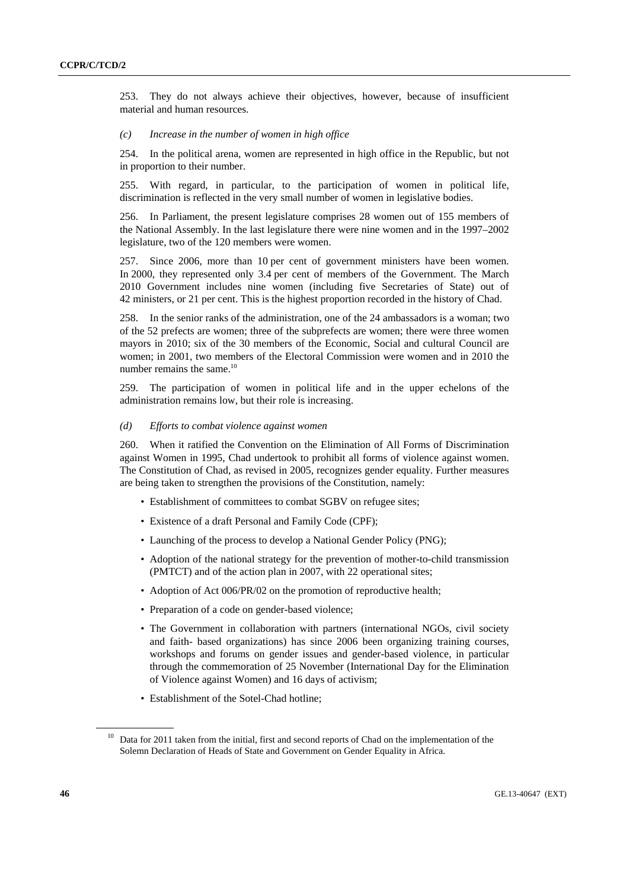253. They do not always achieve their objectives, however, because of insufficient material and human resources.

*(c) Increase in the number of women in high office*

254. In the political arena, women are represented in high office in the Republic, but not in proportion to their number.

255. With regard, in particular, to the participation of women in political life, discrimination is reflected in the very small number of women in legislative bodies.

256. In Parliament, the present legislature comprises 28 women out of 155 members of the National Assembly. In the last legislature there were nine women and in the 1997–2002 legislature, two of the 120 members were women.

257. Since 2006, more than 10 per cent of government ministers have been women. In 2000, they represented only 3.4 per cent of members of the Government. The March 2010 Government includes nine women (including five Secretaries of State) out of 42 ministers, or 21 per cent. This is the highest proportion recorded in the history of Chad.

258. In the senior ranks of the administration, one of the 24 ambassadors is a woman; two of the 52 prefects are women; three of the subprefects are women; there were three women mayors in 2010; six of the 30 members of the Economic, Social and cultural Council are women; in 2001, two members of the Electoral Commission were women and in 2010 the number remains the same.[10]

259. The participation of women in political life and in the upper echelons of the administration remains low, but their role is increasing.

*(d) Efforts to combat violence against women*

260. When it ratified the Convention on the Elimination of All Forms of Discrimination against Women in 1995, Chad undertook to prohibit all forms of violence against women. The Constitution of Chad, as revised in 2005, recognizes gender equality. Further measures are being taken to strengthen the provisions of the Constitution, namely:

- Establishment of committees to combat SGBV on refugee sites;
- Existence of a draft Personal and Family Code (CPF);
- Launching of the process to develop a National Gender Policy (PNG);
- Adoption of the national strategy for the prevention of mother-to-child transmission (PMTCT) and of the action plan in 2007, with 22 operational sites;
- Adoption of Act 006/PR/02 on the promotion of reproductive health;
- Preparation of a code on gender-based violence;
- The Government in collaboration with partners (international NGOs, civil society and faith- based organizations) has since 2006 been organizing training courses, workshops and forums on gender issues and gender-based violence, in particular through the commemoration of 25 November (International Day for the Elimination of Violence against Women) and 16 days of activism;
- Establishment of the Sotel-Chad hotline;

[10] Data for 2011 taken from the initial, first and second reports of Chad on the implementation of the Solemn Declaration of Heads of State and Government on Gender Equality in Africa.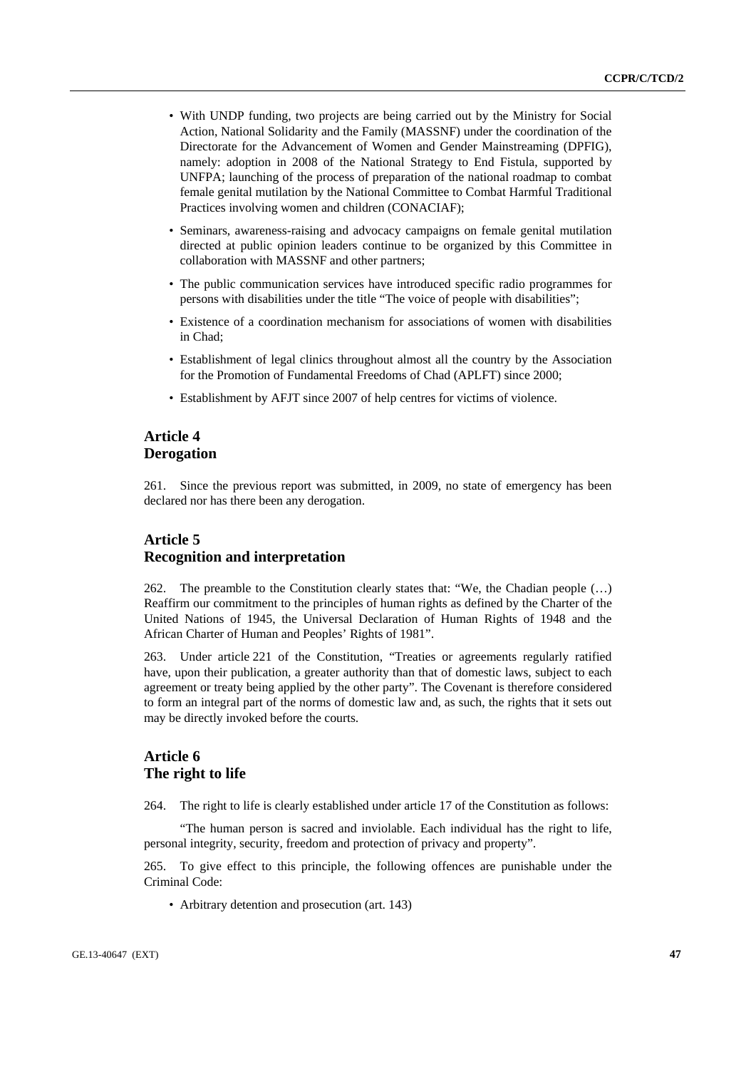- With UNDP funding, two projects are being carried out by the Ministry for Social Action, National Solidarity and the Family (MASSNF) under the coordination of the Directorate for the Advancement of Women and Gender Mainstreaming (DPFIG), namely: adoption in 2008 of the National Strategy to End Fistula, supported by UNFPA; launching of the process of preparation of the national roadmap to combat female genital mutilation by the National Committee to Combat Harmful Traditional Practices involving women and children (CONACIAF);
- Seminars, awareness-raising and advocacy campaigns on female genital mutilation directed at public opinion leaders continue to be organized by this Committee in collaboration with MASSNF and other partners;
- The public communication services have introduced specific radio programmes for persons with disabilities under the title "The voice of people with disabilities";
- Existence of a coordination mechanism for associations of women with disabilities in Chad;
- Establishment of legal clinics throughout almost all the country by the Association for the Promotion of Fundamental Freedoms of Chad (APLFT) since 2000;
- Establishment by AFJT since 2007 of help centres for victims of violence.

## Article 4
## Derogation

261. Since the previous report was submitted, in 2009, no state of emergency has been declared nor has there been any derogation.

## Article 5
## Recognition and interpretation

262. The preamble to the Constitution clearly states that: "We, the Chadian people (…) Reaffirm our commitment to the principles of human rights as defined by the Charter of the United Nations of 1945, the Universal Declaration of Human Rights of 1948 and the African Charter of Human and Peoples' Rights of 1981".

263. Under article 221 of the Constitution, "Treaties or agreements regularly ratified have, upon their publication, a greater authority than that of domestic laws, subject to each agreement or treaty being applied by the other party". The Covenant is therefore considered to form an integral part of the norms of domestic law and, as such, the rights that it sets out may be directly invoked before the courts.

## Article 6
## The right to life

264. The right to life is clearly established under article 17 of the Constitution as follows:

"The human person is sacred and inviolable. Each individual has the right to life, personal integrity, security, freedom and protection of privacy and property".

265. To give effect to this principle, the following offences are punishable under the Criminal Code:

- Arbitrary detention and prosecution (art. 143)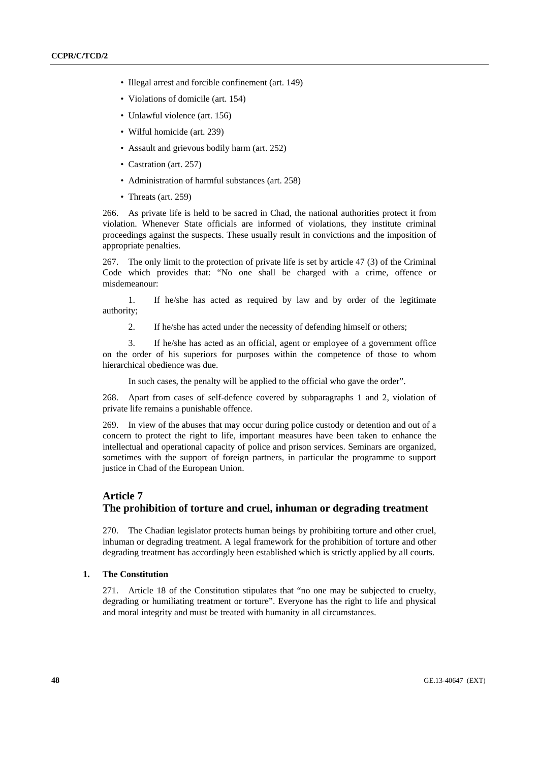- Illegal arrest and forcible confinement (art. 149)
- Violations of domicile (art. 154)
- Unlawful violence (art. 156)
- Wilful homicide (art. 239)
- Assault and grievous bodily harm (art. 252)
- Castration (art. 257)
- Administration of harmful substances (art. 258)
- Threats (art. 259)

266. As private life is held to be sacred in Chad, the national authorities protect it from violation. Whenever State officials are informed of violations, they institute criminal proceedings against the suspects. These usually result in convictions and the imposition of appropriate penalties.

267. The only limit to the protection of private life is set by article 47 (3) of the Criminal Code which provides that: "No one shall be charged with a crime, offence or misdemeanour:

1. If he/she has acted as required by law and by order of the legitimate authority;

2. If he/she has acted under the necessity of defending himself or others;

3. If he/she has acted as an official, agent or employee of a government office on the order of his superiors for purposes within the competence of those to whom hierarchical obedience was due.

In such cases, the penalty will be applied to the official who gave the order".

268. Apart from cases of self-defence covered by subparagraphs 1 and 2, violation of private life remains a punishable offence.

269. In view of the abuses that may occur during police custody or detention and out of a concern to protect the right to life, important measures have been taken to enhance the intellectual and operational capacity of police and prison services. Seminars are organized, sometimes with the support of foreign partners, in particular the programme to support justice in Chad of the European Union.

## Article 7
## The prohibition of torture and cruel, inhuman or degrading treatment

270. The Chadian legislator protects human beings by prohibiting torture and other cruel, inhuman or degrading treatment. A legal framework for the prohibition of torture and other degrading treatment has accordingly been established which is strictly applied by all courts.

### 1. The Constitution

271. Article 18 of the Constitution stipulates that "no one may be subjected to cruelty, degrading or humiliating treatment or torture". Everyone has the right to life and physical and moral integrity and must be treated with humanity in all circumstances.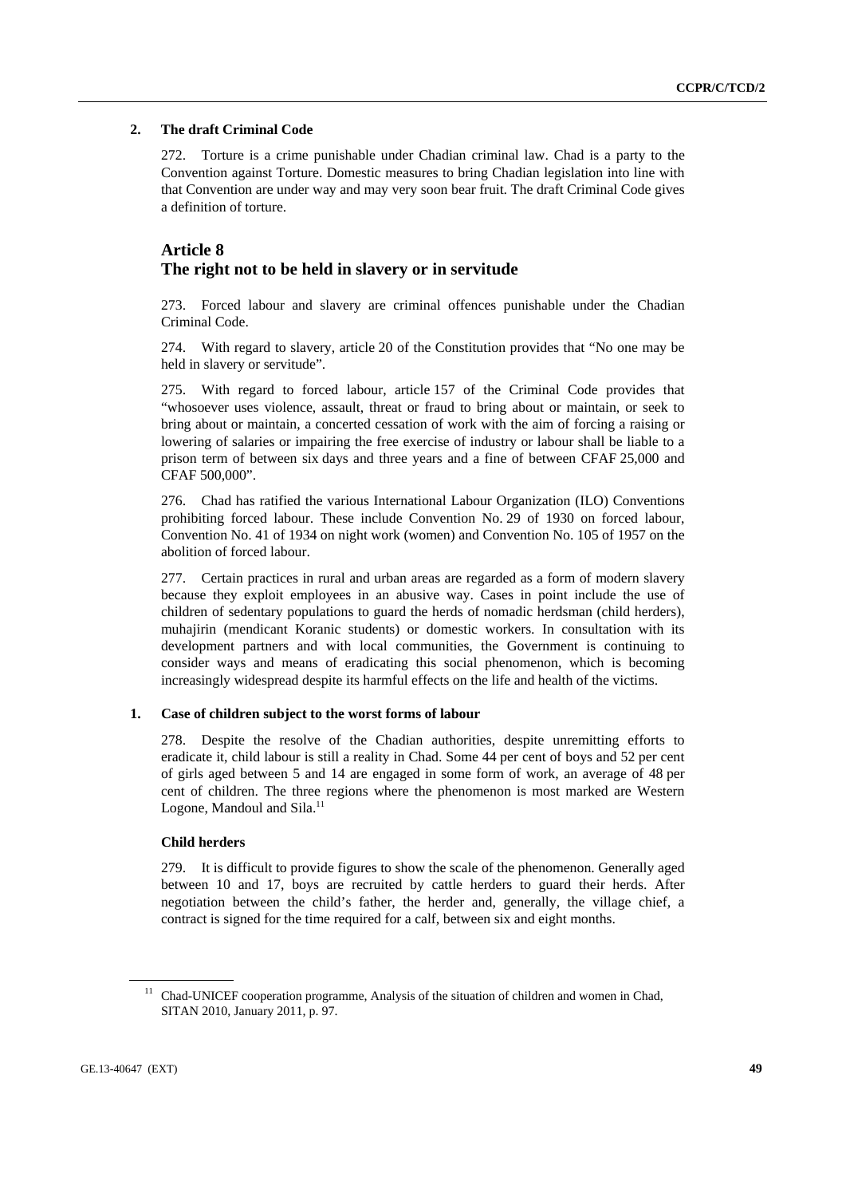### 2. The draft Criminal Code

272. Torture is a crime punishable under Chadian criminal law. Chad is a party to the Convention against Torture. Domestic measures to bring Chadian legislation into line with that Convention are under way and may very soon bear fruit. The draft Criminal Code gives a definition of torture.

## Article 8
## The right not to be held in slavery or in servitude

273. Forced labour and slavery are criminal offences punishable under the Chadian Criminal Code.

274. With regard to slavery, article 20 of the Constitution provides that "No one may be held in slavery or servitude".

275. With regard to forced labour, article 157 of the Criminal Code provides that "whosoever uses violence, assault, threat or fraud to bring about or maintain, or seek to bring about or maintain, a concerted cessation of work with the aim of forcing a raising or lowering of salaries or impairing the free exercise of industry or labour shall be liable to a prison term of between six days and three years and a fine of between CFAF 25,000 and CFAF 500,000".

276. Chad has ratified the various International Labour Organization (ILO) Conventions prohibiting forced labour. These include Convention No. 29 of 1930 on forced labour, Convention No. 41 of 1934 on night work (women) and Convention No. 105 of 1957 on the abolition of forced labour.

277. Certain practices in rural and urban areas are regarded as a form of modern slavery because they exploit employees in an abusive way. Cases in point include the use of children of sedentary populations to guard the herds of nomadic herdsman (child herders), muhajirin (mendicant Koranic students) or domestic workers. In consultation with its development partners and with local communities, the Government is continuing to consider ways and means of eradicating this social phenomenon, which is becoming increasingly widespread despite its harmful effects on the life and health of the victims.

### 1. Case of children subject to the worst forms of labour

278. Despite the resolve of the Chadian authorities, despite unremitting efforts to eradicate it, child labour is still a reality in Chad. Some 44 per cent of boys and 52 per cent of girls aged between 5 and 14 are engaged in some form of work, an average of 48 per cent of children. The three regions where the phenomenon is most marked are Western Logone, Mandoul and Sila.[11]

**Child herders**

279. It is difficult to provide figures to show the scale of the phenomenon. Generally aged between 10 and 17, boys are recruited by cattle herders to guard their herds. After negotiation between the child's father, the herder and, generally, the village chief, a contract is signed for the time required for a calf, between six and eight months.

[11] Chad-UNICEF cooperation programme, Analysis of the situation of children and women in Chad, SITAN 2010, January 2011, p. 97.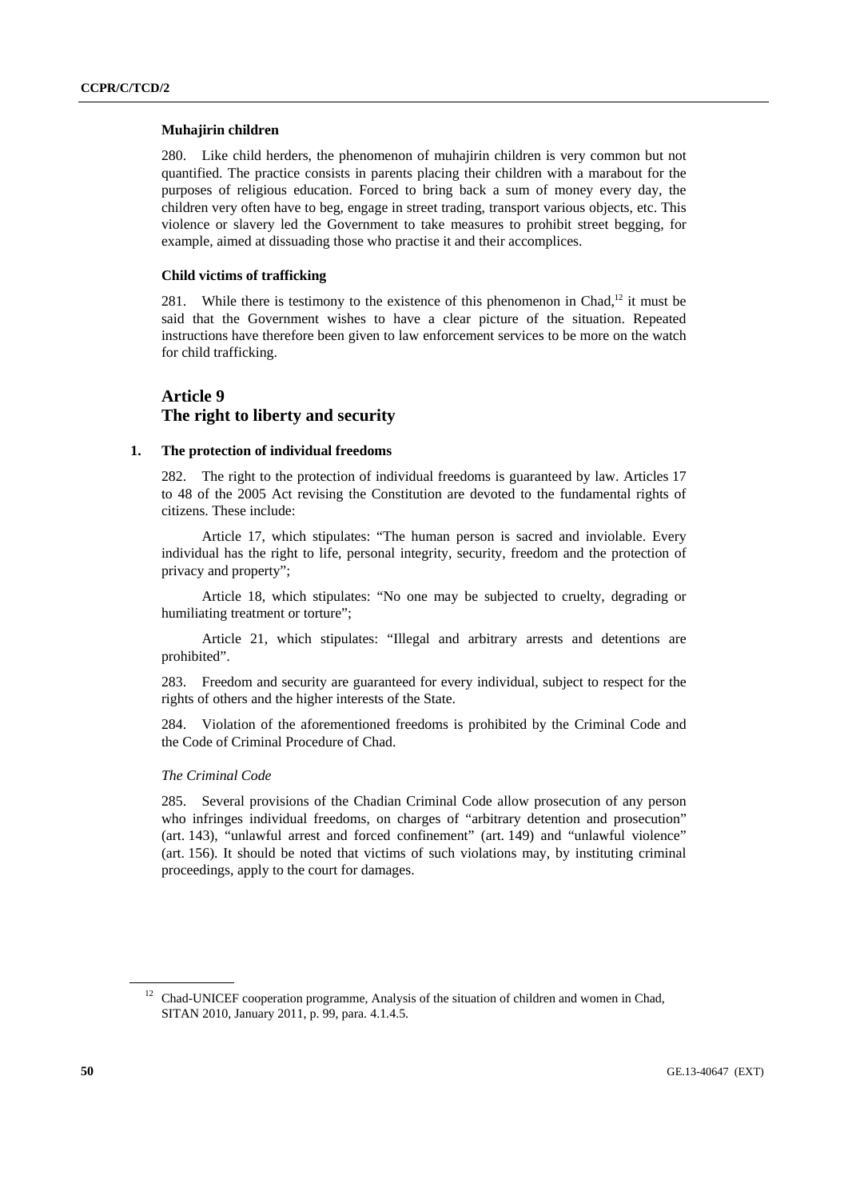#### Muhajirin children

280. Like child herders, the phenomenon of muhajirin children is very common but not quantified. The practice consists in parents placing their children with a marabout for the purposes of religious education. Forced to bring back a sum of money every day, the children very often have to beg, engage in street trading, transport various objects, etc. This violence or slavery led the Government to take measures to prohibit street begging, for example, aimed at dissuading those who practise it and their accomplices.

#### Child victims of trafficking

281. While there is testimony to the existence of this phenomenon in Chad,[12] it must be said that the Government wishes to have a clear picture of the situation. Repeated instructions have therefore been given to law enforcement services to be more on the watch for child trafficking.

## Article 9
## The right to liberty and security

### 1. The protection of individual freedoms

282. The right to the protection of individual freedoms is guaranteed by law. Articles 17 to 48 of the 2005 Act revising the Constitution are devoted to the fundamental rights of citizens. These include:

Article 17, which stipulates: "The human person is sacred and inviolable. Every individual has the right to life, personal integrity, security, freedom and the protection of privacy and property";

Article 18, which stipulates: "No one may be subjected to cruelty, degrading or humiliating treatment or torture";

Article 21, which stipulates: "Illegal and arbitrary arrests and detentions are prohibited".

283. Freedom and security are guaranteed for every individual, subject to respect for the rights of others and the higher interests of the State.

284. Violation of the aforementioned freedoms is prohibited by the Criminal Code and the Code of Criminal Procedure of Chad.

*The Criminal Code*

285. Several provisions of the Chadian Criminal Code allow prosecution of any person who infringes individual freedoms, on charges of "arbitrary detention and prosecution" (art. 143), "unlawful arrest and forced confinement" (art. 149) and "unlawful violence" (art. 156). It should be noted that victims of such violations may, by instituting criminal proceedings, apply to the court for damages.

---

[12] Chad-UNICEF cooperation programme, Analysis of the situation of children and women in Chad, SITAN 2010, January 2011, p. 99, para. 4.1.4.5.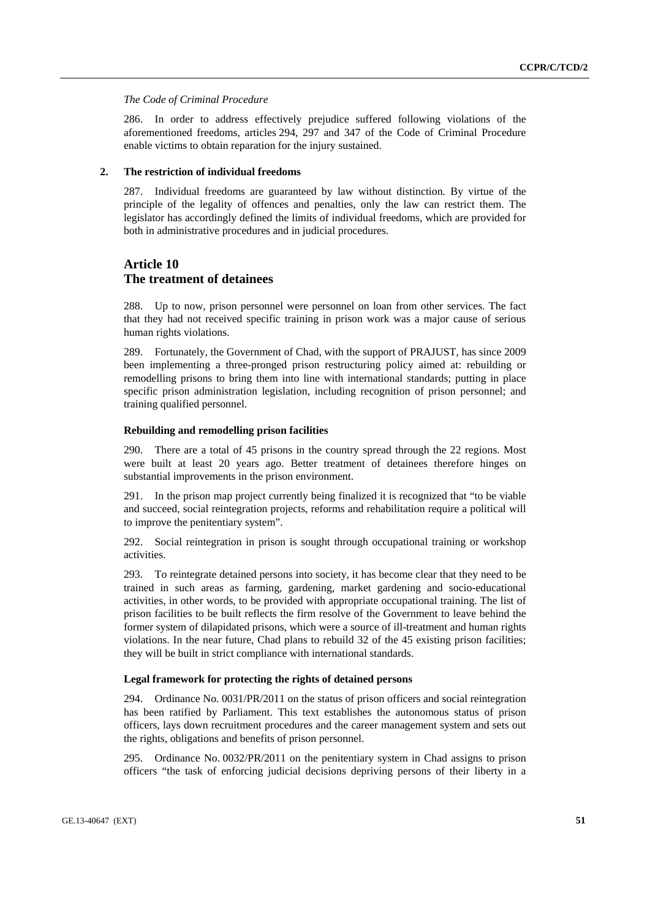*The Code of Criminal Procedure*

286. In order to address effectively prejudice suffered following violations of the aforementioned freedoms, articles 294, 297 and 347 of the Code of Criminal Procedure enable victims to obtain reparation for the injury sustained.

### 2. The restriction of individual freedoms

287. Individual freedoms are guaranteed by law without distinction. By virtue of the principle of the legality of offences and penalties, only the law can restrict them. The legislator has accordingly defined the limits of individual freedoms, which are provided for both in administrative procedures and in judicial procedures.

## Article 10
## The treatment of detainees

288. Up to now, prison personnel were personnel on loan from other services. The fact that they had not received specific training in prison work was a major cause of serious human rights violations.

289. Fortunately, the Government of Chad, with the support of PRAJUST, has since 2009 been implementing a three-pronged prison restructuring policy aimed at: rebuilding or remodelling prisons to bring them into line with international standards; putting in place specific prison administration legislation, including recognition of prison personnel; and training qualified personnel.

#### Rebuilding and remodelling prison facilities

290. There are a total of 45 prisons in the country spread through the 22 regions. Most were built at least 20 years ago. Better treatment of detainees therefore hinges on substantial improvements in the prison environment.

291. In the prison map project currently being finalized it is recognized that "to be viable and succeed, social reintegration projects, reforms and rehabilitation require a political will to improve the penitentiary system".

292. Social reintegration in prison is sought through occupational training or workshop activities.

293. To reintegrate detained persons into society, it has become clear that they need to be trained in such areas as farming, gardening, market gardening and socio-educational activities, in other words, to be provided with appropriate occupational training. The list of prison facilities to be built reflects the firm resolve of the Government to leave behind the former system of dilapidated prisons, which were a source of ill-treatment and human rights violations. In the near future, Chad plans to rebuild 32 of the 45 existing prison facilities; they will be built in strict compliance with international standards.

#### Legal framework for protecting the rights of detained persons

294. Ordinance No. 0031/PR/2011 on the status of prison officers and social reintegration has been ratified by Parliament. This text establishes the autonomous status of prison officers, lays down recruitment procedures and the career management system and sets out the rights, obligations and benefits of prison personnel.

295. Ordinance No. 0032/PR/2011 on the penitentiary system in Chad assigns to prison officers "the task of enforcing judicial decisions depriving persons of their liberty in a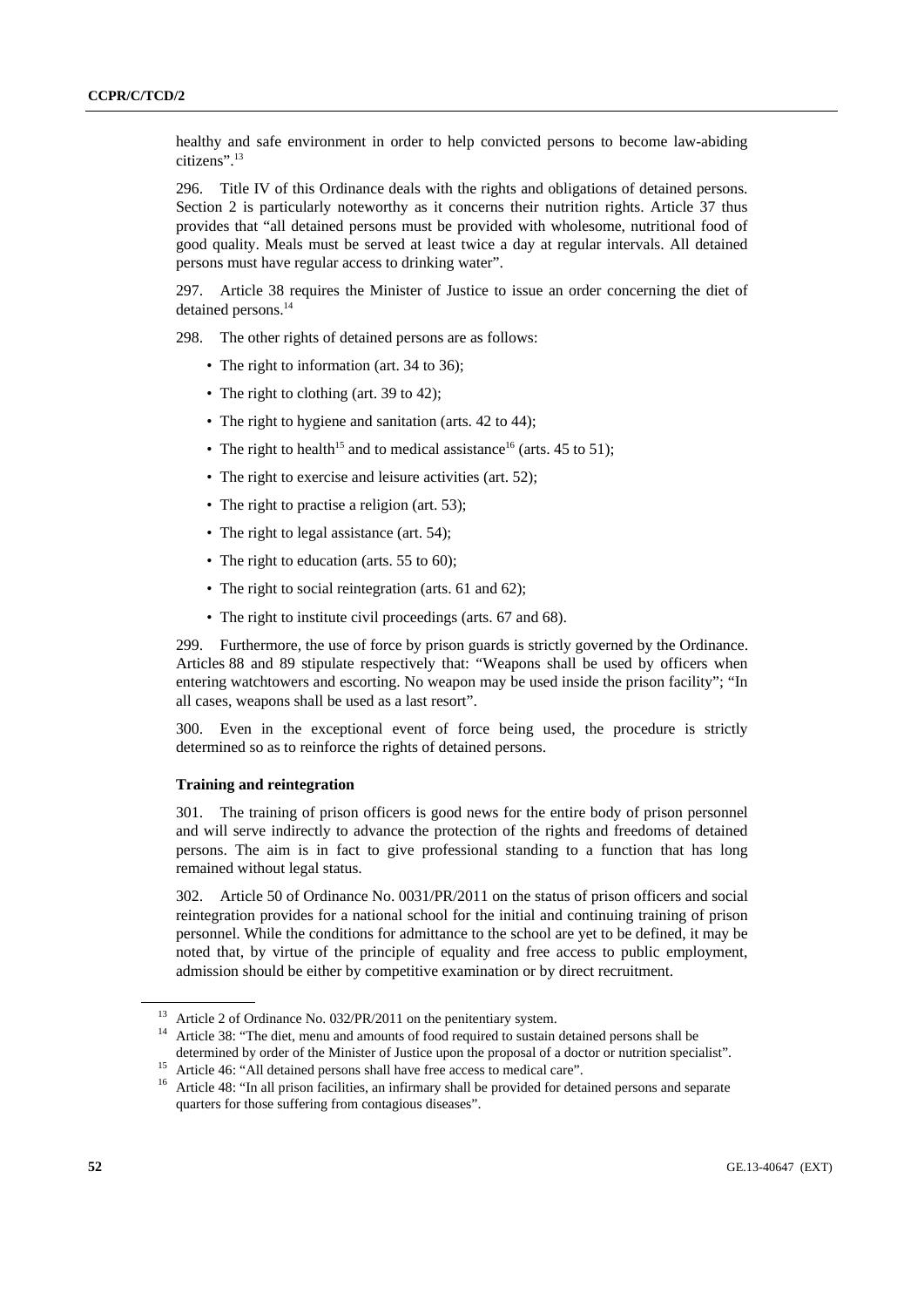healthy and safe environment in order to help convicted persons to become law-abiding citizens".[13]

296. Title IV of this Ordinance deals with the rights and obligations of detained persons. Section 2 is particularly noteworthy as it concerns their nutrition rights. Article 37 thus provides that "all detained persons must be provided with wholesome, nutritional food of good quality. Meals must be served at least twice a day at regular intervals. All detained persons must have regular access to drinking water".

297. Article 38 requires the Minister of Justice to issue an order concerning the diet of detained persons.[14]

298. The other rights of detained persons are as follows:

- The right to information (art. 34 to 36);
- The right to clothing (art. 39 to 42);
- The right to hygiene and sanitation (arts. 42 to 44);
- The right to health[15] and to medical assistance[16] (arts. 45 to 51);
- The right to exercise and leisure activities (art. 52);
- The right to practise a religion (art. 53);
- The right to legal assistance (art. 54);
- The right to education (arts. 55 to 60);
- The right to social reintegration (arts. 61 and 62);
- The right to institute civil proceedings (arts. 67 and 68).

299. Furthermore, the use of force by prison guards is strictly governed by the Ordinance. Articles 88 and 89 stipulate respectively that: "Weapons shall be used by officers when entering watchtowers and escorting. No weapon may be used inside the prison facility"; "In all cases, weapons shall be used as a last resort".

300. Even in the exceptional event of force being used, the procedure is strictly determined so as to reinforce the rights of detained persons.

**Training and reintegration**

301. The training of prison officers is good news for the entire body of prison personnel and will serve indirectly to advance the protection of the rights and freedoms of detained persons. The aim is in fact to give professional standing to a function that has long remained without legal status.

302. Article 50 of Ordinance No. 0031/PR/2011 on the status of prison officers and social reintegration provides for a national school for the initial and continuing training of prison personnel. While the conditions for admittance to the school are yet to be defined, it may be noted that, by virtue of the principle of equality and free access to public employment, admission should be either by competitive examination or by direct recruitment.

[13] Article 2 of Ordinance No. 032/PR/2011 on the penitentiary system.

[14] Article 38: "The diet, menu and amounts of food required to sustain detained persons shall be determined by order of the Minister of Justice upon the proposal of a doctor or nutrition specialist".

[15] Article 46: "All detained persons shall have free access to medical care".

[16] Article 48: "In all prison facilities, an infirmary shall be provided for detained persons and separate quarters for those suffering from contagious diseases".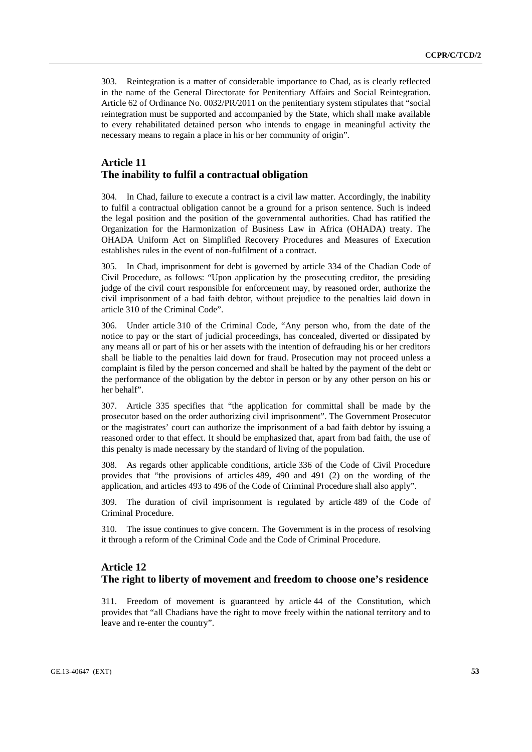303. Reintegration is a matter of considerable importance to Chad, as is clearly reflected in the name of the General Directorate for Penitentiary Affairs and Social Reintegration. Article 62 of Ordinance No. 0032/PR/2011 on the penitentiary system stipulates that "social reintegration must be supported and accompanied by the State, which shall make available to every rehabilitated detained person who intends to engage in meaningful activity the necessary means to regain a place in his or her community of origin".

## Article 11
## The inability to fulfil a contractual obligation

304. In Chad, failure to execute a contract is a civil law matter. Accordingly, the inability to fulfil a contractual obligation cannot be a ground for a prison sentence. Such is indeed the legal position and the position of the governmental authorities. Chad has ratified the Organization for the Harmonization of Business Law in Africa (OHADA) treaty. The OHADA Uniform Act on Simplified Recovery Procedures and Measures of Execution establishes rules in the event of non-fulfilment of a contract.

305. In Chad, imprisonment for debt is governed by article 334 of the Chadian Code of Civil Procedure, as follows: "Upon application by the prosecuting creditor, the presiding judge of the civil court responsible for enforcement may, by reasoned order, authorize the civil imprisonment of a bad faith debtor, without prejudice to the penalties laid down in article 310 of the Criminal Code".

306. Under article 310 of the Criminal Code, "Any person who, from the date of the notice to pay or the start of judicial proceedings, has concealed, diverted or dissipated by any means all or part of his or her assets with the intention of defrauding his or her creditors shall be liable to the penalties laid down for fraud. Prosecution may not proceed unless a complaint is filed by the person concerned and shall be halted by the payment of the debt or the performance of the obligation by the debtor in person or by any other person on his or her behalf".

307. Article 335 specifies that "the application for committal shall be made by the prosecutor based on the order authorizing civil imprisonment". The Government Prosecutor or the magistrates' court can authorize the imprisonment of a bad faith debtor by issuing a reasoned order to that effect. It should be emphasized that, apart from bad faith, the use of this penalty is made necessary by the standard of living of the population.

308. As regards other applicable conditions, article 336 of the Code of Civil Procedure provides that "the provisions of articles 489, 490 and 491 (2) on the wording of the application, and articles 493 to 496 of the Code of Criminal Procedure shall also apply".

309. The duration of civil imprisonment is regulated by article 489 of the Code of Criminal Procedure.

310. The issue continues to give concern. The Government is in the process of resolving it through a reform of the Criminal Code and the Code of Criminal Procedure.

## Article 12
## The right to liberty of movement and freedom to choose one's residence

311. Freedom of movement is guaranteed by article 44 of the Constitution, which provides that "all Chadians have the right to move freely within the national territory and to leave and re-enter the country".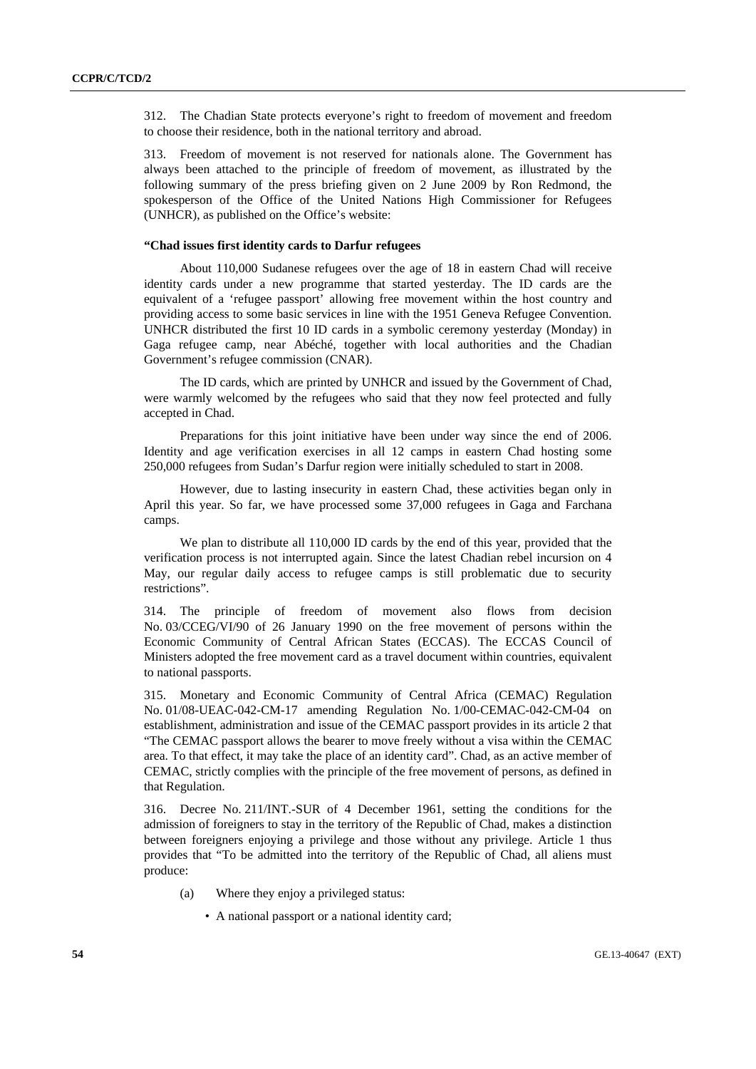312. The Chadian State protects everyone's right to freedom of movement and freedom to choose their residence, both in the national territory and abroad.

313. Freedom of movement is not reserved for nationals alone. The Government has always been attached to the principle of freedom of movement, as illustrated by the following summary of the press briefing given on 2 June 2009 by Ron Redmond, the spokesperson of the Office of the United Nations High Commissioner for Refugees (UNHCR), as published on the Office's website:

**"Chad issues first identity cards to Darfur refugees**

About 110,000 Sudanese refugees over the age of 18 in eastern Chad will receive identity cards under a new programme that started yesterday. The ID cards are the equivalent of a 'refugee passport' allowing free movement within the host country and providing access to some basic services in line with the 1951 Geneva Refugee Convention. UNHCR distributed the first 10 ID cards in a symbolic ceremony yesterday (Monday) in Gaga refugee camp, near Abéché, together with local authorities and the Chadian Government's refugee commission (CNAR).

The ID cards, which are printed by UNHCR and issued by the Government of Chad, were warmly welcomed by the refugees who said that they now feel protected and fully accepted in Chad.

Preparations for this joint initiative have been under way since the end of 2006. Identity and age verification exercises in all 12 camps in eastern Chad hosting some 250,000 refugees from Sudan's Darfur region were initially scheduled to start in 2008.

However, due to lasting insecurity in eastern Chad, these activities began only in April this year. So far, we have processed some 37,000 refugees in Gaga and Farchana camps.

We plan to distribute all 110,000 ID cards by the end of this year, provided that the verification process is not interrupted again. Since the latest Chadian rebel incursion on 4 May, our regular daily access to refugee camps is still problematic due to security restrictions".

314. The principle of freedom of movement also flows from decision No. 03/CCEG/VI/90 of 26 January 1990 on the free movement of persons within the Economic Community of Central African States (ECCAS). The ECCAS Council of Ministers adopted the free movement card as a travel document within countries, equivalent to national passports.

315. Monetary and Economic Community of Central Africa (CEMAC) Regulation No. 01/08-UEAC-042-CM-17 amending Regulation No. 1/00-CEMAC-042-CM-04 on establishment, administration and issue of the CEMAC passport provides in its article 2 that "The CEMAC passport allows the bearer to move freely without a visa within the CEMAC area. To that effect, it may take the place of an identity card". Chad, as an active member of CEMAC, strictly complies with the principle of the free movement of persons, as defined in that Regulation.

316. Decree No. 211/INT.-SUR of 4 December 1961, setting the conditions for the admission of foreigners to stay in the territory of the Republic of Chad, makes a distinction between foreigners enjoying a privilege and those without any privilege. Article 1 thus provides that "To be admitted into the territory of the Republic of Chad, all aliens must produce:

(a) Where they enjoy a privileged status:

- A national passport or a national identity card;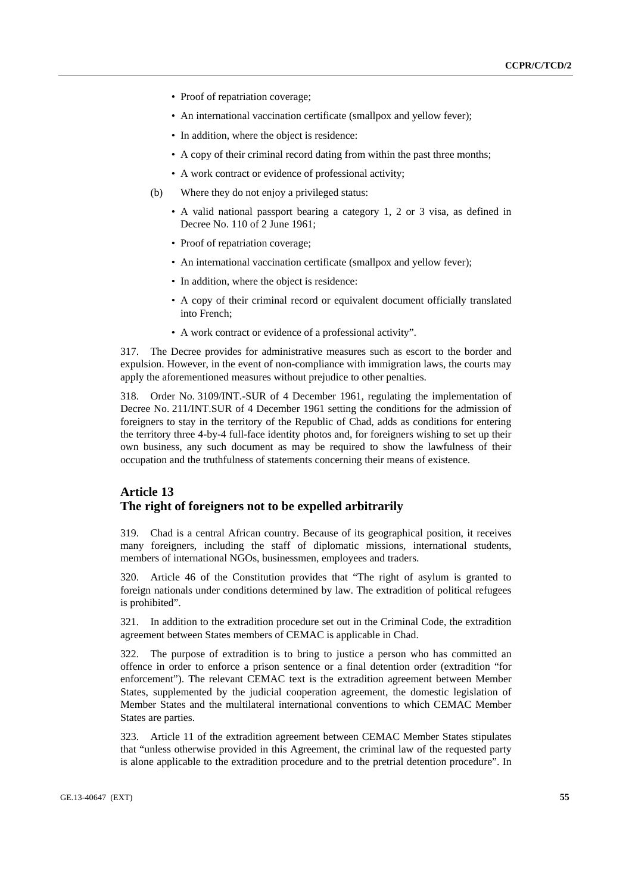- Proof of repatriation coverage;
- An international vaccination certificate (smallpox and yellow fever);
- In addition, where the object is residence:
- A copy of their criminal record dating from within the past three months;
- A work contract or evidence of professional activity;

(b) Where they do not enjoy a privileged status:

- A valid national passport bearing a category 1, 2 or 3 visa, as defined in Decree No. 110 of 2 June 1961;
- Proof of repatriation coverage;
- An international vaccination certificate (smallpox and yellow fever);
- In addition, where the object is residence:
- A copy of their criminal record or equivalent document officially translated into French;
- A work contract or evidence of a professional activity".

317. The Decree provides for administrative measures such as escort to the border and expulsion. However, in the event of non-compliance with immigration laws, the courts may apply the aforementioned measures without prejudice to other penalties.

318. Order No. 3109/INT.-SUR of 4 December 1961, regulating the implementation of Decree No. 211/INT.SUR of 4 December 1961 setting the conditions for the admission of foreigners to stay in the territory of the Republic of Chad, adds as conditions for entering the territory three 4-by-4 full-face identity photos and, for foreigners wishing to set up their own business, any such document as may be required to show the lawfulness of their occupation and the truthfulness of statements concerning their means of existence.

## Article 13
## The right of foreigners not to be expelled arbitrarily

319. Chad is a central African country. Because of its geographical position, it receives many foreigners, including the staff of diplomatic missions, international students, members of international NGOs, businessmen, employees and traders.

320. Article 46 of the Constitution provides that "The right of asylum is granted to foreign nationals under conditions determined by law. The extradition of political refugees is prohibited".

321. In addition to the extradition procedure set out in the Criminal Code, the extradition agreement between States members of CEMAC is applicable in Chad.

322. The purpose of extradition is to bring to justice a person who has committed an offence in order to enforce a prison sentence or a final detention order (extradition "for enforcement"). The relevant CEMAC text is the extradition agreement between Member States, supplemented by the judicial cooperation agreement, the domestic legislation of Member States and the multilateral international conventions to which CEMAC Member States are parties.

323. Article 11 of the extradition agreement between CEMAC Member States stipulates that "unless otherwise provided in this Agreement, the criminal law of the requested party is alone applicable to the extradition procedure and to the pretrial detention procedure". In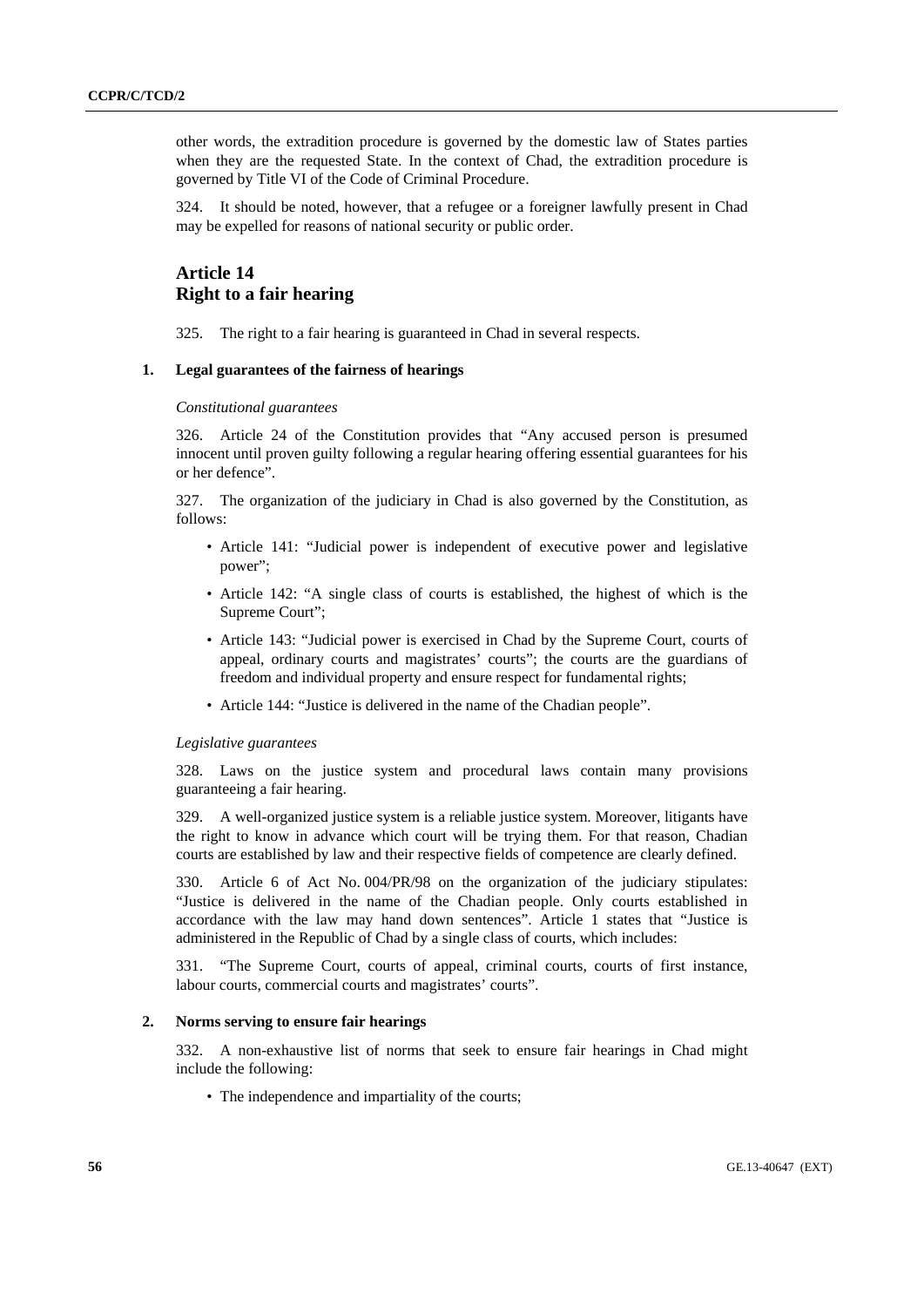other words, the extradition procedure is governed by the domestic law of States parties when they are the requested State. In the context of Chad, the extradition procedure is governed by Title VI of the Code of Criminal Procedure.

324. It should be noted, however, that a refugee or a foreigner lawfully present in Chad may be expelled for reasons of national security or public order.

## Article 14
## Right to a fair hearing

325. The right to a fair hearing is guaranteed in Chad in several respects.

### 1. Legal guarantees of the fairness of hearings

*Constitutional guarantees*

326. Article 24 of the Constitution provides that "Any accused person is presumed innocent until proven guilty following a regular hearing offering essential guarantees for his or her defence".

327. The organization of the judiciary in Chad is also governed by the Constitution, as follows:

- Article 141: "Judicial power is independent of executive power and legislative power";
- Article 142: "A single class of courts is established, the highest of which is the Supreme Court";
- Article 143: "Judicial power is exercised in Chad by the Supreme Court, courts of appeal, ordinary courts and magistrates' courts"; the courts are the guardians of freedom and individual property and ensure respect for fundamental rights;
- Article 144: "Justice is delivered in the name of the Chadian people".

*Legislative guarantees*

328. Laws on the justice system and procedural laws contain many provisions guaranteeing a fair hearing.

329. A well-organized justice system is a reliable justice system. Moreover, litigants have the right to know in advance which court will be trying them. For that reason, Chadian courts are established by law and their respective fields of competence are clearly defined.

330. Article 6 of Act No. 004/PR/98 on the organization of the judiciary stipulates: "Justice is delivered in the name of the Chadian people. Only courts established in accordance with the law may hand down sentences". Article 1 states that "Justice is administered in the Republic of Chad by a single class of courts, which includes:

331. "The Supreme Court, courts of appeal, criminal courts, courts of first instance, labour courts, commercial courts and magistrates' courts".

### 2. Norms serving to ensure fair hearings

332. A non-exhaustive list of norms that seek to ensure fair hearings in Chad might include the following:

- The independence and impartiality of the courts;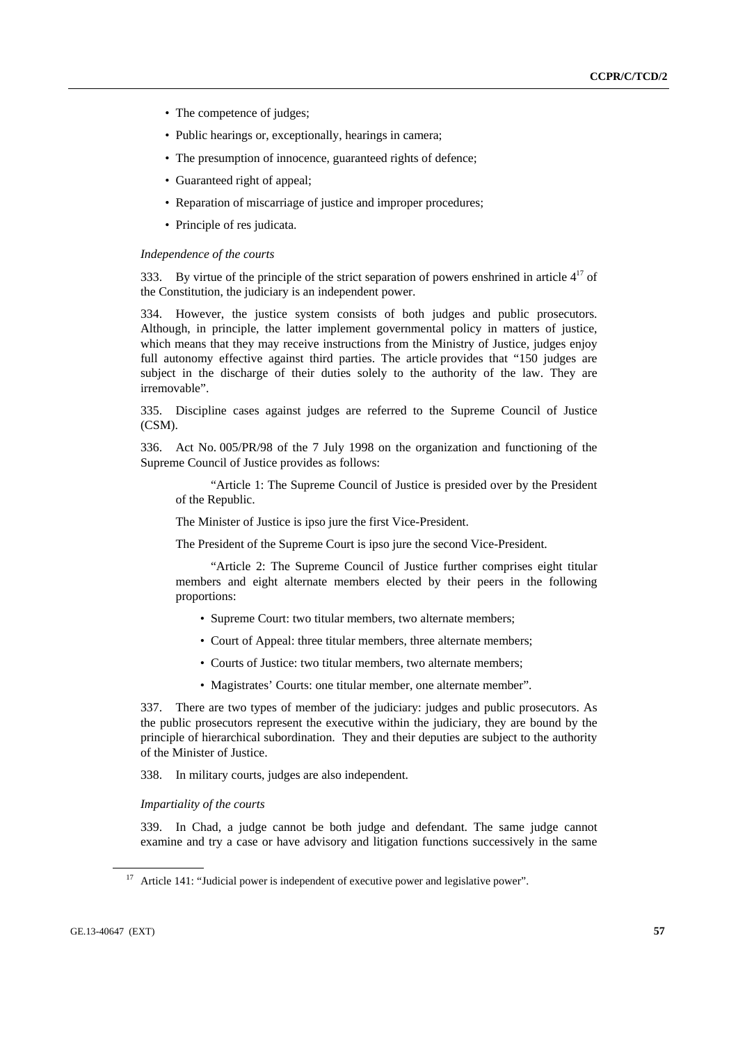- The competence of judges;
- Public hearings or, exceptionally, hearings in camera;
- The presumption of innocence, guaranteed rights of defence;
- Guaranteed right of appeal;
- Reparation of miscarriage of justice and improper procedures;
- Principle of res judicata.

*Independence of the courts*

333. By virtue of the principle of the strict separation of powers enshrined in article 4[17] of the Constitution, the judiciary is an independent power.

334. However, the justice system consists of both judges and public prosecutors. Although, in principle, the latter implement governmental policy in matters of justice, which means that they may receive instructions from the Ministry of Justice, judges enjoy full autonomy effective against third parties. The article provides that "150 judges are subject in the discharge of their duties solely to the authority of the law. They are irremovable".

335. Discipline cases against judges are referred to the Supreme Council of Justice (CSM).

336. Act No. 005/PR/98 of the 7 July 1998 on the organization and functioning of the Supreme Council of Justice provides as follows:

> "Article 1: The Supreme Council of Justice is presided over by the President of the Republic.
>
> The Minister of Justice is ipso jure the first Vice-President.
>
> The President of the Supreme Court is ipso jure the second Vice-President.
>
> "Article 2: The Supreme Council of Justice further comprises eight titular members and eight alternate members elected by their peers in the following proportions:
>
> - Supreme Court: two titular members, two alternate members;
> - Court of Appeal: three titular members, three alternate members;
> - Courts of Justice: two titular members, two alternate members;
> - Magistrates' Courts: one titular member, one alternate member".

337. There are two types of member of the judiciary: judges and public prosecutors. As the public prosecutors represent the executive within the judiciary, they are bound by the principle of hierarchical subordination. They and their deputies are subject to the authority of the Minister of Justice.

338. In military courts, judges are also independent.

*Impartiality of the courts*

339. In Chad, a judge cannot be both judge and defendant. The same judge cannot examine and try a case or have advisory and litigation functions successively in the same

[17] Article 141: "Judicial power is independent of executive power and legislative power".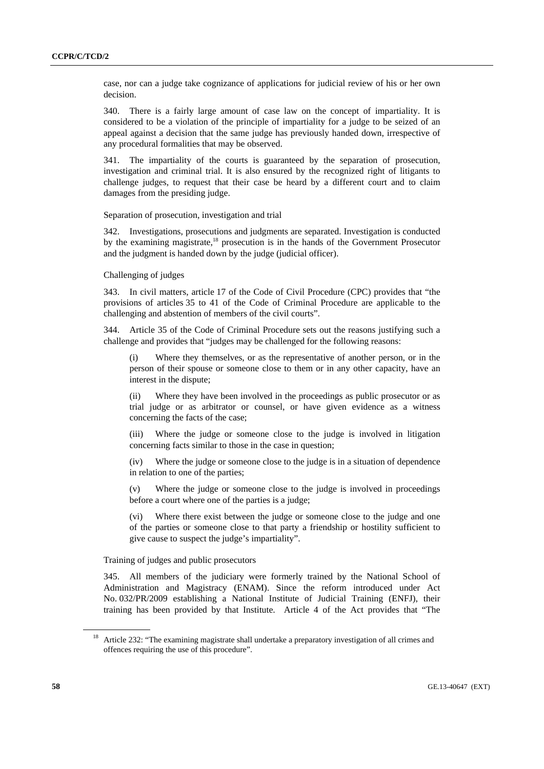case, nor can a judge take cognizance of applications for judicial review of his or her own decision.

340. There is a fairly large amount of case law on the concept of impartiality. It is considered to be a violation of the principle of impartiality for a judge to be seized of an appeal against a decision that the same judge has previously handed down, irrespective of any procedural formalities that may be observed.

341. The impartiality of the courts is guaranteed by the separation of prosecution, investigation and criminal trial. It is also ensured by the recognized right of litigants to challenge judges, to request that their case be heard by a different court and to claim damages from the presiding judge.

Separation of prosecution, investigation and trial

342. Investigations, prosecutions and judgments are separated. Investigation is conducted by the examining magistrate,[18] prosecution is in the hands of the Government Prosecutor and the judgment is handed down by the judge (judicial officer).

Challenging of judges

343. In civil matters, article 17 of the Code of Civil Procedure (CPC) provides that "the provisions of articles 35 to 41 of the Code of Criminal Procedure are applicable to the challenging and abstention of members of the civil courts".

344. Article 35 of the Code of Criminal Procedure sets out the reasons justifying such a challenge and provides that "judges may be challenged for the following reasons:

(i) Where they themselves, or as the representative of another person, or in the person of their spouse or someone close to them or in any other capacity, have an interest in the dispute;

(ii) Where they have been involved in the proceedings as public prosecutor or as trial judge or as arbitrator or counsel, or have given evidence as a witness concerning the facts of the case;

(iii) Where the judge or someone close to the judge is involved in litigation concerning facts similar to those in the case in question;

(iv) Where the judge or someone close to the judge is in a situation of dependence in relation to one of the parties;

(v) Where the judge or someone close to the judge is involved in proceedings before a court where one of the parties is a judge;

(vi) Where there exist between the judge or someone close to the judge and one of the parties or someone close to that party a friendship or hostility sufficient to give cause to suspect the judge's impartiality".

Training of judges and public prosecutors

345. All members of the judiciary were formerly trained by the National School of Administration and Magistracy (ENAM). Since the reform introduced under Act No. 032/PR/2009 establishing a National Institute of Judicial Training (ENFJ), their training has been provided by that Institute. Article 4 of the Act provides that "The

[18] Article 232: "The examining magistrate shall undertake a preparatory investigation of all crimes and offences requiring the use of this procedure".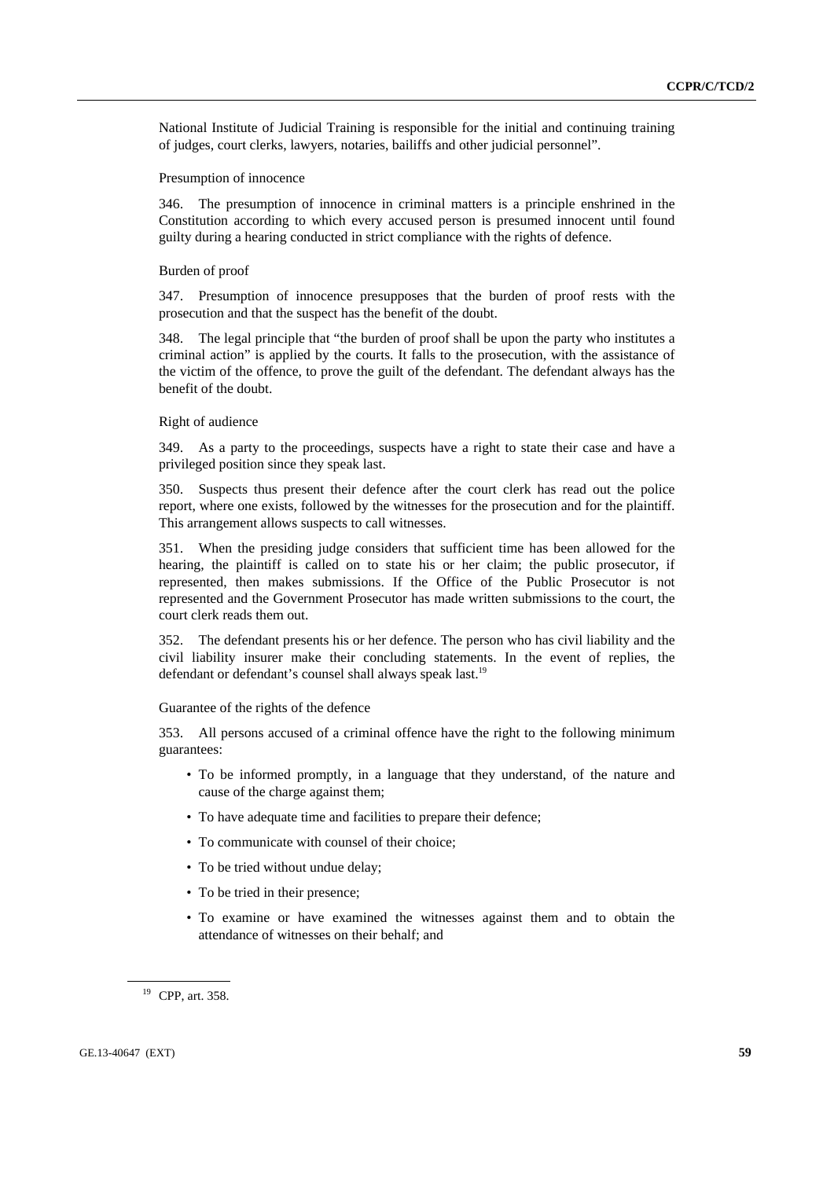National Institute of Judicial Training is responsible for the initial and continuing training of judges, court clerks, lawyers, notaries, bailiffs and other judicial personnel".

Presumption of innocence

346. The presumption of innocence in criminal matters is a principle enshrined in the Constitution according to which every accused person is presumed innocent until found guilty during a hearing conducted in strict compliance with the rights of defence.

Burden of proof

347. Presumption of innocence presupposes that the burden of proof rests with the prosecution and that the suspect has the benefit of the doubt.

348. The legal principle that "the burden of proof shall be upon the party who institutes a criminal action" is applied by the courts. It falls to the prosecution, with the assistance of the victim of the offence, to prove the guilt of the defendant. The defendant always has the benefit of the doubt.

Right of audience

349. As a party to the proceedings, suspects have a right to state their case and have a privileged position since they speak last.

350. Suspects thus present their defence after the court clerk has read out the police report, where one exists, followed by the witnesses for the prosecution and for the plaintiff. This arrangement allows suspects to call witnesses.

351. When the presiding judge considers that sufficient time has been allowed for the hearing, the plaintiff is called on to state his or her claim; the public prosecutor, if represented, then makes submissions. If the Office of the Public Prosecutor is not represented and the Government Prosecutor has made written submissions to the court, the court clerk reads them out.

352. The defendant presents his or her defence. The person who has civil liability and the civil liability insurer make their concluding statements. In the event of replies, the defendant or defendant's counsel shall always speak last.[19]

Guarantee of the rights of the defence

353. All persons accused of a criminal offence have the right to the following minimum guarantees:

- To be informed promptly, in a language that they understand, of the nature and cause of the charge against them;
- To have adequate time and facilities to prepare their defence;
- To communicate with counsel of their choice;
- To be tried without undue delay;
- To be tried in their presence;
- To examine or have examined the witnesses against them and to obtain the attendance of witnesses on their behalf; and

[19] CPP, art. 358.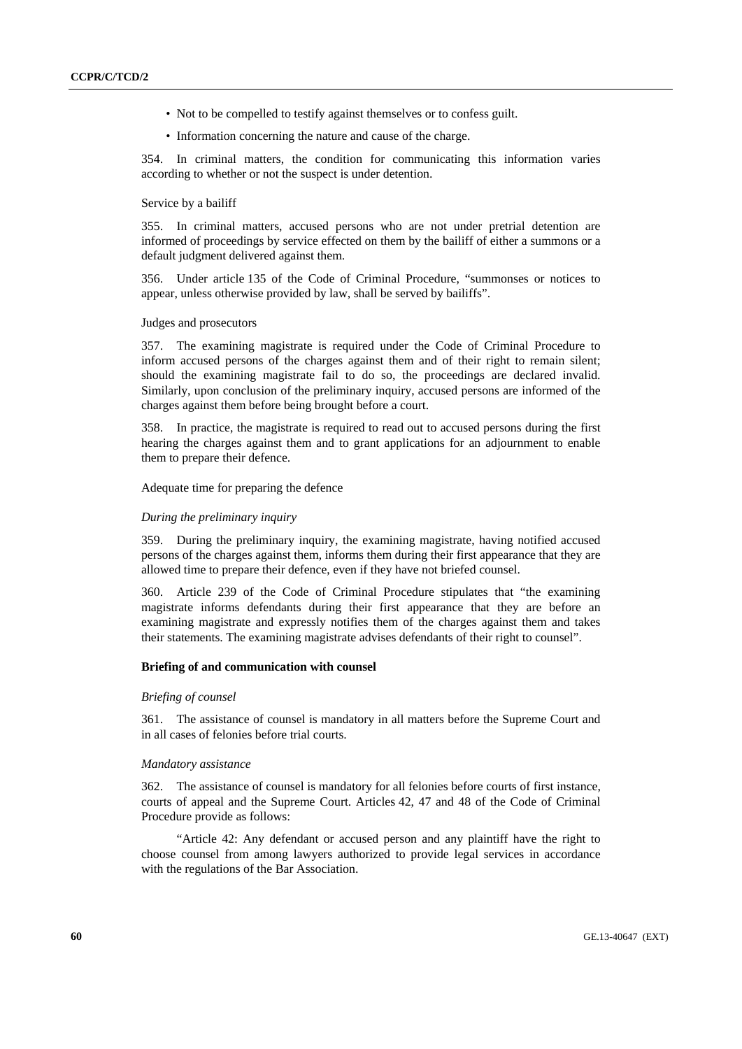- Not to be compelled to testify against themselves or to confess guilt.
- Information concerning the nature and cause of the charge.

354. In criminal matters, the condition for communicating this information varies according to whether or not the suspect is under detention.

Service by a bailiff

355. In criminal matters, accused persons who are not under pretrial detention are informed of proceedings by service effected on them by the bailiff of either a summons or a default judgment delivered against them.

356. Under article 135 of the Code of Criminal Procedure, "summonses or notices to appear, unless otherwise provided by law, shall be served by bailiffs".

Judges and prosecutors

357. The examining magistrate is required under the Code of Criminal Procedure to inform accused persons of the charges against them and of their right to remain silent; should the examining magistrate fail to do so, the proceedings are declared invalid. Similarly, upon conclusion of the preliminary inquiry, accused persons are informed of the charges against them before being brought before a court.

358. In practice, the magistrate is required to read out to accused persons during the first hearing the charges against them and to grant applications for an adjournment to enable them to prepare their defence.

Adequate time for preparing the defence

*During the preliminary inquiry*

359. During the preliminary inquiry, the examining magistrate, having notified accused persons of the charges against them, informs them during their first appearance that they are allowed time to prepare their defence, even if they have not briefed counsel.

360. Article 239 of the Code of Criminal Procedure stipulates that "the examining magistrate informs defendants during their first appearance that they are before an examining magistrate and expressly notifies them of the charges against them and takes their statements. The examining magistrate advises defendants of their right to counsel".

**Briefing of and communication with counsel**

*Briefing of counsel*

361. The assistance of counsel is mandatory in all matters before the Supreme Court and in all cases of felonies before trial courts.

*Mandatory assistance*

362. The assistance of counsel is mandatory for all felonies before courts of first instance, courts of appeal and the Supreme Court. Articles 42, 47 and 48 of the Code of Criminal Procedure provide as follows:

"Article 42: Any defendant or accused person and any plaintiff have the right to choose counsel from among lawyers authorized to provide legal services in accordance with the regulations of the Bar Association.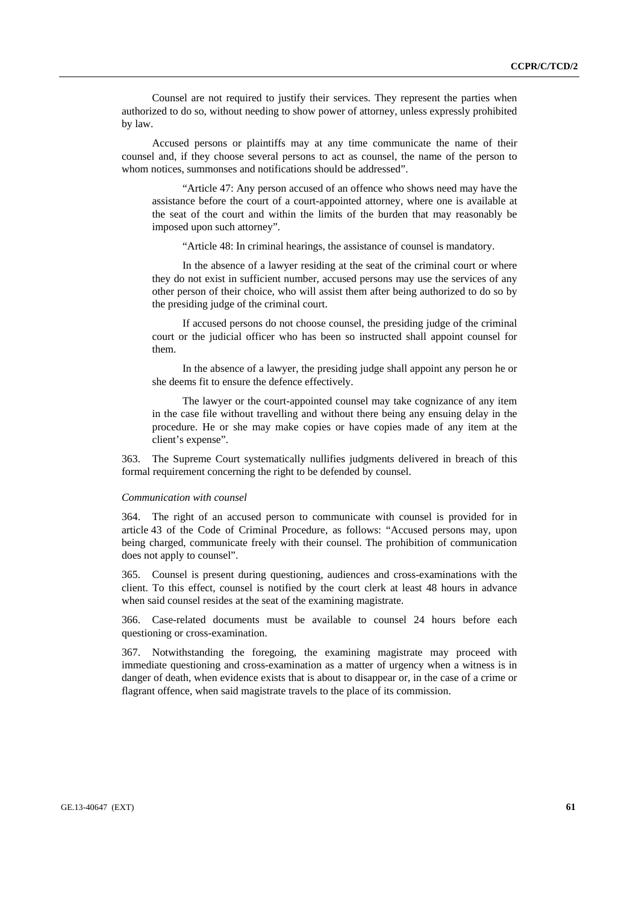Counsel are not required to justify their services. They represent the parties when authorized to do so, without needing to show power of attorney, unless expressly prohibited by law.

Accused persons or plaintiffs may at any time communicate the name of their counsel and, if they choose several persons to act as counsel, the name of the person to whom notices, summonses and notifications should be addressed".

> "Article 47: Any person accused of an offence who shows need may have the assistance before the court of a court-appointed attorney, where one is available at the seat of the court and within the limits of the burden that may reasonably be imposed upon such attorney".
>
> "Article 48: In criminal hearings, the assistance of counsel is mandatory.
>
> In the absence of a lawyer residing at the seat of the criminal court or where they do not exist in sufficient number, accused persons may use the services of any other person of their choice, who will assist them after being authorized to do so by the presiding judge of the criminal court.
>
> If accused persons do not choose counsel, the presiding judge of the criminal court or the judicial officer who has been so instructed shall appoint counsel for them.
>
> In the absence of a lawyer, the presiding judge shall appoint any person he or she deems fit to ensure the defence effectively.
>
> The lawyer or the court-appointed counsel may take cognizance of any item in the case file without travelling and without there being any ensuing delay in the procedure. He or she may make copies or have copies made of any item at the client's expense".

363. The Supreme Court systematically nullifies judgments delivered in breach of this formal requirement concerning the right to be defended by counsel.

*Communication with counsel*

364. The right of an accused person to communicate with counsel is provided for in article 43 of the Code of Criminal Procedure, as follows: "Accused persons may, upon being charged, communicate freely with their counsel. The prohibition of communication does not apply to counsel".

365. Counsel is present during questioning, audiences and cross-examinations with the client. To this effect, counsel is notified by the court clerk at least 48 hours in advance when said counsel resides at the seat of the examining magistrate.

366. Case-related documents must be available to counsel 24 hours before each questioning or cross-examination.

367. Notwithstanding the foregoing, the examining magistrate may proceed with immediate questioning and cross-examination as a matter of urgency when a witness is in danger of death, when evidence exists that is about to disappear or, in the case of a crime or flagrant offence, when said magistrate travels to the place of its commission.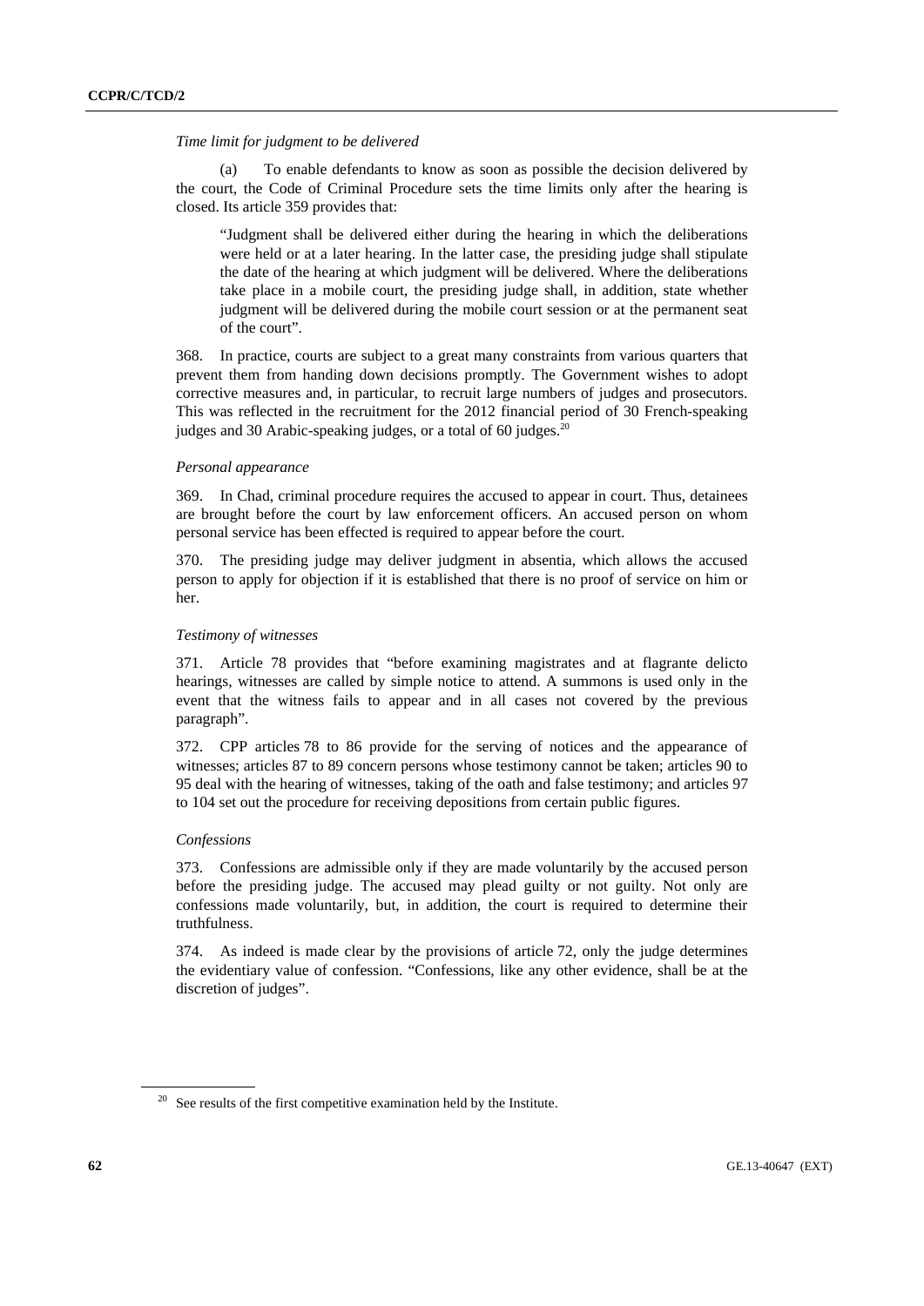*Time limit for judgment to be delivered*

(a) To enable defendants to know as soon as possible the decision delivered by the court, the Code of Criminal Procedure sets the time limits only after the hearing is closed. Its article 359 provides that:

> "Judgment shall be delivered either during the hearing in which the deliberations were held or at a later hearing. In the latter case, the presiding judge shall stipulate the date of the hearing at which judgment will be delivered. Where the deliberations take place in a mobile court, the presiding judge shall, in addition, state whether judgment will be delivered during the mobile court session or at the permanent seat of the court".

368. In practice, courts are subject to a great many constraints from various quarters that prevent them from handing down decisions promptly. The Government wishes to adopt corrective measures and, in particular, to recruit large numbers of judges and prosecutors. This was reflected in the recruitment for the 2012 financial period of 30 French-speaking judges and 30 Arabic-speaking judges, or a total of 60 judges.[20]

*Personal appearance*

369. In Chad, criminal procedure requires the accused to appear in court. Thus, detainees are brought before the court by law enforcement officers. An accused person on whom personal service has been effected is required to appear before the court.

370. The presiding judge may deliver judgment in absentia, which allows the accused person to apply for objection if it is established that there is no proof of service on him or her.

*Testimony of witnesses*

371. Article 78 provides that "before examining magistrates and at flagrante delicto hearings, witnesses are called by simple notice to attend. A summons is used only in the event that the witness fails to appear and in all cases not covered by the previous paragraph".

372. CPP articles 78 to 86 provide for the serving of notices and the appearance of witnesses; articles 87 to 89 concern persons whose testimony cannot be taken; articles 90 to 95 deal with the hearing of witnesses, taking of the oath and false testimony; and articles 97 to 104 set out the procedure for receiving depositions from certain public figures.

*Confessions*

373. Confessions are admissible only if they are made voluntarily by the accused person before the presiding judge. The accused may plead guilty or not guilty. Not only are confessions made voluntarily, but, in addition, the court is required to determine their truthfulness.

374. As indeed is made clear by the provisions of article 72, only the judge determines the evidentiary value of confession. "Confessions, like any other evidence, shall be at the discretion of judges".

---

[20] See results of the first competitive examination held by the Institute.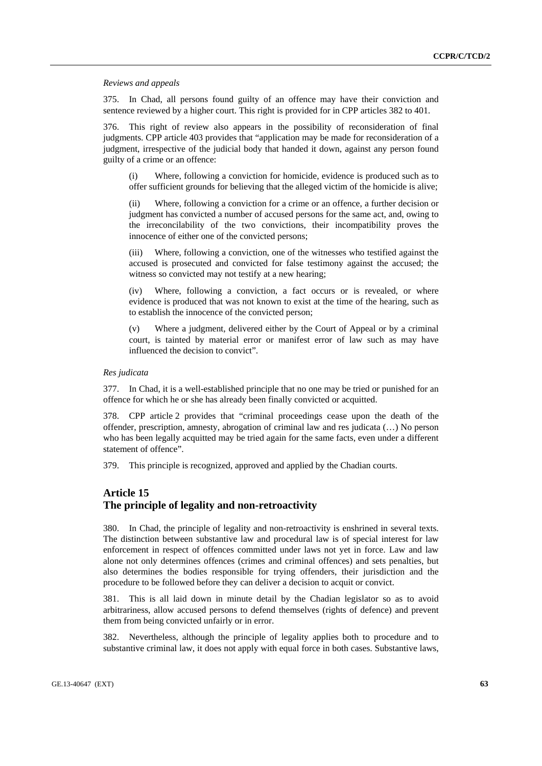*Reviews and appeals*

375. In Chad, all persons found guilty of an offence may have their conviction and sentence reviewed by a higher court. This right is provided for in CPP articles 382 to 401.

376. This right of review also appears in the possibility of reconsideration of final judgments. CPP article 403 provides that "application may be made for reconsideration of a judgment, irrespective of the judicial body that handed it down, against any person found guilty of a crime or an offence:

> (i) Where, following a conviction for homicide, evidence is produced such as to offer sufficient grounds for believing that the alleged victim of the homicide is alive;
>
> (ii) Where, following a conviction for a crime or an offence, a further decision or judgment has convicted a number of accused persons for the same act, and, owing to the irreconcilability of the two convictions, their incompatibility proves the innocence of either one of the convicted persons;
>
> (iii) Where, following a conviction, one of the witnesses who testified against the accused is prosecuted and convicted for false testimony against the accused; the witness so convicted may not testify at a new hearing;
>
> (iv) Where, following a conviction, a fact occurs or is revealed, or where evidence is produced that was not known to exist at the time of the hearing, such as to establish the innocence of the convicted person;
>
> (v) Where a judgment, delivered either by the Court of Appeal or by a criminal court, is tainted by material error or manifest error of law such as may have influenced the decision to convict".

*Res judicata*

377. In Chad, it is a well-established principle that no one may be tried or punished for an offence for which he or she has already been finally convicted or acquitted.

378. CPP article 2 provides that "criminal proceedings cease upon the death of the offender, prescription, amnesty, abrogation of criminal law and res judicata (…) No person who has been legally acquitted may be tried again for the same facts, even under a different statement of offence".

379. This principle is recognized, approved and applied by the Chadian courts.

## Article 15
## The principle of legality and non-retroactivity

380. In Chad, the principle of legality and non-retroactivity is enshrined in several texts. The distinction between substantive law and procedural law is of special interest for law enforcement in respect of offences committed under laws not yet in force. Law and law alone not only determines offences (crimes and criminal offences) and sets penalties, but also determines the bodies responsible for trying offenders, their jurisdiction and the procedure to be followed before they can deliver a decision to acquit or convict.

381. This is all laid down in minute detail by the Chadian legislator so as to avoid arbitrariness, allow accused persons to defend themselves (rights of defence) and prevent them from being convicted unfairly or in error.

382. Nevertheless, although the principle of legality applies both to procedure and to substantive criminal law, it does not apply with equal force in both cases. Substantive laws,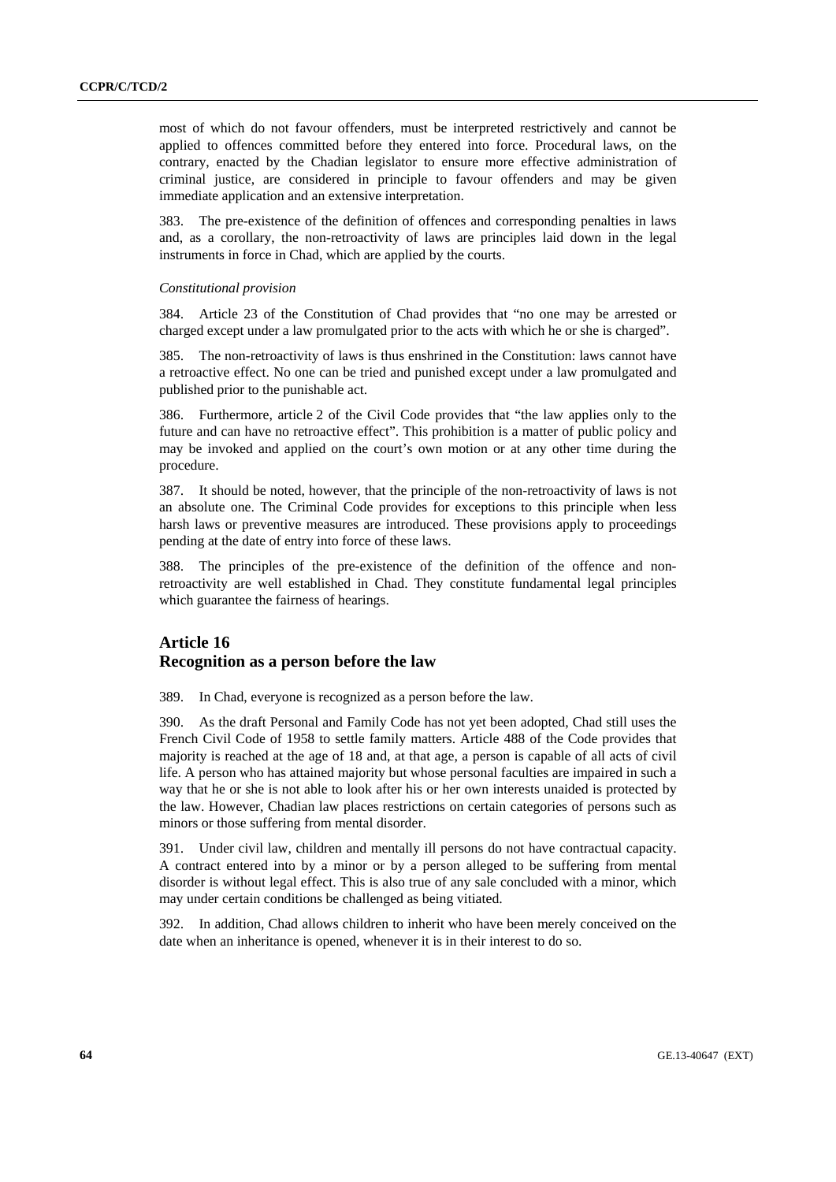most of which do not favour offenders, must be interpreted restrictively and cannot be applied to offences committed before they entered into force. Procedural laws, on the contrary, enacted by the Chadian legislator to ensure more effective administration of criminal justice, are considered in principle to favour offenders and may be given immediate application and an extensive interpretation.

383. The pre-existence of the definition of offences and corresponding penalties in laws and, as a corollary, the non-retroactivity of laws are principles laid down in the legal instruments in force in Chad, which are applied by the courts.

*Constitutional provision*

384. Article 23 of the Constitution of Chad provides that "no one may be arrested or charged except under a law promulgated prior to the acts with which he or she is charged".

385. The non-retroactivity of laws is thus enshrined in the Constitution: laws cannot have a retroactive effect. No one can be tried and punished except under a law promulgated and published prior to the punishable act.

386. Furthermore, article 2 of the Civil Code provides that "the law applies only to the future and can have no retroactive effect". This prohibition is a matter of public policy and may be invoked and applied on the court's own motion or at any other time during the procedure.

387. It should be noted, however, that the principle of the non-retroactivity of laws is not an absolute one. The Criminal Code provides for exceptions to this principle when less harsh laws or preventive measures are introduced. These provisions apply to proceedings pending at the date of entry into force of these laws.

388. The principles of the pre-existence of the definition of the offence and non-retroactivity are well established in Chad. They constitute fundamental legal principles which guarantee the fairness of hearings.

## Article 16
## Recognition as a person before the law

389. In Chad, everyone is recognized as a person before the law.

390. As the draft Personal and Family Code has not yet been adopted, Chad still uses the French Civil Code of 1958 to settle family matters. Article 488 of the Code provides that majority is reached at the age of 18 and, at that age, a person is capable of all acts of civil life. A person who has attained majority but whose personal faculties are impaired in such a way that he or she is not able to look after his or her own interests unaided is protected by the law. However, Chadian law places restrictions on certain categories of persons such as minors or those suffering from mental disorder.

391. Under civil law, children and mentally ill persons do not have contractual capacity. A contract entered into by a minor or by a person alleged to be suffering from mental disorder is without legal effect. This is also true of any sale concluded with a minor, which may under certain conditions be challenged as being vitiated.

392. In addition, Chad allows children to inherit who have been merely conceived on the date when an inheritance is opened, whenever it is in their interest to do so.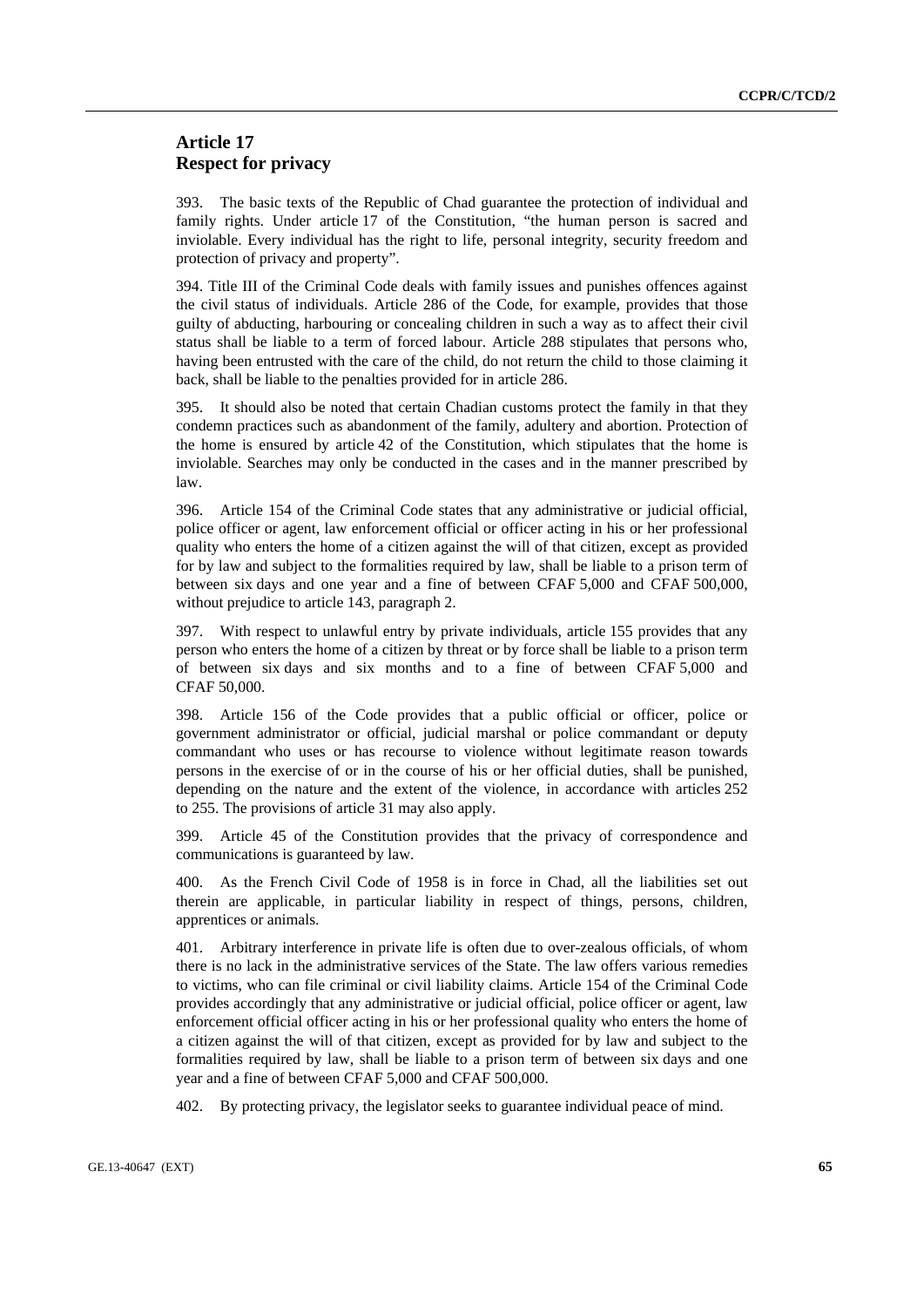## Article 17
## Respect for privacy

393. The basic texts of the Republic of Chad guarantee the protection of individual and family rights. Under article 17 of the Constitution, "the human person is sacred and inviolable. Every individual has the right to life, personal integrity, security freedom and protection of privacy and property".

394. Title III of the Criminal Code deals with family issues and punishes offences against the civil status of individuals. Article 286 of the Code, for example, provides that those guilty of abducting, harbouring or concealing children in such a way as to affect their civil status shall be liable to a term of forced labour. Article 288 stipulates that persons who, having been entrusted with the care of the child, do not return the child to those claiming it back, shall be liable to the penalties provided for in article 286.

395. It should also be noted that certain Chadian customs protect the family in that they condemn practices such as abandonment of the family, adultery and abortion. Protection of the home is ensured by article 42 of the Constitution, which stipulates that the home is inviolable. Searches may only be conducted in the cases and in the manner prescribed by law.

396. Article 154 of the Criminal Code states that any administrative or judicial official, police officer or agent, law enforcement official or officer acting in his or her professional quality who enters the home of a citizen against the will of that citizen, except as provided for by law and subject to the formalities required by law, shall be liable to a prison term of between six days and one year and a fine of between CFAF 5,000 and CFAF 500,000, without prejudice to article 143, paragraph 2.

397. With respect to unlawful entry by private individuals, article 155 provides that any person who enters the home of a citizen by threat or by force shall be liable to a prison term of between six days and six months and to a fine of between CFAF 5,000 and CFAF 50,000.

398. Article 156 of the Code provides that a public official or officer, police or government administrator or official, judicial marshal or police commandant or deputy commandant who uses or has recourse to violence without legitimate reason towards persons in the exercise of or in the course of his or her official duties, shall be punished, depending on the nature and the extent of the violence, in accordance with articles 252 to 255. The provisions of article 31 may also apply.

399. Article 45 of the Constitution provides that the privacy of correspondence and communications is guaranteed by law.

400. As the French Civil Code of 1958 is in force in Chad, all the liabilities set out therein are applicable, in particular liability in respect of things, persons, children, apprentices or animals.

401. Arbitrary interference in private life is often due to over-zealous officials, of whom there is no lack in the administrative services of the State. The law offers various remedies to victims, who can file criminal or civil liability claims. Article 154 of the Criminal Code provides accordingly that any administrative or judicial official, police officer or agent, law enforcement official officer acting in his or her professional quality who enters the home of a citizen against the will of that citizen, except as provided for by law and subject to the formalities required by law, shall be liable to a prison term of between six days and one year and a fine of between CFAF 5,000 and CFAF 500,000.

402. By protecting privacy, the legislator seeks to guarantee individual peace of mind.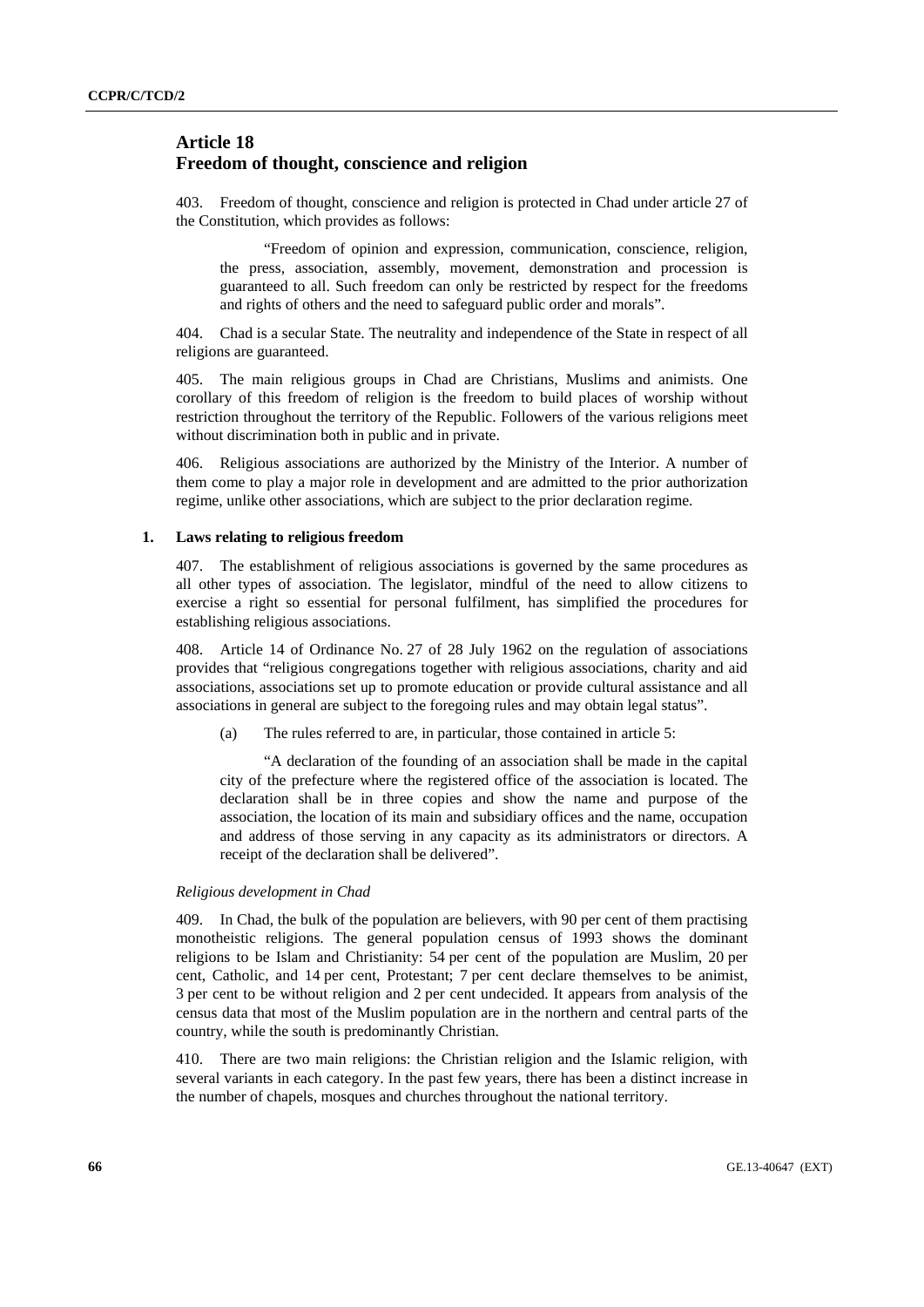## Article 18
## Freedom of thought, conscience and religion

403. Freedom of thought, conscience and religion is protected in Chad under article 27 of the Constitution, which provides as follows:

> "Freedom of opinion and expression, communication, conscience, religion, the press, association, assembly, movement, demonstration and procession is guaranteed to all. Such freedom can only be restricted by respect for the freedoms and rights of others and the need to safeguard public order and morals".

404. Chad is a secular State. The neutrality and independence of the State in respect of all religions are guaranteed.

405. The main religious groups in Chad are Christians, Muslims and animists. One corollary of this freedom of religion is the freedom to build places of worship without restriction throughout the territory of the Republic. Followers of the various religions meet without discrimination both in public and in private.

406. Religious associations are authorized by the Ministry of the Interior. A number of them come to play a major role in development and are admitted to the prior authorization regime, unlike other associations, which are subject to the prior declaration regime.

### 1. Laws relating to religious freedom

407. The establishment of religious associations is governed by the same procedures as all other types of association. The legislator, mindful of the need to allow citizens to exercise a right so essential for personal fulfilment, has simplified the procedures for establishing religious associations.

408. Article 14 of Ordinance No. 27 of 28 July 1962 on the regulation of associations provides that "religious congregations together with religious associations, charity and aid associations, associations set up to promote education or provide cultural assistance and all associations in general are subject to the foregoing rules and may obtain legal status".

(a) The rules referred to are, in particular, those contained in article 5:

> "A declaration of the founding of an association shall be made in the capital city of the prefecture where the registered office of the association is located. The declaration shall be in three copies and show the name and purpose of the association, the location of its main and subsidiary offices and the name, occupation and address of those serving in any capacity as its administrators or directors. A receipt of the declaration shall be delivered".

*Religious development in Chad*

409. In Chad, the bulk of the population are believers, with 90 per cent of them practising monotheistic religions. The general population census of 1993 shows the dominant religions to be Islam and Christianity: 54 per cent of the population are Muslim, 20 per cent, Catholic, and 14 per cent, Protestant; 7 per cent declare themselves to be animist, 3 per cent to be without religion and 2 per cent undecided. It appears from analysis of the census data that most of the Muslim population are in the northern and central parts of the country, while the south is predominantly Christian.

410. There are two main religions: the Christian religion and the Islamic religion, with several variants in each category. In the past few years, there has been a distinct increase in the number of chapels, mosques and churches throughout the national territory.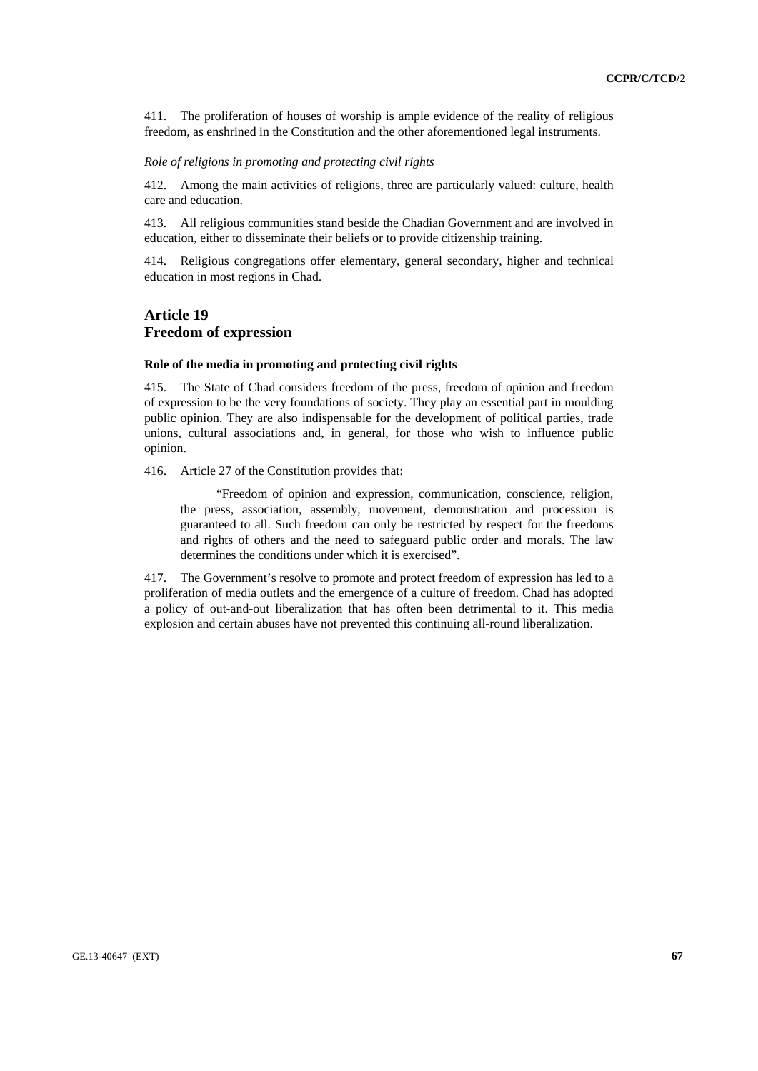411. The proliferation of houses of worship is ample evidence of the reality of religious freedom, as enshrined in the Constitution and the other aforementioned legal instruments.

*Role of religions in promoting and protecting civil rights*

412. Among the main activities of religions, three are particularly valued: culture, health care and education.

413. All religious communities stand beside the Chadian Government and are involved in education, either to disseminate their beliefs or to provide citizenship training.

414. Religious congregations offer elementary, general secondary, higher and technical education in most regions in Chad.

## Article 19
## Freedom of expression

### Role of the media in promoting and protecting civil rights

415. The State of Chad considers freedom of the press, freedom of opinion and freedom of expression to be the very foundations of society. They play an essential part in moulding public opinion. They are also indispensable for the development of political parties, trade unions, cultural associations and, in general, for those who wish to influence public opinion.

416. Article 27 of the Constitution provides that:

> "Freedom of opinion and expression, communication, conscience, religion, the press, association, assembly, movement, demonstration and procession is guaranteed to all. Such freedom can only be restricted by respect for the freedoms and rights of others and the need to safeguard public order and morals. The law determines the conditions under which it is exercised".

417. The Government's resolve to promote and protect freedom of expression has led to a proliferation of media outlets and the emergence of a culture of freedom. Chad has adopted a policy of out-and-out liberalization that has often been detrimental to it. This media explosion and certain abuses have not prevented this continuing all-round liberalization.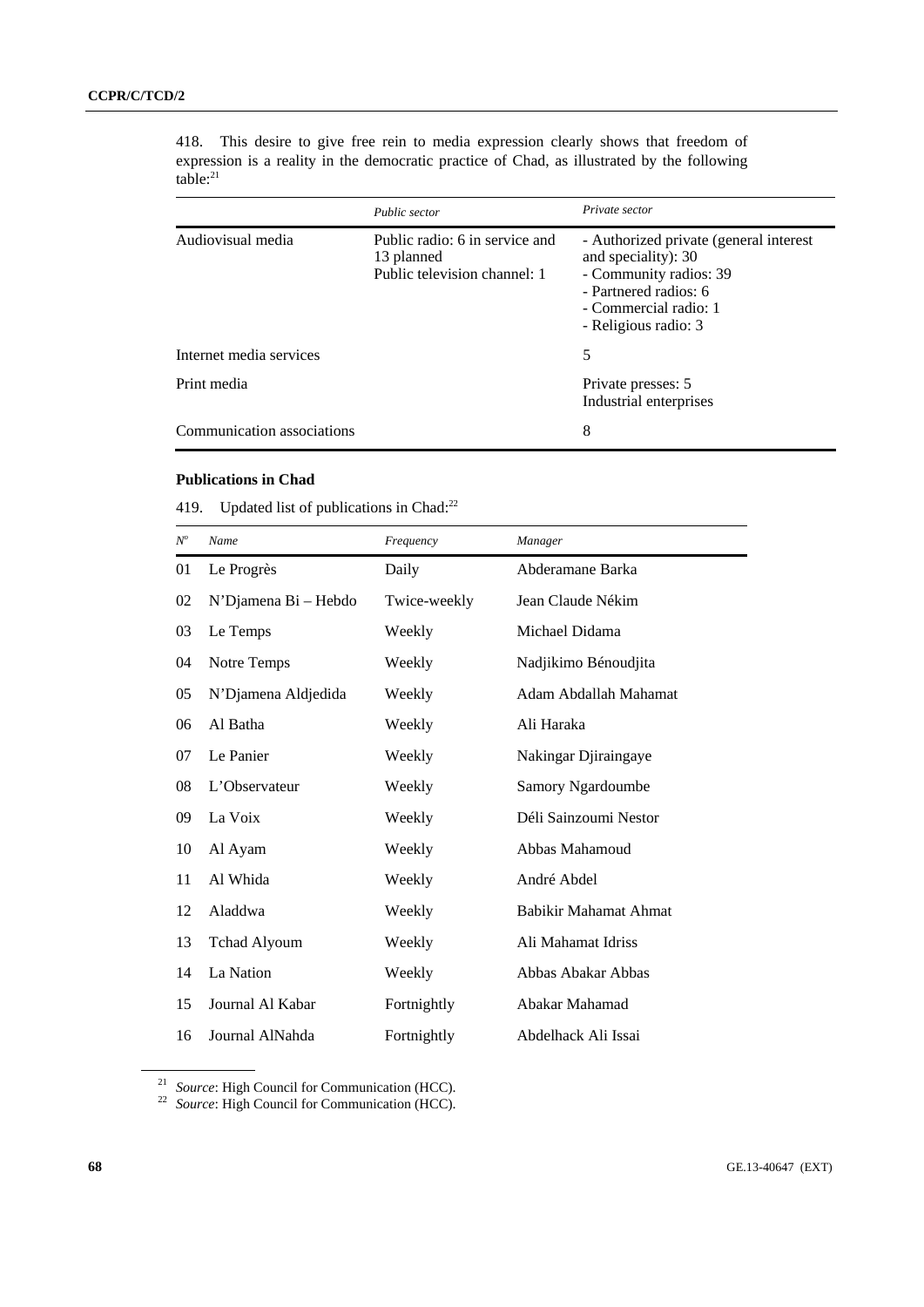418. This desire to give free rein to media expression clearly shows that freedom of expression is a reality in the democratic practice of Chad, as illustrated by the following table:[21]

| | *Public sector* | *Private sector* |
|---|---|---|
| Audiovisual media | Public radio: 6 in service and 13 planned<br>Public television channel: 1 | - Authorized private (general interest and speciality): 30<br>- Community radios: 39<br>- Partnered radios: 6<br>- Commercial radio: 1<br>- Religious radio: 3 |
| Internet media services | | 5 |
| Print media | | Private presses: 5<br>Industrial enterprises |
| Communication associations | | 8 |

**Publications in Chad**

419. Updated list of publications in Chad:[22]

| *N°* | *Name* | *Frequency* | *Manager* |
|---|---|---|---|
| 01 | Le Progrès | Daily | Abderamane Barka |
| 02 | N'Djamena Bi – Hebdo | Twice-weekly | Jean Claude Nékim |
| 03 | Le Temps | Weekly | Michael Didama |
| 04 | Notre Temps | Weekly | Nadjikimo Bénoudjita |
| 05 | N'Djamena Aldjedida | Weekly | Adam Abdallah Mahamat |
| 06 | Al Batha | Weekly | Ali Haraka |
| 07 | Le Panier | Weekly | Nakingar Djiraingaye |
| 08 | L'Observateur | Weekly | Samory Ngardoumbe |
| 09 | La Voix | Weekly | Déli Sainzoumi Nestor |
| 10 | Al Ayam | Weekly | Abbas Mahamoud |
| 11 | Al Whida | Weekly | André Abdel |
| 12 | Aladdwa | Weekly | Babikir Mahamat Ahmat |
| 13 | Tchad Alyoum | Weekly | Ali Mahamat Idriss |
| 14 | La Nation | Weekly | Abbas Abakar Abbas |
| 15 | Journal Al Kabar | Fortnightly | Abakar Mahamad |
| 16 | Journal AlNahda | Fortnightly | Abdelhack Ali Issai |

[21] *Source*: High Council for Communication (HCC).

[22] *Source*: High Council for Communication (HCC).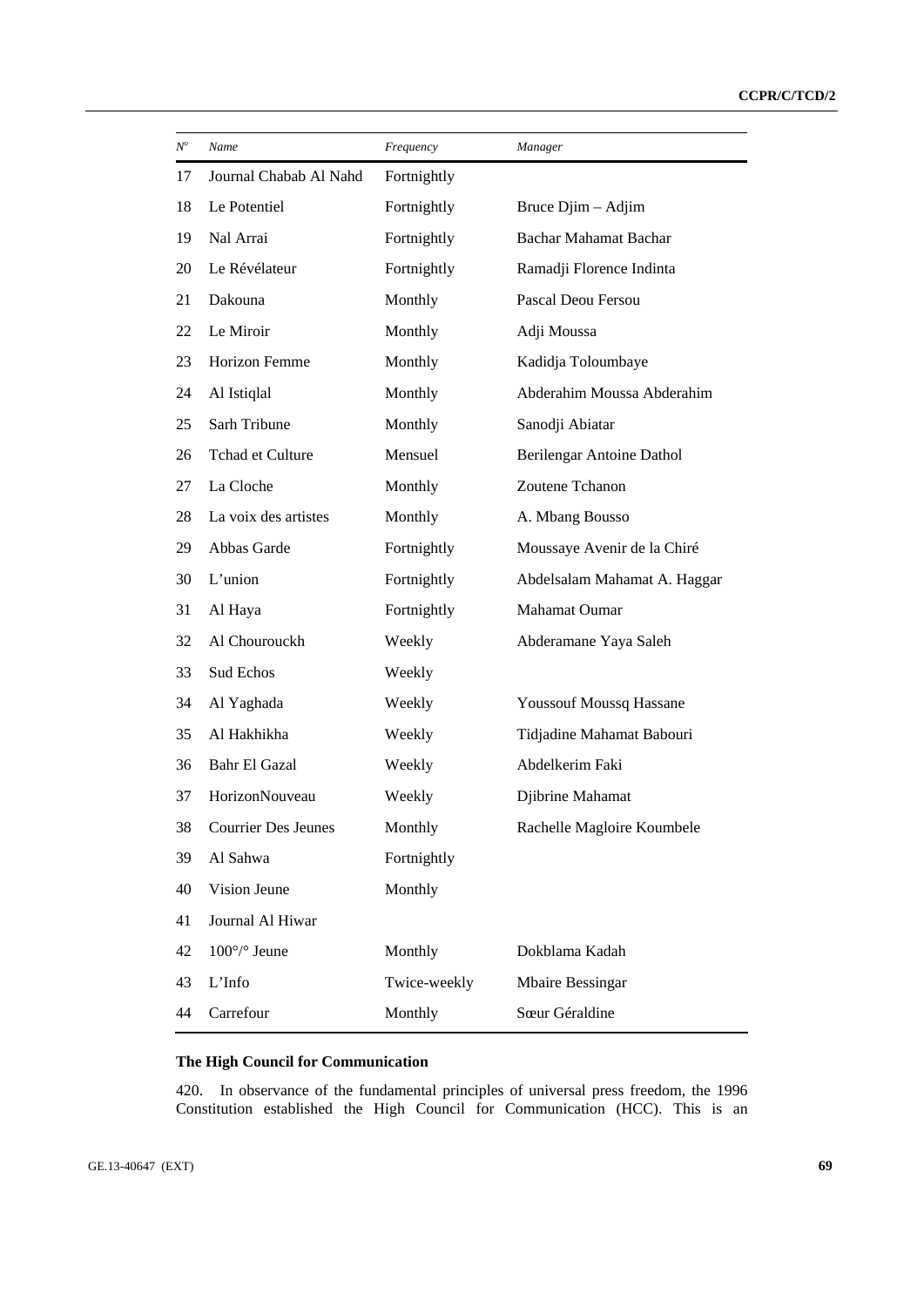| Nº | Name | Frequency | Manager |
|---|---|---|---|
| 17 | Journal Chabab Al Nahd | Fortnightly | |
| 18 | Le Potentiel | Fortnightly | Bruce Djim – Adjim |
| 19 | Nal Arrai | Fortnightly | Bachar Mahamat Bachar |
| 20 | Le Révélateur | Fortnightly | Ramadji Florence Indinta |
| 21 | Dakouna | Monthly | Pascal Deou Fersou |
| 22 | Le Miroir | Monthly | Adji Moussa |
| 23 | Horizon Femme | Monthly | Kadidja Toloumbaye |
| 24 | Al Istiqlal | Monthly | Abderahim Moussa Abderahim |
| 25 | Sarh Tribune | Monthly | Sanodji Abiatar |
| 26 | Tchad et Culture | Mensuel | Berilengar Antoine Dathol |
| 27 | La Cloche | Monthly | Zoutene Tchanon |
| 28 | La voix des artistes | Monthly | A. Mbang Bousso |
| 29 | Abbas Garde | Fortnightly | Moussaye Avenir de la Chiré |
| 30 | L'union | Fortnightly | Abdelsalam Mahamat A. Haggar |
| 31 | Al Haya | Fortnightly | Mahamat Oumar |
| 32 | Al Chourouckh | Weekly | Abderamane Yaya Saleh |
| 33 | Sud Echos | Weekly | |
| 34 | Al Yaghada | Weekly | Youssouf Moussq Hassane |
| 35 | Al Hakhikha | Weekly | Tidjadine Mahamat Babouri |
| 36 | Bahr El Gazal | Weekly | Abdelkerim Faki |
| 37 | HorizonNouveau | Weekly | Djibrine Mahamat |
| 38 | Courrier Des Jeunes | Monthly | Rachelle Magloire Koumbele |
| 39 | Al Sahwa | Fortnightly | |
| 40 | Vision Jeune | Monthly | |
| 41 | Journal Al Hiwar | | |
| 42 | 100°/° Jeune | Monthly | Dokblama Kadah |
| 43 | L'Info | Twice-weekly | Mbaire Bessingar |
| 44 | Carrefour | Monthly | Sœur Géraldine |

**The High Council for Communication**

420. In observance of the fundamental principles of universal press freedom, the 1996 Constitution established the High Council for Communication (HCC). This is an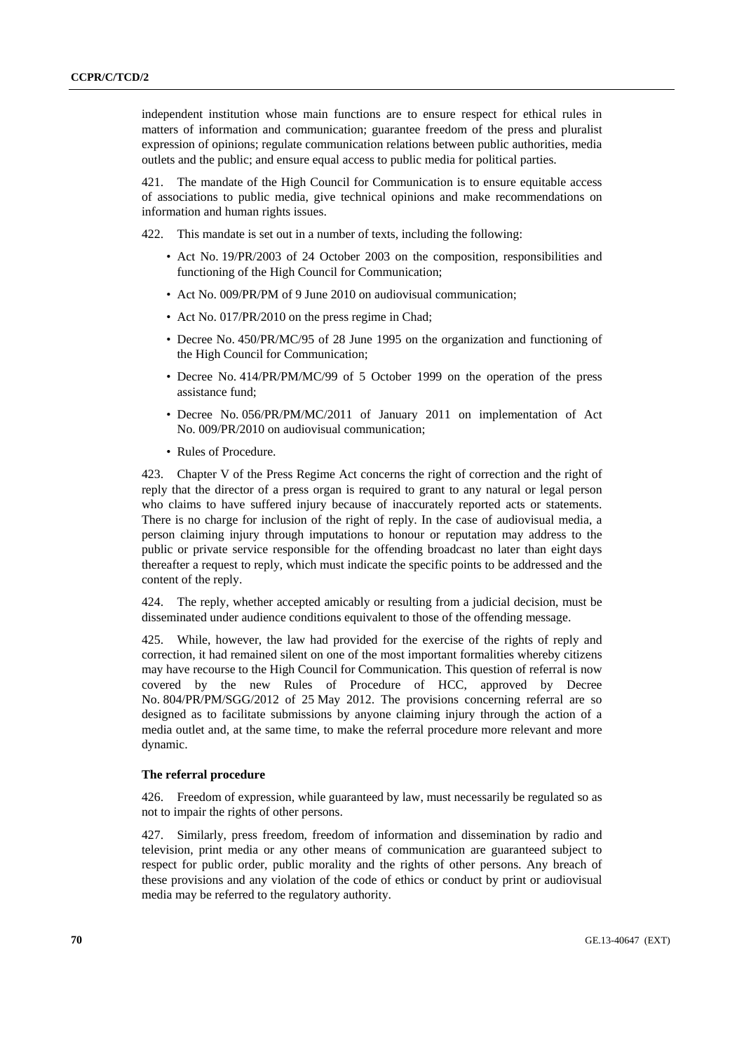independent institution whose main functions are to ensure respect for ethical rules in matters of information and communication; guarantee freedom of the press and pluralist expression of opinions; regulate communication relations between public authorities, media outlets and the public; and ensure equal access to public media for political parties.

421. The mandate of the High Council for Communication is to ensure equitable access of associations to public media, give technical opinions and make recommendations on information and human rights issues.

422. This mandate is set out in a number of texts, including the following:

- Act No. 19/PR/2003 of 24 October 2003 on the composition, responsibilities and functioning of the High Council for Communication;
- Act No. 009/PR/PM of 9 June 2010 on audiovisual communication;
- Act No. 017/PR/2010 on the press regime in Chad;
- Decree No. 450/PR/MC/95 of 28 June 1995 on the organization and functioning of the High Council for Communication;
- Decree No. 414/PR/PM/MC/99 of 5 October 1999 on the operation of the press assistance fund;
- Decree No. 056/PR/PM/MC/2011 of January 2011 on implementation of Act No. 009/PR/2010 on audiovisual communication;
- Rules of Procedure.

423. Chapter V of the Press Regime Act concerns the right of correction and the right of reply that the director of a press organ is required to grant to any natural or legal person who claims to have suffered injury because of inaccurately reported acts or statements. There is no charge for inclusion of the right of reply. In the case of audiovisual media, a person claiming injury through imputations to honour or reputation may address to the public or private service responsible for the offending broadcast no later than eight days thereafter a request to reply, which must indicate the specific points to be addressed and the content of the reply.

424. The reply, whether accepted amicably or resulting from a judicial decision, must be disseminated under audience conditions equivalent to those of the offending message.

425. While, however, the law had provided for the exercise of the rights of reply and correction, it had remained silent on one of the most important formalities whereby citizens may have recourse to the High Council for Communication. This question of referral is now covered by the new Rules of Procedure of HCC, approved by Decree No. 804/PR/PM/SGG/2012 of 25 May 2012. The provisions concerning referral are so designed as to facilitate submissions by anyone claiming injury through the action of a media outlet and, at the same time, to make the referral procedure more relevant and more dynamic.

### The referral procedure

426. Freedom of expression, while guaranteed by law, must necessarily be regulated so as not to impair the rights of other persons.

427. Similarly, press freedom, freedom of information and dissemination by radio and television, print media or any other means of communication are guaranteed subject to respect for public order, public morality and the rights of other persons. Any breach of these provisions and any violation of the code of ethics or conduct by print or audiovisual media may be referred to the regulatory authority.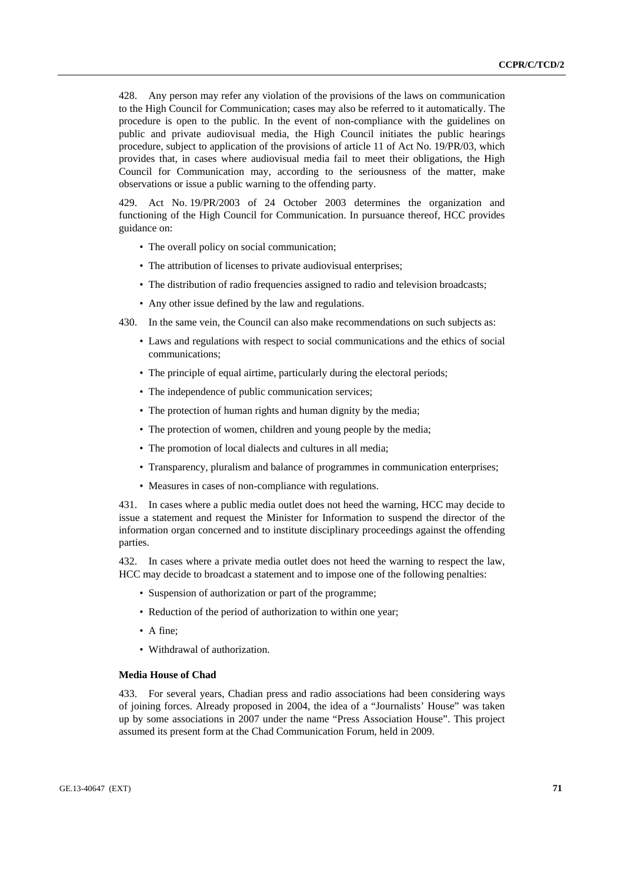428. Any person may refer any violation of the provisions of the laws on communication to the High Council for Communication; cases may also be referred to it automatically. The procedure is open to the public. In the event of non-compliance with the guidelines on public and private audiovisual media, the High Council initiates the public hearings procedure, subject to application of the provisions of article 11 of Act No. 19/PR/03, which provides that, in cases where audiovisual media fail to meet their obligations, the High Council for Communication may, according to the seriousness of the matter, make observations or issue a public warning to the offending party.

429. Act No. 19/PR/2003 of 24 October 2003 determines the organization and functioning of the High Council for Communication. In pursuance thereof, HCC provides guidance on:

- The overall policy on social communication;
- The attribution of licenses to private audiovisual enterprises;
- The distribution of radio frequencies assigned to radio and television broadcasts;
- Any other issue defined by the law and regulations.

430. In the same vein, the Council can also make recommendations on such subjects as:

- Laws and regulations with respect to social communications and the ethics of social communications;
- The principle of equal airtime, particularly during the electoral periods;
- The independence of public communication services;
- The protection of human rights and human dignity by the media;
- The protection of women, children and young people by the media;
- The promotion of local dialects and cultures in all media;
- Transparency, pluralism and balance of programmes in communication enterprises;
- Measures in cases of non-compliance with regulations.

431. In cases where a public media outlet does not heed the warning, HCC may decide to issue a statement and request the Minister for Information to suspend the director of the information organ concerned and to institute disciplinary proceedings against the offending parties.

432. In cases where a private media outlet does not heed the warning to respect the law, HCC may decide to broadcast a statement and to impose one of the following penalties:

- Suspension of authorization or part of the programme;
- Reduction of the period of authorization to within one year;
- A fine;
- Withdrawal of authorization.

**Media House of Chad**

433. For several years, Chadian press and radio associations had been considering ways of joining forces. Already proposed in 2004, the idea of a "Journalists' House" was taken up by some associations in 2007 under the name "Press Association House". This project assumed its present form at the Chad Communication Forum, held in 2009.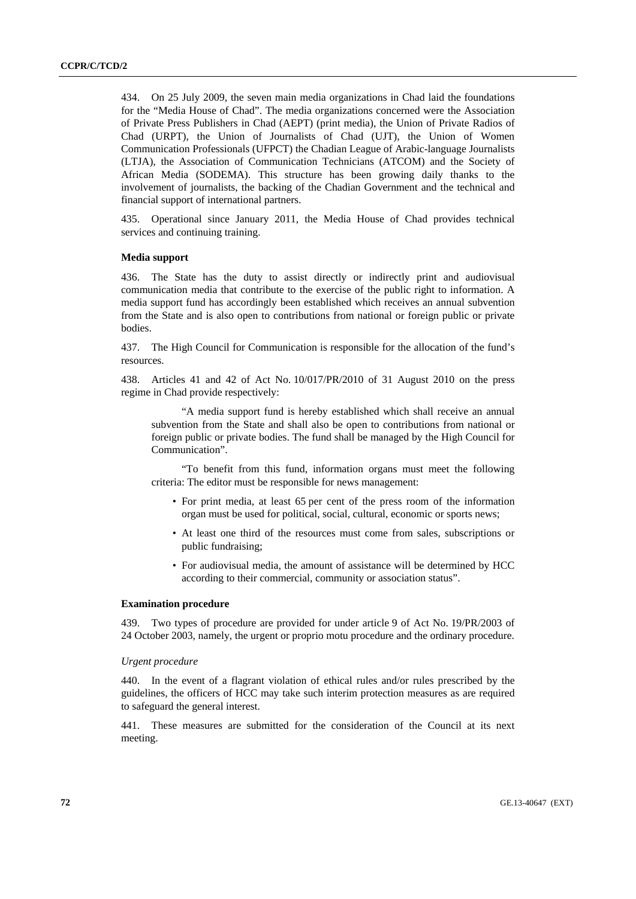434. On 25 July 2009, the seven main media organizations in Chad laid the foundations for the "Media House of Chad". The media organizations concerned were the Association of Private Press Publishers in Chad (AEPT) (print media), the Union of Private Radios of Chad (URPT), the Union of Journalists of Chad (UJT), the Union of Women Communication Professionals (UFPCT) the Chadian League of Arabic-language Journalists (LTJA), the Association of Communication Technicians (ATCOM) and the Society of African Media (SODEMA). This structure has been growing daily thanks to the involvement of journalists, the backing of the Chadian Government and the technical and financial support of international partners.

435. Operational since January 2011, the Media House of Chad provides technical services and continuing training.

#### Media support

436. The State has the duty to assist directly or indirectly print and audiovisual communication media that contribute to the exercise of the public right to information. A media support fund has accordingly been established which receives an annual subvention from the State and is also open to contributions from national or foreign public or private bodies.

437. The High Council for Communication is responsible for the allocation of the fund's resources.

438. Articles 41 and 42 of Act No. 10/017/PR/2010 of 31 August 2010 on the press regime in Chad provide respectively:

> "A media support fund is hereby established which shall receive an annual subvention from the State and shall also be open to contributions from national or foreign public or private bodies. The fund shall be managed by the High Council for Communication".
>
> "To benefit from this fund, information organs must meet the following criteria: The editor must be responsible for news management:
>
> - For print media, at least 65 per cent of the press room of the information organ must be used for political, social, cultural, economic or sports news;
> - At least one third of the resources must come from sales, subscriptions or public fundraising;
> - For audiovisual media, the amount of assistance will be determined by HCC according to their commercial, community or association status".

#### Examination procedure

439. Two types of procedure are provided for under article 9 of Act No. 19/PR/2003 of 24 October 2003, namely, the urgent or proprio motu procedure and the ordinary procedure.

*Urgent procedure*

440. In the event of a flagrant violation of ethical rules and/or rules prescribed by the guidelines, the officers of HCC may take such interim protection measures as are required to safeguard the general interest.

441. These measures are submitted for the consideration of the Council at its next meeting.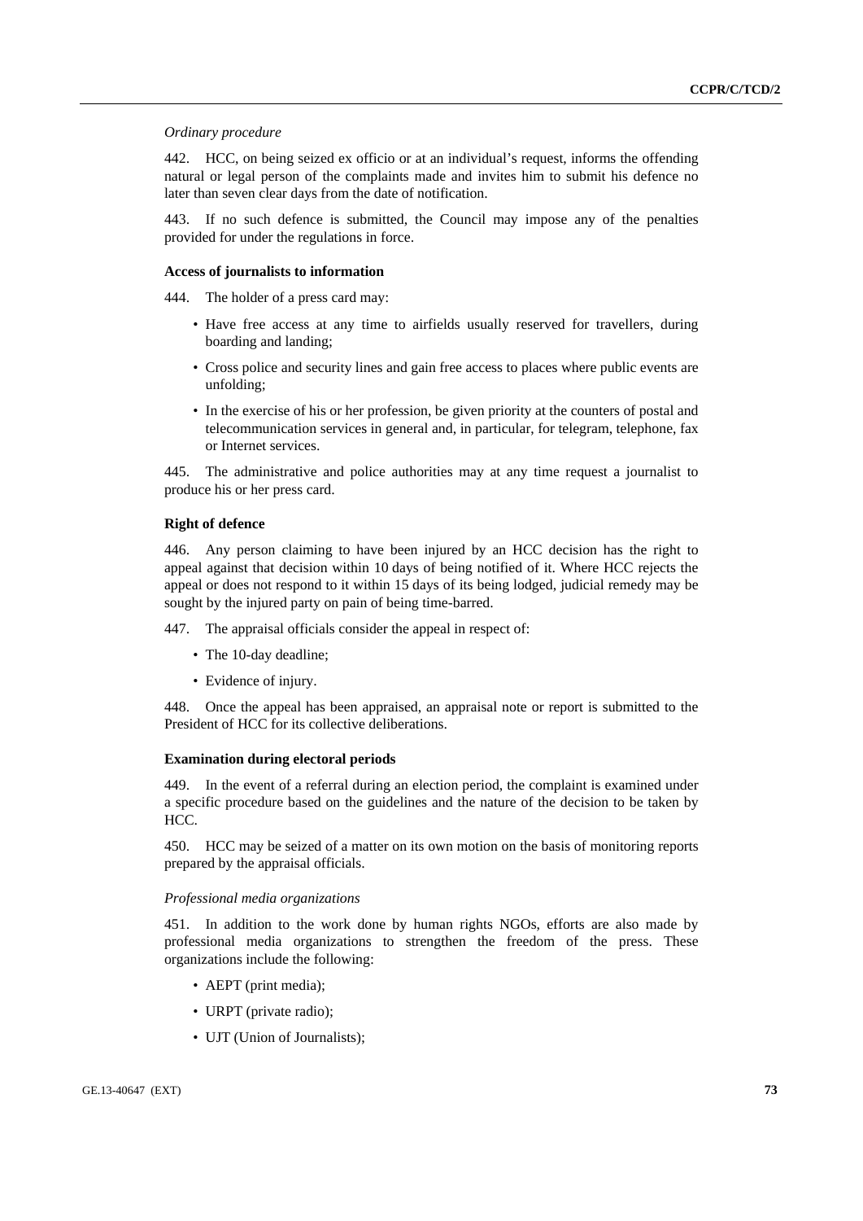*Ordinary procedure*

442. HCC, on being seized ex officio or at an individual's request, informs the offending natural or legal person of the complaints made and invites him to submit his defence no later than seven clear days from the date of notification.

443. If no such defence is submitted, the Council may impose any of the penalties provided for under the regulations in force.

**Access of journalists to information**

444. The holder of a press card may:

- Have free access at any time to airfields usually reserved for travellers, during boarding and landing;
- Cross police and security lines and gain free access to places where public events are unfolding;
- In the exercise of his or her profession, be given priority at the counters of postal and telecommunication services in general and, in particular, for telegram, telephone, fax or Internet services.

445. The administrative and police authorities may at any time request a journalist to produce his or her press card.

**Right of defence**

446. Any person claiming to have been injured by an HCC decision has the right to appeal against that decision within 10 days of being notified of it. Where HCC rejects the appeal or does not respond to it within 15 days of its being lodged, judicial remedy may be sought by the injured party on pain of being time-barred.

447. The appraisal officials consider the appeal in respect of:

- The 10-day deadline;
- Evidence of injury.

448. Once the appeal has been appraised, an appraisal note or report is submitted to the President of HCC for its collective deliberations.

**Examination during electoral periods**

449. In the event of a referral during an election period, the complaint is examined under a specific procedure based on the guidelines and the nature of the decision to be taken by HCC.

450. HCC may be seized of a matter on its own motion on the basis of monitoring reports prepared by the appraisal officials.

*Professional media organizations*

451. In addition to the work done by human rights NGOs, efforts are also made by professional media organizations to strengthen the freedom of the press. These organizations include the following:

- AEPT (print media);
- URPT (private radio);
- UJT (Union of Journalists);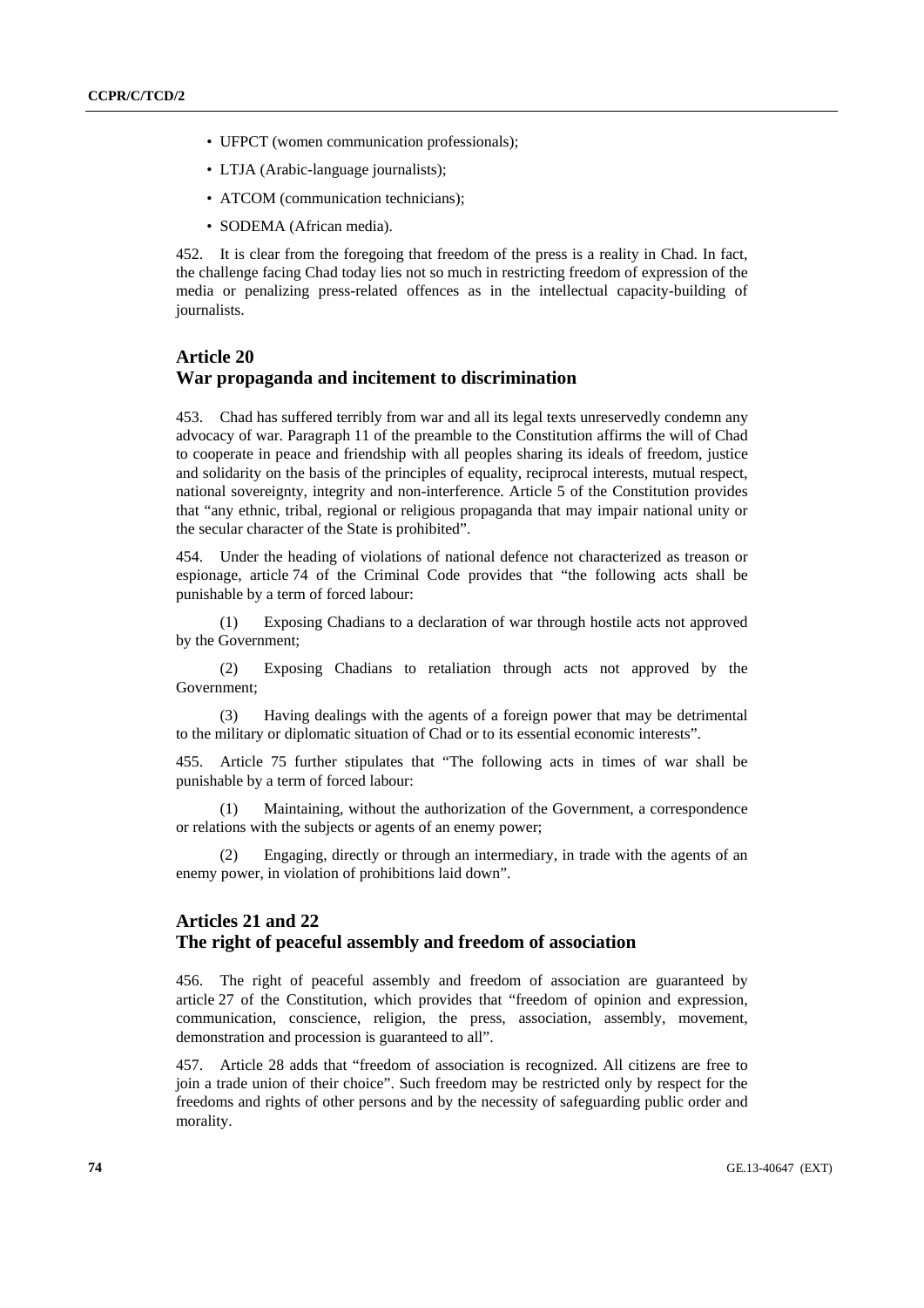- UFPCT (women communication professionals);
- LTJA (Arabic-language journalists);
- ATCOM (communication technicians);
- SODEMA (African media).

452. It is clear from the foregoing that freedom of the press is a reality in Chad. In fact, the challenge facing Chad today lies not so much in restricting freedom of expression of the media or penalizing press-related offences as in the intellectual capacity-building of journalists.

## Article 20
## War propaganda and incitement to discrimination

453. Chad has suffered terribly from war and all its legal texts unreservedly condemn any advocacy of war. Paragraph 11 of the preamble to the Constitution affirms the will of Chad to cooperate in peace and friendship with all peoples sharing its ideals of freedom, justice and solidarity on the basis of the principles of equality, reciprocal interests, mutual respect, national sovereignty, integrity and non-interference. Article 5 of the Constitution provides that "any ethnic, tribal, regional or religious propaganda that may impair national unity or the secular character of the State is prohibited".

454. Under the heading of violations of national defence not characterized as treason or espionage, article 74 of the Criminal Code provides that "the following acts shall be punishable by a term of forced labour:

(1) Exposing Chadians to a declaration of war through hostile acts not approved by the Government;

(2) Exposing Chadians to retaliation through acts not approved by the Government;

(3) Having dealings with the agents of a foreign power that may be detrimental to the military or diplomatic situation of Chad or to its essential economic interests".

455. Article 75 further stipulates that "The following acts in times of war shall be punishable by a term of forced labour:

(1) Maintaining, without the authorization of the Government, a correspondence or relations with the subjects or agents of an enemy power;

(2) Engaging, directly or through an intermediary, in trade with the agents of an enemy power, in violation of prohibitions laid down".

## Articles 21 and 22
## The right of peaceful assembly and freedom of association

456. The right of peaceful assembly and freedom of association are guaranteed by article 27 of the Constitution, which provides that "freedom of opinion and expression, communication, conscience, religion, the press, association, assembly, movement, demonstration and procession is guaranteed to all".

457. Article 28 adds that "freedom of association is recognized. All citizens are free to join a trade union of their choice". Such freedom may be restricted only by respect for the freedoms and rights of other persons and by the necessity of safeguarding public order and morality.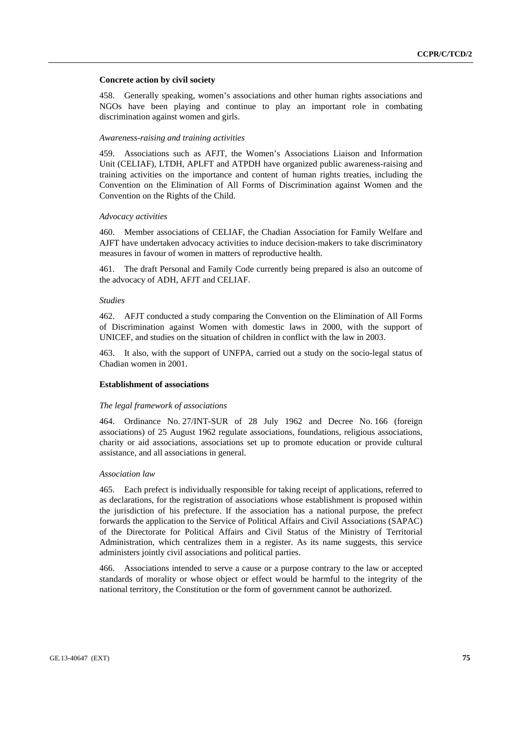### Concrete action by civil society

458. Generally speaking, women's associations and other human rights associations and NGOs have been playing and continue to play an important role in combating discrimination against women and girls.

*Awareness-raising and training activities*

459. Associations such as AFJT, the Women's Associations Liaison and Information Unit (CELIAF), LTDH, APLFT and ATPDH have organized public awareness-raising and training activities on the importance and content of human rights treaties, including the Convention on the Elimination of All Forms of Discrimination against Women and the Convention on the Rights of the Child.

*Advocacy activities*

460. Member associations of CELIAF, the Chadian Association for Family Welfare and AJFT have undertaken advocacy activities to induce decision-makers to take discriminatory measures in favour of women in matters of reproductive health.

461. The draft Personal and Family Code currently being prepared is also an outcome of the advocacy of ADH, AFJT and CELIAF.

*Studies*

462. AFJT conducted a study comparing the Convention on the Elimination of All Forms of Discrimination against Women with domestic laws in 2000, with the support of UNICEF, and studies on the situation of children in conflict with the law in 2003.

463. It also, with the support of UNFPA, carried out a study on the socio-legal status of Chadian women in 2001.

### Establishment of associations

*The legal framework of associations*

464. Ordinance No. 27/INT-SUR of 28 July 1962 and Decree No. 166 (foreign associations) of 25 August 1962 regulate associations, foundations, religious associations, charity or aid associations, associations set up to promote education or provide cultural assistance, and all associations in general.

*Association law*

465. Each prefect is individually responsible for taking receipt of applications, referred to as declarations, for the registration of associations whose establishment is proposed within the jurisdiction of his prefecture. If the association has a national purpose, the prefect forwards the application to the Service of Political Affairs and Civil Associations (SAPAC) of the Directorate for Political Affairs and Civil Status of the Ministry of Territorial Administration, which centralizes them in a register. As its name suggests, this service administers jointly civil associations and political parties.

466. Associations intended to serve a cause or a purpose contrary to the law or accepted standards of morality or whose object or effect would be harmful to the integrity of the national territory, the Constitution or the form of government cannot be authorized.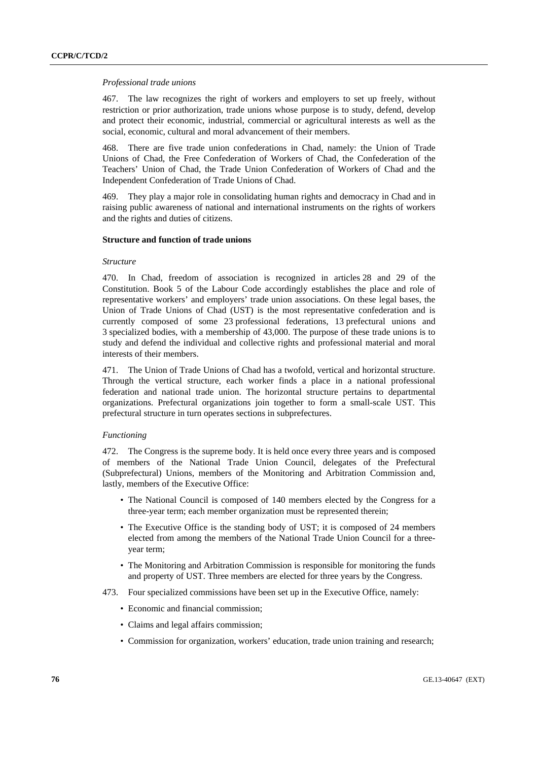*Professional trade unions*

467. The law recognizes the right of workers and employers to set up freely, without restriction or prior authorization, trade unions whose purpose is to study, defend, develop and protect their economic, industrial, commercial or agricultural interests as well as the social, economic, cultural and moral advancement of their members.

468. There are five trade union confederations in Chad, namely: the Union of Trade Unions of Chad, the Free Confederation of Workers of Chad, the Confederation of the Teachers' Union of Chad, the Trade Union Confederation of Workers of Chad and the Independent Confederation of Trade Unions of Chad.

469. They play a major role in consolidating human rights and democracy in Chad and in raising public awareness of national and international instruments on the rights of workers and the rights and duties of citizens.

**Structure and function of trade unions**

*Structure*

470. In Chad, freedom of association is recognized in articles 28 and 29 of the Constitution. Book 5 of the Labour Code accordingly establishes the place and role of representative workers' and employers' trade union associations. On these legal bases, the Union of Trade Unions of Chad (UST) is the most representative confederation and is currently composed of some 23 professional federations, 13 prefectural unions and 3 specialized bodies, with a membership of 43,000. The purpose of these trade unions is to study and defend the individual and collective rights and professional material and moral interests of their members.

471. The Union of Trade Unions of Chad has a twofold, vertical and horizontal structure. Through the vertical structure, each worker finds a place in a national professional federation and national trade union. The horizontal structure pertains to departmental organizations. Prefectural organizations join together to form a small-scale UST. This prefectural structure in turn operates sections in subprefectures.

*Functioning*

472. The Congress is the supreme body. It is held once every three years and is composed of members of the National Trade Union Council, delegates of the Prefectural (Subprefectural) Unions, members of the Monitoring and Arbitration Commission and, lastly, members of the Executive Office:

- The National Council is composed of 140 members elected by the Congress for a three-year term; each member organization must be represented therein;
- The Executive Office is the standing body of UST; it is composed of 24 members elected from among the members of the National Trade Union Council for a three-year term;
- The Monitoring and Arbitration Commission is responsible for monitoring the funds and property of UST. Three members are elected for three years by the Congress.

473. Four specialized commissions have been set up in the Executive Office, namely:

- Economic and financial commission;
- Claims and legal affairs commission;
- Commission for organization, workers' education, trade union training and research;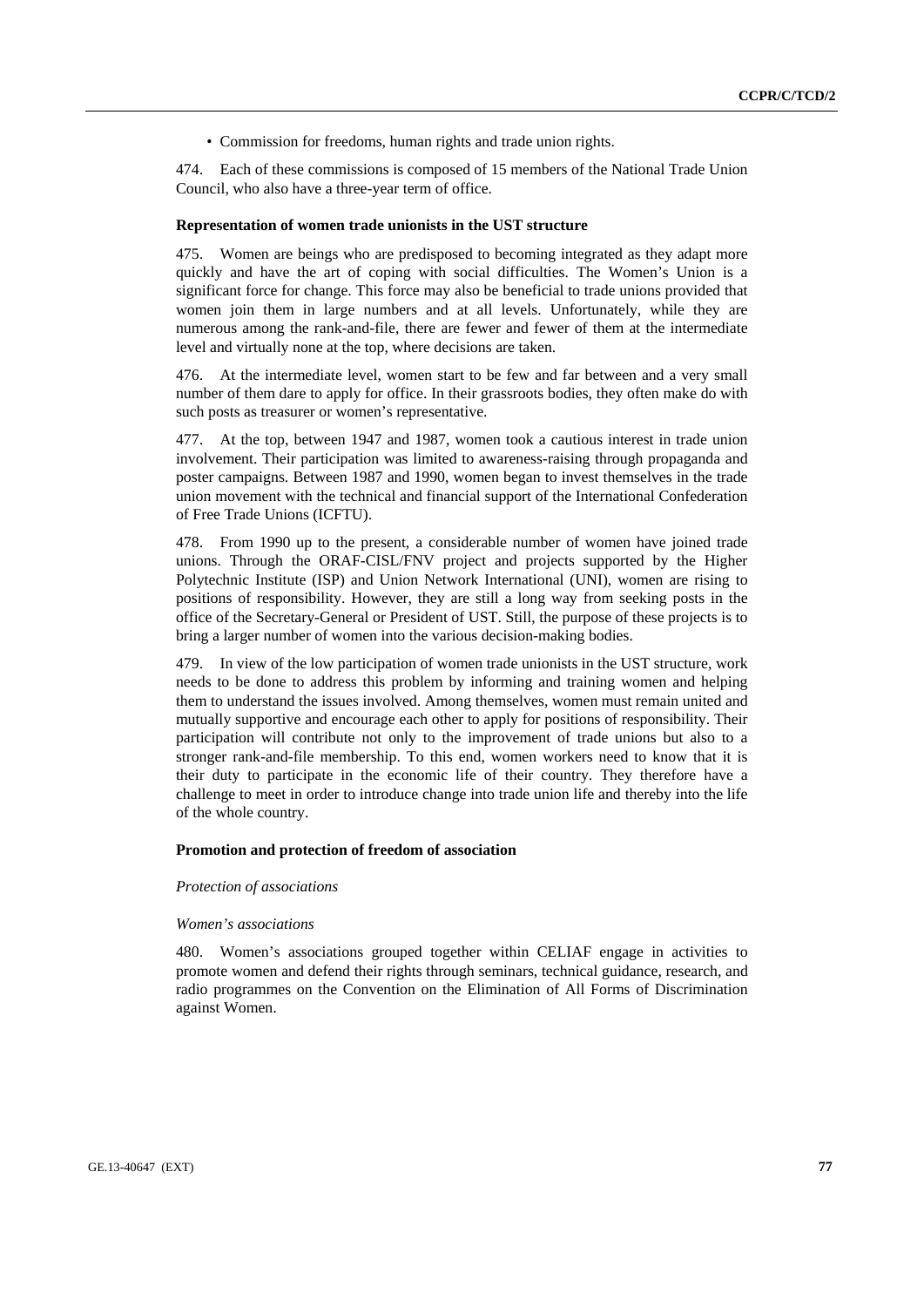- Commission for freedoms, human rights and trade union rights.

474. Each of these commissions is composed of 15 members of the National Trade Union Council, who also have a three-year term of office.

**Representation of women trade unionists in the UST structure**

475. Women are beings who are predisposed to becoming integrated as they adapt more quickly and have the art of coping with social difficulties. The Women's Union is a significant force for change. This force may also be beneficial to trade unions provided that women join them in large numbers and at all levels. Unfortunately, while they are numerous among the rank-and-file, there are fewer and fewer of them at the intermediate level and virtually none at the top, where decisions are taken.

476. At the intermediate level, women start to be few and far between and a very small number of them dare to apply for office. In their grassroots bodies, they often make do with such posts as treasurer or women's representative.

477. At the top, between 1947 and 1987, women took a cautious interest in trade union involvement. Their participation was limited to awareness-raising through propaganda and poster campaigns. Between 1987 and 1990, women began to invest themselves in the trade union movement with the technical and financial support of the International Confederation of Free Trade Unions (ICFTU).

478. From 1990 up to the present, a considerable number of women have joined trade unions. Through the ORAF-CISL/FNV project and projects supported by the Higher Polytechnic Institute (ISP) and Union Network International (UNI), women are rising to positions of responsibility. However, they are still a long way from seeking posts in the office of the Secretary-General or President of UST. Still, the purpose of these projects is to bring a larger number of women into the various decision-making bodies.

479. In view of the low participation of women trade unionists in the UST structure, work needs to be done to address this problem by informing and training women and helping them to understand the issues involved. Among themselves, women must remain united and mutually supportive and encourage each other to apply for positions of responsibility. Their participation will contribute not only to the improvement of trade unions but also to a stronger rank-and-file membership. To this end, women workers need to know that it is their duty to participate in the economic life of their country. They therefore have a challenge to meet in order to introduce change into trade union life and thereby into the life of the whole country.

**Promotion and protection of freedom of association**

*Protection of associations*

*Women's associations*

480. Women's associations grouped together within CELIAF engage in activities to promote women and defend their rights through seminars, technical guidance, research, and radio programmes on the Convention on the Elimination of All Forms of Discrimination against Women.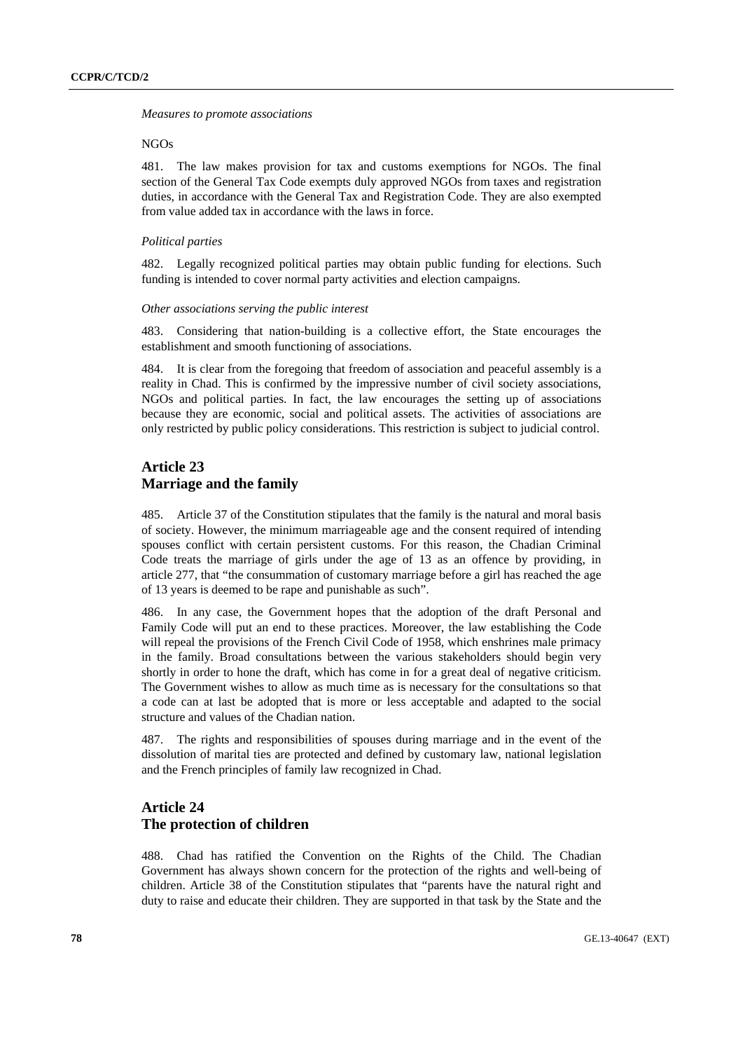*Measures to promote associations*

NGOs

481. The law makes provision for tax and customs exemptions for NGOs. The final section of the General Tax Code exempts duly approved NGOs from taxes and registration duties, in accordance with the General Tax and Registration Code. They are also exempted from value added tax in accordance with the laws in force.

*Political parties*

482. Legally recognized political parties may obtain public funding for elections. Such funding is intended to cover normal party activities and election campaigns.

*Other associations serving the public interest*

483. Considering that nation-building is a collective effort, the State encourages the establishment and smooth functioning of associations.

484. It is clear from the foregoing that freedom of association and peaceful assembly is a reality in Chad. This is confirmed by the impressive number of civil society associations, NGOs and political parties. In fact, the law encourages the setting up of associations because they are economic, social and political assets. The activities of associations are only restricted by public policy considerations. This restriction is subject to judicial control.

## Article 23
## Marriage and the family

485. Article 37 of the Constitution stipulates that the family is the natural and moral basis of society. However, the minimum marriageable age and the consent required of intending spouses conflict with certain persistent customs. For this reason, the Chadian Criminal Code treats the marriage of girls under the age of 13 as an offence by providing, in article 277, that "the consummation of customary marriage before a girl has reached the age of 13 years is deemed to be rape and punishable as such".

486. In any case, the Government hopes that the adoption of the draft Personal and Family Code will put an end to these practices. Moreover, the law establishing the Code will repeal the provisions of the French Civil Code of 1958, which enshrines male primacy in the family. Broad consultations between the various stakeholders should begin very shortly in order to hone the draft, which has come in for a great deal of negative criticism. The Government wishes to allow as much time as is necessary for the consultations so that a code can at last be adopted that is more or less acceptable and adapted to the social structure and values of the Chadian nation.

487. The rights and responsibilities of spouses during marriage and in the event of the dissolution of marital ties are protected and defined by customary law, national legislation and the French principles of family law recognized in Chad.

## Article 24
## The protection of children

488. Chad has ratified the Convention on the Rights of the Child. The Chadian Government has always shown concern for the protection of the rights and well-being of children. Article 38 of the Constitution stipulates that "parents have the natural right and duty to raise and educate their children. They are supported in that task by the State and the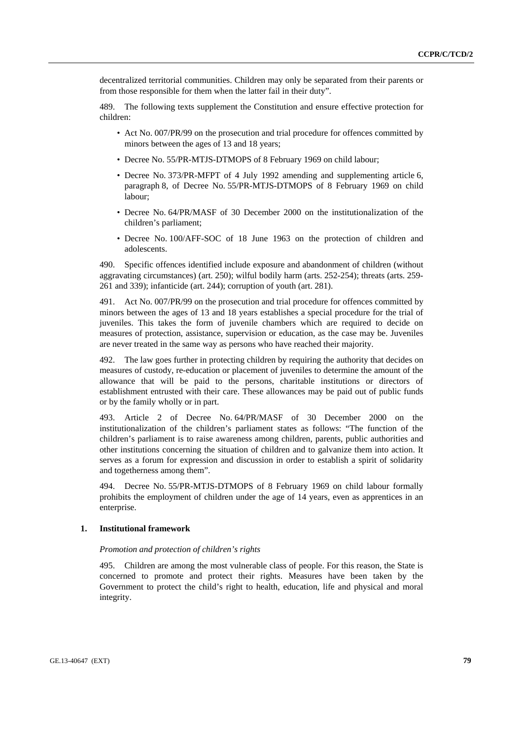decentralized territorial communities. Children may only be separated from their parents or from those responsible for them when the latter fail in their duty".

489. The following texts supplement the Constitution and ensure effective protection for children:

- Act No. 007/PR/99 on the prosecution and trial procedure for offences committed by minors between the ages of 13 and 18 years;
- Decree No. 55/PR-MTJS-DTMOPS of 8 February 1969 on child labour;
- Decree No. 373/PR-MFPT of 4 July 1992 amending and supplementing article 6, paragraph 8, of Decree No. 55/PR-MTJS-DTMOPS of 8 February 1969 on child labour;
- Decree No. 64/PR/MASF of 30 December 2000 on the institutionalization of the children's parliament;
- Decree No. 100/AFF-SOC of 18 June 1963 on the protection of children and adolescents.

490. Specific offences identified include exposure and abandonment of children (without aggravating circumstances) (art. 250); wilful bodily harm (arts. 252-254); threats (arts. 259-261 and 339); infanticide (art. 244); corruption of youth (art. 281).

491. Act No. 007/PR/99 on the prosecution and trial procedure for offences committed by minors between the ages of 13 and 18 years establishes a special procedure for the trial of juveniles. This takes the form of juvenile chambers which are required to decide on measures of protection, assistance, supervision or education, as the case may be. Juveniles are never treated in the same way as persons who have reached their majority.

492. The law goes further in protecting children by requiring the authority that decides on measures of custody, re-education or placement of juveniles to determine the amount of the allowance that will be paid to the persons, charitable institutions or directors of establishment entrusted with their care. These allowances may be paid out of public funds or by the family wholly or in part.

493. Article 2 of Decree No. 64/PR/MASF of 30 December 2000 on the institutionalization of the children's parliament states as follows: "The function of the children's parliament is to raise awareness among children, parents, public authorities and other institutions concerning the situation of children and to galvanize them into action. It serves as a forum for expression and discussion in order to establish a spirit of solidarity and togetherness among them".

494. Decree No. 55/PR-MTJS-DTMOPS of 8 February 1969 on child labour formally prohibits the employment of children under the age of 14 years, even as apprentices in an enterprise.

### 1. Institutional framework

*Promotion and protection of children's rights*

495. Children are among the most vulnerable class of people. For this reason, the State is concerned to promote and protect their rights. Measures have been taken by the Government to protect the child's right to health, education, life and physical and moral integrity.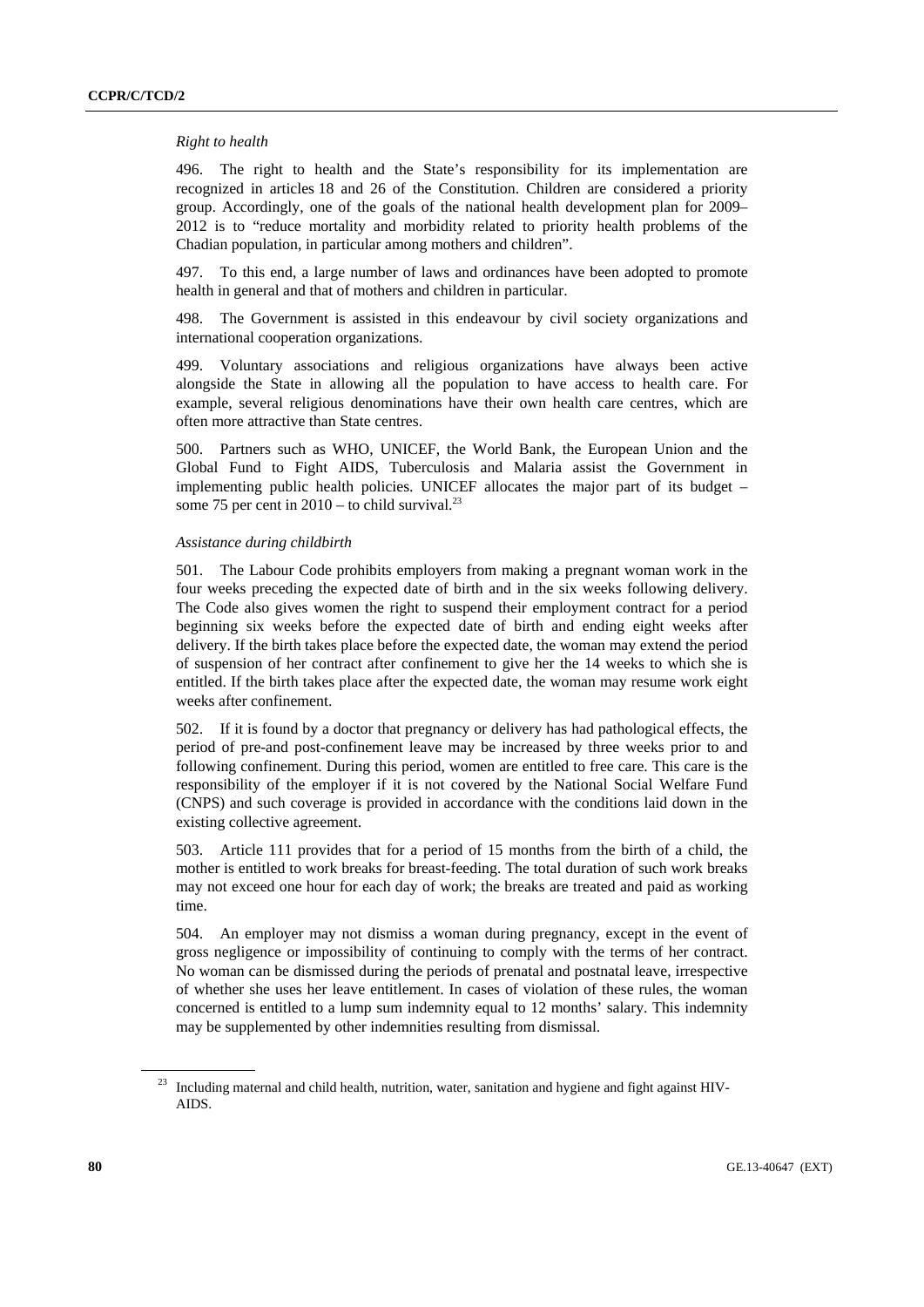*Right to health*

496. The right to health and the State's responsibility for its implementation are recognized in articles 18 and 26 of the Constitution. Children are considered a priority group. Accordingly, one of the goals of the national health development plan for 2009–2012 is to "reduce mortality and morbidity related to priority health problems of the Chadian population, in particular among mothers and children".

497. To this end, a large number of laws and ordinances have been adopted to promote health in general and that of mothers and children in particular.

498. The Government is assisted in this endeavour by civil society organizations and international cooperation organizations.

499. Voluntary associations and religious organizations have always been active alongside the State in allowing all the population to have access to health care. For example, several religious denominations have their own health care centres, which are often more attractive than State centres.

500. Partners such as WHO, UNICEF, the World Bank, the European Union and the Global Fund to Fight AIDS, Tuberculosis and Malaria assist the Government in implementing public health policies. UNICEF allocates the major part of its budget – some 75 per cent in 2010 – to child survival.[23]

*Assistance during childbirth*

501. The Labour Code prohibits employers from making a pregnant woman work in the four weeks preceding the expected date of birth and in the six weeks following delivery. The Code also gives women the right to suspend their employment contract for a period beginning six weeks before the expected date of birth and ending eight weeks after delivery. If the birth takes place before the expected date, the woman may extend the period of suspension of her contract after confinement to give her the 14 weeks to which she is entitled. If the birth takes place after the expected date, the woman may resume work eight weeks after confinement.

502. If it is found by a doctor that pregnancy or delivery has had pathological effects, the period of pre-and post-confinement leave may be increased by three weeks prior to and following confinement. During this period, women are entitled to free care. This care is the responsibility of the employer if it is not covered by the National Social Welfare Fund (CNPS) and such coverage is provided in accordance with the conditions laid down in the existing collective agreement.

503. Article 111 provides that for a period of 15 months from the birth of a child, the mother is entitled to work breaks for breast-feeding. The total duration of such work breaks may not exceed one hour for each day of work; the breaks are treated and paid as working time.

504. An employer may not dismiss a woman during pregnancy, except in the event of gross negligence or impossibility of continuing to comply with the terms of her contract. No woman can be dismissed during the periods of prenatal and postnatal leave, irrespective of whether she uses her leave entitlement. In cases of violation of these rules, the woman concerned is entitled to a lump sum indemnity equal to 12 months' salary. This indemnity may be supplemented by other indemnities resulting from dismissal.

[23] Including maternal and child health, nutrition, water, sanitation and hygiene and fight against HIV-AIDS.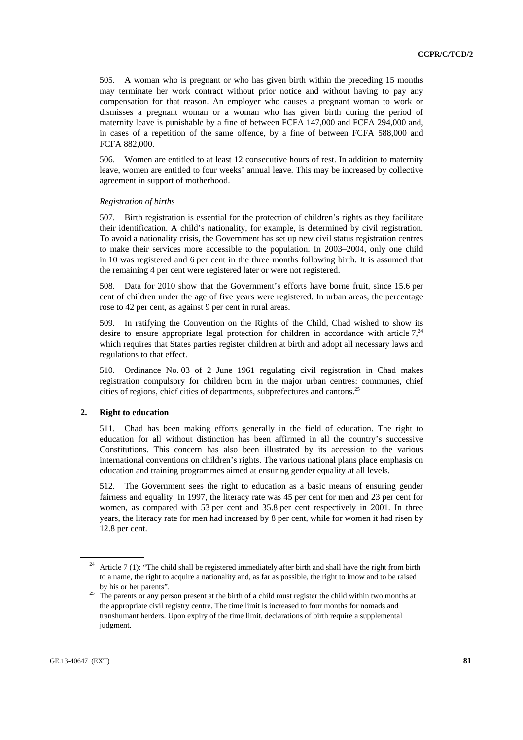505. A woman who is pregnant or who has given birth within the preceding 15 months may terminate her work contract without prior notice and without having to pay any compensation for that reason. An employer who causes a pregnant woman to work or dismisses a pregnant woman or a woman who has given birth during the period of maternity leave is punishable by a fine of between FCFA 147,000 and FCFA 294,000 and, in cases of a repetition of the same offence, by a fine of between FCFA 588,000 and FCFA 882,000.

506. Women are entitled to at least 12 consecutive hours of rest. In addition to maternity leave, women are entitled to four weeks' annual leave. This may be increased by collective agreement in support of motherhood.

*Registration of births*

507. Birth registration is essential for the protection of children's rights as they facilitate their identification. A child's nationality, for example, is determined by civil registration. To avoid a nationality crisis, the Government has set up new civil status registration centres to make their services more accessible to the population. In 2003–2004, only one child in 10 was registered and 6 per cent in the three months following birth. It is assumed that the remaining 4 per cent were registered later or were not registered.

508. Data for 2010 show that the Government's efforts have borne fruit, since 15.6 per cent of children under the age of five years were registered. In urban areas, the percentage rose to 42 per cent, as against 9 per cent in rural areas.

509. In ratifying the Convention on the Rights of the Child, Chad wished to show its desire to ensure appropriate legal protection for children in accordance with article 7,[24] which requires that States parties register children at birth and adopt all necessary laws and regulations to that effect.

510. Ordinance No. 03 of 2 June 1961 regulating civil registration in Chad makes registration compulsory for children born in the major urban centres: communes, chief cities of regions, chief cities of departments, subprefectures and cantons.[25]

## 2. Right to education

511. Chad has been making efforts generally in the field of education. The right to education for all without distinction has been affirmed in all the country's successive Constitutions. This concern has also been illustrated by its accession to the various international conventions on children's rights. The various national plans place emphasis on education and training programmes aimed at ensuring gender equality at all levels.

512. The Government sees the right to education as a basic means of ensuring gender fairness and equality. In 1997, the literacy rate was 45 per cent for men and 23 per cent for women, as compared with 53 per cent and 35.8 per cent respectively in 2001. In three years, the literacy rate for men had increased by 8 per cent, while for women it had risen by 12.8 per cent.

---

[24] Article 7 (1): "The child shall be registered immediately after birth and shall have the right from birth to a name, the right to acquire a nationality and, as far as possible, the right to know and to be raised by his or her parents".

[25] The parents or any person present at the birth of a child must register the child within two months at the appropriate civil registry centre. The time limit is increased to four months for nomads and transhumant herders. Upon expiry of the time limit, declarations of birth require a supplemental judgment.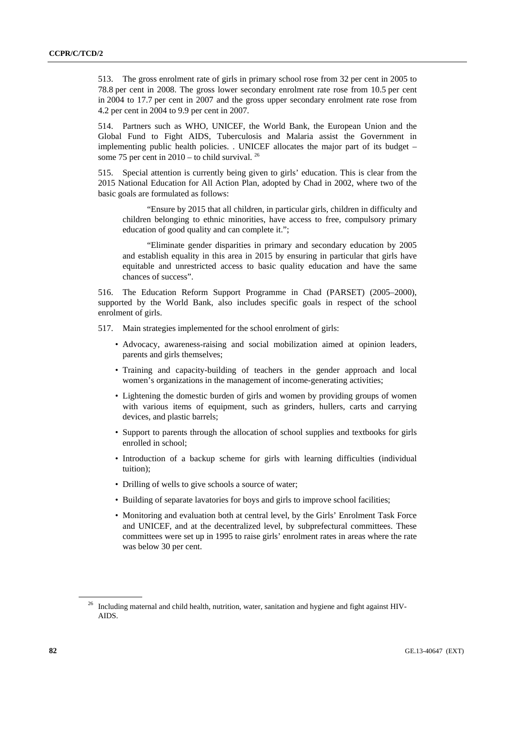513. The gross enrolment rate of girls in primary school rose from 32 per cent in 2005 to 78.8 per cent in 2008. The gross lower secondary enrolment rate rose from 10.5 per cent in 2004 to 17.7 per cent in 2007 and the gross upper secondary enrolment rate rose from 4.2 per cent in 2004 to 9.9 per cent in 2007.

514. Partners such as WHO, UNICEF, the World Bank, the European Union and the Global Fund to Fight AIDS, Tuberculosis and Malaria assist the Government in implementing public health policies. . UNICEF allocates the major part of its budget – some 75 per cent in 2010 – to child survival.[26]

515. Special attention is currently being given to girls' education. This is clear from the 2015 National Education for All Action Plan, adopted by Chad in 2002, where two of the basic goals are formulated as follows:

> "Ensure by 2015 that all children, in particular girls, children in difficulty and children belonging to ethnic minorities, have access to free, compulsory primary education of good quality and can complete it.";
>
> "Eliminate gender disparities in primary and secondary education by 2005 and establish equality in this area in 2015 by ensuring in particular that girls have equitable and unrestricted access to basic quality education and have the same chances of success".

516. The Education Reform Support Programme in Chad (PARSET) (2005–2000), supported by the World Bank, also includes specific goals in respect of the school enrolment of girls.

517. Main strategies implemented for the school enrolment of girls:

- Advocacy, awareness-raising and social mobilization aimed at opinion leaders, parents and girls themselves;
- Training and capacity-building of teachers in the gender approach and local women's organizations in the management of income-generating activities;
- Lightening the domestic burden of girls and women by providing groups of women with various items of equipment, such as grinders, hullers, carts and carrying devices, and plastic barrels;
- Support to parents through the allocation of school supplies and textbooks for girls enrolled in school;
- Introduction of a backup scheme for girls with learning difficulties (individual tuition);
- Drilling of wells to give schools a source of water;
- Building of separate lavatories for boys and girls to improve school facilities;
- Monitoring and evaluation both at central level, by the Girls' Enrolment Task Force and UNICEF, and at the decentralized level, by subprefectural committees. These committees were set up in 1995 to raise girls' enrolment rates in areas where the rate was below 30 per cent.

---

[26] Including maternal and child health, nutrition, water, sanitation and hygiene and fight against HIV-AIDS.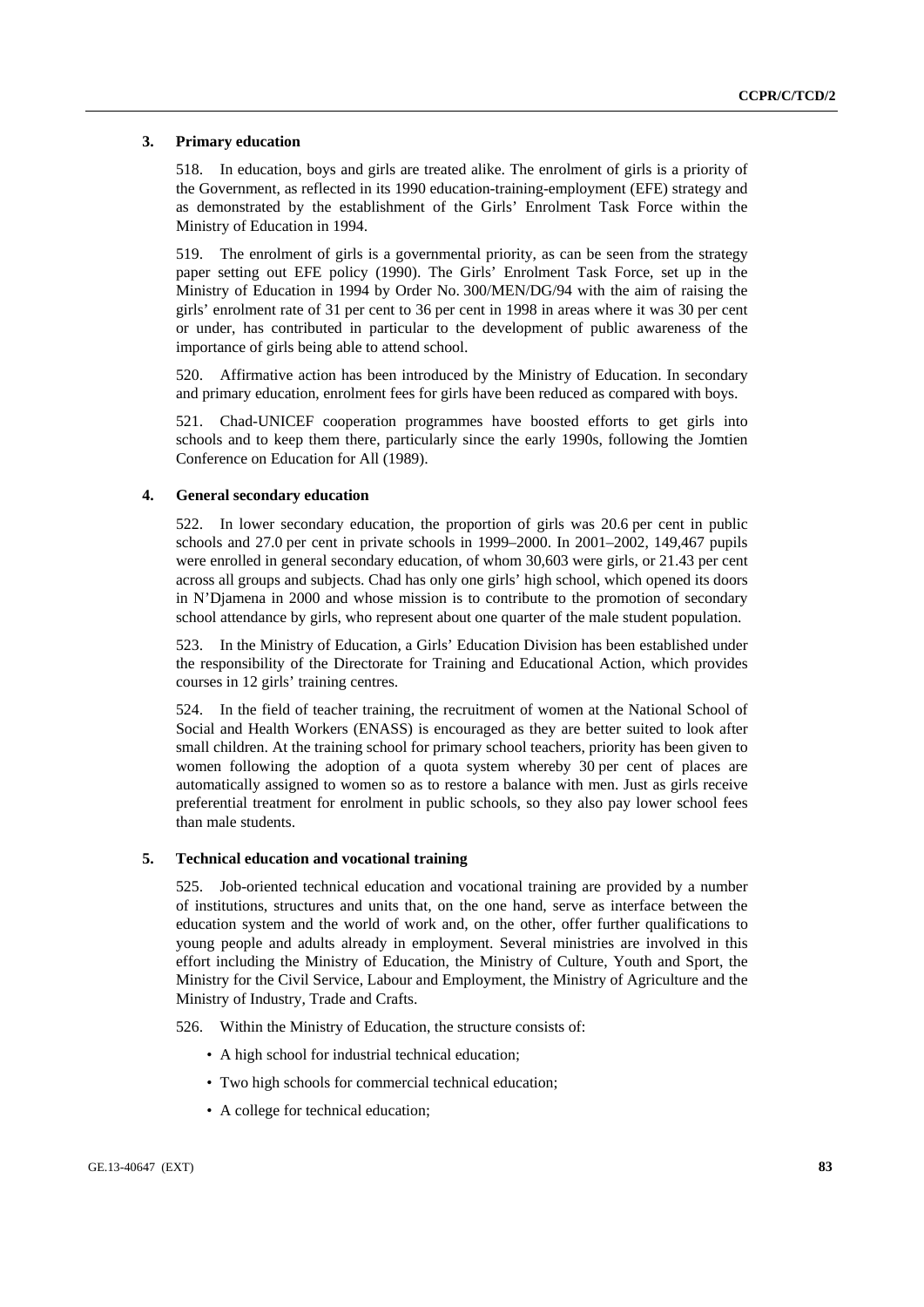### 3. Primary education

518. In education, boys and girls are treated alike. The enrolment of girls is a priority of the Government, as reflected in its 1990 education-training-employment (EFE) strategy and as demonstrated by the establishment of the Girls' Enrolment Task Force within the Ministry of Education in 1994.

519. The enrolment of girls is a governmental priority, as can be seen from the strategy paper setting out EFE policy (1990). The Girls' Enrolment Task Force, set up in the Ministry of Education in 1994 by Order No. 300/MEN/DG/94 with the aim of raising the girls' enrolment rate of 31 per cent to 36 per cent in 1998 in areas where it was 30 per cent or under, has contributed in particular to the development of public awareness of the importance of girls being able to attend school.

520. Affirmative action has been introduced by the Ministry of Education. In secondary and primary education, enrolment fees for girls have been reduced as compared with boys.

521. Chad-UNICEF cooperation programmes have boosted efforts to get girls into schools and to keep them there, particularly since the early 1990s, following the Jomtien Conference on Education for All (1989).

### 4. General secondary education

522. In lower secondary education, the proportion of girls was 20.6 per cent in public schools and 27.0 per cent in private schools in 1999–2000. In 2001–2002, 149,467 pupils were enrolled in general secondary education, of whom 30,603 were girls, or 21.43 per cent across all groups and subjects. Chad has only one girls' high school, which opened its doors in N'Djamena in 2000 and whose mission is to contribute to the promotion of secondary school attendance by girls, who represent about one quarter of the male student population.

523. In the Ministry of Education, a Girls' Education Division has been established under the responsibility of the Directorate for Training and Educational Action, which provides courses in 12 girls' training centres.

524. In the field of teacher training, the recruitment of women at the National School of Social and Health Workers (ENASS) is encouraged as they are better suited to look after small children. At the training school for primary school teachers, priority has been given to women following the adoption of a quota system whereby 30 per cent of places are automatically assigned to women so as to restore a balance with men. Just as girls receive preferential treatment for enrolment in public schools, so they also pay lower school fees than male students.

### 5. Technical education and vocational training

525. Job-oriented technical education and vocational training are provided by a number of institutions, structures and units that, on the one hand, serve as interface between the education system and the world of work and, on the other, offer further qualifications to young people and adults already in employment. Several ministries are involved in this effort including the Ministry of Education, the Ministry of Culture, Youth and Sport, the Ministry for the Civil Service, Labour and Employment, the Ministry of Agriculture and the Ministry of Industry, Trade and Crafts.

526. Within the Ministry of Education, the structure consists of:

- A high school for industrial technical education;
- Two high schools for commercial technical education;
- A college for technical education;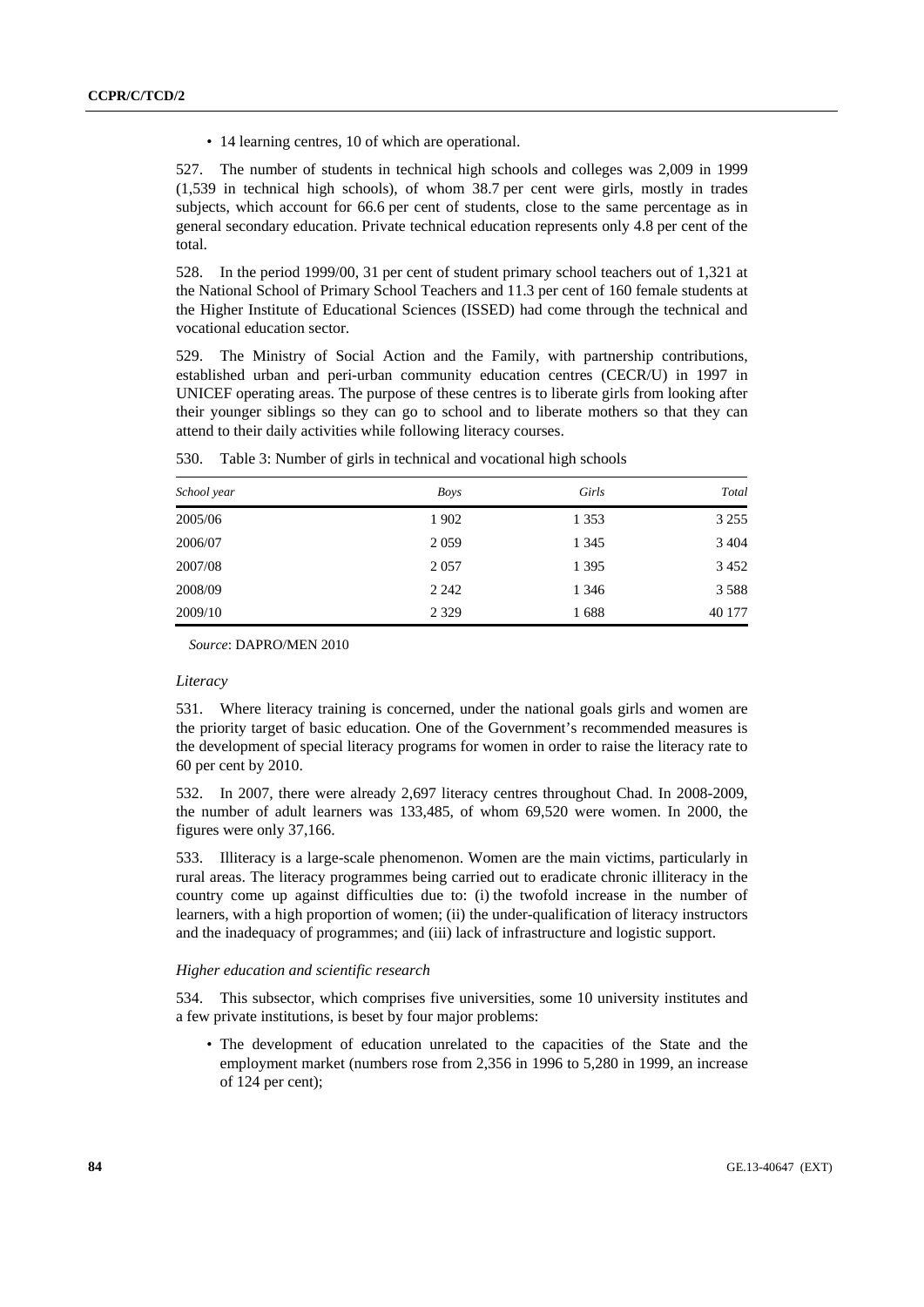- 14 learning centres, 10 of which are operational.

527. The number of students in technical high schools and colleges was 2,009 in 1999 (1,539 in technical high schools), of whom 38.7 per cent were girls, mostly in trades subjects, which account for 66.6 per cent of students, close to the same percentage as in general secondary education. Private technical education represents only 4.8 per cent of the total.

528. In the period 1999/00, 31 per cent of student primary school teachers out of 1,321 at the National School of Primary School Teachers and 11.3 per cent of 160 female students at the Higher Institute of Educational Sciences (ISSED) had come through the technical and vocational education sector.

529. The Ministry of Social Action and the Family, with partnership contributions, established urban and peri-urban community education centres (CECR/U) in 1997 in UNICEF operating areas. The purpose of these centres is to liberate girls from looking after their younger siblings so they can go to school and to liberate mothers so that they can attend to their daily activities while following literacy courses.

530. Table 3: Number of girls in technical and vocational high schools

| *School year* | *Boys* | *Girls* | *Total* |
|---|---|---|---|
| 2005/06 | 1 902 | 1 353 | 3 255 |
| 2006/07 | 2 059 | 1 345 | 3 404 |
| 2007/08 | 2 057 | 1 395 | 3 452 |
| 2008/09 | 2 242 | 1 346 | 3 588 |
| 2009/10 | 2 329 | 1 688 | 40 177 |

*Source*: DAPRO/MEN 2010

*Literacy*

531. Where literacy training is concerned, under the national goals girls and women are the priority target of basic education. One of the Government's recommended measures is the development of special literacy programs for women in order to raise the literacy rate to 60 per cent by 2010.

532. In 2007, there were already 2,697 literacy centres throughout Chad. In 2008-2009, the number of adult learners was 133,485, of whom 69,520 were women. In 2000, the figures were only 37,166.

533. Illiteracy is a large-scale phenomenon. Women are the main victims, particularly in rural areas. The literacy programmes being carried out to eradicate chronic illiteracy in the country come up against difficulties due to: (i) the twofold increase in the number of learners, with a high proportion of women; (ii) the under-qualification of literacy instructors and the inadequacy of programmes; and (iii) lack of infrastructure and logistic support.

*Higher education and scientific research*

534. This subsector, which comprises five universities, some 10 university institutes and a few private institutions, is beset by four major problems:

- The development of education unrelated to the capacities of the State and the employment market (numbers rose from 2,356 in 1996 to 5,280 in 1999, an increase of 124 per cent);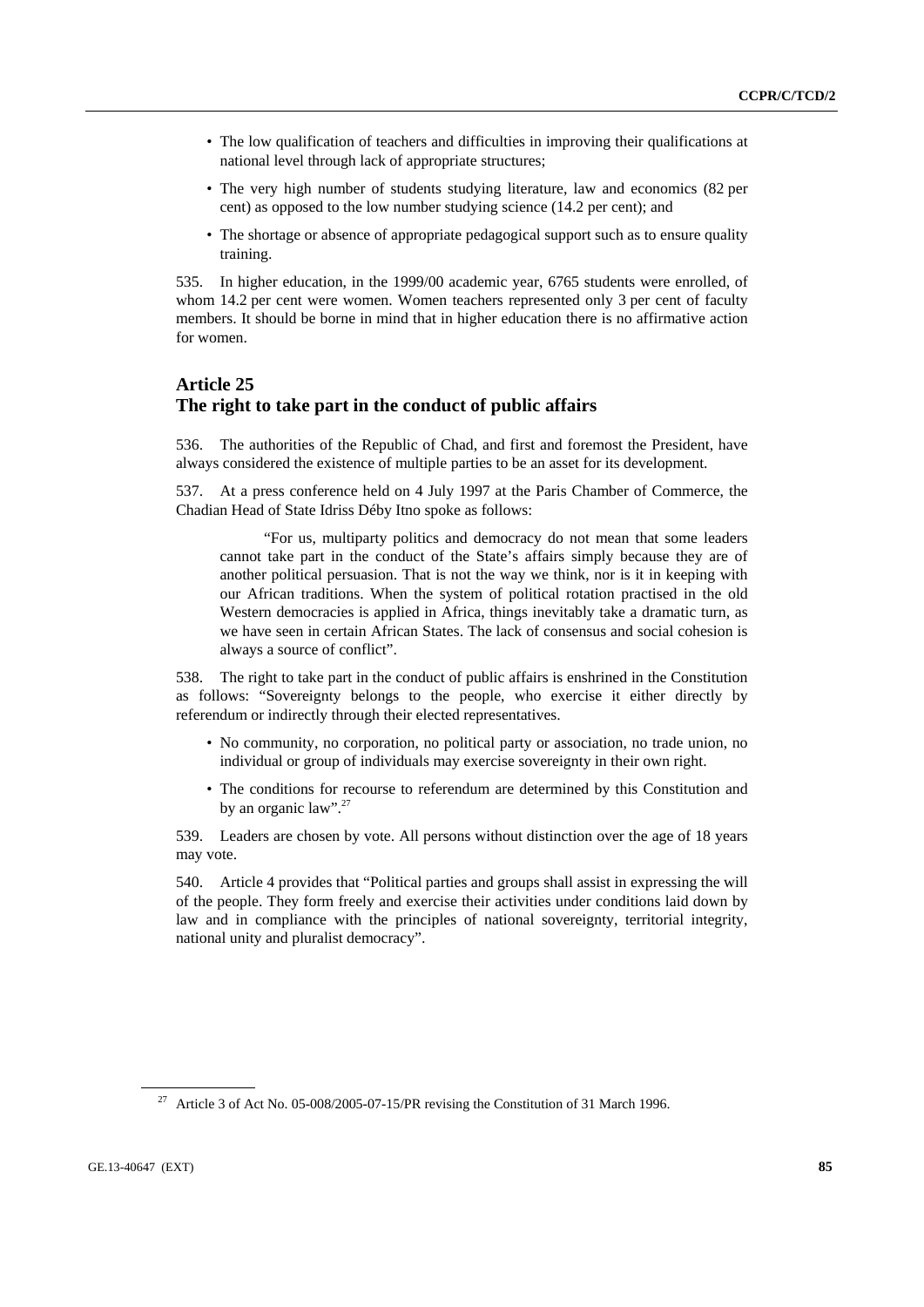- The low qualification of teachers and difficulties in improving their qualifications at national level through lack of appropriate structures;
- The very high number of students studying literature, law and economics (82 per cent) as opposed to the low number studying science (14.2 per cent); and
- The shortage or absence of appropriate pedagogical support such as to ensure quality training.

535. In higher education, in the 1999/00 academic year, 6765 students were enrolled, of whom 14.2 per cent were women. Women teachers represented only 3 per cent of faculty members. It should be borne in mind that in higher education there is no affirmative action for women.

## Article 25
## The right to take part in the conduct of public affairs

536. The authorities of the Republic of Chad, and first and foremost the President, have always considered the existence of multiple parties to be an asset for its development.

537. At a press conference held on 4 July 1997 at the Paris Chamber of Commerce, the Chadian Head of State Idriss Déby Itno spoke as follows:

> "For us, multiparty politics and democracy do not mean that some leaders cannot take part in the conduct of the State's affairs simply because they are of another political persuasion. That is not the way we think, nor is it in keeping with our African traditions. When the system of political rotation practised in the old Western democracies is applied in Africa, things inevitably take a dramatic turn, as we have seen in certain African States. The lack of consensus and social cohesion is always a source of conflict".

538. The right to take part in the conduct of public affairs is enshrined in the Constitution as follows: "Sovereignty belongs to the people, who exercise it either directly by referendum or indirectly through their elected representatives.

- No community, no corporation, no political party or association, no trade union, no individual or group of individuals may exercise sovereignty in their own right.
- The conditions for recourse to referendum are determined by this Constitution and by an organic law".[27]

539. Leaders are chosen by vote. All persons without distinction over the age of 18 years may vote.

540. Article 4 provides that "Political parties and groups shall assist in expressing the will of the people. They form freely and exercise their activities under conditions laid down by law and in compliance with the principles of national sovereignty, territorial integrity, national unity and pluralist democracy".

---

[27] Article 3 of Act No. 05-008/2005-07-15/PR revising the Constitution of 31 March 1996.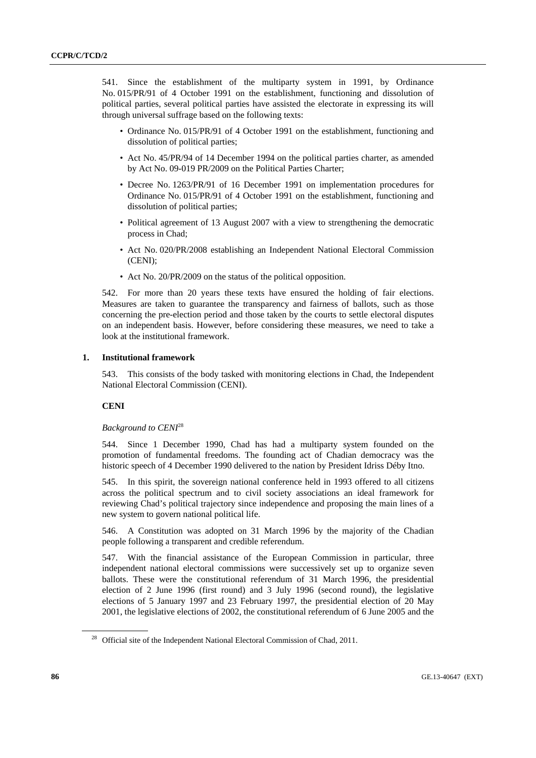541. Since the establishment of the multiparty system in 1991, by Ordinance No. 015/PR/91 of 4 October 1991 on the establishment, functioning and dissolution of political parties, several political parties have assisted the electorate in expressing its will through universal suffrage based on the following texts:

- Ordinance No. 015/PR/91 of 4 October 1991 on the establishment, functioning and dissolution of political parties;
- Act No. 45/PR/94 of 14 December 1994 on the political parties charter, as amended by Act No. 09-019 PR/2009 on the Political Parties Charter;
- Decree No. 1263/PR/91 of 16 December 1991 on implementation procedures for Ordinance No. 015/PR/91 of 4 October 1991 on the establishment, functioning and dissolution of political parties;
- Political agreement of 13 August 2007 with a view to strengthening the democratic process in Chad;
- Act No. 020/PR/2008 establishing an Independent National Electoral Commission (CENI);
- Act No. 20/PR/2009 on the status of the political opposition.

542. For more than 20 years these texts have ensured the holding of fair elections. Measures are taken to guarantee the transparency and fairness of ballots, such as those concerning the pre-election period and those taken by the courts to settle electoral disputes on an independent basis. However, before considering these measures, we need to take a look at the institutional framework.

## 1. Institutional framework

543. This consists of the body tasked with monitoring elections in Chad, the Independent National Electoral Commission (CENI).

### CENI

*Background to CENI*[28]

544. Since 1 December 1990, Chad has had a multiparty system founded on the promotion of fundamental freedoms. The founding act of Chadian democracy was the historic speech of 4 December 1990 delivered to the nation by President Idriss Déby Itno.

545. In this spirit, the sovereign national conference held in 1993 offered to all citizens across the political spectrum and to civil society associations an ideal framework for reviewing Chad's political trajectory since independence and proposing the main lines of a new system to govern national political life.

546. A Constitution was adopted on 31 March 1996 by the majority of the Chadian people following a transparent and credible referendum.

547. With the financial assistance of the European Commission in particular, three independent national electoral commissions were successively set up to organize seven ballots. These were the constitutional referendum of 31 March 1996, the presidential election of 2 June 1996 (first round) and 3 July 1996 (second round), the legislative elections of 5 January 1997 and 23 February 1997, the presidential election of 20 May 2001, the legislative elections of 2002, the constitutional referendum of 6 June 2005 and the

[28] Official site of the Independent National Electoral Commission of Chad, 2011.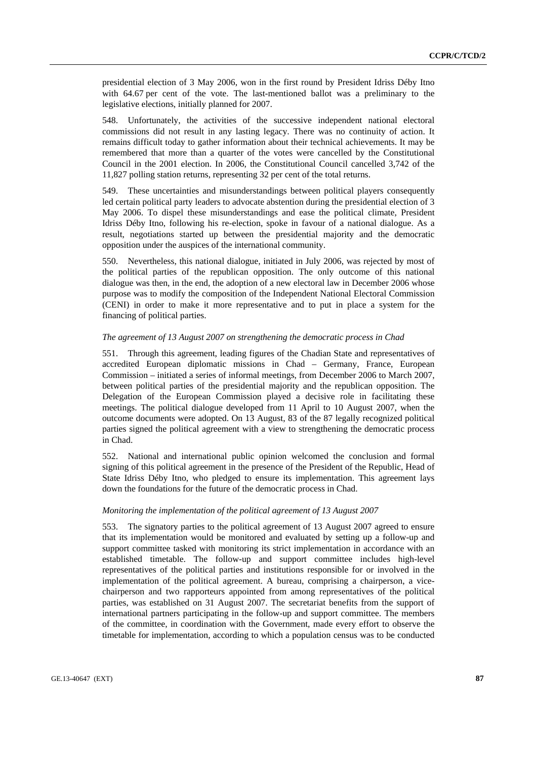presidential election of 3 May 2006, won in the first round by President Idriss Déby Itno with 64.67 per cent of the vote. The last-mentioned ballot was a preliminary to the legislative elections, initially planned for 2007.

548. Unfortunately, the activities of the successive independent national electoral commissions did not result in any lasting legacy. There was no continuity of action. It remains difficult today to gather information about their technical achievements. It may be remembered that more than a quarter of the votes were cancelled by the Constitutional Council in the 2001 election. In 2006, the Constitutional Council cancelled 3,742 of the 11,827 polling station returns, representing 32 per cent of the total returns.

549. These uncertainties and misunderstandings between political players consequently led certain political party leaders to advocate abstention during the presidential election of 3 May 2006. To dispel these misunderstandings and ease the political climate, President Idriss Déby Itno, following his re-election, spoke in favour of a national dialogue. As a result, negotiations started up between the presidential majority and the democratic opposition under the auspices of the international community.

550. Nevertheless, this national dialogue, initiated in July 2006, was rejected by most of the political parties of the republican opposition. The only outcome of this national dialogue was then, in the end, the adoption of a new electoral law in December 2006 whose purpose was to modify the composition of the Independent National Electoral Commission (CENI) in order to make it more representative and to put in place a system for the financing of political parties.

*The agreement of 13 August 2007 on strengthening the democratic process in Chad*

551. Through this agreement, leading figures of the Chadian State and representatives of accredited European diplomatic missions in Chad – Germany, France, European Commission – initiated a series of informal meetings, from December 2006 to March 2007, between political parties of the presidential majority and the republican opposition. The Delegation of the European Commission played a decisive role in facilitating these meetings. The political dialogue developed from 11 April to 10 August 2007, when the outcome documents were adopted. On 13 August, 83 of the 87 legally recognized political parties signed the political agreement with a view to strengthening the democratic process in Chad.

552. National and international public opinion welcomed the conclusion and formal signing of this political agreement in the presence of the President of the Republic, Head of State Idriss Déby Itno, who pledged to ensure its implementation. This agreement lays down the foundations for the future of the democratic process in Chad.

*Monitoring the implementation of the political agreement of 13 August 2007*

553. The signatory parties to the political agreement of 13 August 2007 agreed to ensure that its implementation would be monitored and evaluated by setting up a follow-up and support committee tasked with monitoring its strict implementation in accordance with an established timetable. The follow-up and support committee includes high-level representatives of the political parties and institutions responsible for or involved in the implementation of the political agreement. A bureau, comprising a chairperson, a vice-chairperson and two rapporteurs appointed from among representatives of the political parties, was established on 31 August 2007. The secretariat benefits from the support of international partners participating in the follow-up and support committee. The members of the committee, in coordination with the Government, made every effort to observe the timetable for implementation, according to which a population census was to be conducted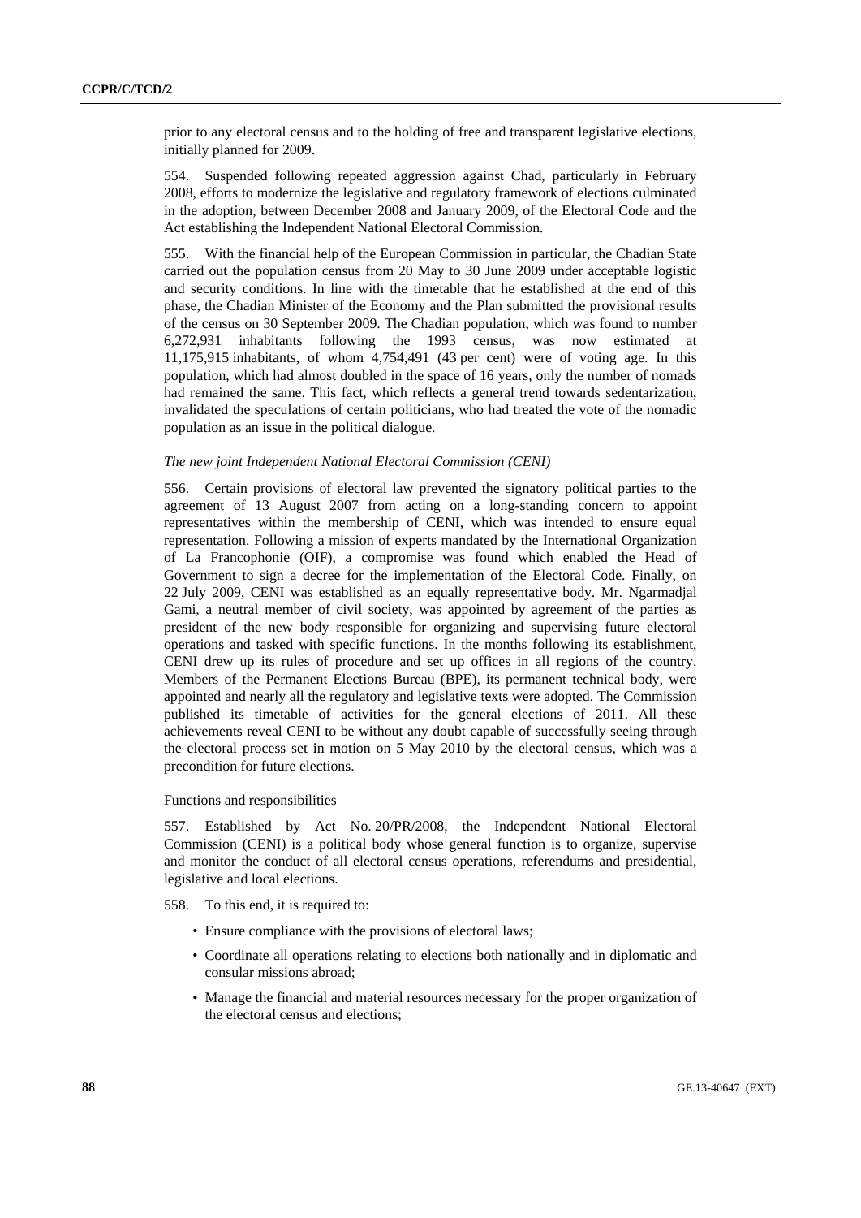prior to any electoral census and to the holding of free and transparent legislative elections, initially planned for 2009.

554. Suspended following repeated aggression against Chad, particularly in February 2008, efforts to modernize the legislative and regulatory framework of elections culminated in the adoption, between December 2008 and January 2009, of the Electoral Code and the Act establishing the Independent National Electoral Commission.

555. With the financial help of the European Commission in particular, the Chadian State carried out the population census from 20 May to 30 June 2009 under acceptable logistic and security conditions. In line with the timetable that he established at the end of this phase, the Chadian Minister of the Economy and the Plan submitted the provisional results of the census on 30 September 2009. The Chadian population, which was found to number 6,272,931 inhabitants following the 1993 census, was now estimated at 11,175,915 inhabitants, of whom 4,754,491 (43 per cent) were of voting age. In this population, which had almost doubled in the space of 16 years, only the number of nomads had remained the same. This fact, which reflects a general trend towards sedentarization, invalidated the speculations of certain politicians, who had treated the vote of the nomadic population as an issue in the political dialogue.

*The new joint Independent National Electoral Commission (CENI)*

556. Certain provisions of electoral law prevented the signatory political parties to the agreement of 13 August 2007 from acting on a long-standing concern to appoint representatives within the membership of CENI, which was intended to ensure equal representation. Following a mission of experts mandated by the International Organization of La Francophonie (OIF), a compromise was found which enabled the Head of Government to sign a decree for the implementation of the Electoral Code. Finally, on 22 July 2009, CENI was established as an equally representative body. Mr. Ngarmadjal Gami, a neutral member of civil society, was appointed by agreement of the parties as president of the new body responsible for organizing and supervising future electoral operations and tasked with specific functions. In the months following its establishment, CENI drew up its rules of procedure and set up offices in all regions of the country. Members of the Permanent Elections Bureau (BPE), its permanent technical body, were appointed and nearly all the regulatory and legislative texts were adopted. The Commission published its timetable of activities for the general elections of 2011. All these achievements reveal CENI to be without any doubt capable of successfully seeing through the electoral process set in motion on 5 May 2010 by the electoral census, which was a precondition for future elections.

Functions and responsibilities

557. Established by Act No. 20/PR/2008, the Independent National Electoral Commission (CENI) is a political body whose general function is to organize, supervise and monitor the conduct of all electoral census operations, referendums and presidential, legislative and local elections.

558. To this end, it is required to:

- Ensure compliance with the provisions of electoral laws;
- Coordinate all operations relating to elections both nationally and in diplomatic and consular missions abroad;
- Manage the financial and material resources necessary for the proper organization of the electoral census and elections;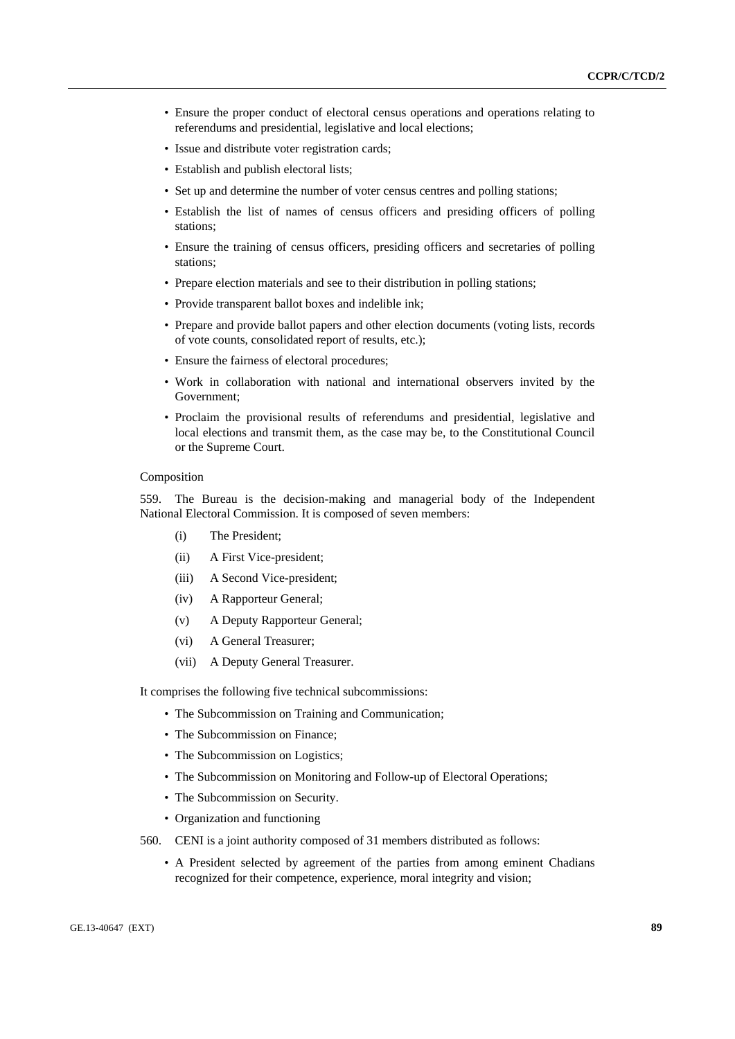- Ensure the proper conduct of electoral census operations and operations relating to referendums and presidential, legislative and local elections;
- Issue and distribute voter registration cards;
- Establish and publish electoral lists;
- Set up and determine the number of voter census centres and polling stations;
- Establish the list of names of census officers and presiding officers of polling stations;
- Ensure the training of census officers, presiding officers and secretaries of polling stations;
- Prepare election materials and see to their distribution in polling stations;
- Provide transparent ballot boxes and indelible ink;
- Prepare and provide ballot papers and other election documents (voting lists, records of vote counts, consolidated report of results, etc.);
- Ensure the fairness of electoral procedures;
- Work in collaboration with national and international observers invited by the Government;
- Proclaim the provisional results of referendums and presidential, legislative and local elections and transmit them, as the case may be, to the Constitutional Council or the Supreme Court.

Composition

559. The Bureau is the decision-making and managerial body of the Independent National Electoral Commission. It is composed of seven members:

(i) The President;

(ii) A First Vice-president;

(iii) A Second Vice-president;

(iv) A Rapporteur General;

(v) A Deputy Rapporteur General;

(vi) A General Treasurer;

(vii) A Deputy General Treasurer.

It comprises the following five technical subcommissions:

- The Subcommission on Training and Communication;
- The Subcommission on Finance;
- The Subcommission on Logistics;
- The Subcommission on Monitoring and Follow-up of Electoral Operations;
- The Subcommission on Security.
- Organization and functioning

560. CENI is a joint authority composed of 31 members distributed as follows:

- A President selected by agreement of the parties from among eminent Chadians recognized for their competence, experience, moral integrity and vision;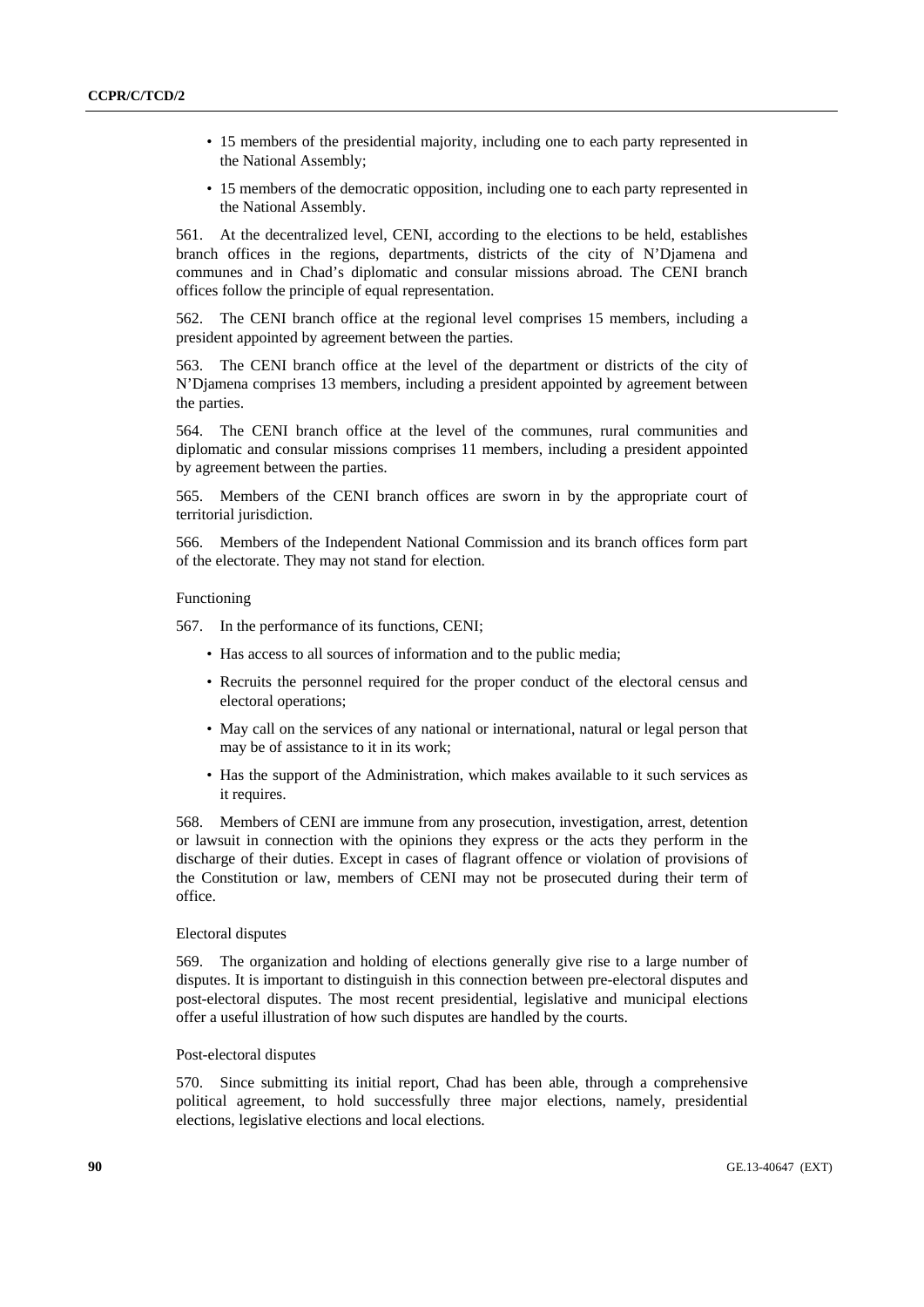- 15 members of the presidential majority, including one to each party represented in the National Assembly;
- 15 members of the democratic opposition, including one to each party represented in the National Assembly.

561. At the decentralized level, CENI, according to the elections to be held, establishes branch offices in the regions, departments, districts of the city of N'Djamena and communes and in Chad's diplomatic and consular missions abroad. The CENI branch offices follow the principle of equal representation.

562. The CENI branch office at the regional level comprises 15 members, including a president appointed by agreement between the parties.

563. The CENI branch office at the level of the department or districts of the city of N'Djamena comprises 13 members, including a president appointed by agreement between the parties.

564. The CENI branch office at the level of the communes, rural communities and diplomatic and consular missions comprises 11 members, including a president appointed by agreement between the parties.

565. Members of the CENI branch offices are sworn in by the appropriate court of territorial jurisdiction.

566. Members of the Independent National Commission and its branch offices form part of the electorate. They may not stand for election.

Functioning

567. In the performance of its functions, CENI;

- Has access to all sources of information and to the public media;
- Recruits the personnel required for the proper conduct of the electoral census and electoral operations;
- May call on the services of any national or international, natural or legal person that may be of assistance to it in its work;
- Has the support of the Administration, which makes available to it such services as it requires.

568. Members of CENI are immune from any prosecution, investigation, arrest, detention or lawsuit in connection with the opinions they express or the acts they perform in the discharge of their duties. Except in cases of flagrant offence or violation of provisions of the Constitution or law, members of CENI may not be prosecuted during their term of office.

Electoral disputes

569. The organization and holding of elections generally give rise to a large number of disputes. It is important to distinguish in this connection between pre-electoral disputes and post-electoral disputes. The most recent presidential, legislative and municipal elections offer a useful illustration of how such disputes are handled by the courts.

Post-electoral disputes

570. Since submitting its initial report, Chad has been able, through a comprehensive political agreement, to hold successfully three major elections, namely, presidential elections, legislative elections and local elections.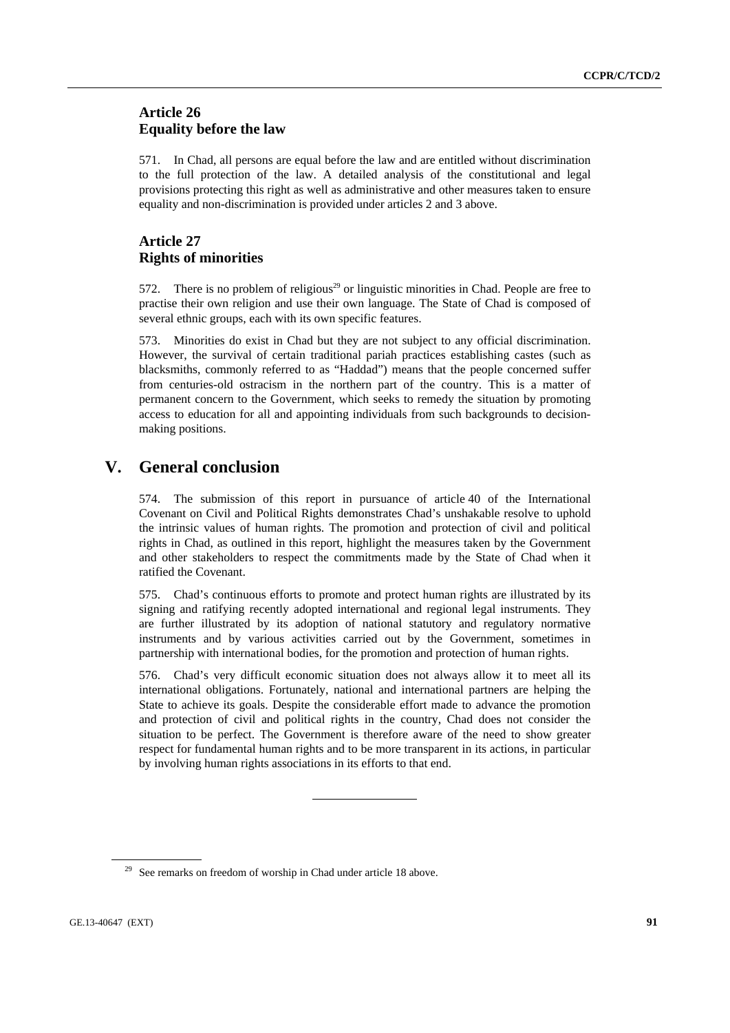## Article 26
## Equality before the law

571. In Chad, all persons are equal before the law and are entitled without discrimination to the full protection of the law. A detailed analysis of the constitutional and legal provisions protecting this right as well as administrative and other measures taken to ensure equality and non-discrimination is provided under articles 2 and 3 above.

## Article 27
## Rights of minorities

572. There is no problem of religious[29] or linguistic minorities in Chad. People are free to practise their own religion and use their own language. The State of Chad is composed of several ethnic groups, each with its own specific features.

573. Minorities do exist in Chad but they are not subject to any official discrimination. However, the survival of certain traditional pariah practices establishing castes (such as blacksmiths, commonly referred to as "Haddad") means that the people concerned suffer from centuries-old ostracism in the northern part of the country. This is a matter of permanent concern to the Government, which seeks to remedy the situation by promoting access to education for all and appointing individuals from such backgrounds to decision-making positions.

# V. General conclusion

574. The submission of this report in pursuance of article 40 of the International Covenant on Civil and Political Rights demonstrates Chad's unshakable resolve to uphold the intrinsic values of human rights. The promotion and protection of civil and political rights in Chad, as outlined in this report, highlight the measures taken by the Government and other stakeholders to respect the commitments made by the State of Chad when it ratified the Covenant.

575. Chad's continuous efforts to promote and protect human rights are illustrated by its signing and ratifying recently adopted international and regional legal instruments. They are further illustrated by its adoption of national statutory and regulatory normative instruments and by various activities carried out by the Government, sometimes in partnership with international bodies, for the promotion and protection of human rights.

576. Chad's very difficult economic situation does not always allow it to meet all its international obligations. Fortunately, national and international partners are helping the State to achieve its goals. Despite the considerable effort made to advance the promotion and protection of civil and political rights in the country, Chad does not consider the situation to be perfect. The Government is therefore aware of the need to show greater respect for fundamental human rights and to be more transparent in its actions, in particular by involving human rights associations in its efforts to that end.

---

[29] See remarks on freedom of worship in Chad under article 18 above.